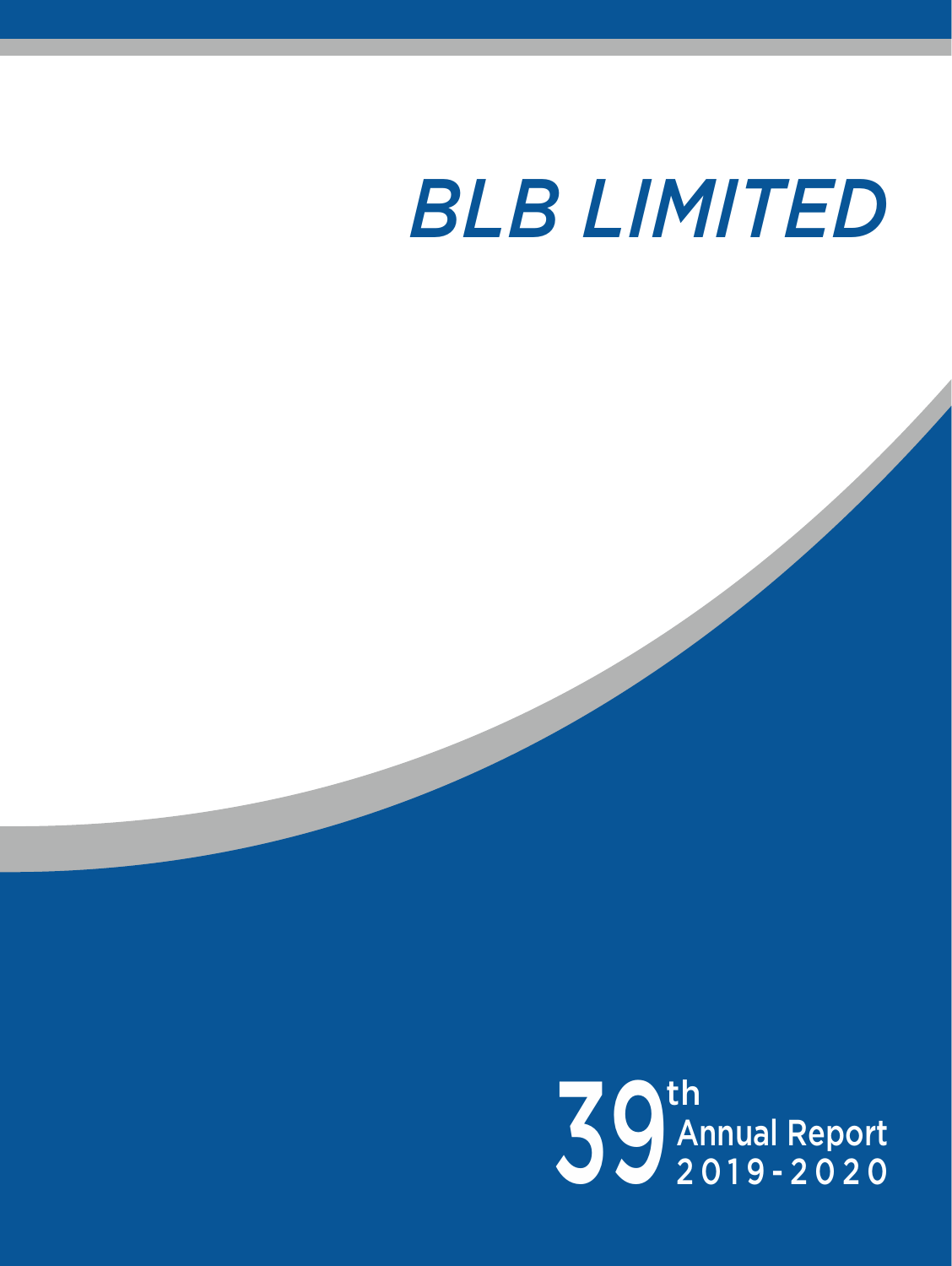# BLB LIMITED

39th Annual Report 2019-2020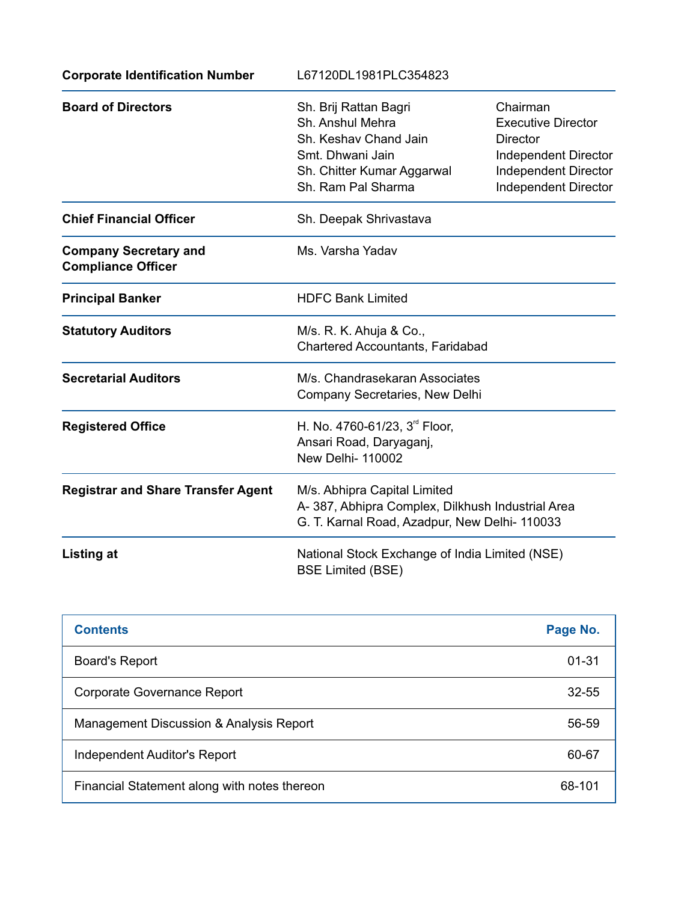| | | |
|---|---|---|
| **Corporate Identification Number** | L67120DL1981PLC354823 | |
| **Board of Directors** | Sh. Brij Rattan Bagri | Chairman |
| | Sh. Anshul Mehra | Executive Director |
| | Sh. Keshav Chand Jain | Director |
| | Smt. Dhwani Jain | Independent Director |
| | Sh. Chitter Kumar Aggarwal | Independent Director |
| | Sh. Ram Pal Sharma | Independent Director |
| **Chief Financial Officer** | Sh. Deepak Shrivastava | |
| **Company Secretary and Compliance Officer** | Ms. Varsha Yadav | |
| **Principal Banker** | HDFC Bank Limited | |
| **Statutory Auditors** | M/s. R. K. Ahuja & Co., Chartered Accountants, Faridabad | |
| **Secretarial Auditors** | M/s. Chandrasekaran Associates Company Secretaries, New Delhi | |
| **Registered Office** | H. No. 4760-61/23, 3rd Floor, Ansari Road, Daryaganj, New Delhi- 110002 | |
| **Registrar and Share Transfer Agent** | M/s. Abhipra Capital Limited A- 387, Abhipra Complex, Dilkhush Industrial Area G. T. Karnal Road, Azadpur, New Delhi- 110033 | |
| **Listing at** | National Stock Exchange of India Limited (NSE) BSE Limited (BSE) | |

| Contents | Page No. |
|---|---|
| Board's Report | 01-31 |
| Corporate Governance Report | 32-55 |
| Management Discussion & Analysis Report | 56-59 |
| Independent Auditor's Report | 60-67 |
| Financial Statement along with notes thereon | 68-101 |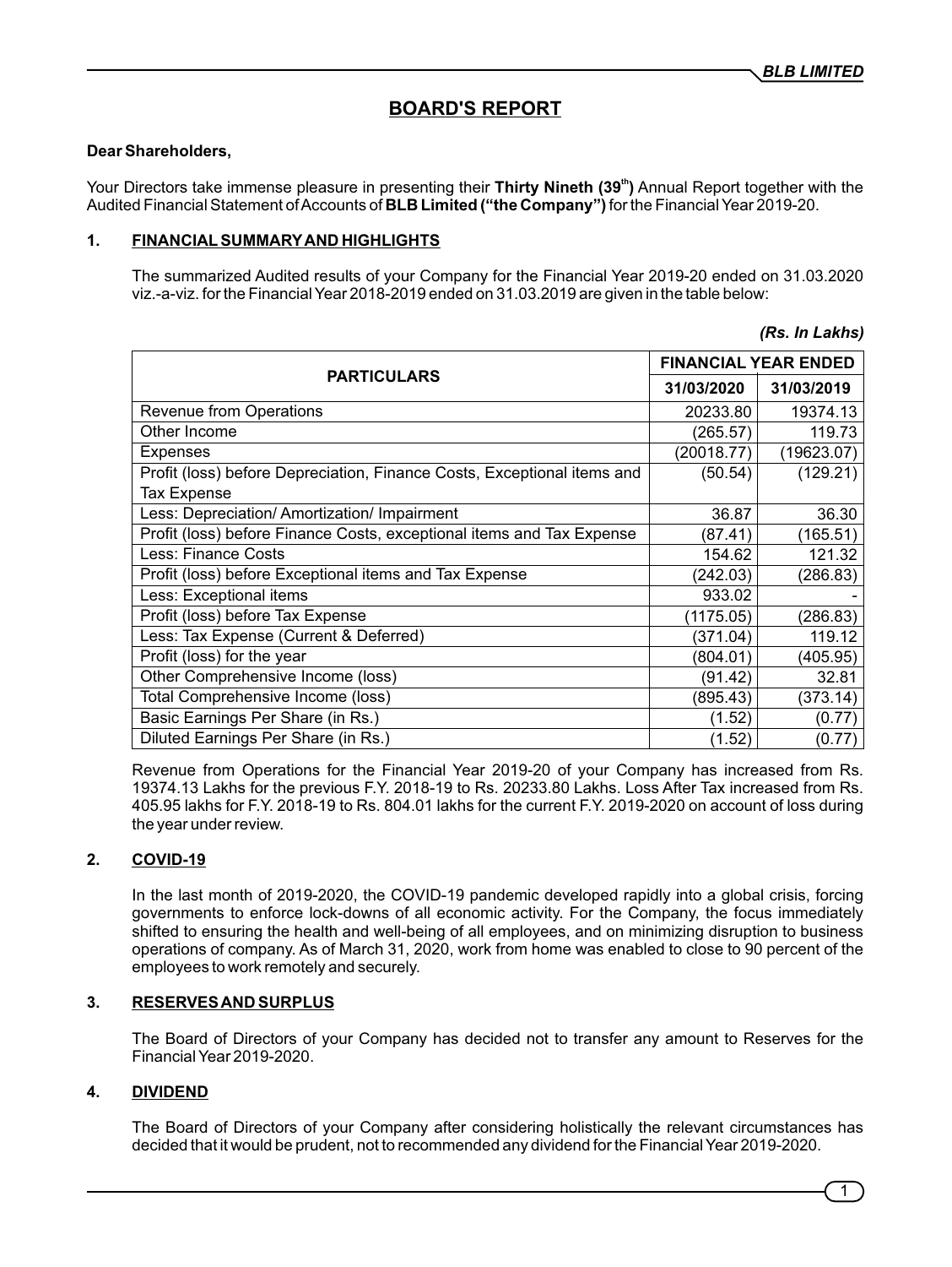# BOARD'S REPORT

**Dear Shareholders,**

Your Directors take immense pleasure in presenting their **Thirty Nineth (39th)** Annual Report together with the Audited Financial Statement of Accounts of **BLB Limited ("the Company")** for the Financial Year 2019-20.

## 1. FINANCIAL SUMMARY AND HIGHLIGHTS

The summarized Audited results of your Company for the Financial Year 2019-20 ended on 31.03.2020 viz.-a-viz. for the Financial Year 2018-2019 ended on 31.03.2019 are given in the table below:

***(Rs. In Lakhs)***

| PARTICULARS | FINANCIAL YEAR ENDED | |
|---|---|---|
| | 31/03/2020 | 31/03/2019 |
| Revenue from Operations | 20233.80 | 19374.13 |
| Other Income | (265.57) | 119.73 |
| Expenses | (20018.77) | (19623.07) |
| Profit (loss) before Depreciation, Finance Costs, Exceptional items and Tax Expense | (50.54) | (129.21) |
| Less: Depreciation/ Amortization/ Impairment | 36.87 | 36.30 |
| Profit (loss) before Finance Costs, exceptional items and Tax Expense | (87.41) | (165.51) |
| Less: Finance Costs | 154.62 | 121.32 |
| Profit (loss) before Exceptional items and Tax Expense | (242.03) | (286.83) |
| Less: Exceptional items | 933.02 | - |
| Profit (loss) before Tax Expense | (1175.05) | (286.83) |
| Less: Tax Expense (Current & Deferred) | (371.04) | 119.12 |
| Profit (loss) for the year | (804.01) | (405.95) |
| Other Comprehensive Income (loss) | (91.42) | 32.81 |
| Total Comprehensive Income (loss) | (895.43) | (373.14) |
| Basic Earnings Per Share (in Rs.) | (1.52) | (0.77) |
| Diluted Earnings Per Share (in Rs.) | (1.52) | (0.77) |

Revenue from Operations for the Financial Year 2019-20 of your Company has increased from Rs. 19374.13 Lakhs for the previous F.Y. 2018-19 to Rs. 20233.80 Lakhs. Loss After Tax increased from Rs. 405.95 lakhs for F.Y. 2018-19 to Rs. 804.01 lakhs for the current F.Y. 2019-2020 on account of loss during the year under review.

## 2. COVID-19

In the last month of 2019-2020, the COVID-19 pandemic developed rapidly into a global crisis, forcing governments to enforce lock-downs of all economic activity. For the Company, the focus immediately shifted to ensuring the health and well-being of all employees, and on minimizing disruption to business operations of company. As of March 31, 2020, work from home was enabled to close to 90 percent of the employees to work remotely and securely.

## 3. RESERVES AND SURPLUS

The Board of Directors of your Company has decided not to transfer any amount to Reserves for the Financial Year 2019-2020.

## 4. DIVIDEND

The Board of Directors of your Company after considering holistically the relevant circumstances has decided that it would be prudent, not to recommended any dividend for the Financial Year 2019-2020.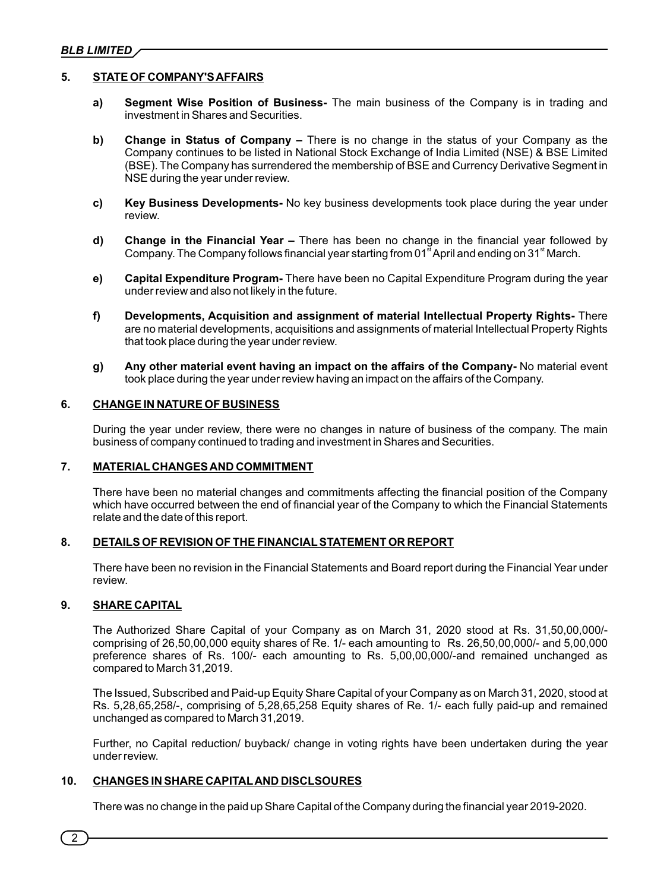## 5. STATE OF COMPANY'S AFFAIRS

a) **Segment Wise Position of Business-** The main business of the Company is in trading and investment in Shares and Securities.

b) **Change in Status of Company –** There is no change in the status of your Company as the Company continues to be listed in National Stock Exchange of India Limited (NSE) & BSE Limited (BSE). The Company has surrendered the membership of BSE and Currency Derivative Segment in NSE during the year under review.

c) **Key Business Developments-** No key business developments took place during the year under review.

d) **Change in the Financial Year –** There has been no change in the financial year followed by Company. The Company follows financial year starting from 01st April and ending on 31st March.

e) **Capital Expenditure Program-** There have been no Capital Expenditure Program during the year under review and also not likely in the future.

f) **Developments, Acquisition and assignment of material Intellectual Property Rights-** There are no material developments, acquisitions and assignments of material Intellectual Property Rights that took place during the year under review.

g) **Any other material event having an impact on the affairs of the Company-** No material event took place during the year under review having an impact on the affairs of the Company.

## 6. CHANGE IN NATURE OF BUSINESS

During the year under review, there were no changes in nature of business of the company. The main business of company continued to trading and investment in Shares and Securities.

## 7. MATERIAL CHANGES AND COMMITMENT

There have been no material changes and commitments affecting the financial position of the Company which have occurred between the end of financial year of the Company to which the Financial Statements relate and the date of this report.

## 8. DETAILS OF REVISION OF THE FINANCIAL STATEMENT OR REPORT

There have been no revision in the Financial Statements and Board report during the Financial Year under review.

## 9. SHARE CAPITAL

The Authorized Share Capital of your Company as on March 31, 2020 stood at Rs. 31,50,00,000/- comprising of 26,50,00,000 equity shares of Re. 1/- each amounting to Rs. 26,50,00,000/- and 5,00,000 preference shares of Rs. 100/- each amounting to Rs. 5,00,00,000/-and remained unchanged as compared to March 31,2019.

The Issued, Subscribed and Paid-up Equity Share Capital of your Company as on March 31, 2020, stood at Rs. 5,28,65,258/-, comprising of 5,28,65,258 Equity shares of Re. 1/- each fully paid-up and remained unchanged as compared to March 31,2019.

Further, no Capital reduction/ buyback/ change in voting rights have been undertaken during the year under review.

## 10. CHANGES IN SHARE CAPITAL AND DISCLSOURES

There was no change in the paid up Share Capital of the Company during the financial year 2019-2020.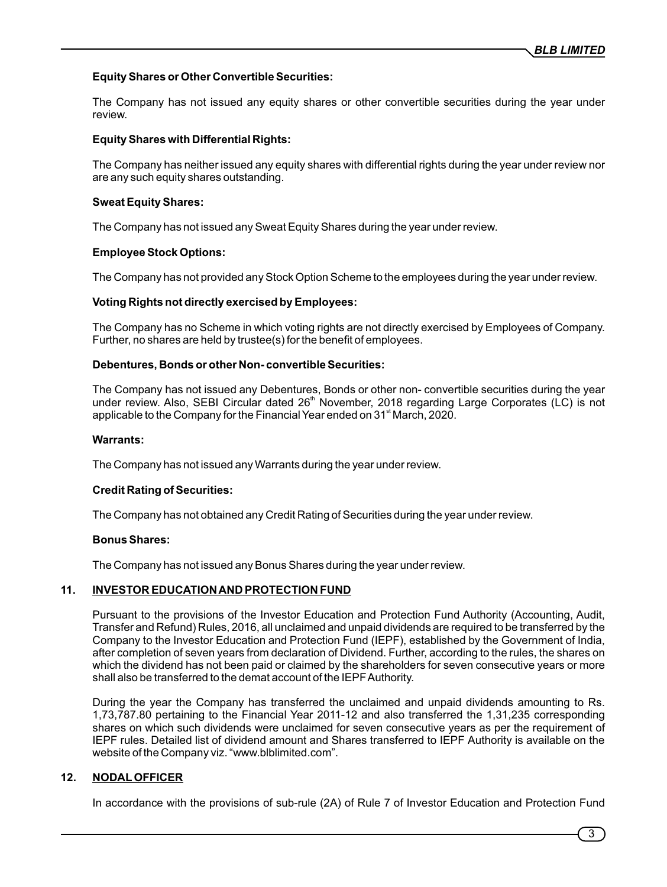**Equity Shares or Other Convertible Securities:**

The Company has not issued any equity shares or other convertible securities during the year under review.

**Equity Shares with Differential Rights:**

The Company has neither issued any equity shares with differential rights during the year under review nor are any such equity shares outstanding.

**Sweat Equity Shares:**

The Company has not issued any Sweat Equity Shares during the year under review.

**Employee Stock Options:**

The Company has not provided any Stock Option Scheme to the employees during the year under review.

**Voting Rights not directly exercised by Employees:**

The Company has no Scheme in which voting rights are not directly exercised by Employees of Company. Further, no shares are held by trustee(s) for the benefit of employees.

**Debentures, Bonds or other Non- convertible Securities:**

The Company has not issued any Debentures, Bonds or other non- convertible securities during the year under review. Also, SEBI Circular dated 26th November, 2018 regarding Large Corporates (LC) is not applicable to the Company for the Financial Year ended on 31st March, 2020.

**Warrants:**

The Company has not issued any Warrants during the year under review.

**Credit Rating of Securities:**

The Company has not obtained any Credit Rating of Securities during the year under review.

**Bonus Shares:**

The Company has not issued any Bonus Shares during the year under review.

## 11. INVESTOR EDUCATION AND PROTECTION FUND

Pursuant to the provisions of the Investor Education and Protection Fund Authority (Accounting, Audit, Transfer and Refund) Rules, 2016, all unclaimed and unpaid dividends are required to be transferred by the Company to the Investor Education and Protection Fund (IEPF), established by the Government of India, after completion of seven years from declaration of Dividend. Further, according to the rules, the shares on which the dividend has not been paid or claimed by the shareholders for seven consecutive years or more shall also be transferred to the demat account of the IEPF Authority.

During the year the Company has transferred the unclaimed and unpaid dividends amounting to Rs. 1,73,787.80 pertaining to the Financial Year 2011-12 and also transferred the 1,31,235 corresponding shares on which such dividends were unclaimed for seven consecutive years as per the requirement of IEPF rules. Detailed list of dividend amount and Shares transferred to IEPF Authority is available on the website of the Company viz. "www.blblimited.com".

## 12. NODAL OFFICER

In accordance with the provisions of sub-rule (2A) of Rule 7 of Investor Education and Protection Fund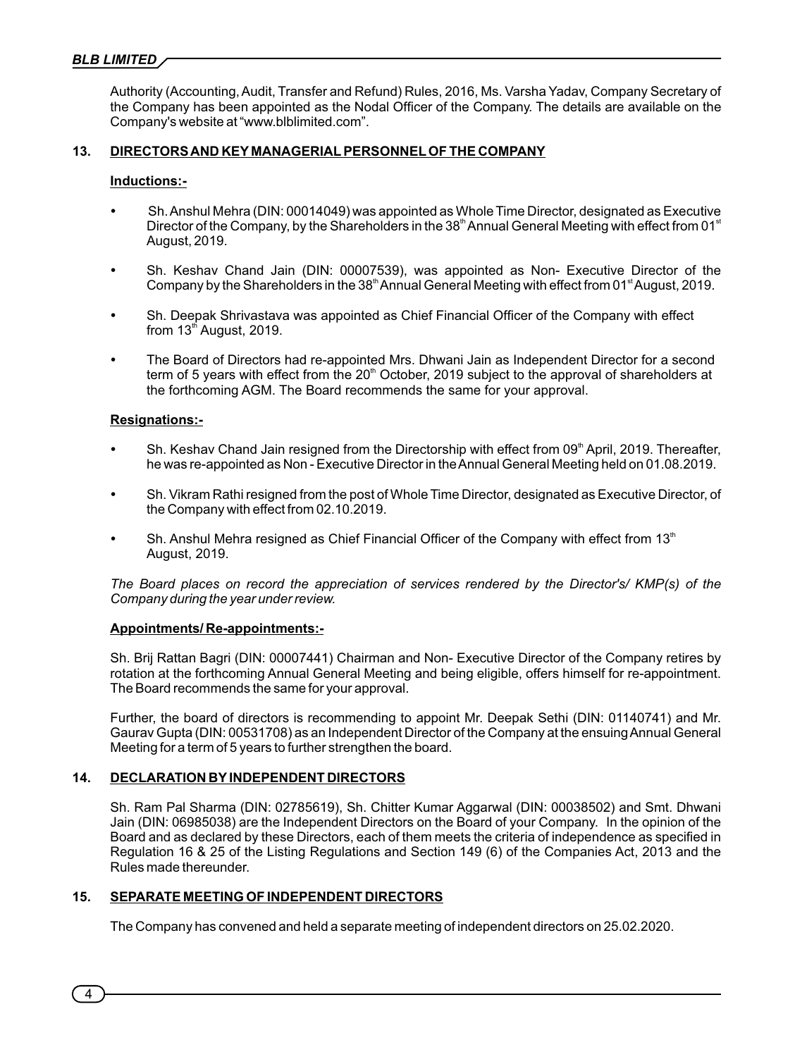Authority (Accounting, Audit, Transfer and Refund) Rules, 2016, Ms. Varsha Yadav, Company Secretary of the Company has been appointed as the Nodal Officer of the Company. The details are available on the Company's website at "www.blblimited.com".

## 13. DIRECTORS AND KEY MANAGERIAL PERSONNEL OF THE COMPANY

**Inductions:-**

- Sh. Anshul Mehra (DIN: 00014049) was appointed as Whole Time Director, designated as Executive Director of the Company, by the Shareholders in the 38th Annual General Meeting with effect from 01st August, 2019.
- Sh. Keshav Chand Jain (DIN: 00007539), was appointed as Non- Executive Director of the Company by the Shareholders in the 38th Annual General Meeting with effect from 01st August, 2019.
- Sh. Deepak Shrivastava was appointed as Chief Financial Officer of the Company with effect from 13th August, 2019.
- The Board of Directors had re-appointed Mrs. Dhwani Jain as Independent Director for a second term of 5 years with effect from the 20th October, 2019 subject to the approval of shareholders at the forthcoming AGM. The Board recommends the same for your approval.

**Resignations:-**

- Sh. Keshav Chand Jain resigned from the Directorship with effect from 09th April, 2019. Thereafter, he was re-appointed as Non - Executive Director in the Annual General Meeting held on 01.08.2019.
- Sh. Vikram Rathi resigned from the post of Whole Time Director, designated as Executive Director, of the Company with effect from 02.10.2019.
- Sh. Anshul Mehra resigned as Chief Financial Officer of the Company with effect from 13th August, 2019.

*The Board places on record the appreciation of services rendered by the Director's/ KMP(s) of the Company during the year under review.*

**Appointments/ Re-appointments:-**

Sh. Brij Rattan Bagri (DIN: 00007441) Chairman and Non- Executive Director of the Company retires by rotation at the forthcoming Annual General Meeting and being eligible, offers himself for re-appointment. The Board recommends the same for your approval.

Further, the board of directors is recommending to appoint Mr. Deepak Sethi (DIN: 01140741) and Mr. Gaurav Gupta (DIN: 00531708) as an Independent Director of the Company at the ensuing Annual General Meeting for a term of 5 years to further strengthen the board.

## 14. DECLARATION BY INDEPENDENT DIRECTORS

Sh. Ram Pal Sharma (DIN: 02785619), Sh. Chitter Kumar Aggarwal (DIN: 00038502) and Smt. Dhwani Jain (DIN: 06985038) are the Independent Directors on the Board of your Company. In the opinion of the Board and as declared by these Directors, each of them meets the criteria of independence as specified in Regulation 16 & 25 of the Listing Regulations and Section 149 (6) of the Companies Act, 2013 and the Rules made thereunder.

## 15. SEPARATE MEETING OF INDEPENDENT DIRECTORS

The Company has convened and held a separate meeting of independent directors on 25.02.2020.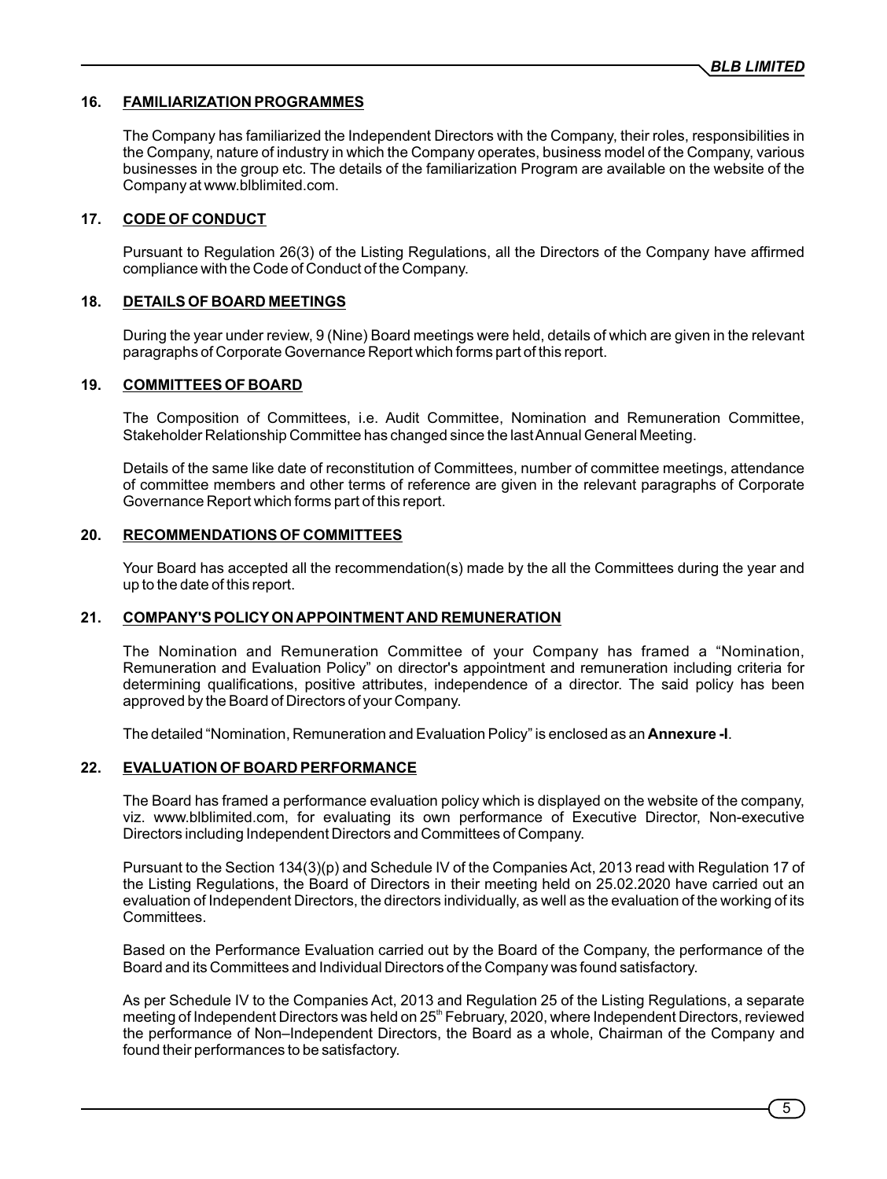## 16. FAMILIARIZATION PROGRAMMES

The Company has familiarized the Independent Directors with the Company, their roles, responsibilities in the Company, nature of industry in which the Company operates, business model of the Company, various businesses in the group etc. The details of the familiarization Program are available on the website of the Company at www.blblimited.com.

## 17. CODE OF CONDUCT

Pursuant to Regulation 26(3) of the Listing Regulations, all the Directors of the Company have affirmed compliance with the Code of Conduct of the Company.

## 18. DETAILS OF BOARD MEETINGS

During the year under review, 9 (Nine) Board meetings were held, details of which are given in the relevant paragraphs of Corporate Governance Report which forms part of this report.

## 19. COMMITTEES OF BOARD

The Composition of Committees, i.e. Audit Committee, Nomination and Remuneration Committee, Stakeholder Relationship Committee has changed since the last Annual General Meeting.

Details of the same like date of reconstitution of Committees, number of committee meetings, attendance of committee members and other terms of reference are given in the relevant paragraphs of Corporate Governance Report which forms part of this report.

## 20. RECOMMENDATIONS OF COMMITTEES

Your Board has accepted all the recommendation(s) made by the all the Committees during the year and up to the date of this report.

## 21. COMPANY'S POLICY ON APPOINTMENT AND REMUNERATION

The Nomination and Remuneration Committee of your Company has framed a "Nomination, Remuneration and Evaluation Policy" on director's appointment and remuneration including criteria for determining qualifications, positive attributes, independence of a director. The said policy has been approved by the Board of Directors of your Company.

The detailed "Nomination, Remuneration and Evaluation Policy" is enclosed as an **Annexure -I**.

## 22. EVALUATION OF BOARD PERFORMANCE

The Board has framed a performance evaluation policy which is displayed on the website of the company, viz. www.blblimited.com, for evaluating its own performance of Executive Director, Non-executive Directors including Independent Directors and Committees of Company.

Pursuant to the Section 134(3)(p) and Schedule IV of the Companies Act, 2013 read with Regulation 17 of the Listing Regulations, the Board of Directors in their meeting held on 25.02.2020 have carried out an evaluation of Independent Directors, the directors individually, as well as the evaluation of the working of its Committees.

Based on the Performance Evaluation carried out by the Board of the Company, the performance of the Board and its Committees and Individual Directors of the Company was found satisfactory.

As per Schedule IV to the Companies Act, 2013 and Regulation 25 of the Listing Regulations, a separate meeting of Independent Directors was held on 25th February, 2020, where Independent Directors, reviewed the performance of Non–Independent Directors, the Board as a whole, Chairman of the Company and found their performances to be satisfactory.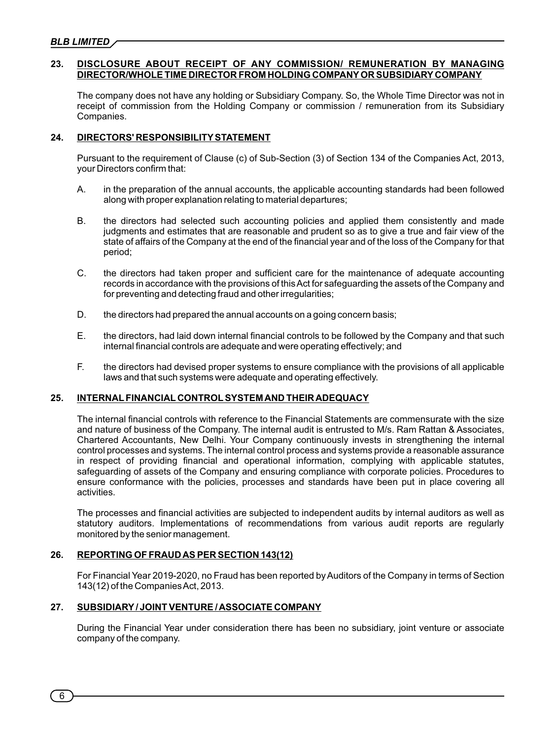## 23. DISCLOSURE ABOUT RECEIPT OF ANY COMMISSION/ REMUNERATION BY MANAGING DIRECTOR/WHOLE TIME DIRECTOR FROM HOLDING COMPANY OR SUBSIDIARY COMPANY

The company does not have any holding or Subsidiary Company. So, the Whole Time Director was not in receipt of commission from the Holding Company or commission / remuneration from its Subsidiary Companies.

## 24. DIRECTORS' RESPONSIBILITY STATEMENT

Pursuant to the requirement of Clause (c) of Sub-Section (3) of Section 134 of the Companies Act, 2013, your Directors confirm that:

A. in the preparation of the annual accounts, the applicable accounting standards had been followed along with proper explanation relating to material departures;

B. the directors had selected such accounting policies and applied them consistently and made judgments and estimates that are reasonable and prudent so as to give a true and fair view of the state of affairs of the Company at the end of the financial year and of the loss of the Company for that period;

C. the directors had taken proper and sufficient care for the maintenance of adequate accounting records in accordance with the provisions of this Act for safeguarding the assets of the Company and for preventing and detecting fraud and other irregularities;

D. the directors had prepared the annual accounts on a going concern basis;

E. the directors, had laid down internal financial controls to be followed by the Company and that such internal financial controls are adequate and were operating effectively; and

F. the directors had devised proper systems to ensure compliance with the provisions of all applicable laws and that such systems were adequate and operating effectively.

## 25. INTERNAL FINANCIAL CONTROL SYSTEM AND THEIR ADEQUACY

The internal financial controls with reference to the Financial Statements are commensurate with the size and nature of business of the Company. The internal audit is entrusted to M/s. Ram Rattan & Associates, Chartered Accountants, New Delhi. Your Company continuously invests in strengthening the internal control processes and systems. The internal control process and systems provide a reasonable assurance in respect of providing financial and operational information, complying with applicable statutes, safeguarding of assets of the Company and ensuring compliance with corporate policies. Procedures to ensure conformance with the policies, processes and standards have been put in place covering all activities.

The processes and financial activities are subjected to independent audits by internal auditors as well as statutory auditors. Implementations of recommendations from various audit reports are regularly monitored by the senior management.

## 26. REPORTING OF FRAUD AS PER SECTION 143(12)

For Financial Year 2019-2020, no Fraud has been reported by Auditors of the Company in terms of Section 143(12) of the Companies Act, 2013.

## 27. SUBSIDIARY / JOINT VENTURE / ASSOCIATE COMPANY

During the Financial Year under consideration there has been no subsidiary, joint venture or associate company of the company.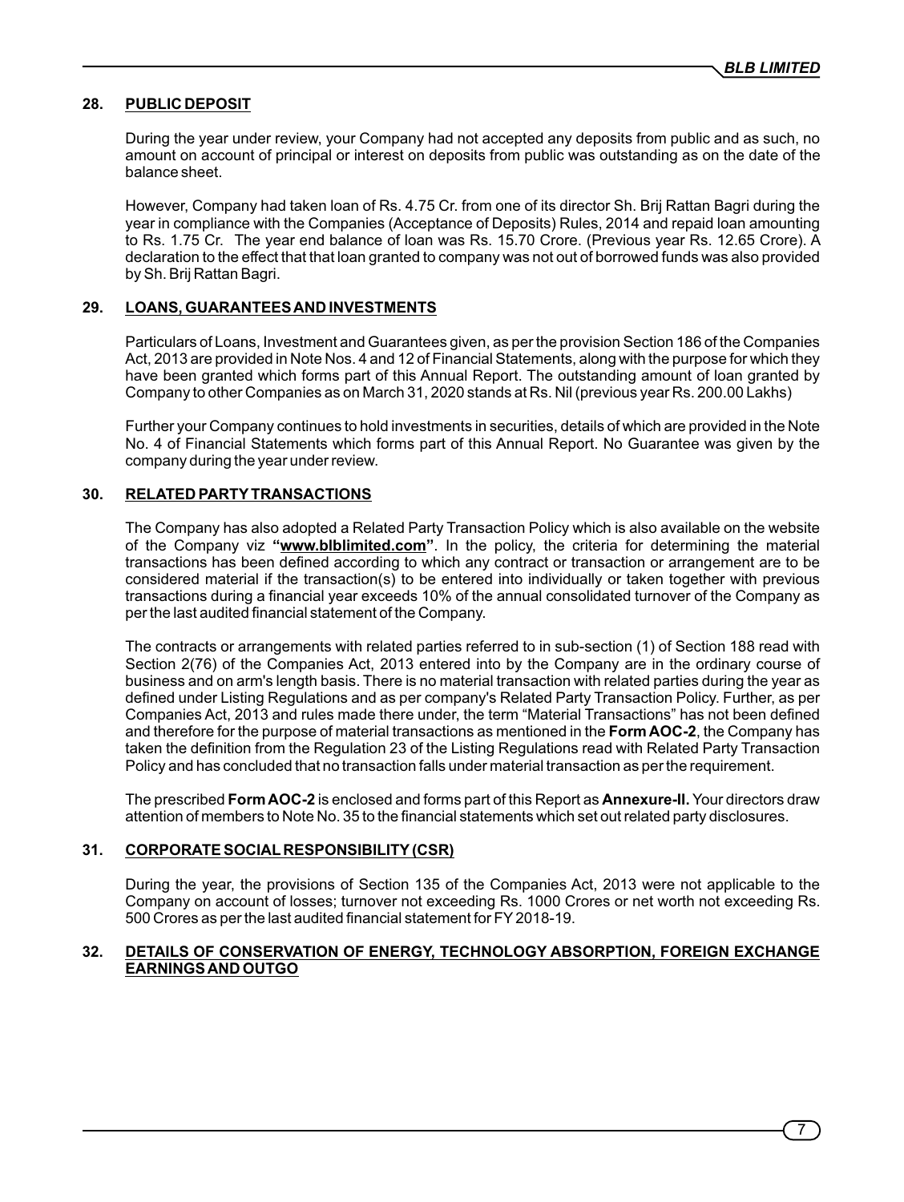## 28. PUBLIC DEPOSIT

During the year under review, your Company had not accepted any deposits from public and as such, no amount on account of principal or interest on deposits from public was outstanding as on the date of the balance sheet.

However, Company had taken loan of Rs. 4.75 Cr. from one of its director Sh. Brij Rattan Bagri during the year in compliance with the Companies (Acceptance of Deposits) Rules, 2014 and repaid loan amounting to Rs. 1.75 Cr. The year end balance of loan was Rs. 15.70 Crore. (Previous year Rs. 12.65 Crore). A declaration to the effect that that loan granted to company was not out of borrowed funds was also provided by Sh. Brij Rattan Bagri.

## 29. LOANS, GUARANTEES AND INVESTMENTS

Particulars of Loans, Investment and Guarantees given, as per the provision Section 186 of the Companies Act, 2013 are provided in Note Nos. 4 and 12 of Financial Statements, along with the purpose for which they have been granted which forms part of this Annual Report. The outstanding amount of loan granted by Company to other Companies as on March 31, 2020 stands at Rs. Nil (previous year Rs. 200.00 Lakhs)

Further your Company continues to hold investments in securities, details of which are provided in the Note No. 4 of Financial Statements which forms part of this Annual Report. No Guarantee was given by the company during the year under review.

## 30. RELATED PARTY TRANSACTIONS

The Company has also adopted a Related Party Transaction Policy which is also available on the website of the Company viz **"www.blblimited.com"**. In the policy, the criteria for determining the material transactions has been defined according to which any contract or transaction or arrangement are to be considered material if the transaction(s) to be entered into individually or taken together with previous transactions during a financial year exceeds 10% of the annual consolidated turnover of the Company as per the last audited financial statement of the Company.

The contracts or arrangements with related parties referred to in sub-section (1) of Section 188 read with Section 2(76) of the Companies Act, 2013 entered into by the Company are in the ordinary course of business and on arm's length basis. There is no material transaction with related parties during the year as defined under Listing Regulations and as per company's Related Party Transaction Policy. Further, as per Companies Act, 2013 and rules made there under, the term "Material Transactions" has not been defined and therefore for the purpose of material transactions as mentioned in the **Form AOC-2**, the Company has taken the definition from the Regulation 23 of the Listing Regulations read with Related Party Transaction Policy and has concluded that no transaction falls under material transaction as per the requirement.

The prescribed **Form AOC-2** is enclosed and forms part of this Report as **Annexure-II.** Your directors draw attention of members to Note No. 35 to the financial statements which set out related party disclosures.

## 31. CORPORATE SOCIAL RESPONSIBILITY (CSR)

During the year, the provisions of Section 135 of the Companies Act, 2013 were not applicable to the Company on account of losses; turnover not exceeding Rs. 1000 Crores or net worth not exceeding Rs. 500 Crores as per the last audited financial statement for FY 2018-19.

## 32. DETAILS OF CONSERVATION OF ENERGY, TECHNOLOGY ABSORPTION, FOREIGN EXCHANGE EARNINGS AND OUTGO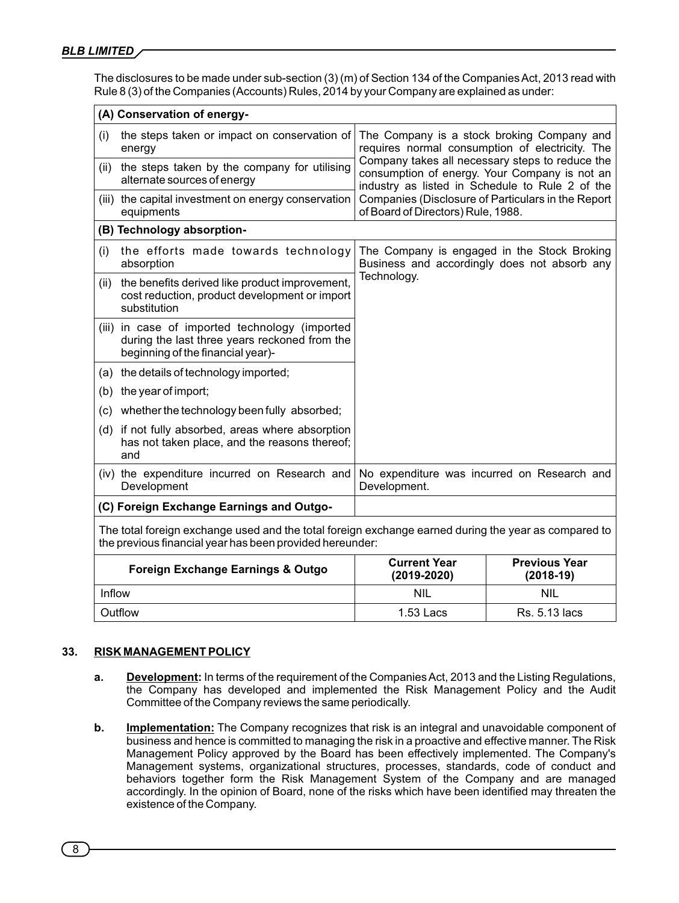The disclosures to be made under sub-section (3) (m) of Section 134 of the Companies Act, 2013 read with Rule 8 (3) of the Companies (Accounts) Rules, 2014 by your Company are explained as under:

| **(A) Conservation of energy-** | |
|---|---|
| (i) the steps taken or impact on conservation of energy | The Company is a stock broking Company and requires normal consumption of electricity. The Company takes all necessary steps to reduce the consumption of energy. Your Company is not an industry as listed in Schedule to Rule 2 of the Companies (Disclosure of Particulars in the Report of Board of Directors) Rule, 1988. |
| (ii) the steps taken by the company for utilising alternate sources of energy | |
| (iii) the capital investment on energy conservation equipments | |
| **(B) Technology absorption-** | |
| (i) the efforts made towards technology absorption | The Company is engaged in the Stock Broking Business and accordingly does not absorb any Technology. |
| (ii) the benefits derived like product improvement, cost reduction, product development or import substitution | |
| (iii) in case of imported technology (imported during the last three years reckoned from the beginning of the financial year)- | |
| (a) the details of technology imported; | |
| (b) the year of import; | |
| (c) whether the technology been fully absorbed; | |
| (d) if not fully absorbed, areas where absorption has not taken place, and the reasons thereof; and | |
| (iv) the expenditure incurred on Research and Development | No expenditure was incurred on Research and Development. |
| **(C) Foreign Exchange Earnings and Outgo-** | |

The total foreign exchange used and the total foreign exchange earned during the year as compared to the previous financial year has been provided hereunder:

| Foreign Exchange Earnings & Outgo | Current Year (2019-2020) | Previous Year (2018-19) |
|---|---|---|
| Inflow | NIL | NIL |
| Outflow | 1.53 Lacs | Rs. 5.13 lacs |

## 33. RISK MANAGEMENT POLICY

**a. Development:** In terms of the requirement of the Companies Act, 2013 and the Listing Regulations, the Company has developed and implemented the Risk Management Policy and the Audit Committee of the Company reviews the same periodically.

**b. Implementation:** The Company recognizes that risk is an integral and unavoidable component of business and hence is committed to managing the risk in a proactive and effective manner. The Risk Management Policy approved by the Board has been effectively implemented. The Company's Management systems, organizational structures, processes, standards, code of conduct and behaviors together form the Risk Management System of the Company and are managed accordingly. In the opinion of Board, none of the risks which have been identified may threaten the existence of the Company.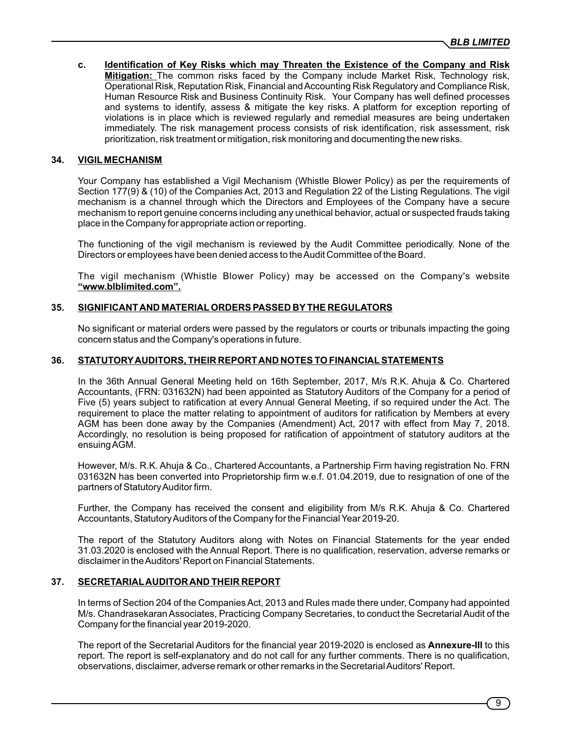c. **Identification of Key Risks which may Threaten the Existence of the Company and Risk Mitigation:** The common risks faced by the Company include Market Risk, Technology risk, Operational Risk, Reputation Risk, Financial and Accounting Risk Regulatory and Compliance Risk, Human Resource Risk and Business Continuity Risk. Your Company has well defined processes and systems to identify, assess & mitigate the key risks. A platform for exception reporting of violations is in place which is reviewed regularly and remedial measures are being undertaken immediately. The risk management process consists of risk identification, risk assessment, risk prioritization, risk treatment or mitigation, risk monitoring and documenting the new risks.

## 34. VIGIL MECHANISM

Your Company has established a Vigil Mechanism (Whistle Blower Policy) as per the requirements of Section 177(9) & (10) of the Companies Act, 2013 and Regulation 22 of the Listing Regulations. The vigil mechanism is a channel through which the Directors and Employees of the Company have a secure mechanism to report genuine concerns including any unethical behavior, actual or suspected frauds taking place in the Company for appropriate action or reporting.

The functioning of the vigil mechanism is reviewed by the Audit Committee periodically. None of the Directors or employees have been denied access to the Audit Committee of the Board.

The vigil mechanism (Whistle Blower Policy) may be accessed on the Company's website **"www.blblimited.com".**

## 35. SIGNIFICANT AND MATERIAL ORDERS PASSED BY THE REGULATORS

No significant or material orders were passed by the regulators or courts or tribunals impacting the going concern status and the Company's operations in future.

## 36. STATUTORY AUDITORS, THEIR REPORT AND NOTES TO FINANCIAL STATEMENTS

In the 36th Annual General Meeting held on 16th September, 2017, M/s R.K. Ahuja & Co. Chartered Accountants, (FRN: 031632N) had been appointed as Statutory Auditors of the Company for a period of Five (5) years subject to ratification at every Annual General Meeting, if so required under the Act. The requirement to place the matter relating to appointment of auditors for ratification by Members at every AGM has been done away by the Companies (Amendment) Act, 2017 with effect from May 7, 2018. Accordingly, no resolution is being proposed for ratification of appointment of statutory auditors at the ensuing AGM.

However, M/s. R.K. Ahuja & Co., Chartered Accountants, a Partnership Firm having registration No. FRN 031632N has been converted into Proprietorship firm w.e.f. 01.04.2019, due to resignation of one of the partners of Statutory Auditor firm.

Further, the Company has received the consent and eligibility from M/s R.K. Ahuja & Co. Chartered Accountants, Statutory Auditors of the Company for the Financial Year 2019-20.

The report of the Statutory Auditors along with Notes on Financial Statements for the year ended 31.03.2020 is enclosed with the Annual Report. There is no qualification, reservation, adverse remarks or disclaimer in the Auditors' Report on Financial Statements.

## 37. SECRETARIAL AUDITOR AND THEIR REPORT

In terms of Section 204 of the Companies Act, 2013 and Rules made there under, Company had appointed M/s. Chandrasekaran Associates, Practicing Company Secretaries, to conduct the Secretarial Audit of the Company for the financial year 2019-2020.

The report of the Secretarial Auditors for the financial year 2019-2020 is enclosed as **Annexure-III** to this report. The report is self-explanatory and do not call for any further comments. There is no qualification, observations, disclaimer, adverse remark or other remarks in the Secretarial Auditors' Report.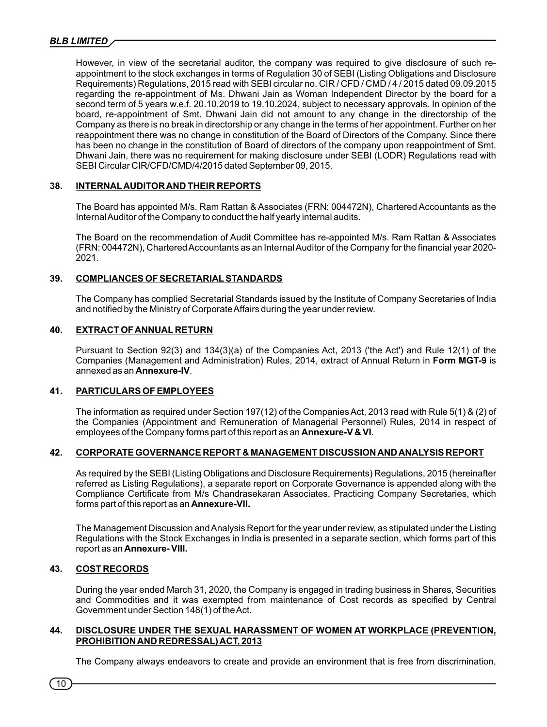However, in view of the secretarial auditor, the company was required to give disclosure of such re-appointment to the stock exchanges in terms of Regulation 30 of SEBI (Listing Obligations and Disclosure Requirements) Regulations, 2015 read with SEBI circular no. CIR / CFD / CMD / 4 / 2015 dated 09.09.2015 regarding the re-appointment of Ms. Dhwani Jain as Woman Independent Director by the board for a second term of 5 years w.e.f. 20.10.2019 to 19.10.2024, subject to necessary approvals. In opinion of the board, re-appointment of Smt. Dhwani Jain did not amount to any change in the directorship of the Company as there is no break in directorship or any change in the terms of her appointment. Further on her reappointment there was no change in constitution of the Board of Directors of the Company. Since there has been no change in the constitution of Board of directors of the company upon reappointment of Smt. Dhwani Jain, there was no requirement for making disclosure under SEBI (LODR) Regulations read with SEBI Circular CIR/CFD/CMD/4/2015 dated September 09, 2015.

## 38. INTERNAL AUDITOR AND THEIR REPORTS

The Board has appointed M/s. Ram Rattan & Associates (FRN: 004472N), Chartered Accountants as the Internal Auditor of the Company to conduct the half yearly internal audits.

The Board on the recommendation of Audit Committee has re-appointed M/s. Ram Rattan & Associates (FRN: 004472N), Chartered Accountants as an Internal Auditor of the Company for the financial year 2020-2021.

## 39. COMPLIANCES OF SECRETARIAL STANDARDS

The Company has complied Secretarial Standards issued by the Institute of Company Secretaries of India and notified by the Ministry of Corporate Affairs during the year under review.

## 40. EXTRACT OF ANNUAL RETURN

Pursuant to Section 92(3) and 134(3)(a) of the Companies Act, 2013 ('the Act') and Rule 12(1) of the Companies (Management and Administration) Rules, 2014, extract of Annual Return in **Form MGT-9** is annexed as an **Annexure-IV**.

## 41. PARTICULARS OF EMPLOYEES

The information as required under Section 197(12) of the Companies Act, 2013 read with Rule 5(1) & (2) of the Companies (Appointment and Remuneration of Managerial Personnel) Rules, 2014 in respect of employees of the Company forms part of this report as an **Annexure-V & VI**.

## 42. CORPORATE GOVERNANCE REPORT & MANAGEMENT DISCUSSION AND ANALYSIS REPORT

As required by the SEBI (Listing Obligations and Disclosure Requirements) Regulations, 2015 (hereinafter referred as Listing Regulations), a separate report on Corporate Governance is appended along with the Compliance Certificate from M/s Chandrasekaran Associates, Practicing Company Secretaries, which forms part of this report as an **Annexure-VII.**

The Management Discussion and Analysis Report for the year under review, as stipulated under the Listing Regulations with the Stock Exchanges in India is presented in a separate section, which forms part of this report as an **Annexure- VIII.**

## 43. COST RECORDS

During the year ended March 31, 2020, the Company is engaged in trading business in Shares, Securities and Commodities and it was exempted from maintenance of Cost records as specified by Central Government under Section 148(1) of the Act.

## 44. DISCLOSURE UNDER THE SEXUAL HARASSMENT OF WOMEN AT WORKPLACE (PREVENTION, PROHIBITION AND REDRESSAL) ACT, 2013

The Company always endeavors to create and provide an environment that is free from discrimination,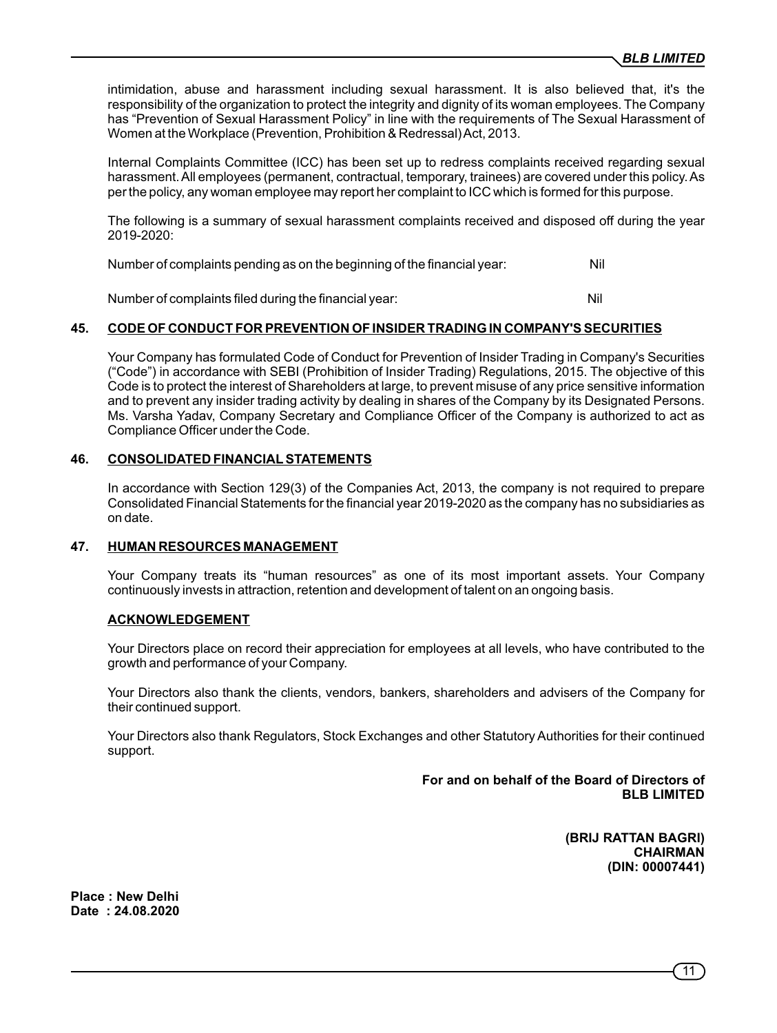intimidation, abuse and harassment including sexual harassment. It is also believed that, it's the responsibility of the organization to protect the integrity and dignity of its woman employees. The Company has "Prevention of Sexual Harassment Policy" in line with the requirements of The Sexual Harassment of Women at the Workplace (Prevention, Prohibition & Redressal) Act, 2013.

Internal Complaints Committee (ICC) has been set up to redress complaints received regarding sexual harassment. All employees (permanent, contractual, temporary, trainees) are covered under this policy. As per the policy, any woman employee may report her complaint to ICC which is formed for this purpose.

The following is a summary of sexual harassment complaints received and disposed off during the year 2019-2020:

Number of complaints pending as on the beginning of the financial year: Nil

Number of complaints filed during the financial year: Nil

## 45. CODE OF CONDUCT FOR PREVENTION OF INSIDER TRADING IN COMPANY'S SECURITIES

Your Company has formulated Code of Conduct for Prevention of Insider Trading in Company's Securities ("Code") in accordance with SEBI (Prohibition of Insider Trading) Regulations, 2015. The objective of this Code is to protect the interest of Shareholders at large, to prevent misuse of any price sensitive information and to prevent any insider trading activity by dealing in shares of the Company by its Designated Persons. Ms. Varsha Yadav, Company Secretary and Compliance Officer of the Company is authorized to act as Compliance Officer under the Code.

## 46. CONSOLIDATED FINANCIAL STATEMENTS

In accordance with Section 129(3) of the Companies Act, 2013, the company is not required to prepare Consolidated Financial Statements for the financial year 2019-2020 as the company has no subsidiaries as on date.

## 47. HUMAN RESOURCES MANAGEMENT

Your Company treats its "human resources" as one of its most important assets. Your Company continuously invests in attraction, retention and development of talent on an ongoing basis.

## ACKNOWLEDGEMENT

Your Directors place on record their appreciation for employees at all levels, who have contributed to the growth and performance of your Company.

Your Directors also thank the clients, vendors, bankers, shareholders and advisers of the Company for their continued support.

Your Directors also thank Regulators, Stock Exchanges and other Statutory Authorities for their continued support.

**For and on behalf of the Board of Directors of**
**BLB LIMITED**

**(BRIJ RATTAN BAGRI)**
**CHAIRMAN**
**(DIN: 00007441)**

**Place : New Delhi**
**Date : 24.08.2020**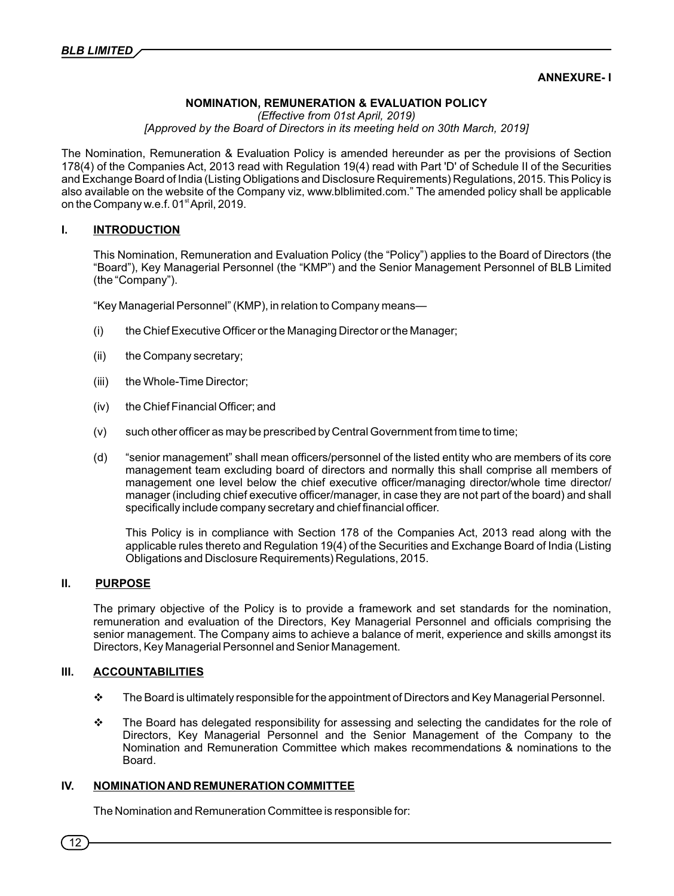**ANNEXURE- I**

## NOMINATION, REMUNERATION & EVALUATION POLICY

*(Effective from 01st April, 2019)*

*[Approved by the Board of Directors in its meeting held on 30th March, 2019]*

The Nomination, Remuneration & Evaluation Policy is amended hereunder as per the provisions of Section 178(4) of the Companies Act, 2013 read with Regulation 19(4) read with Part 'D' of Schedule II of the Securities and Exchange Board of India (Listing Obligations and Disclosure Requirements) Regulations, 2015. This Policy is also available on the website of the Company viz, www.blblimited.com." The amended policy shall be applicable on the Company w.e.f. 01st April, 2019.

### I. INTRODUCTION

This Nomination, Remuneration and Evaluation Policy (the "Policy") applies to the Board of Directors (the "Board"), Key Managerial Personnel (the "KMP") and the Senior Management Personnel of BLB Limited (the "Company").

"Key Managerial Personnel" (KMP), in relation to Company means—

(i) the Chief Executive Officer or the Managing Director or the Manager;

(ii) the Company secretary;

(iii) the Whole-Time Director;

(iv) the Chief Financial Officer; and

(v) such other officer as may be prescribed by Central Government from time to time;

(d) "senior management" shall mean officers/personnel of the listed entity who are members of its core management team excluding board of directors and normally this shall comprise all members of management one level below the chief executive officer/managing director/whole time director/ manager (including chief executive officer/manager, in case they are not part of the board) and shall specifically include company secretary and chief financial officer.

This Policy is in compliance with Section 178 of the Companies Act, 2013 read along with the applicable rules thereto and Regulation 19(4) of the Securities and Exchange Board of India (Listing Obligations and Disclosure Requirements) Regulations, 2015.

### II. PURPOSE

The primary objective of the Policy is to provide a framework and set standards for the nomination, remuneration and evaluation of the Directors, Key Managerial Personnel and officials comprising the senior management. The Company aims to achieve a balance of merit, experience and skills amongst its Directors, Key Managerial Personnel and Senior Management.

### III. ACCOUNTABILITIES

- The Board is ultimately responsible for the appointment of Directors and Key Managerial Personnel.
- The Board has delegated responsibility for assessing and selecting the candidates for the role of Directors, Key Managerial Personnel and the Senior Management of the Company to the Nomination and Remuneration Committee which makes recommendations & nominations to the Board.

### IV. NOMINATION AND REMUNERATION COMMITTEE

The Nomination and Remuneration Committee is responsible for: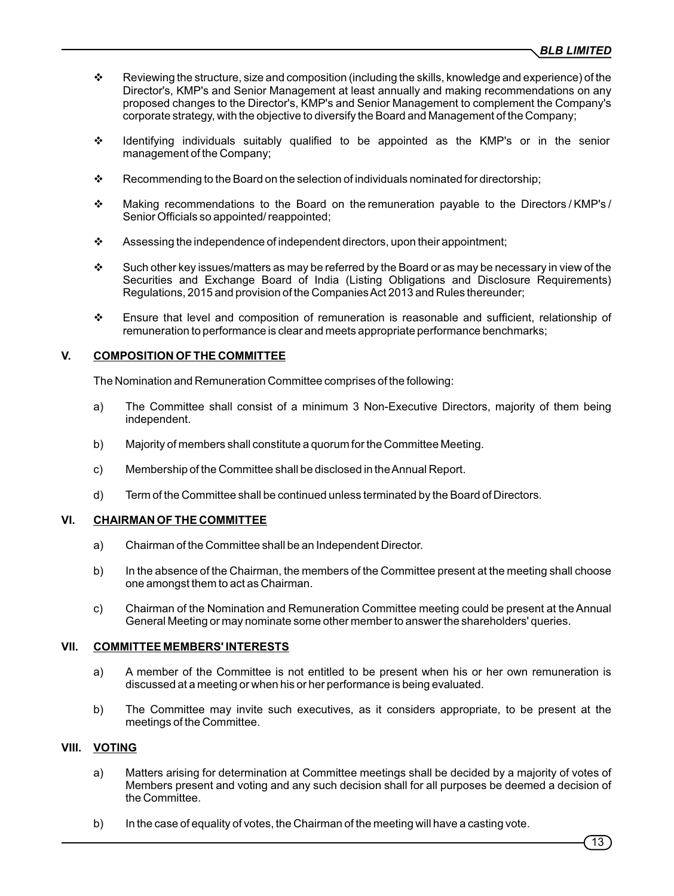- Reviewing the structure, size and composition (including the skills, knowledge and experience) of the Director's, KMP's and Senior Management at least annually and making recommendations on any proposed changes to the Director's, KMP's and Senior Management to complement the Company's corporate strategy, with the objective to diversify the Board and Management of the Company;
- Identifying individuals suitably qualified to be appointed as the KMP's or in the senior management of the Company;
- Recommending to the Board on the selection of individuals nominated for directorship;
- Making recommendations to the Board on the remuneration payable to the Directors / KMP's / Senior Officials so appointed/ reappointed;
- Assessing the independence of independent directors, upon their appointment;
- Such other key issues/matters as may be referred by the Board or as may be necessary in view of the Securities and Exchange Board of India (Listing Obligations and Disclosure Requirements) Regulations, 2015 and provision of the Companies Act 2013 and Rules thereunder;
- Ensure that level and composition of remuneration is reasonable and sufficient, relationship of remuneration to performance is clear and meets appropriate performance benchmarks;

## V. COMPOSITION OF THE COMMITTEE

The Nomination and Remuneration Committee comprises of the following:

a) The Committee shall consist of a minimum 3 Non-Executive Directors, majority of them being independent.

b) Majority of members shall constitute a quorum for the Committee Meeting.

c) Membership of the Committee shall be disclosed in the Annual Report.

d) Term of the Committee shall be continued unless terminated by the Board of Directors.

## VI. CHAIRMAN OF THE COMMITTEE

a) Chairman of the Committee shall be an Independent Director.

b) In the absence of the Chairman, the members of the Committee present at the meeting shall choose one amongst them to act as Chairman.

c) Chairman of the Nomination and Remuneration Committee meeting could be present at the Annual General Meeting or may nominate some other member to answer the shareholders' queries.

## VII. COMMITTEE MEMBERS' INTERESTS

a) A member of the Committee is not entitled to be present when his or her own remuneration is discussed at a meeting or when his or her performance is being evaluated.

b) The Committee may invite such executives, as it considers appropriate, to be present at the meetings of the Committee.

## VIII. VOTING

a) Matters arising for determination at Committee meetings shall be decided by a majority of votes of Members present and voting and any such decision shall for all purposes be deemed a decision of the Committee.

b) In the case of equality of votes, the Chairman of the meeting will have a casting vote.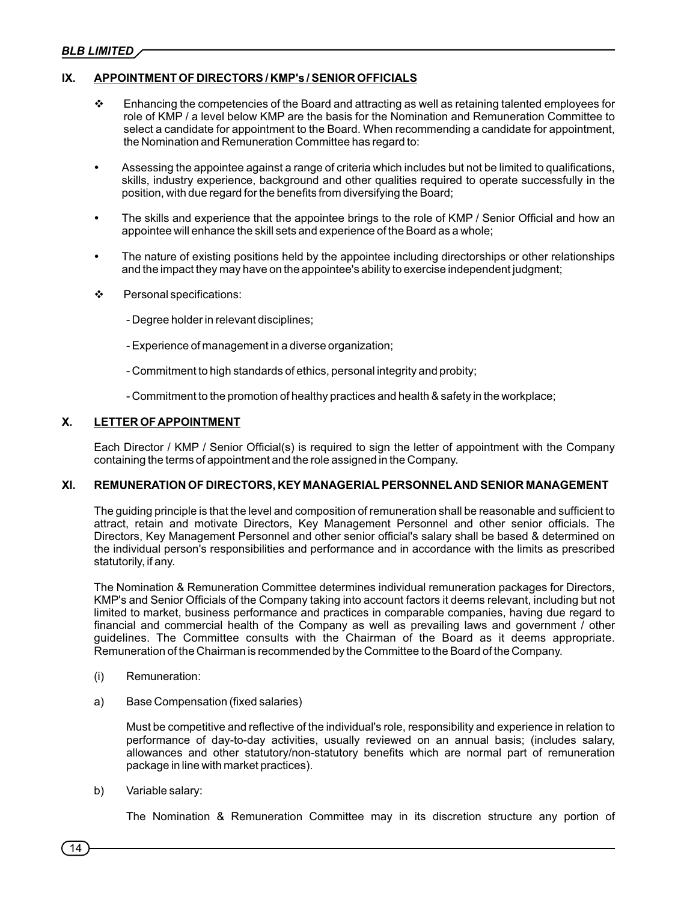## IX. APPOINTMENT OF DIRECTORS / KMP's / SENIOR OFFICIALS

❖ Enhancing the competencies of the Board and attracting as well as retaining talented employees for role of KMP / a level below KMP are the basis for the Nomination and Remuneration Committee to select a candidate for appointment to the Board. When recommending a candidate for appointment, the Nomination and Remuneration Committee has regard to:

- Assessing the appointee against a range of criteria which includes but not be limited to qualifications, skills, industry experience, background and other qualities required to operate successfully in the position, with due regard for the benefits from diversifying the Board;

- The skills and experience that the appointee brings to the role of KMP / Senior Official and how an appointee will enhance the skill sets and experience of the Board as a whole;

- The nature of existing positions held by the appointee including directorships or other relationships and the impact they may have on the appointee's ability to exercise independent judgment;

❖ Personal specifications:

- Degree holder in relevant disciplines;

- Experience of management in a diverse organization;

- Commitment to high standards of ethics, personal integrity and probity;

- Commitment to the promotion of healthy practices and health & safety in the workplace;

## X. LETTER OF APPOINTMENT

Each Director / KMP / Senior Official(s) is required to sign the letter of appointment with the Company containing the terms of appointment and the role assigned in the Company.

## XI. REMUNERATION OF DIRECTORS, KEY MANAGERIAL PERSONNEL AND SENIOR MANAGEMENT

The guiding principle is that the level and composition of remuneration shall be reasonable and sufficient to attract, retain and motivate Directors, Key Management Personnel and other senior officials. The Directors, Key Management Personnel and other senior official's salary shall be based & determined on the individual person's responsibilities and performance and in accordance with the limits as prescribed statutorily, if any.

The Nomination & Remuneration Committee determines individual remuneration packages for Directors, KMP's and Senior Officials of the Company taking into account factors it deems relevant, including but not limited to market, business performance and practices in comparable companies, having due regard to financial and commercial health of the Company as well as prevailing laws and government / other guidelines. The Committee consults with the Chairman of the Board as it deems appropriate. Remuneration of the Chairman is recommended by the Committee to the Board of the Company.

(i) Remuneration:

a) Base Compensation (fixed salaries)

Must be competitive and reflective of the individual's role, responsibility and experience in relation to performance of day-to-day activities, usually reviewed on an annual basis; (includes salary, allowances and other statutory/non-statutory benefits which are normal part of remuneration package in line with market practices).

b) Variable salary:

The Nomination & Remuneration Committee may in its discretion structure any portion of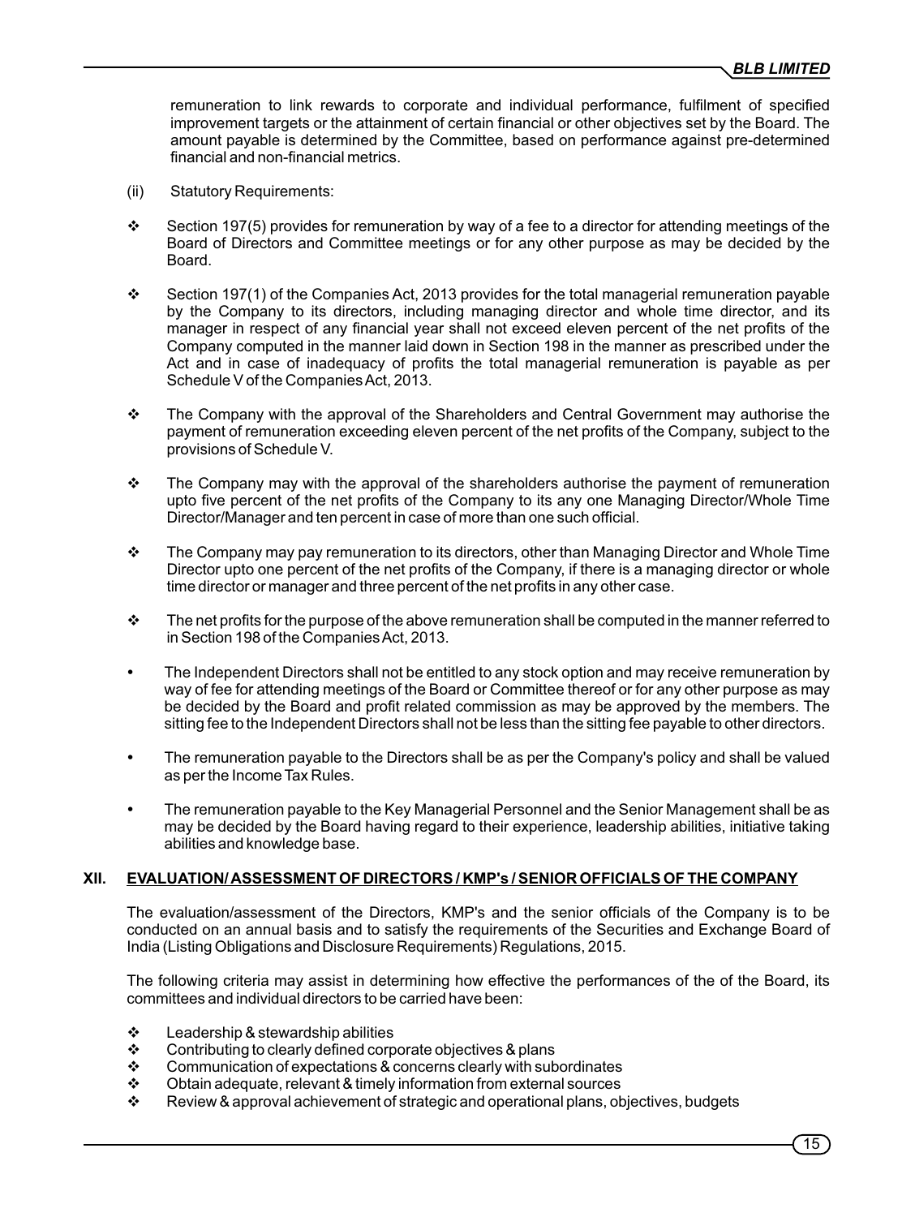remuneration to link rewards to corporate and individual performance, fulfilment of specified improvement targets or the attainment of certain financial or other objectives set by the Board. The amount payable is determined by the Committee, based on performance against pre-determined financial and non-financial metrics.

(ii) Statutory Requirements:

- Section 197(5) provides for remuneration by way of a fee to a director for attending meetings of the Board of Directors and Committee meetings or for any other purpose as may be decided by the Board.
- Section 197(1) of the Companies Act, 2013 provides for the total managerial remuneration payable by the Company to its directors, including managing director and whole time director, and its manager in respect of any financial year shall not exceed eleven percent of the net profits of the Company computed in the manner laid down in Section 198 in the manner as prescribed under the Act and in case of inadequacy of profits the total managerial remuneration is payable as per Schedule V of the Companies Act, 2013.
- The Company with the approval of the Shareholders and Central Government may authorise the payment of remuneration exceeding eleven percent of the net profits of the Company, subject to the provisions of Schedule V.
- The Company may with the approval of the shareholders authorise the payment of remuneration upto five percent of the net profits of the Company to its any one Managing Director/Whole Time Director/Manager and ten percent in case of more than one such official.
- The Company may pay remuneration to its directors, other than Managing Director and Whole Time Director upto one percent of the net profits of the Company, if there is a managing director or whole time director or manager and three percent of the net profits in any other case.
- The net profits for the purpose of the above remuneration shall be computed in the manner referred to in Section 198 of the Companies Act, 2013.

- The Independent Directors shall not be entitled to any stock option and may receive remuneration by way of fee for attending meetings of the Board or Committee thereof or for any other purpose as may be decided by the Board and profit related commission as may be approved by the members. The sitting fee to the Independent Directors shall not be less than the sitting fee payable to other directors.
- The remuneration payable to the Directors shall be as per the Company's policy and shall be valued as per the Income Tax Rules.
- The remuneration payable to the Key Managerial Personnel and the Senior Management shall be as may be decided by the Board having regard to their experience, leadership abilities, initiative taking abilities and knowledge base.

## XII. EVALUATION/ ASSESSMENT OF DIRECTORS / KMP's / SENIOR OFFICIALS OF THE COMPANY

The evaluation/assessment of the Directors, KMP's and the senior officials of the Company is to be conducted on an annual basis and to satisfy the requirements of the Securities and Exchange Board of India (Listing Obligations and Disclosure Requirements) Regulations, 2015.

The following criteria may assist in determining how effective the performances of the of the Board, its committees and individual directors to be carried have been:

- Leadership & stewardship abilities
- Contributing to clearly defined corporate objectives & plans
- Communication of expectations & concerns clearly with subordinates
- Obtain adequate, relevant & timely information from external sources
- Review & approval achievement of strategic and operational plans, objectives, budgets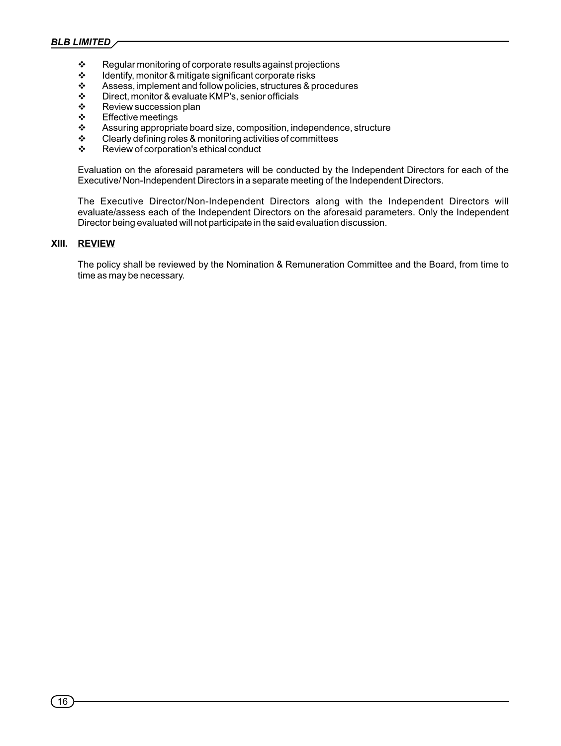- Regular monitoring of corporate results against projections
- Identify, monitor & mitigate significant corporate risks
- Assess, implement and follow policies, structures & procedures
- Direct, monitor & evaluate KMP's, senior officials
- Review succession plan
- Effective meetings
- Assuring appropriate board size, composition, independence, structure
- Clearly defining roles & monitoring activities of committees
- Review of corporation's ethical conduct

Evaluation on the aforesaid parameters will be conducted by the Independent Directors for each of the Executive/ Non-Independent Directors in a separate meeting of the Independent Directors.

The Executive Director/Non-Independent Directors along with the Independent Directors will evaluate/assess each of the Independent Directors on the aforesaid parameters. Only the Independent Director being evaluated will not participate in the said evaluation discussion.

## XIII. REVIEW

The policy shall be reviewed by the Nomination & Remuneration Committee and the Board, from time to time as may be necessary.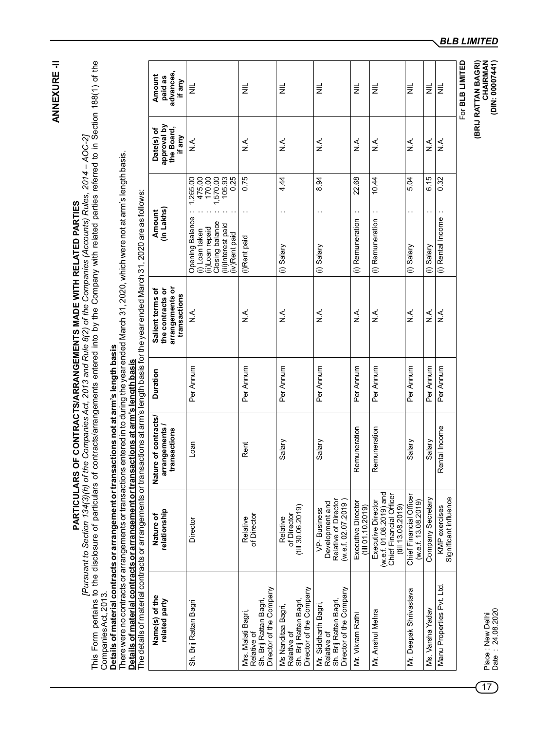# ANNEXURE -II

## PARTICULARS OF CONTRACTS/ARRANGEMENTS MADE WITH RELATED PARTIES

*[Pursuant to Section 134(3)(h) of the Companies Act, 2013 and Rule 8(2) of the Companies (Accounts) Rules, 2014 – AOC-2]*

This Form pertains to the disclosure of particulars of contracts/arrangements entered into by the Company with related parties referred to in Section 188(1) of the Companies Act, 2013.

**Details of material contracts or arrangement or transactions not at arm's length basis**

There were no contracts or arrangements or transactions entered in to during the year ended March 31, 2020, which were not at arm's length basis.

**Details of material contracts or arrangement or transactions at arm's length basis**

The details of material contracts or arrangements or transactions at arm's length basis for the year ended March 31, 2020 are as follows:

| Name(s) of the related party | Nature of relationship | Nature of contracts/ arrangements / transactions | Duration | Salient terms of the contracts or arrangements or transactions | Amount (in Lakhs) | Date(s) of approval by the Board, if any | Amount paid as advances, if any |
|---|---|---|---|---|---|---|---|
| Sh. Brij Rattan Bagri | Director | Loan | Per Annum | N.A. | Opening Balance : 1,265.00<br>(i) Loan taken : 475.00<br>(ii)Loan repaid : 170.00<br>Closing balance : 1,570.00<br>(iii)Interest paid : 105.93<br>(iv)Rent paid : 0.25 | N.A. | NIL |
| Mrs. Malati Bagri, Relative of Sh. Brij Rattan Bagri, Director of the Company | Relative of Director | Rent | Per Annum | N.A. | (i)Rent paid : 0.75 | N.A. | NIL |
| Ms Nanditaa Bagri, Relative of Sh. Brij Rattan Bagri, Director of the Company | Relative of Director (till 30.06.2019) | Salary | Per Annum | N.A. | (i) Salary : 4.44 | N.A. | NIL |
| Mr. Siddharth Bagri, Relative of Sh. Brij Rattan Bagri, Director of the Company | VP- Business Development and Relative of Director (w.e.f. 02.07.2019 ) | Salary | Per Annum | N.A. | (i) Salary : 8.94 | N.A. | NIL |
| Mr. Vikram Rathi | Executive Director (till 01.10.2019) | Remuneration | Per Annum | N.A. | (i) Remuneration : 22.68 | N.A. | NIL |
| Mr. Anshul Mehra | Executive Director (w.e.f. 01.08.2019) and Chief Financial Officer (till 13.08.2019) | Remuneration | Per Annum | N.A. | (i) Remuneration : 10.44 | N.A. | NIL |
| Mr. Deepak Shrivastava | Chief Financial Officer (w.e.f. 13.08.2019) | Salary | Per Annum | N.A. | (i) Salary : 5.04 | N.A. | NIL |
| Ms. Varsha Yadav | Company Secretary | Salary | Per Annum | N.A. | (i) Salary : 6.15 | N.A. | NIL |
| Manu Properties Pvt. Ltd. | KMP exercises Significant influence | Rental Income | Per Annum | N.A. | (i) Rental Income : 0.32 | N.A. | NIL |

Place : New Delhi
Date : 24.08.2020

For **BLB LIMITED**

**(BRIJ RATTAN BAGRI)**
**CHAIRMAN**
**(DIN: 00007441)**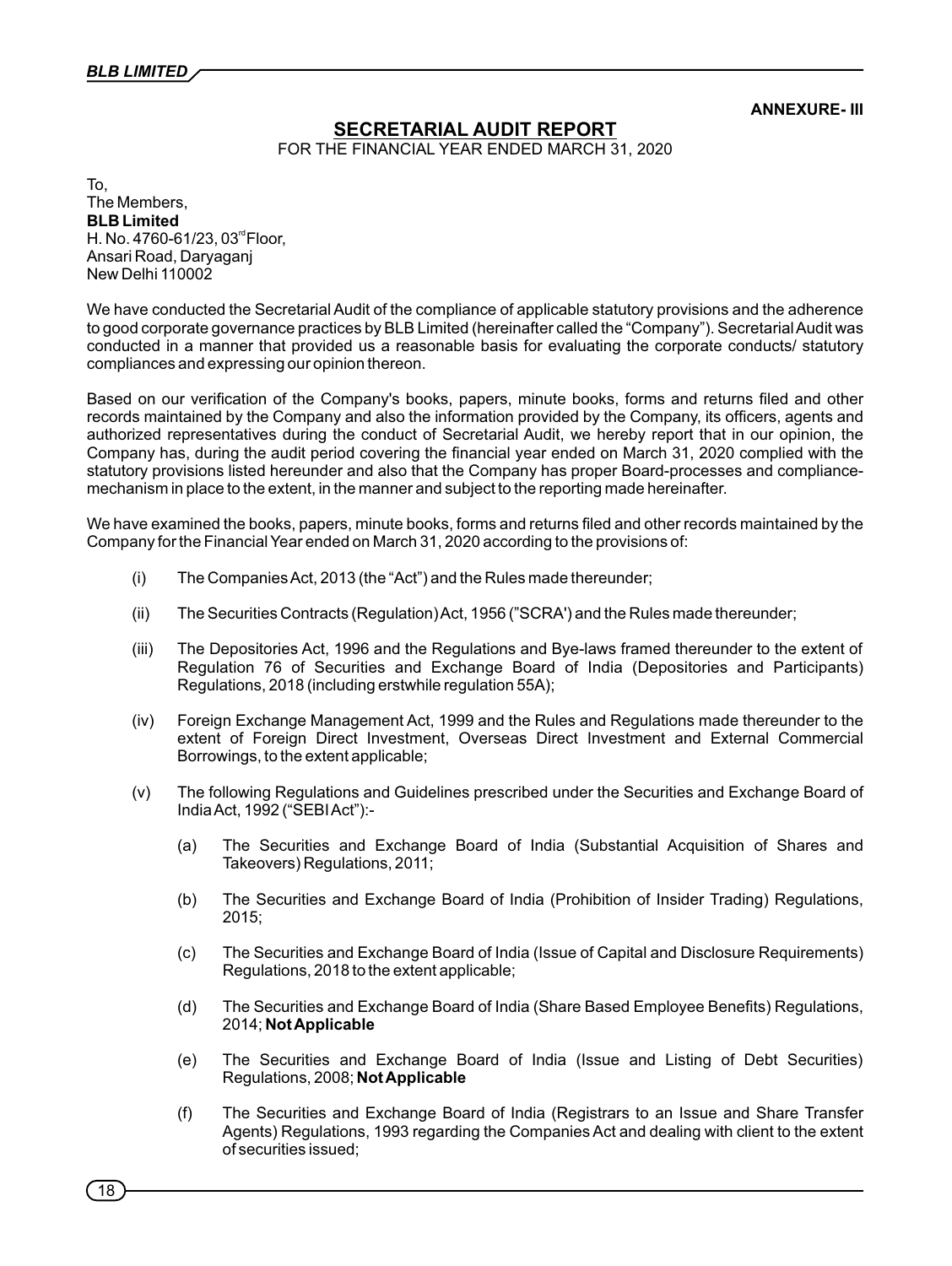**ANNEXURE- III**

## SECRETARIAL AUDIT REPORT

FOR THE FINANCIAL YEAR ENDED MARCH 31, 2020

To,
The Members,
**BLB Limited**
H. No. 4760-61/23, 03rd Floor,
Ansari Road, Daryaganj
New Delhi 110002

We have conducted the Secretarial Audit of the compliance of applicable statutory provisions and the adherence to good corporate governance practices by BLB Limited (hereinafter called the "Company"). Secretarial Audit was conducted in a manner that provided us a reasonable basis for evaluating the corporate conducts/ statutory compliances and expressing our opinion thereon.

Based on our verification of the Company's books, papers, minute books, forms and returns filed and other records maintained by the Company and also the information provided by the Company, its officers, agents and authorized representatives during the conduct of Secretarial Audit, we hereby report that in our opinion, the Company has, during the audit period covering the financial year ended on March 31, 2020 complied with the statutory provisions listed hereunder and also that the Company has proper Board-processes and compliance-mechanism in place to the extent, in the manner and subject to the reporting made hereinafter.

We have examined the books, papers, minute books, forms and returns filed and other records maintained by the Company for the Financial Year ended on March 31, 2020 according to the provisions of:

(i) The Companies Act, 2013 (the "Act") and the Rules made thereunder;

(ii) The Securities Contracts (Regulation) Act, 1956 ("SCRA') and the Rules made thereunder;

(iii) The Depositories Act, 1996 and the Regulations and Bye-laws framed thereunder to the extent of Regulation 76 of Securities and Exchange Board of India (Depositories and Participants) Regulations, 2018 (including erstwhile regulation 55A);

(iv) Foreign Exchange Management Act, 1999 and the Rules and Regulations made thereunder to the extent of Foreign Direct Investment, Overseas Direct Investment and External Commercial Borrowings, to the extent applicable;

(v) The following Regulations and Guidelines prescribed under the Securities and Exchange Board of India Act, 1992 ("SEBI Act"):-

   (a) The Securities and Exchange Board of India (Substantial Acquisition of Shares and Takeovers) Regulations, 2011;

   (b) The Securities and Exchange Board of India (Prohibition of Insider Trading) Regulations, 2015;

   (c) The Securities and Exchange Board of India (Issue of Capital and Disclosure Requirements) Regulations, 2018 to the extent applicable;

   (d) The Securities and Exchange Board of India (Share Based Employee Benefits) Regulations, 2014; **Not Applicable**

   (e) The Securities and Exchange Board of India (Issue and Listing of Debt Securities) Regulations, 2008; **Not Applicable**

   (f) The Securities and Exchange Board of India (Registrars to an Issue and Share Transfer Agents) Regulations, 1993 regarding the Companies Act and dealing with client to the extent of securities issued;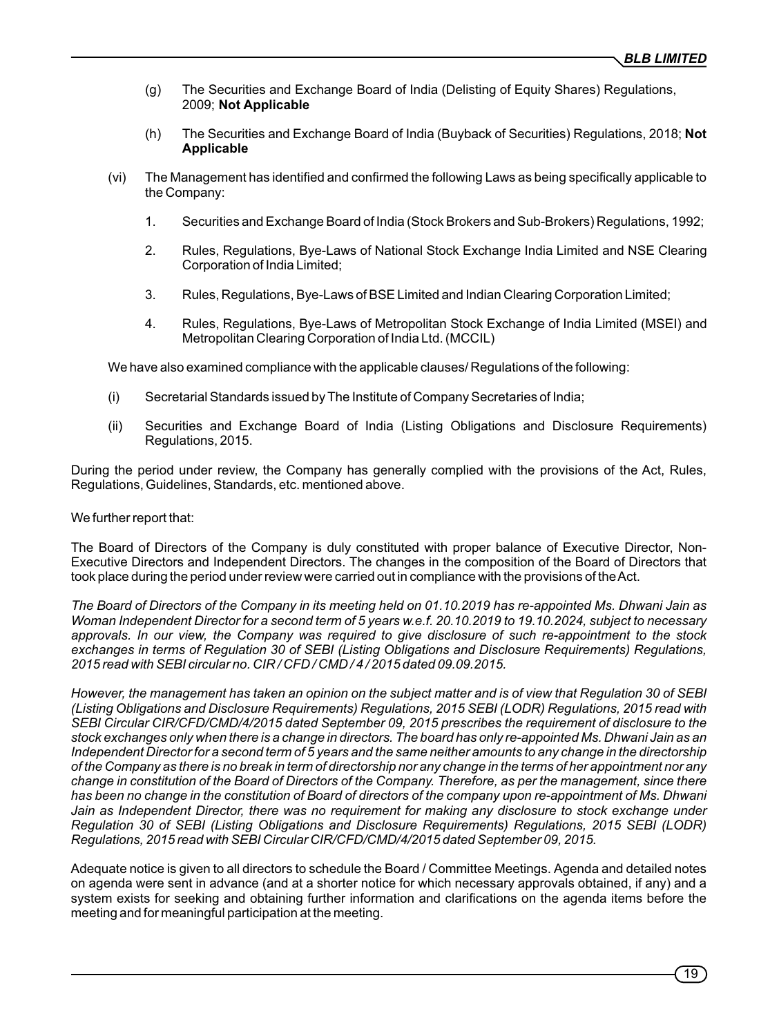(g) The Securities and Exchange Board of India (Delisting of Equity Shares) Regulations, 2009; **Not Applicable**

(h) The Securities and Exchange Board of India (Buyback of Securities) Regulations, 2018; **Not Applicable**

(vi) The Management has identified and confirmed the following Laws as being specifically applicable to the Company:

1. Securities and Exchange Board of India (Stock Brokers and Sub-Brokers) Regulations, 1992;
2. Rules, Regulations, Bye-Laws of National Stock Exchange India Limited and NSE Clearing Corporation of India Limited;
3. Rules, Regulations, Bye-Laws of BSE Limited and Indian Clearing Corporation Limited;
4. Rules, Regulations, Bye-Laws of Metropolitan Stock Exchange of India Limited (MSEI) and Metropolitan Clearing Corporation of India Ltd. (MCCIL)

We have also examined compliance with the applicable clauses/ Regulations of the following:

(i) Secretarial Standards issued by The Institute of Company Secretaries of India;

(ii) Securities and Exchange Board of India (Listing Obligations and Disclosure Requirements) Regulations, 2015.

During the period under review, the Company has generally complied with the provisions of the Act, Rules, Regulations, Guidelines, Standards, etc. mentioned above.

We further report that:

The Board of Directors of the Company is duly constituted with proper balance of Executive Director, Non-Executive Directors and Independent Directors. The changes in the composition of the Board of Directors that took place during the period under review were carried out in compliance with the provisions of the Act.

*The Board of Directors of the Company in its meeting held on 01.10.2019 has re-appointed Ms. Dhwani Jain as Woman Independent Director for a second term of 5 years w.e.f. 20.10.2019 to 19.10.2024, subject to necessary approvals. In our view, the Company was required to give disclosure of such re-appointment to the stock exchanges in terms of Regulation 30 of SEBI (Listing Obligations and Disclosure Requirements) Regulations, 2015 read with SEBI circular no. CIR / CFD / CMD / 4 / 2015 dated 09.09.2015.*

*However, the management has taken an opinion on the subject matter and is of view that Regulation 30 of SEBI (Listing Obligations and Disclosure Requirements) Regulations, 2015 SEBI (LODR) Regulations, 2015 read with SEBI Circular CIR/CFD/CMD/4/2015 dated September 09, 2015 prescribes the requirement of disclosure to the stock exchanges only when there is a change in directors. The board has only re-appointed Ms. Dhwani Jain as an Independent Director for a second term of 5 years and the same neither amounts to any change in the directorship of the Company as there is no break in term of directorship nor any change in the terms of her appointment nor any change in constitution of the Board of Directors of the Company. Therefore, as per the management, since there has been no change in the constitution of Board of directors of the company upon re-appointment of Ms. Dhwani Jain as Independent Director, there was no requirement for making any disclosure to stock exchange under Regulation 30 of SEBI (Listing Obligations and Disclosure Requirements) Regulations, 2015 SEBI (LODR) Regulations, 2015 read with SEBI Circular CIR/CFD/CMD/4/2015 dated September 09, 2015.*

Adequate notice is given to all directors to schedule the Board / Committee Meetings. Agenda and detailed notes on agenda were sent in advance (and at a shorter notice for which necessary approvals obtained, if any) and a system exists for seeking and obtaining further information and clarifications on the agenda items before the meeting and for meaningful participation at the meeting.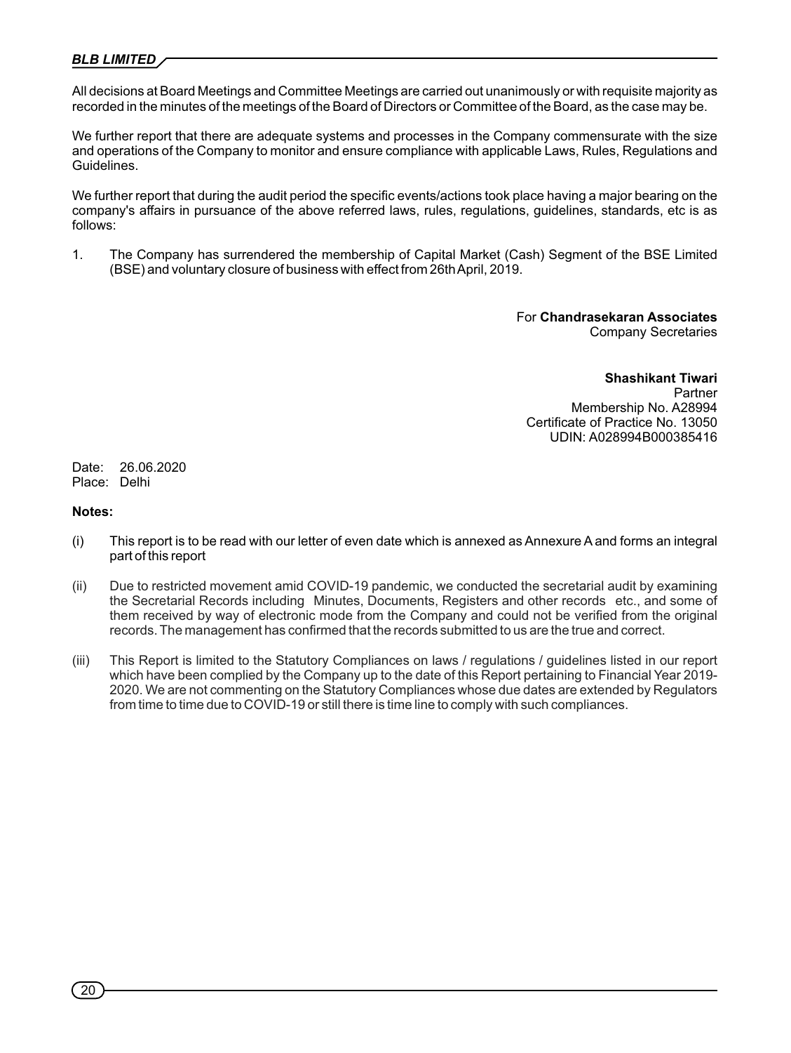All decisions at Board Meetings and Committee Meetings are carried out unanimously or with requisite majority as recorded in the minutes of the meetings of the Board of Directors or Committee of the Board, as the case may be.

We further report that there are adequate systems and processes in the Company commensurate with the size and operations of the Company to monitor and ensure compliance with applicable Laws, Rules, Regulations and Guidelines.

We further report that during the audit period the specific events/actions took place having a major bearing on the company's affairs in pursuance of the above referred laws, rules, regulations, guidelines, standards, etc is as follows:

1. The Company has surrendered the membership of Capital Market (Cash) Segment of the BSE Limited (BSE) and voluntary closure of business with effect from 26th April, 2019.

For **Chandrasekaran Associates**
Company Secretaries

**Shashikant Tiwari**
Partner
Membership No. A28994
Certificate of Practice No. 13050
UDIN: A028994B000385416

Date: 26.06.2020
Place: Delhi

**Notes:**

(i) This report is to be read with our letter of even date which is annexed as Annexure A and forms an integral part of this report

(ii) Due to restricted movement amid COVID-19 pandemic, we conducted the secretarial audit by examining the Secretarial Records including Minutes, Documents, Registers and other records etc., and some of them received by way of electronic mode from the Company and could not be verified from the original records. The management has confirmed that the records submitted to us are the true and correct.

(iii) This Report is limited to the Statutory Compliances on laws / regulations / guidelines listed in our report which have been complied by the Company up to the date of this Report pertaining to Financial Year 2019-2020. We are not commenting on the Statutory Compliances whose due dates are extended by Regulators from time to time due to COVID-19 or still there is time line to comply with such compliances.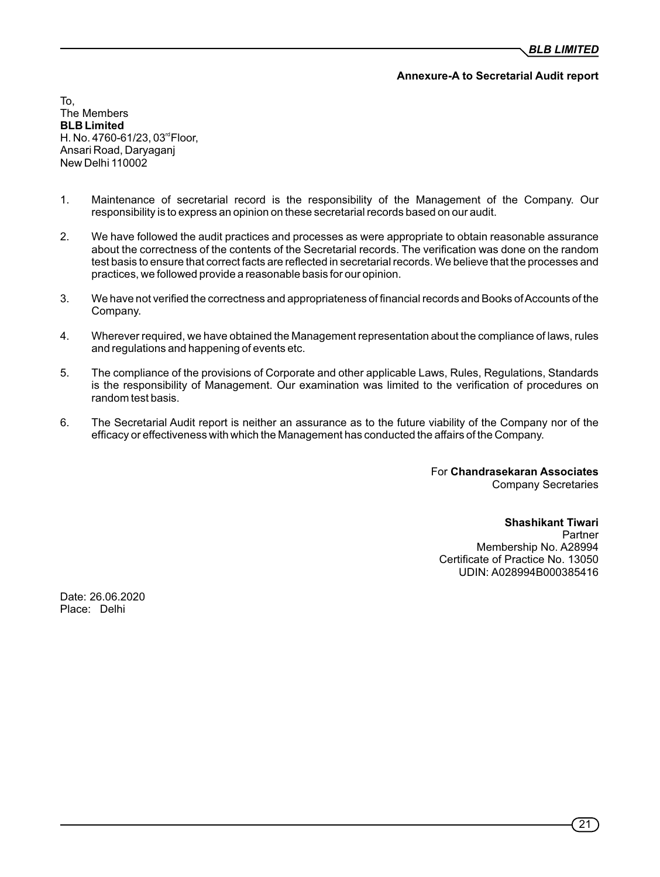**Annexure-A to Secretarial Audit report**

To,
The Members
**BLB Limited**
H. No. 4760-61/23, 03rd Floor,
Ansari Road, Daryaganj
New Delhi 110002

1. Maintenance of secretarial record is the responsibility of the Management of the Company. Our responsibility is to express an opinion on these secretarial records based on our audit.

2. We have followed the audit practices and processes as were appropriate to obtain reasonable assurance about the correctness of the contents of the Secretarial records. The verification was done on the random test basis to ensure that correct facts are reflected in secretarial records. We believe that the processes and practices, we followed provide a reasonable basis for our opinion.

3. We have not verified the correctness and appropriateness of financial records and Books of Accounts of the Company.

4. Wherever required, we have obtained the Management representation about the compliance of laws, rules and regulations and happening of events etc.

5. The compliance of the provisions of Corporate and other applicable Laws, Rules, Regulations, Standards is the responsibility of Management. Our examination was limited to the verification of procedures on random test basis.

6. The Secretarial Audit report is neither an assurance as to the future viability of the Company nor of the efficacy or effectiveness with which the Management has conducted the affairs of the Company.

For **Chandrasekaran Associates**
Company Secretaries

**Shashikant Tiwari**
Partner
Membership No. A28994
Certificate of Practice No. 13050
UDIN: A028994B000385416

Date: 26.06.2020
Place: Delhi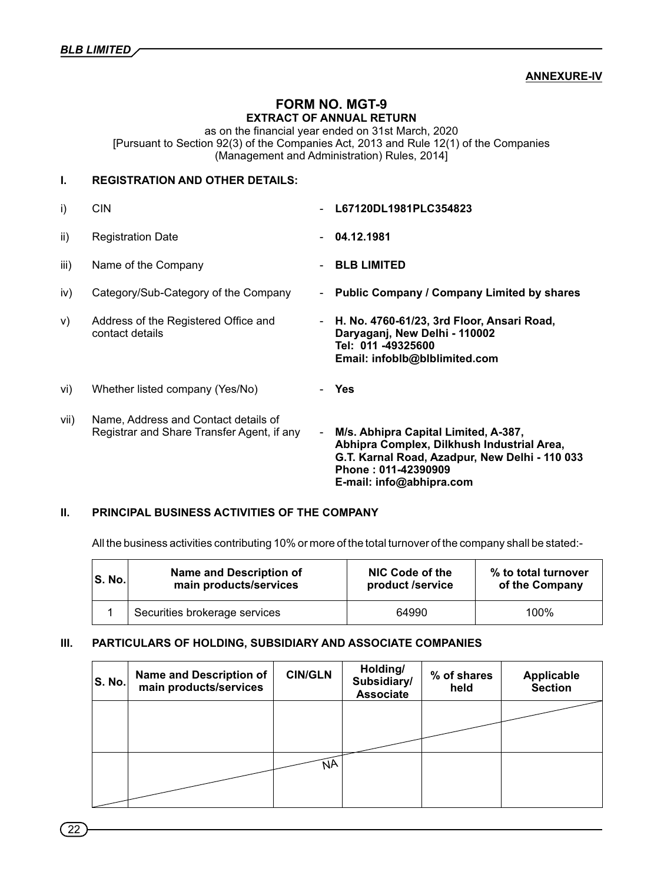**ANNEXURE-IV**

# FORM NO. MGT-9
## EXTRACT OF ANNUAL RETURN

as on the financial year ended on 31st March, 2020
[Pursuant to Section 92(3) of the Companies Act, 2013 and Rule 12(1) of the Companies (Management and Administration) Rules, 2014]

## I. REGISTRATION AND OTHER DETAILS:

i) CIN - **L67120DL1981PLC354823**

ii) Registration Date - **04.12.1981**

iii) Name of the Company - **BLB LIMITED**

iv) Category/Sub-Category of the Company - **Public Company / Company Limited by shares**

v) Address of the Registered Office and contact details - **H. No. 4760-61/23, 3rd Floor, Ansari Road, Daryaganj, New Delhi - 110002 Tel: 011 -49325600 Email: infoblb@blblimited.com**

vi) Whether listed company (Yes/No) - **Yes**

vii) Name, Address and Contact details of Registrar and Share Transfer Agent, if any - **M/s. Abhipra Capital Limited, A-387, Abhipra Complex, Dilkhush Industrial Area, G.T. Karnal Road, Azadpur, New Delhi - 110 033 Phone : 011-42390909 E-mail: info@abhipra.com**

## II. PRINCIPAL BUSINESS ACTIVITIES OF THE COMPANY

All the business activities contributing 10% or more of the total turnover of the company shall be stated:-

| S. No. | Name and Description of main products/services | NIC Code of the product /service | % to total turnover of the Company |
|---|---|---|---|
| 1 | Securities brokerage services | 64990 | 100% |

## III. PARTICULARS OF HOLDING, SUBSIDIARY AND ASSOCIATE COMPANIES

| S. No. | Name and Description of main products/services | CIN/GLN | Holding/ Subsidiary/ Associate | % of shares held | Applicable Section |
|---|---|---|---|---|---|
| | | NA | | | |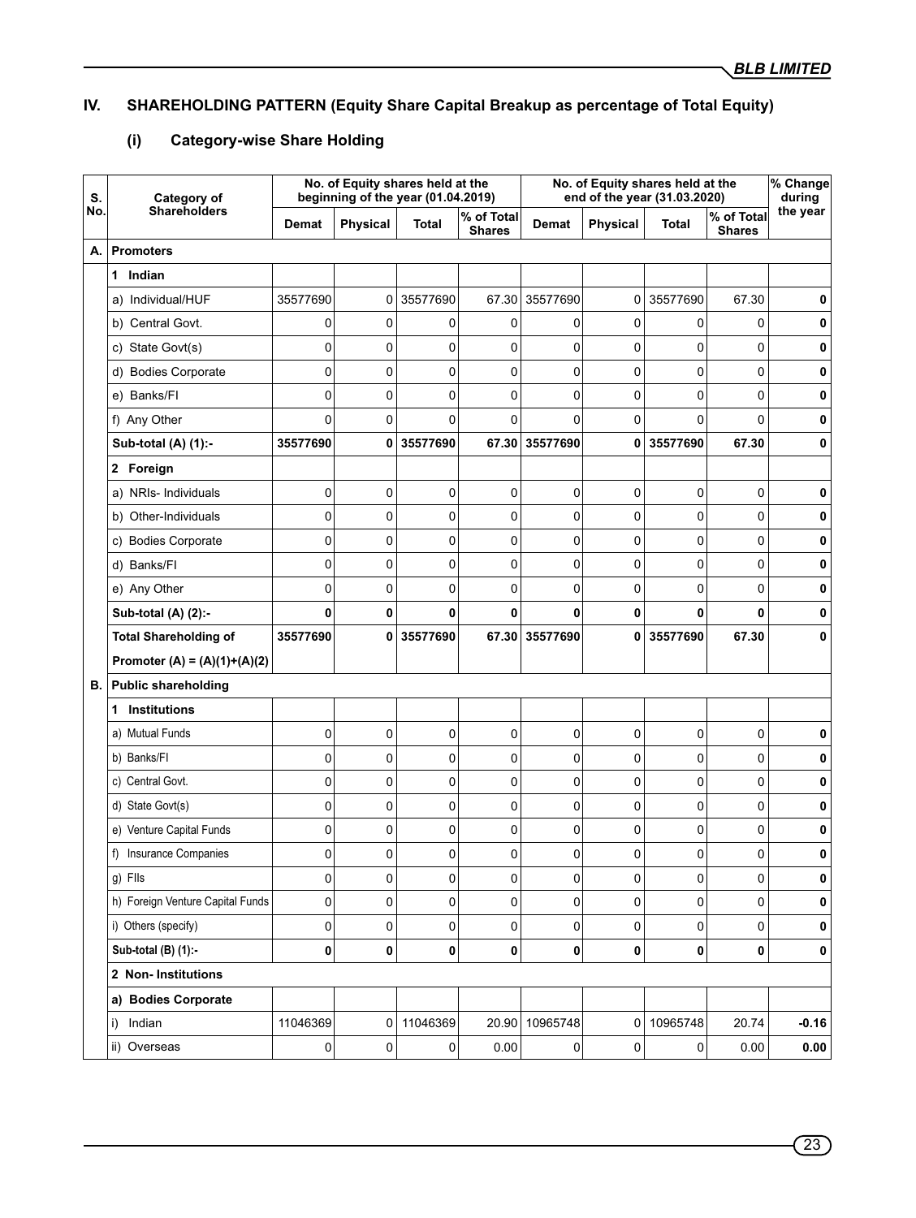## IV. SHAREHOLDING PATTERN (Equity Share Capital Breakup as percentage of Total Equity)

### (i) Category-wise Share Holding

| S. No. | Category of Shareholders | No. of Equity shares held at the beginning of the year (01.04.2019) | | | | No. of Equity shares held at the end of the year (31.03.2020) | | | | % Change during the year |
|---|---|---|---|---|---|---|---|---|---|---|
| | | Demat | Physical | Total | % of Total Shares | Demat | Physical | Total | % of Total Shares | |
| A. | **Promoters** | | | | | | | | | |
| | **1 Indian** | | | | | | | | | |
| | a) Individual/HUF | 35577690 | 0 | 35577690 | 67.30 | 35577690 | 0 | 35577690 | 67.30 | **0** |
| | b) Central Govt. | 0 | 0 | 0 | 0 | 0 | 0 | 0 | 0 | **0** |
| | c) State Govt(s) | 0 | 0 | 0 | 0 | 0 | 0 | 0 | 0 | **0** |
| | d) Bodies Corporate | 0 | 0 | 0 | 0 | 0 | 0 | 0 | 0 | **0** |
| | e) Banks/FI | 0 | 0 | 0 | 0 | 0 | 0 | 0 | 0 | **0** |
| | f) Any Other | 0 | 0 | 0 | 0 | 0 | 0 | 0 | 0 | **0** |
| | **Sub-total (A) (1):-** | **35577690** | **0** | **35577690** | **67.30** | **35577690** | **0** | **35577690** | **67.30** | **0** |
| | **2 Foreign** | | | | | | | | | |
| | a) NRIs- Individuals | 0 | 0 | 0 | 0 | 0 | 0 | 0 | 0 | **0** |
| | b) Other-Individuals | 0 | 0 | 0 | 0 | 0 | 0 | 0 | 0 | **0** |
| | c) Bodies Corporate | 0 | 0 | 0 | 0 | 0 | 0 | 0 | 0 | **0** |
| | d) Banks/FI | 0 | 0 | 0 | 0 | 0 | 0 | 0 | 0 | **0** |
| | e) Any Other | 0 | 0 | 0 | 0 | 0 | 0 | 0 | 0 | **0** |
| | **Sub-total (A) (2):-** | **0** | **0** | **0** | **0** | **0** | **0** | **0** | **0** | **0** |
| | **Total Shareholding of Promoter (A) = (A)(1)+(A)(2)** | **35577690** | **0** | **35577690** | **67.30** | **35577690** | **0** | **35577690** | **67.30** | **0** |
| B. | **Public shareholding** | | | | | | | | | |
| | **1 Institutions** | | | | | | | | | |
| | a) Mutual Funds | 0 | 0 | 0 | 0 | 0 | 0 | 0 | 0 | **0** |
| | b) Banks/FI | 0 | 0 | 0 | 0 | 0 | 0 | 0 | 0 | **0** |
| | c) Central Govt. | 0 | 0 | 0 | 0 | 0 | 0 | 0 | 0 | **0** |
| | d) State Govt(s) | 0 | 0 | 0 | 0 | 0 | 0 | 0 | 0 | **0** |
| | e) Venture Capital Funds | 0 | 0 | 0 | 0 | 0 | 0 | 0 | 0 | **0** |
| | f) Insurance Companies | 0 | 0 | 0 | 0 | 0 | 0 | 0 | 0 | **0** |
| | g) FIIs | 0 | 0 | 0 | 0 | 0 | 0 | 0 | 0 | **0** |
| | h) Foreign Venture Capital Funds | 0 | 0 | 0 | 0 | 0 | 0 | 0 | 0 | **0** |
| | i) Others (specify) | 0 | 0 | 0 | 0 | 0 | 0 | 0 | 0 | **0** |
| | **Sub-total (B) (1):-** | **0** | **0** | **0** | **0** | **0** | **0** | **0** | **0** | **0** |
| | **2 Non- Institutions** | | | | | | | | | |
| | **a) Bodies Corporate** | | | | | | | | | |
| | i) Indian | 11046369 | 0 | 11046369 | 20.90 | 10965748 | 0 | 10965748 | 20.74 | **-0.16** |
| | ii) Overseas | 0 | 0 | 0 | 0.00 | 0 | 0 | 0 | 0.00 | **0.00** |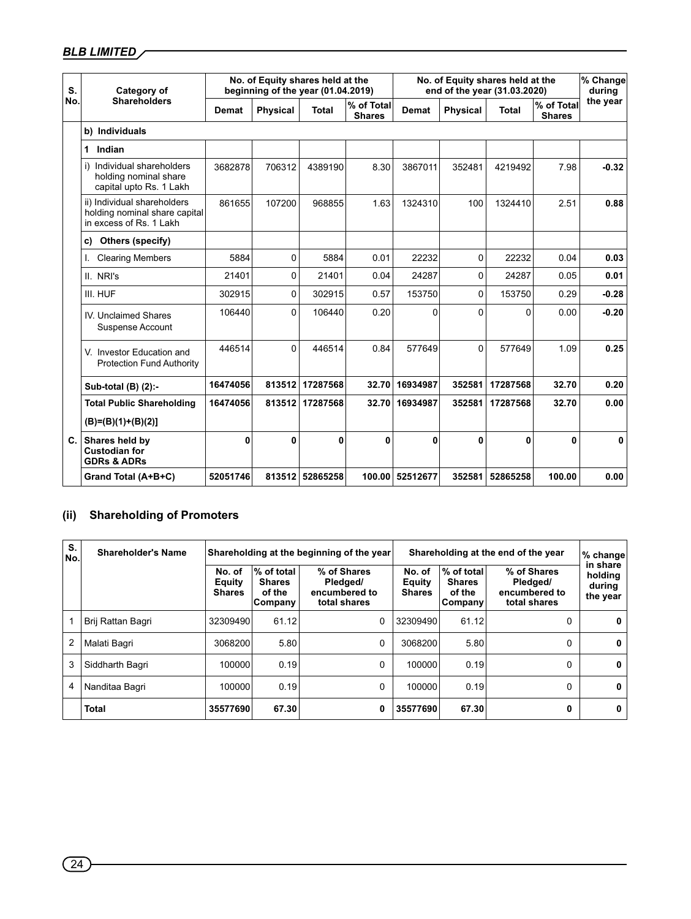| S. No. | Category of Shareholders | No. of Equity shares held at the beginning of the year (01.04.2019) | | | | No. of Equity shares held at the end of the year (31.03.2020) | | | | % Change during the year |
|---|---|---|---|---|---|---|---|---|---|---|
| | | Demat | Physical | Total | % of Total Shares | Demat | Physical | Total | % of Total Shares | |
| | **b) Individuals** | | | | | | | | | |
| | **1 Indian** | | | | | | | | | |
| | i) Individual shareholders holding nominal share capital upto Rs. 1 Lakh | 3682878 | 706312 | 4389190 | 8.30 | 3867011 | 352481 | 4219492 | 7.98 | **-0.32** |
| | ii) Individual shareholders holding nominal share capital in excess of Rs. 1 Lakh | 861655 | 107200 | 968855 | 1.63 | 1324310 | 100 | 1324410 | 2.51 | **0.88** |
| | **c) Others (specify)** | | | | | | | | | |
| | I. Clearing Members | 5884 | 0 | 5884 | 0.01 | 22232 | 0 | 22232 | 0.04 | **0.03** |
| | II. NRI's | 21401 | 0 | 21401 | 0.04 | 24287 | 0 | 24287 | 0.05 | **0.01** |
| | III. HUF | 302915 | 0 | 302915 | 0.57 | 153750 | 0 | 153750 | 0.29 | **-0.28** |
| | IV. Unclaimed Shares Suspense Account | 106440 | 0 | 106440 | 0.20 | 0 | 0 | 0 | 0.00 | **-0.20** |
| | V. Investor Education and Protection Fund Authority | 446514 | 0 | 446514 | 0.84 | 577649 | 0 | 577649 | 1.09 | **0.25** |
| | **Sub-total (B) (2):-** | **16474056** | **813512** | **17287568** | **32.70** | **16934987** | **352581** | **17287568** | **32.70** | **0.20** |
| | **Total Public Shareholding (B)=(B)(1)+(B)(2)]** | **16474056** | **813512** | **17287568** | **32.70** | **16934987** | **352581** | **17287568** | **32.70** | **0.00** |
| **C.** | **Shares held by Custodian for GDRs & ADRs** | **0** | **0** | **0** | **0** | **0** | **0** | **0** | **0** | **0** |
| | **Grand Total (A+B+C)** | **52051746** | **813512** | **52865258** | **100.00** | **52512677** | **352581** | **52865258** | **100.00** | **0.00** |

## (ii) Shareholding of Promoters

| S. No. | Shareholder's Name | Shareholding at the beginning of the year | | | Shareholding at the end of the year | | | % change in share holding during the year |
|---|---|---|---|---|---|---|---|---|
| | | No. of Equity Shares | % of total Shares of the Company | % of Shares Pledged/ encumbered to total shares | No. of Equity Shares | % of total Shares of the Company | % of Shares Pledged/ encumbered to total shares | |
| 1 | Brij Rattan Bagri | 32309490 | 61.12 | 0 | 32309490 | 61.12 | 0 | **0** |
| 2 | Malati Bagri | 3068200 | 5.80 | 0 | 3068200 | 5.80 | 0 | **0** |
| 3 | Siddharth Bagri | 100000 | 0.19 | 0 | 100000 | 0.19 | 0 | **0** |
| 4 | Nanditaa Bagri | 100000 | 0.19 | 0 | 100000 | 0.19 | 0 | **0** |
| | **Total** | **35577690** | **67.30** | **0** | **35577690** | **67.30** | **0** | **0** |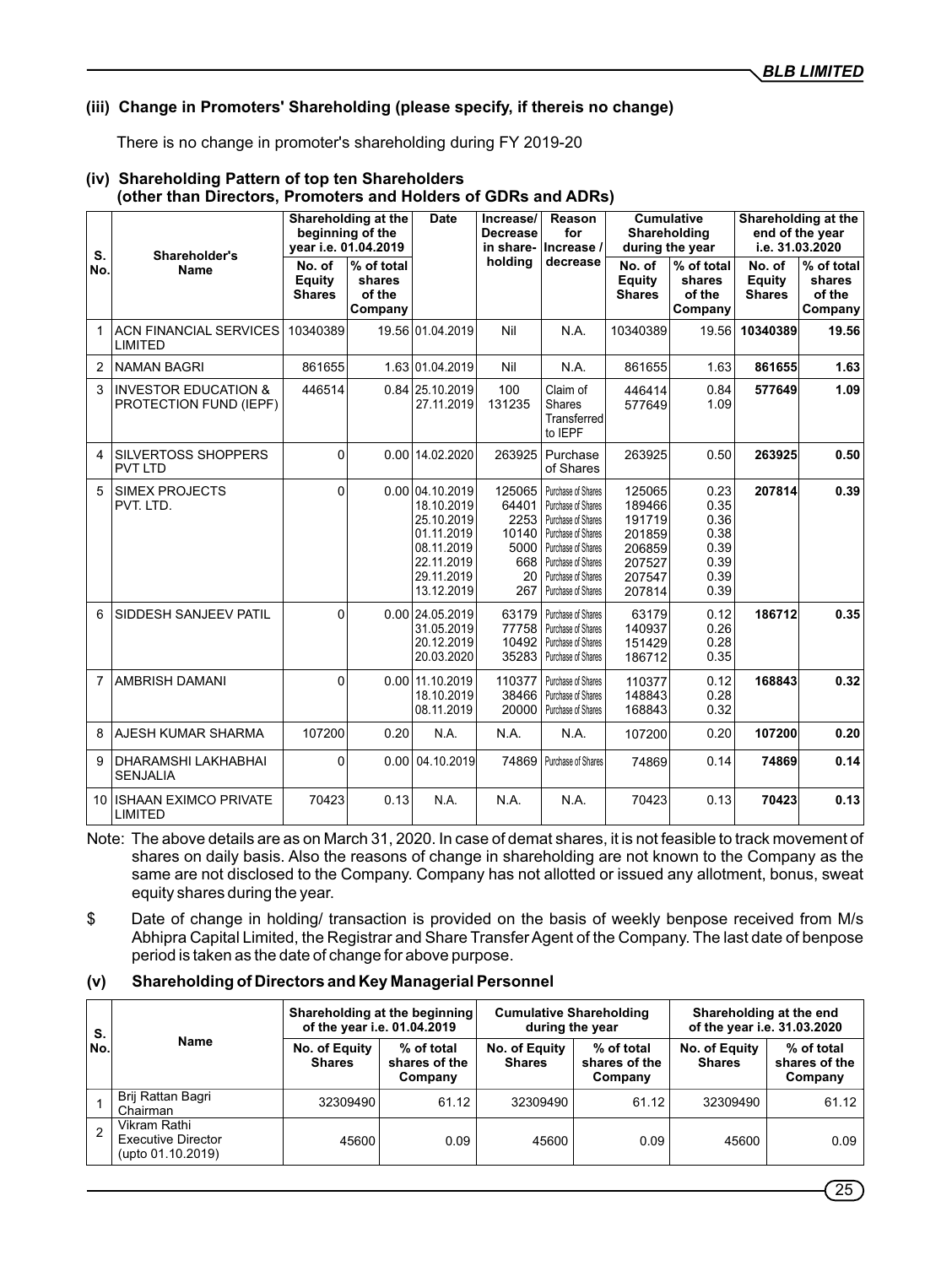### (iii) Change in Promoters' Shareholding (please specify, if thereis no change)

There is no change in promoter's shareholding during FY 2019-20

### (iv) Shareholding Pattern of top ten Shareholders (other than Directors, Promoters and Holders of GDRs and ADRs)

| S. No. | Shareholder's Name | Shareholding at the beginning of the year i.e. 01.04.2019 | | Date | Increase/ Decrease in share-holding | Reason for Increase / decrease | Cumulative Shareholding during the year | | Shareholding at the end of the year i.e. 31.03.2020 | |
|---|---|---|---|---|---|---|---|---|---|---|
| | | No. of Equity Shares | % of total shares of the Company | | | | No. of Equity Shares | % of total shares of the Company | No. of Equity Shares | % of total shares of the Company |
| 1 | ACN FINANCIAL SERVICES LIMITED | 10340389 | 19.56 | 01.04.2019 | Nil | N.A. | 10340389 | 19.56 | **10340389** | **19.56** |
| 2 | NAMAN BAGRI | 861655 | 1.63 | 01.04.2019 | Nil | N.A. | 861655 | 1.63 | **861655** | **1.63** |
| 3 | INVESTOR EDUCATION & PROTECTION FUND (IEPF) | 446514 | 0.84 | 25.10.2019<br>27.11.2019 | 100<br>131235 | Claim of Shares Transferred to IEPF | 446414<br>577649 | 0.84<br>1.09 | **577649** | **1.09** |
| 4 | SILVERTOSS SHOPPERS PVT LTD | 0 | 0.00 | 14.02.2020 | 263925 | Purchase of Shares | 263925 | 0.50 | **263925** | **0.50** |
| 5 | SIMEX PROJECTS PVT. LTD. | 0 | 0.00 | 04.10.2019<br>18.10.2019<br>25.10.2019<br>01.11.2019<br>08.11.2019<br>22.11.2019<br>29.11.2019<br>13.12.2019 | 125065<br>64401<br>2253<br>10140<br>5000<br>668<br>20<br>267 | Purchase of Shares<br>Purchase of Shares<br>Purchase of Shares<br>Purchase of Shares<br>Purchase of Shares<br>Purchase of Shares<br>Purchase of Shares<br>Purchase of Shares | 125065<br>189466<br>191719<br>201859<br>206859<br>207527<br>207547<br>207814 | 0.23<br>0.35<br>0.36<br>0.38<br>0.39<br>0.39<br>0.39<br>0.39 | **207814** | **0.39** |
| 6 | SIDDESH SANJEEV PATIL | 0 | 0.00 | 24.05.2019<br>31.05.2019<br>20.12.2019<br>20.03.2020 | 63179<br>77758<br>10492<br>35283 | Purchase of Shares<br>Purchase of Shares<br>Purchase of Shares<br>Purchase of Shares | 63179<br>140937<br>151429<br>186712 | 0.12<br>0.26<br>0.28<br>0.35 | **186712** | **0.35** |
| 7 | AMBRISH DAMANI | 0 | 0.00 | 11.10.2019<br>18.10.2019<br>08.11.2019 | 110377<br>38466<br>20000 | Purchase of Shares<br>Purchase of Shares<br>Purchase of Shares | 110377<br>148843<br>168843 | 0.12<br>0.28<br>0.32 | **168843** | **0.32** |
| 8 | AJESH KUMAR SHARMA | 107200 | 0.20 | N.A. | N.A. | N.A. | 107200 | 0.20 | **107200** | **0.20** |
| 9 | DHARAMSHI LAKHABHAI SENJALIA | 0 | 0.00 | 04.10.2019 | 74869 | Purchase of Shares | 74869 | 0.14 | **74869** | **0.14** |
| 10 | ISHAAN EXIMCO PRIVATE LIMITED | 70423 | 0.13 | N.A. | N.A. | N.A. | 70423 | 0.13 | **70423** | **0.13** |

Note: The above details are as on March 31, 2020. In case of demat shares, it is not feasible to track movement of shares on daily basis. Also the reasons of change in shareholding are not known to the Company as the same are not disclosed to the Company. Company has not allotted or issued any allotment, bonus, sweat equity shares during the year.

$ Date of change in holding/ transaction is provided on the basis of weekly benpose received from M/s Abhipra Capital Limited, the Registrar and Share Transfer Agent of the Company. The last date of benpose period is taken as the date of change for above purpose.

### (v) Shareholding of Directors and Key Managerial Personnel

| S. No. | Name | Shareholding at the beginning of the year i.e. 01.04.2019 | | Cumulative Shareholding during the year | | Shareholding at the end of the year i.e. 31.03.2020 | |
|---|---|---|---|---|---|---|---|
| | | No. of Equity Shares | % of total shares of the Company | No. of Equity Shares | % of total shares of the Company | No. of Equity Shares | % of total shares of the Company |
| 1 | Brij Rattan Bagri<br>Chairman | 32309490 | 61.12 | 32309490 | 61.12 | 32309490 | 61.12 |
| 2 | Vikram Rathi<br>Executive Director<br>(upto 01.10.2019) | 45600 | 0.09 | 45600 | 0.09 | 45600 | 0.09 |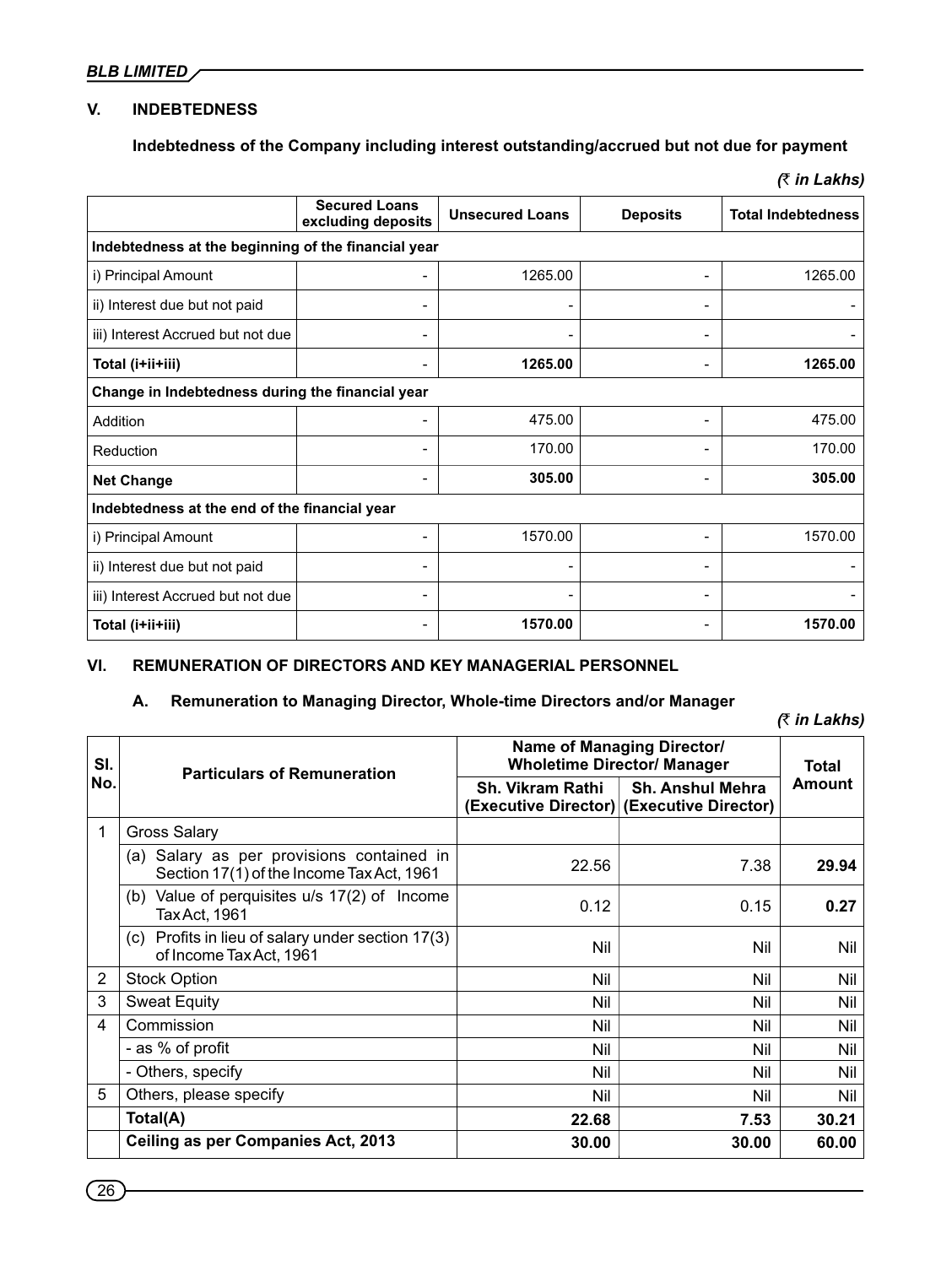## V. INDEBTEDNESS

**Indebtedness of the Company including interest outstanding/accrued but not due for payment**

*(₹ in Lakhs)*

| | Secured Loans excluding deposits | Unsecured Loans | Deposits | Total Indebtedness |
|---|---|---|---|---|
| **Indebtedness at the beginning of the financial year** | | | | |
| i) Principal Amount | - | 1265.00 | - | 1265.00 |
| ii) Interest due but not paid | - | - | - | - |
| iii) Interest Accrued but not due | - | - | - | - |
| **Total (i+ii+iii)** | - | **1265.00** | - | **1265.00** |
| **Change in Indebtedness during the financial year** | | | | |
| Addition | - | 475.00 | - | 475.00 |
| Reduction | - | 170.00 | - | 170.00 |
| **Net Change** | - | **305.00** | - | **305.00** |
| **Indebtedness at the end of the financial year** | | | | |
| i) Principal Amount | - | 1570.00 | - | 1570.00 |
| ii) Interest due but not paid | - | - | - | - |
| iii) Interest Accrued but not due | - | - | - | - |
| **Total (i+ii+iii)** | - | **1570.00** | - | **1570.00** |

## VI. REMUNERATION OF DIRECTORS AND KEY MANAGERIAL PERSONNEL

### A. Remuneration to Managing Director, Whole-time Directors and/or Manager

*(₹ in Lakhs)*

| Sl. No. | Particulars of Remuneration | Name of Managing Director/ Wholetime Director/ Manager | | Total Amount |
|---|---|---|---|---|
| | | Sh. Vikram Rathi (Executive Director) | Sh. Anshul Mehra (Executive Director) | |
| 1 | Gross Salary | | | |
| | (a) Salary as per provisions contained in Section 17(1) of the Income Tax Act, 1961 | 22.56 | 7.38 | **29.94** |
| | (b) Value of perquisites u/s 17(2) of Income Tax Act, 1961 | 0.12 | 0.15 | **0.27** |
| | (c) Profits in lieu of salary under section 17(3) of Income Tax Act, 1961 | Nil | Nil | Nil |
| 2 | Stock Option | Nil | Nil | Nil |
| 3 | Sweat Equity | Nil | Nil | Nil |
| 4 | Commission | Nil | Nil | Nil |
| | - as % of profit | Nil | Nil | Nil |
| | - Others, specify | Nil | Nil | Nil |
| 5 | Others, please specify | Nil | Nil | Nil |
| | **Total(A)** | **22.68** | **7.53** | **30.21** |
| | **Ceiling as per Companies Act, 2013** | **30.00** | **30.00** | **60.00** |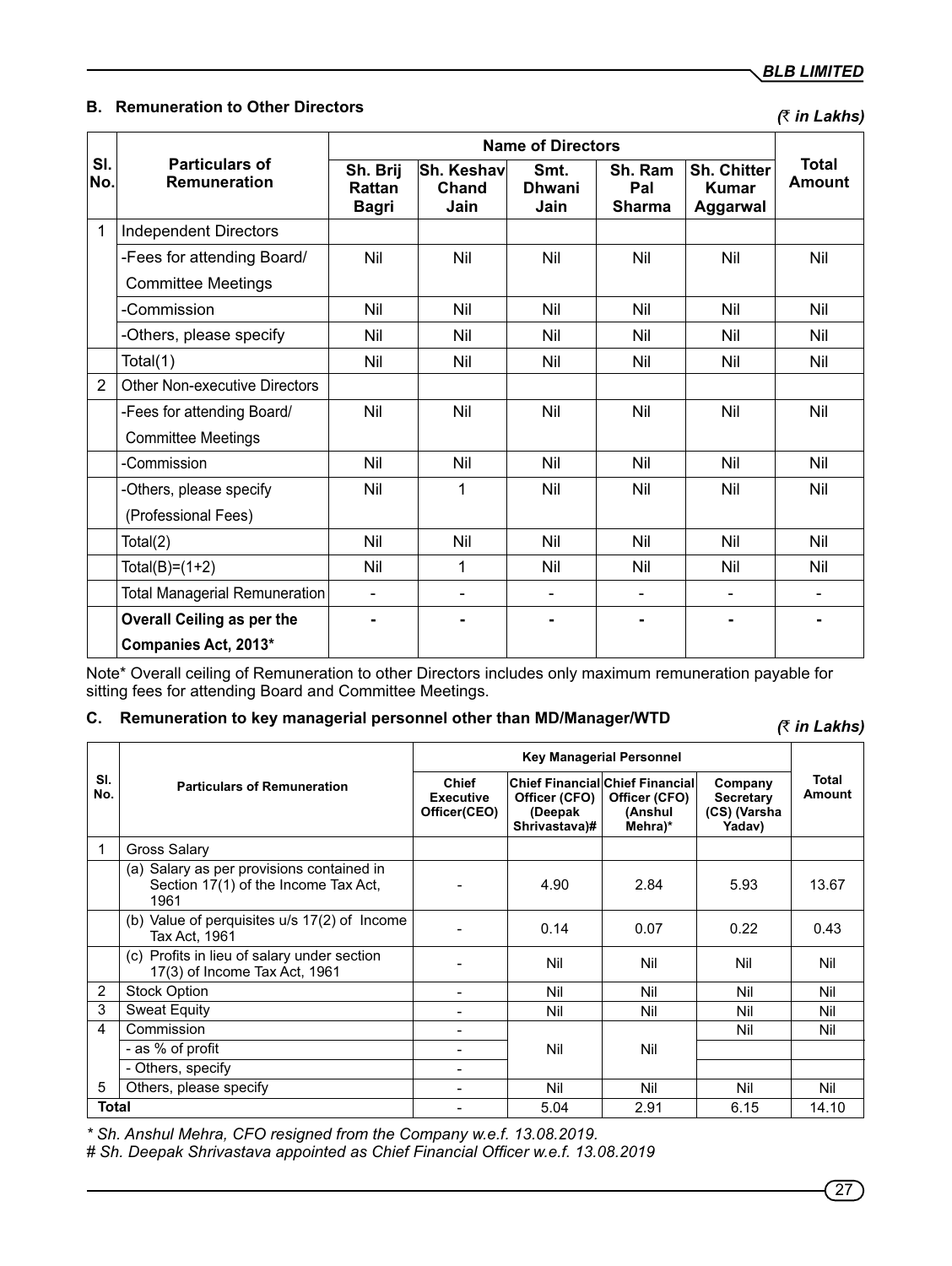### B. Remuneration to Other Directors

*(₹ in Lakhs)*

| Sl. No. | Particulars of Remuneration | Name of Directors | | | | | Total Amount |
|---|---|---|---|---|---|---|---|
| | | Sh. Brij Rattan Bagri | Sh. Keshav Chand Jain | Smt. Dhwani Jain | Sh. Ram Pal Sharma | Sh. Chitter Kumar Aggarwal | |
| 1 | Independent Directors | | | | | | |
| | -Fees for attending Board/ Committee Meetings | Nil | Nil | Nil | Nil | Nil | Nil |
| | -Commission | Nil | Nil | Nil | Nil | Nil | Nil |
| | -Others, please specify | Nil | Nil | Nil | Nil | Nil | Nil |
| | Total(1) | Nil | Nil | Nil | Nil | Nil | Nil |
| 2 | Other Non-executive Directors | | | | | | |
| | -Fees for attending Board/ Committee Meetings | Nil | Nil | Nil | Nil | Nil | Nil |
| | -Commission | Nil | Nil | Nil | Nil | Nil | Nil |
| | -Others, please specify (Professional Fees) | Nil | 1 | Nil | Nil | Nil | Nil |
| | Total(2) | Nil | Nil | Nil | Nil | Nil | Nil |
| | Total(B)=(1+2) | Nil | 1 | Nil | Nil | Nil | Nil |
| | Total Managerial Remuneration | - | - | - | - | - | - |
| | **Overall Ceiling as per the Companies Act, 2013*** | **-** | **-** | **-** | **-** | **-** | **-** |

Note* Overall ceiling of Remuneration to other Directors includes only maximum remuneration payable for sitting fees for attending Board and Committee Meetings.

### C. Remuneration to key managerial personnel other than MD/Manager/WTD

*(₹ in Lakhs)*

| Sl. No. | Particulars of Remuneration | Key Managerial Personnel | | | | Total Amount |
|---|---|---|---|---|---|---|
| | | Chief Executive Officer(CEO) | Chief Financial Officer (CFO) (Deepak Shrivastava)# | Chief Financial Officer (CFO) (Anshul Mehra)* | Company Secretary (CS) (Varsha Yadav) | |
| 1 | Gross Salary | | | | | |
| | (a) Salary as per provisions contained in Section 17(1) of the Income Tax Act, 1961 | - | 4.90 | 2.84 | 5.93 | 13.67 |
| | (b) Value of perquisites u/s 17(2) of Income Tax Act, 1961 | - | 0.14 | 0.07 | 0.22 | 0.43 |
| | (c) Profits in lieu of salary under section 17(3) of Income Tax Act, 1961 | - | Nil | Nil | Nil | Nil |
| 2 | Stock Option | - | Nil | Nil | Nil | Nil |
| 3 | Sweat Equity | - | Nil | Nil | Nil | Nil |
| 4 | Commission | - | Nil | Nil | Nil | Nil |
| | - as % of profit | - | | | | |
| | - Others, specify | - | | | | |
| 5 | Others, please specify | - | Nil | Nil | Nil | Nil |
| Total | | - | 5.04 | 2.91 | 6.15 | 14.10 |

*\* Sh. Anshul Mehra, CFO resigned from the Company w.e.f. 13.08.2019.*

*# Sh. Deepak Shrivastava appointed as Chief Financial Officer w.e.f. 13.08.2019*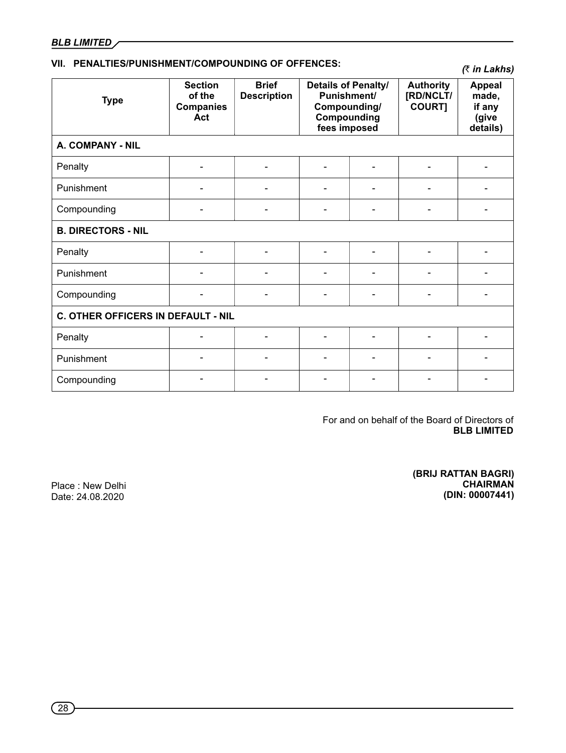## VII. PENALTIES/PUNISHMENT/COMPOUNDING OF OFFENCES:

*(₹ in Lakhs)*

| Type | Section of the Companies Act | Brief Description | Details of Penalty/ Punishment/ Compounding/ Compounding fees imposed | | Authority [RD/NCLT/ COURT] | Appeal made, if any (give details) |
|---|---|---|---|---|---|---|
| **A. COMPANY - NIL** | | | | | | |
| Penalty | - | - | - | - | - | - |
| Punishment | - | - | - | - | - | - |
| Compounding | - | - | - | - | - | - |
| **B. DIRECTORS - NIL** | | | | | | |
| Penalty | - | - | - | - | - | - |
| Punishment | - | - | - | - | - | - |
| Compounding | - | - | - | - | - | - |
| **C. OTHER OFFICERS IN DEFAULT - NIL** | | | | | | |
| Penalty | - | - | - | - | - | - |
| Punishment | - | - | - | - | - | - |
| Compounding | - | - | - | - | - | - |

For and on behalf of the Board of Directors of
**BLB LIMITED**

Place : New Delhi
Date: 24.08.2020

**(BRIJ RATTAN BAGRI)**
**CHAIRMAN**
**(DIN: 00007441)**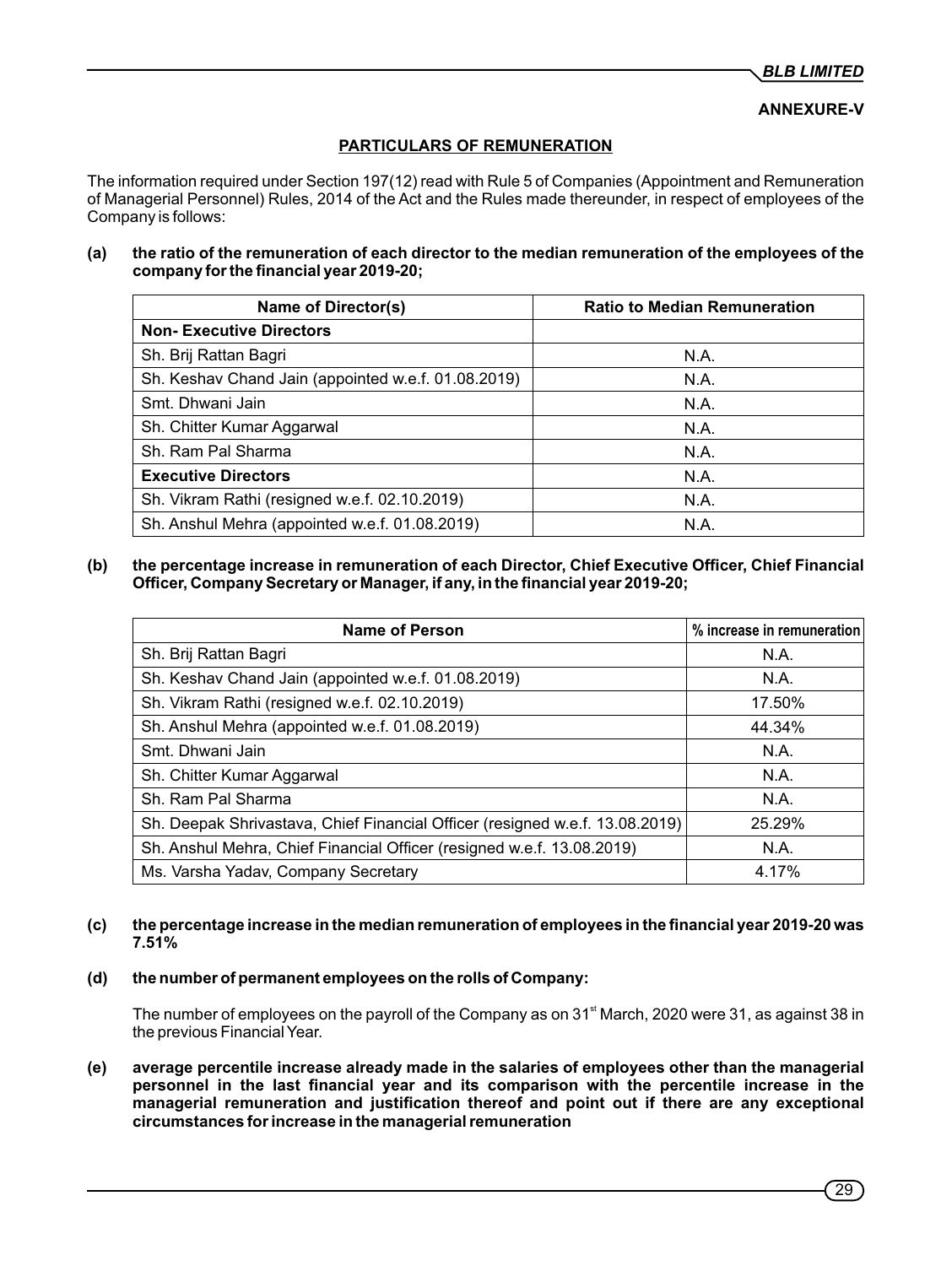ANNEXURE-V

## PARTICULARS OF REMUNERATION

The information required under Section 197(12) read with Rule 5 of Companies (Appointment and Remuneration of Managerial Personnel) Rules, 2014 of the Act and the Rules made thereunder, in respect of employees of the Company is follows:

**(a) the ratio of the remuneration of each director to the median remuneration of the employees of the company for the financial year 2019-20;**

| Name of Director(s) | Ratio to Median Remuneration |
|---|---|
| **Non- Executive Directors** | |
| Sh. Brij Rattan Bagri | N.A. |
| Sh. Keshav Chand Jain (appointed w.e.f. 01.08.2019) | N.A. |
| Smt. Dhwani Jain | N.A. |
| Sh. Chitter Kumar Aggarwal | N.A. |
| Sh. Ram Pal Sharma | N.A. |
| **Executive Directors** | N.A. |
| Sh. Vikram Rathi (resigned w.e.f. 02.10.2019) | N.A. |
| Sh. Anshul Mehra (appointed w.e.f. 01.08.2019) | N.A. |

**(b) the percentage increase in remuneration of each Director, Chief Executive Officer, Chief Financial Officer, Company Secretary or Manager, if any, in the financial year 2019-20;**

| Name of Person | % increase in remuneration |
|---|---|
| Sh. Brij Rattan Bagri | N.A. |
| Sh. Keshav Chand Jain (appointed w.e.f. 01.08.2019) | N.A. |
| Sh. Vikram Rathi (resigned w.e.f. 02.10.2019) | 17.50% |
| Sh. Anshul Mehra (appointed w.e.f. 01.08.2019) | 44.34% |
| Smt. Dhwani Jain | N.A. |
| Sh. Chitter Kumar Aggarwal | N.A. |
| Sh. Ram Pal Sharma | N.A. |
| Sh. Deepak Shrivastava, Chief Financial Officer (resigned w.e.f. 13.08.2019) | 25.29% |
| Sh. Anshul Mehra, Chief Financial Officer (resigned w.e.f. 13.08.2019) | N.A. |
| Ms. Varsha Yadav, Company Secretary | 4.17% |

**(c) the percentage increase in the median remuneration of employees in the financial year 2019-20 was 7.51%**

**(d) the number of permanent employees on the rolls of Company:**

The number of employees on the payroll of the Company as on 31st March, 2020 were 31, as against 38 in the previous Financial Year.

**(e) average percentile increase already made in the salaries of employees other than the managerial personnel in the last financial year and its comparison with the percentile increase in the managerial remuneration and justification thereof and point out if there are any exceptional circumstances for increase in the managerial remuneration**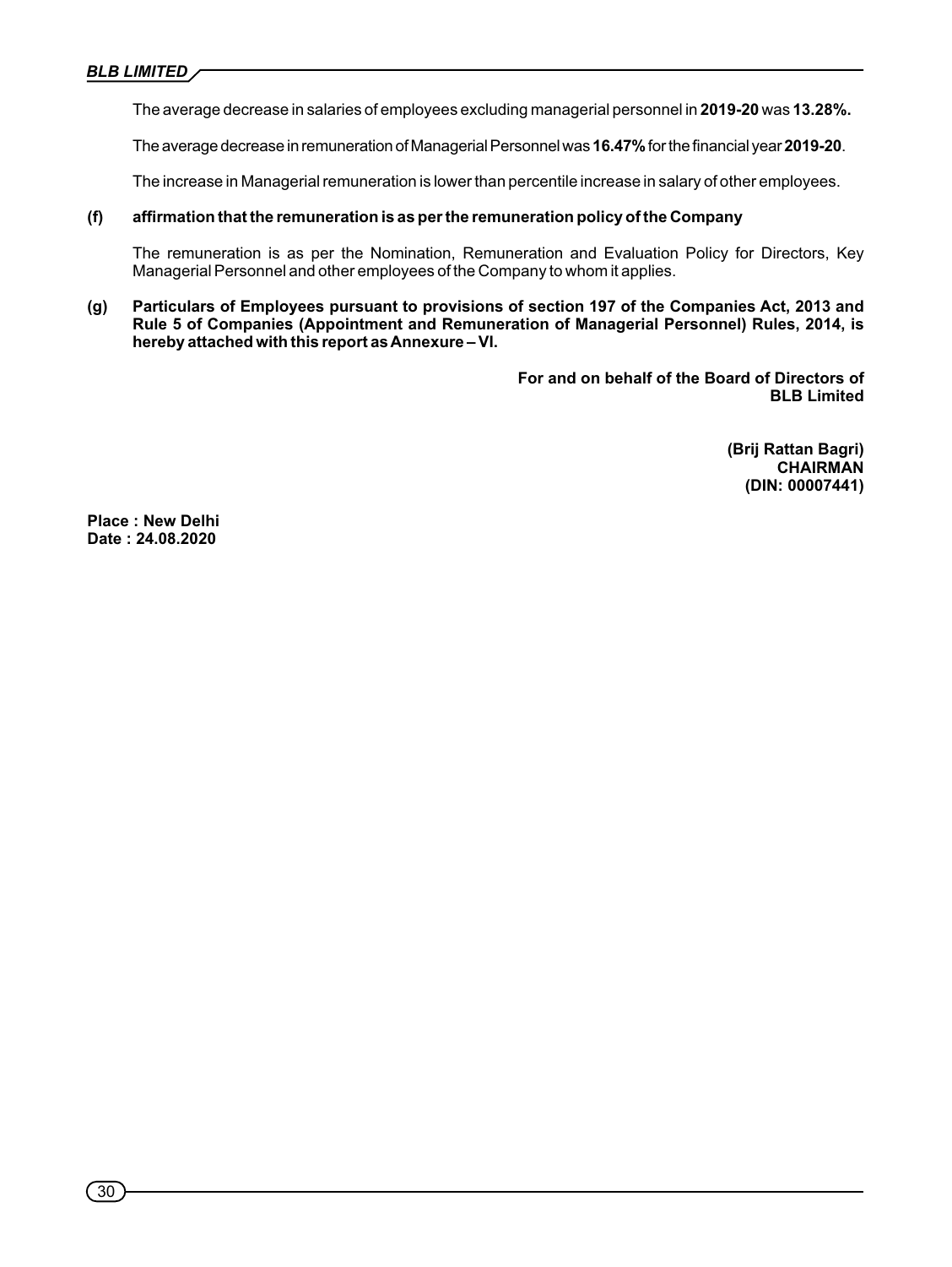The average decrease in salaries of employees excluding managerial personnel in **2019-20** was **13.28%.**

The average decrease in remuneration of Managerial Personnel was **16.47%** for the financial year **2019-20**.

The increase in Managerial remuneration is lower than percentile increase in salary of other employees.

**(f) affirmation that the remuneration is as per the remuneration policy of the Company**

The remuneration is as per the Nomination, Remuneration and Evaluation Policy for Directors, Key Managerial Personnel and other employees of the Company to whom it applies.

**(g) Particulars of Employees pursuant to provisions of section 197 of the Companies Act, 2013 and Rule 5 of Companies (Appointment and Remuneration of Managerial Personnel) Rules, 2014, is hereby attached with this report as Annexure – VI.**

**For and on behalf of the Board of Directors of**
**BLB Limited**

**(Brij Rattan Bagri)**
**CHAIRMAN**
**(DIN: 00007441)**

**Place : New Delhi**
**Date : 24.08.2020**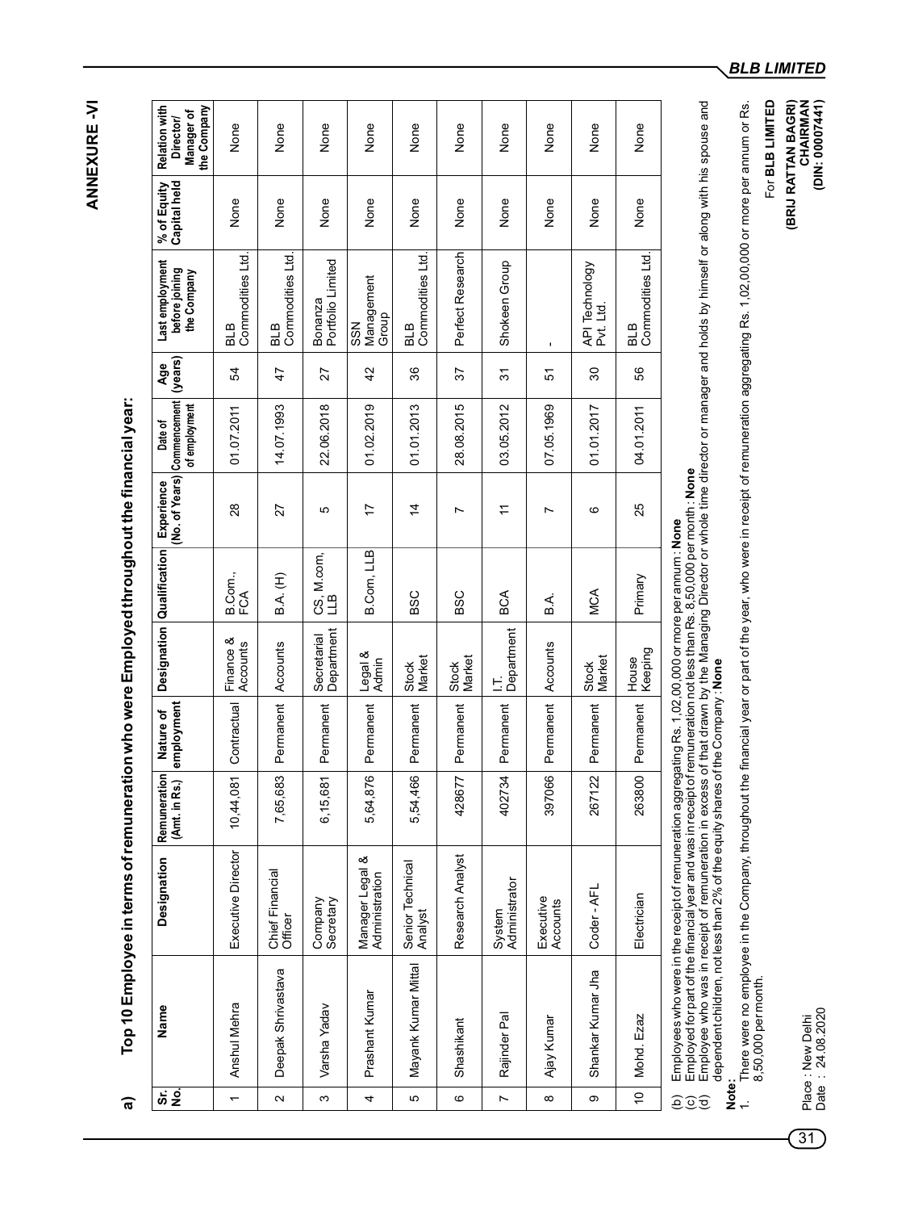## ANNEXURE -VI

**a) Top 10 Employee in terms of remuneration who were Employed throughout the financial year:**

| Sr. No. | Name | Designation | Remuneration (Amt. in Rs.) | Nature of employment | Designation | Qualification | Experience (No. of Years) | Date of Commencement of employment | Age (years) | Last employment before joining the Company | % of Equity Capital held | Relation with Director/ Manager of the Company |
|---|---|---|---|---|---|---|---|---|---|---|---|---|
| 1 | Anshul Mehra | Executive Director | 10,44,081 | Contractual | Finance & Accounts | B.Com., FCA | 28 | 01.07.2011 | 54 | BLB Commodities Ltd. | None | None |
| 2 | Deepak Shrivastava | Chief Financial Officer | 7,65,683 | Permanent | Accounts | B.A. (H) | 27 | 14.07.1993 | 47 | BLB Commodities Ltd. | None | None |
| 3 | Varsha Yadav | Company Secretary | 6,15,681 | Permanent | Secretarial Department | CS, M.com, LLB | 5 | 22.06.2018 | 27 | Bonanza Portfolio Limited | None | None |
| 4 | Prashant Kumar | Manager Legal & Administration | 5,64,876 | Permanent | Legal & Admin | B.Com, LLB | 17 | 01.02.2019 | 42 | SSN Management Group | None | None |
| 5 | Mayank Kumar Mittal | Senior Technical Analyst | 5,54,466 | Permanent | Stock Market | BSC | 14 | 01.01.2013 | 36 | BLB Commodities Ltd. | None | None |
| 6 | Shashikant | Research Analyst | 428677 | Permanent | Stock Market | BSC | 7 | 28.08.2015 | 37 | Perfect Research | None | None |
| 7 | Rajinder Pal | System Administrator | 402734 | Permanent | I.T. Department | BCA | 11 | 03.05.2012 | 31 | Shokeen Group | None | None |
| 8 | Ajay Kumar | Executive Accounts | 397066 | Permanent | Accounts | B.A. | 7 | 07.05.1969 | 51 | - | None | None |
| 9 | Shankar Kumar Jha | Coder - AFL | 267122 | Permanent | Stock Market | MCA | 6 | 01.01.2017 | 30 | API Technology Pvt. Ltd. | None | None |
| 10 | Mohd. Ezaz | Electrician | 263800 | Permanent | House Keeping | Primary | 25 | 04.01.2011 | 56 | BLB Commodities Ltd. | None | None |

(b) Employees who were in the receipt of remuneration aggregating Rs. 1,02,00,000 or more per annum : **None**

(c) Employed for part of the financial year and was in receipt of remuneration not less than Rs. 8,50,000 per month : **None**

(d) Employee who was in receipt of remuneration in excess of that drawn by the Managing Director or whole time director or manager and holds by himself or along with his spouse and dependent children, not less than 2% of the equity shares of the Company : **None**

**Note:**

1. There were no employee in the Company, throughout the financial year or part of the year, who were in receipt of remuneration aggregating Rs. 1,02,00,000 or more per annum or Rs. 8,50,000 per month.

Place : New Delhi
Date : 24.08.2020

For **BLB LIMITED**

**(BRIJ RATTAN BAGRI)**
**CHAIRMAN**
**(DIN: 00007441)**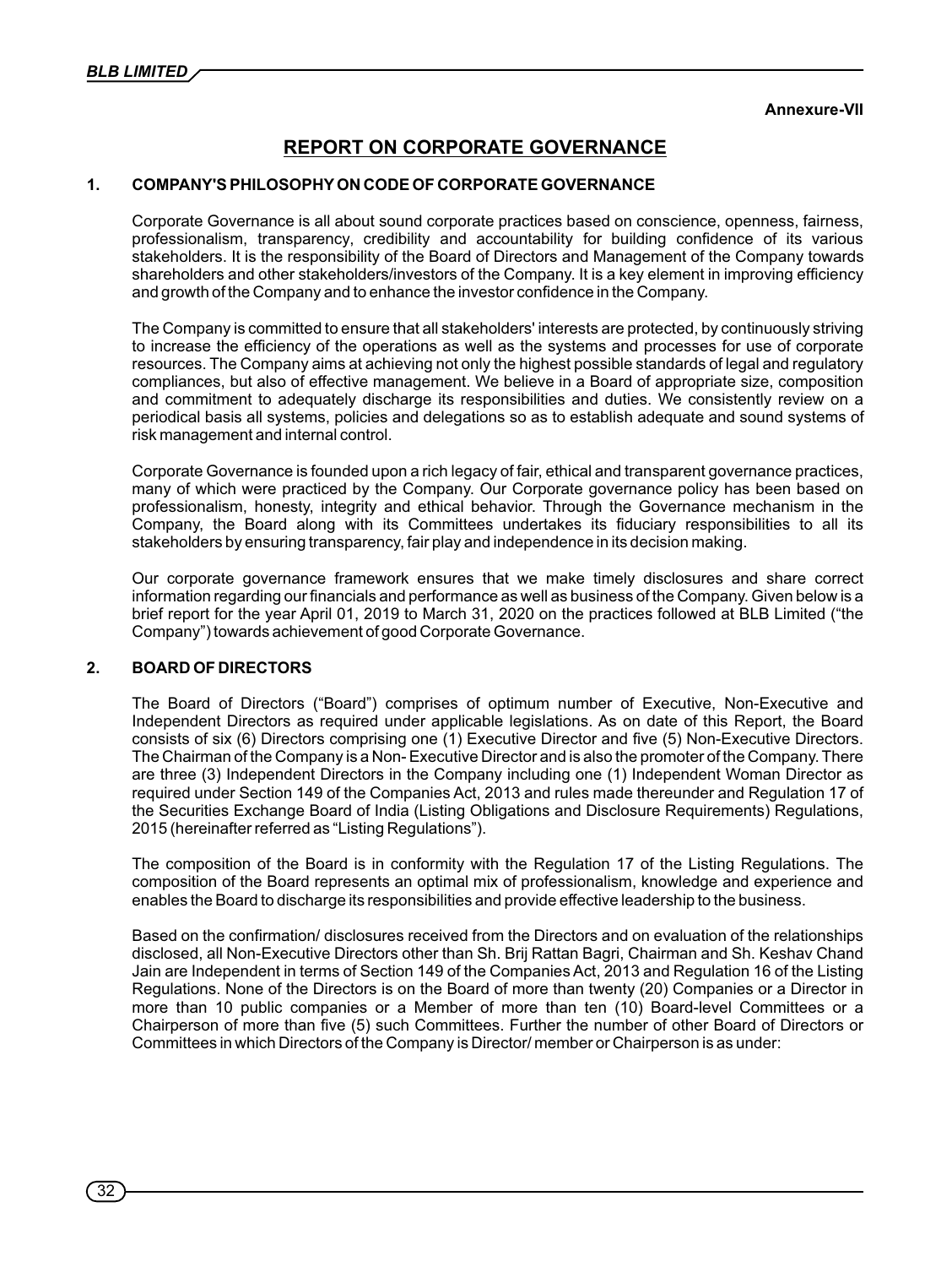Annexure-VII

# REPORT ON CORPORATE GOVERNANCE

## 1. COMPANY'S PHILOSOPHY ON CODE OF CORPORATE GOVERNANCE

Corporate Governance is all about sound corporate practices based on conscience, openness, fairness, professionalism, transparency, credibility and accountability for building confidence of its various stakeholders. It is the responsibility of the Board of Directors and Management of the Company towards shareholders and other stakeholders/investors of the Company. It is a key element in improving efficiency and growth of the Company and to enhance the investor confidence in the Company.

The Company is committed to ensure that all stakeholders' interests are protected, by continuously striving to increase the efficiency of the operations as well as the systems and processes for use of corporate resources. The Company aims at achieving not only the highest possible standards of legal and regulatory compliances, but also of effective management. We believe in a Board of appropriate size, composition and commitment to adequately discharge its responsibilities and duties. We consistently review on a periodical basis all systems, policies and delegations so as to establish adequate and sound systems of risk management and internal control.

Corporate Governance is founded upon a rich legacy of fair, ethical and transparent governance practices, many of which were practiced by the Company. Our Corporate governance policy has been based on professionalism, honesty, integrity and ethical behavior. Through the Governance mechanism in the Company, the Board along with its Committees undertakes its fiduciary responsibilities to all its stakeholders by ensuring transparency, fair play and independence in its decision making.

Our corporate governance framework ensures that we make timely disclosures and share correct information regarding our financials and performance as well as business of the Company. Given below is a brief report for the year April 01, 2019 to March 31, 2020 on the practices followed at BLB Limited ("the Company") towards achievement of good Corporate Governance.

## 2. BOARD OF DIRECTORS

The Board of Directors ("Board") comprises of optimum number of Executive, Non-Executive and Independent Directors as required under applicable legislations. As on date of this Report, the Board consists of six (6) Directors comprising one (1) Executive Director and five (5) Non-Executive Directors. The Chairman of the Company is a Non- Executive Director and is also the promoter of the Company. There are three (3) Independent Directors in the Company including one (1) Independent Woman Director as required under Section 149 of the Companies Act, 2013 and rules made thereunder and Regulation 17 of the Securities Exchange Board of India (Listing Obligations and Disclosure Requirements) Regulations, 2015 (hereinafter referred as "Listing Regulations").

The composition of the Board is in conformity with the Regulation 17 of the Listing Regulations. The composition of the Board represents an optimal mix of professionalism, knowledge and experience and enables the Board to discharge its responsibilities and provide effective leadership to the business.

Based on the confirmation/ disclosures received from the Directors and on evaluation of the relationships disclosed, all Non-Executive Directors other than Sh. Brij Rattan Bagri, Chairman and Sh. Keshav Chand Jain are Independent in terms of Section 149 of the Companies Act, 2013 and Regulation 16 of the Listing Regulations. None of the Directors is on the Board of more than twenty (20) Companies or a Director in more than 10 public companies or a Member of more than ten (10) Board-level Committees or a Chairperson of more than five (5) such Committees. Further the number of other Board of Directors or Committees in which Directors of the Company is Director/ member or Chairperson is as under: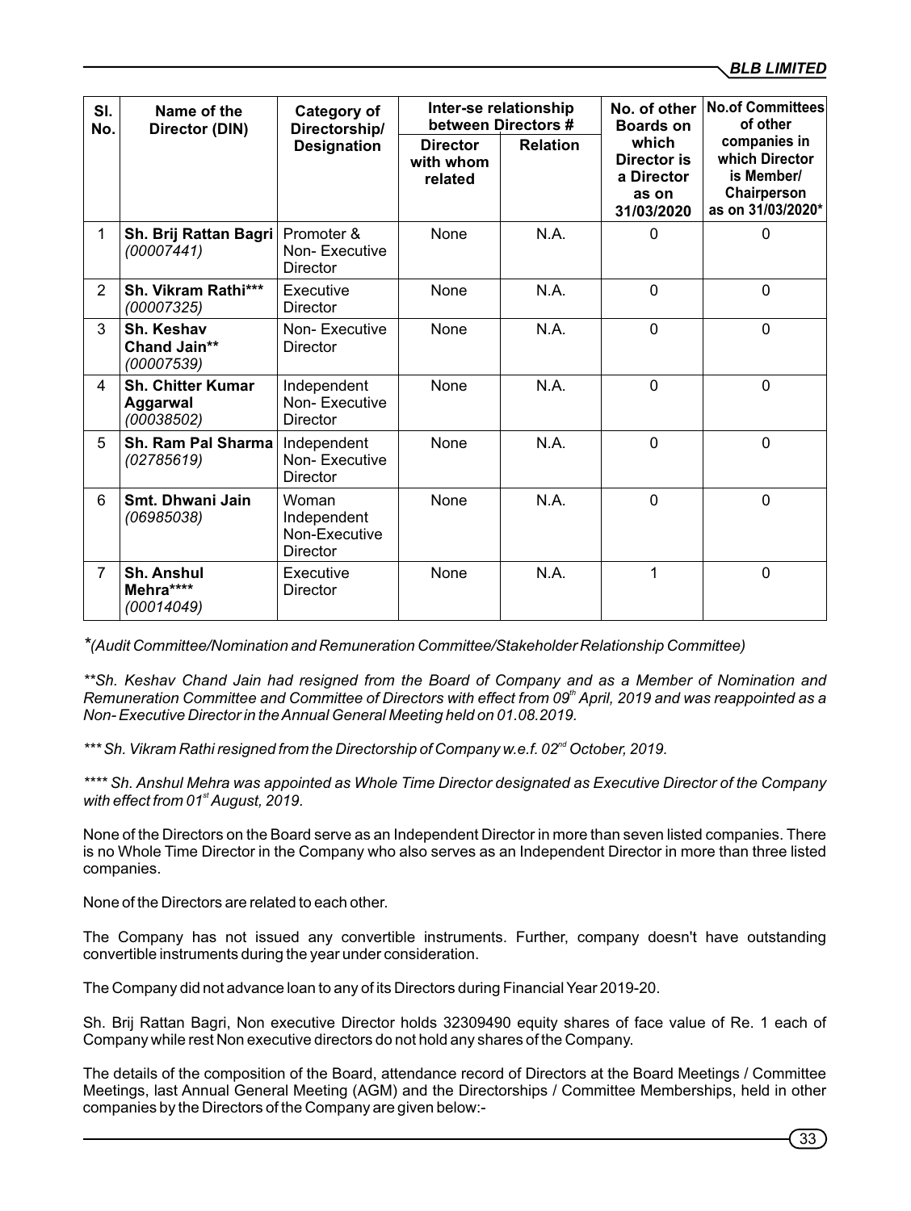| Sl. No. | Name of the Director (DIN) | Category of Directorship/ Designation | Inter-se relationship between Directors # | | No. of other Boards on which Director is a Director as on 31/03/2020 | No.of Committees of other companies in which Director is Member/ Chairperson as on 31/03/2020* |
|---|---|---|---|---|---|---|
| | | | Director with whom related | Relation | | |
| 1 | **Sh. Brij Rattan Bagri** *(00007441)* | Promoter & Non- Executive Director | None | N.A. | 0 | 0 |
| 2 | **Sh. Vikram Rathi***** *(00007325)* | Executive Director | None | N.A. | 0 | 0 |
| 3 | **Sh. Keshav Chand Jain**** *(00007539)* | Non- Executive Director | None | N.A. | 0 | 0 |
| 4 | **Sh. Chitter Kumar Aggarwal** *(00038502)* | Independent Non- Executive Director | None | N.A. | 0 | 0 |
| 5 | **Sh. Ram Pal Sharma** *(02785619)* | Independent Non- Executive Director | None | N.A. | 0 | 0 |
| 6 | **Smt. Dhwani Jain** *(06985038)* | Woman Independent Non-Executive Director | None | N.A. | 0 | 0 |
| 7 | **Sh. Anshul Mehra****** *(00014049)* | Executive Director | None | N.A. | 1 | 0 |

*\*(Audit Committee/Nomination and Remuneration Committee/Stakeholder Relationship Committee)*

*\*\*Sh. Keshav Chand Jain had resigned from the Board of Company and as a Member of Nomination and Remuneration Committee and Committee of Directors with effect from 09th April, 2019 and was reappointed as a Non- Executive Director in the Annual General Meeting held on 01.08.2019.*

*\*\*\* Sh. Vikram Rathi resigned from the Directorship of Company w.e.f. 02nd October, 2019.*

*\*\*\*\* Sh. Anshul Mehra was appointed as Whole Time Director designated as Executive Director of the Company with effect from 01st August, 2019.*

None of the Directors on the Board serve as an Independent Director in more than seven listed companies. There is no Whole Time Director in the Company who also serves as an Independent Director in more than three listed companies.

None of the Directors are related to each other.

The Company has not issued any convertible instruments. Further, company doesn't have outstanding convertible instruments during the year under consideration.

The Company did not advance loan to any of its Directors during Financial Year 2019-20.

Sh. Brij Rattan Bagri, Non executive Director holds 32309490 equity shares of face value of Re. 1 each of Company while rest Non executive directors do not hold any shares of the Company.

The details of the composition of the Board, attendance record of Directors at the Board Meetings / Committee Meetings, last Annual General Meeting (AGM) and the Directorships / Committee Memberships, held in other companies by the Directors of the Company are given below:-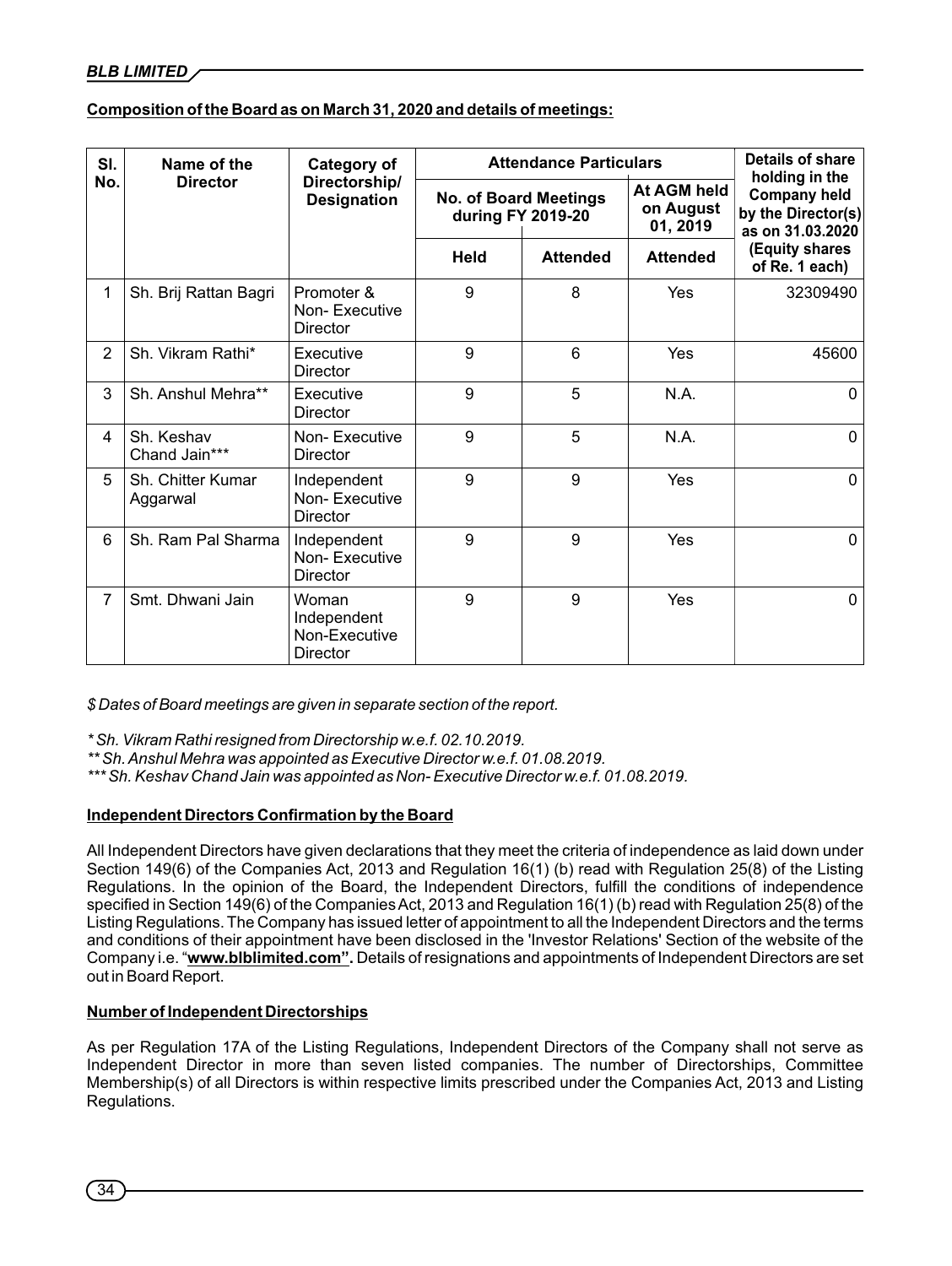**Composition of the Board as on March 31, 2020 and details of meetings:**

| Sl. No. | Name of the Director | Category of Directorship/ Designation | Attendance Particulars | | | Details of share holding in the Company held by the Director(s) as on 31.03.2020 (Equity shares of Re. 1 each) |
|---|---|---|---|---|---|---|
| | | | No. of Board Meetings during FY 2019-20 | | At AGM held on August 01, 2019 | |
| | | | Held | Attended | Attended | |
| 1 | Sh. Brij Rattan Bagri | Promoter & Non- Executive Director | 9 | 8 | Yes | 32309490 |
| 2 | Sh. Vikram Rathi* | Executive Director | 9 | 6 | Yes | 45600 |
| 3 | Sh. Anshul Mehra** | Executive Director | 9 | 5 | N.A. | 0 |
| 4 | Sh. Keshav Chand Jain*** | Non- Executive Director | 9 | 5 | N.A. | 0 |
| 5 | Sh. Chitter Kumar Aggarwal | Independent Non- Executive Director | 9 | 9 | Yes | 0 |
| 6 | Sh. Ram Pal Sharma | Independent Non- Executive Director | 9 | 9 | Yes | 0 |
| 7 | Smt. Dhwani Jain | Woman Independent Non-Executive Director | 9 | 9 | Yes | 0 |

*$ Dates of Board meetings are given in separate section of the report.*

*\* Sh. Vikram Rathi resigned from Directorship w.e.f. 02.10.2019.*
*\*\* Sh. Anshul Mehra was appointed as Executive Director w.e.f. 01.08.2019.*
*\*\*\* Sh. Keshav Chand Jain was appointed as Non- Executive Director w.e.f. 01.08.2019.*

**Independent Directors Confirmation by the Board**

All Independent Directors have given declarations that they meet the criteria of independence as laid down under Section 149(6) of the Companies Act, 2013 and Regulation 16(1) (b) read with Regulation 25(8) of the Listing Regulations. In the opinion of the Board, the Independent Directors, fulfill the conditions of independence specified in Section 149(6) of the Companies Act, 2013 and Regulation 16(1) (b) read with Regulation 25(8) of the Listing Regulations. The Company has issued letter of appointment to all the Independent Directors and the terms and conditions of their appointment have been disclosed in the 'Investor Relations' Section of the website of the Company i.e. "**www.blblimited.com".** Details of resignations and appointments of Independent Directors are set out in Board Report.

**Number of Independent Directorships**

As per Regulation 17A of the Listing Regulations, Independent Directors of the Company shall not serve as Independent Director in more than seven listed companies. The number of Directorships, Committee Membership(s) of all Directors is within respective limits prescribed under the Companies Act, 2013 and Listing Regulations.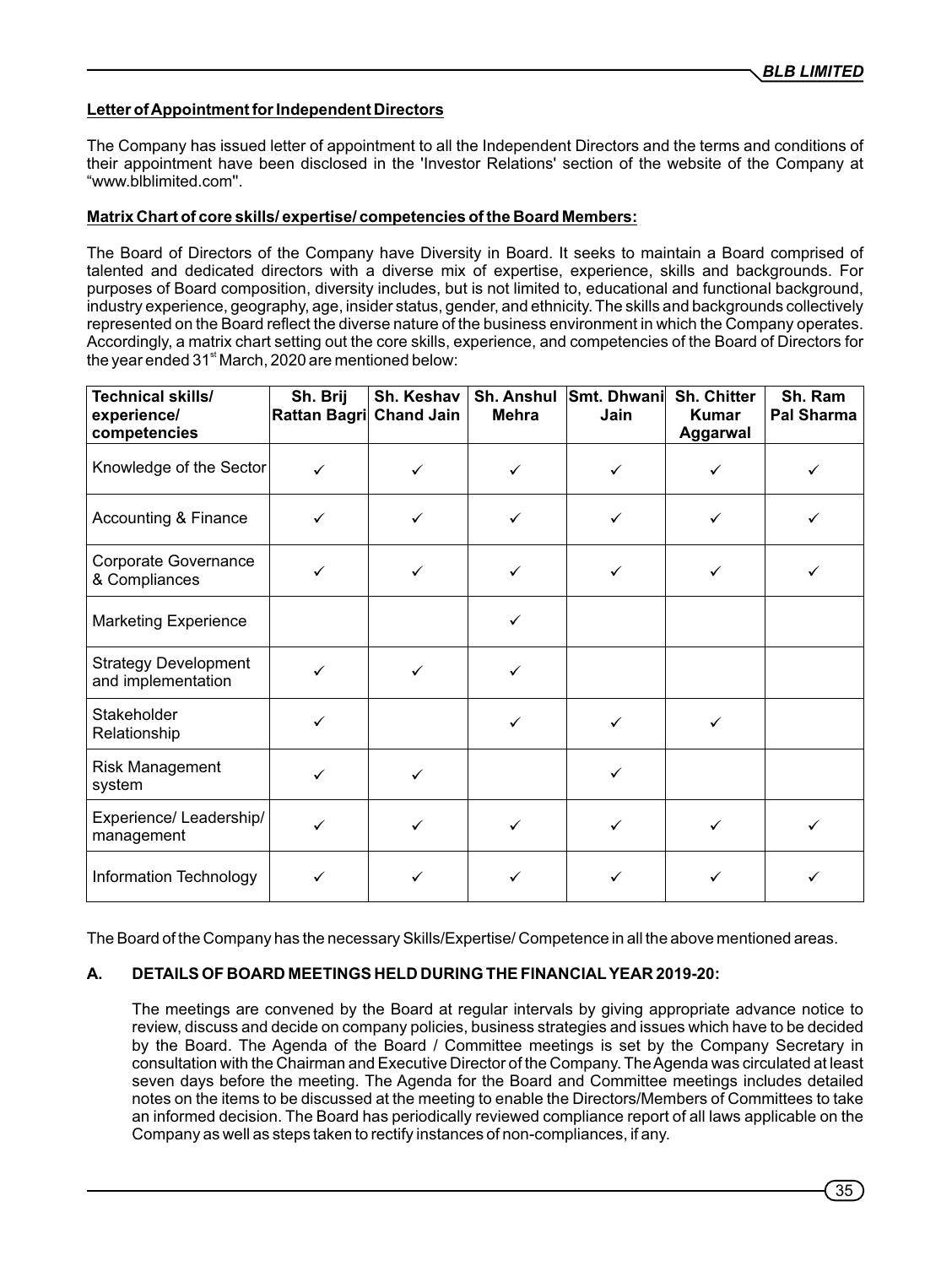**Letter of Appointment for Independent Directors**

The Company has issued letter of appointment to all the Independent Directors and the terms and conditions of their appointment have been disclosed in the 'Investor Relations' section of the website of the Company at "www.blblimited.com".

**Matrix Chart of core skills/ expertise/ competencies of the Board Members:**

The Board of Directors of the Company have Diversity in Board. It seeks to maintain a Board comprised of talented and dedicated directors with a diverse mix of expertise, experience, skills and backgrounds. For purposes of Board composition, diversity includes, but is not limited to, educational and functional background, industry experience, geography, age, insider status, gender, and ethnicity. The skills and backgrounds collectively represented on the Board reflect the diverse nature of the business environment in which the Company operates. Accordingly, a matrix chart setting out the core skills, experience, and competencies of the Board of Directors for the year ended 31st March, 2020 are mentioned below:

| Technical skills/ experience/ competencies | Sh. Brij Rattan Bagri | Sh. Keshav Chand Jain | Sh. Anshul Mehra | Smt. Dhwani Jain | Sh. Chitter Kumar Aggarwal | Sh. Ram Pal Sharma |
|---|---|---|---|---|---|---|
| Knowledge of the Sector | ✓ | ✓ | ✓ | ✓ | ✓ | ✓ |
| Accounting & Finance | ✓ | ✓ | ✓ | ✓ | ✓ | ✓ |
| Corporate Governance & Compliances | ✓ | ✓ | ✓ | ✓ | ✓ | ✓ |
| Marketing Experience | | | ✓ | | | |
| Strategy Development and implementation | ✓ | ✓ | ✓ | | | |
| Stakeholder Relationship | ✓ | | ✓ | ✓ | ✓ | |
| Risk Management system | ✓ | ✓ | | ✓ | | |
| Experience/ Leadership/ management | ✓ | ✓ | ✓ | ✓ | ✓ | ✓ |
| Information Technology | ✓ | ✓ | ✓ | ✓ | ✓ | ✓ |

The Board of the Company has the necessary Skills/Expertise/ Competence in all the above mentioned areas.

## A. DETAILS OF BOARD MEETINGS HELD DURING THE FINANCIAL YEAR 2019-20:

The meetings are convened by the Board at regular intervals by giving appropriate advance notice to review, discuss and decide on company policies, business strategies and issues which have to be decided by the Board. The Agenda of the Board / Committee meetings is set by the Company Secretary in consultation with the Chairman and Executive Director of the Company. The Agenda was circulated at least seven days before the meeting. The Agenda for the Board and Committee meetings includes detailed notes on the items to be discussed at the meeting to enable the Directors/Members of Committees to take an informed decision. The Board has periodically reviewed compliance report of all laws applicable on the Company as well as steps taken to rectify instances of non-compliances, if any.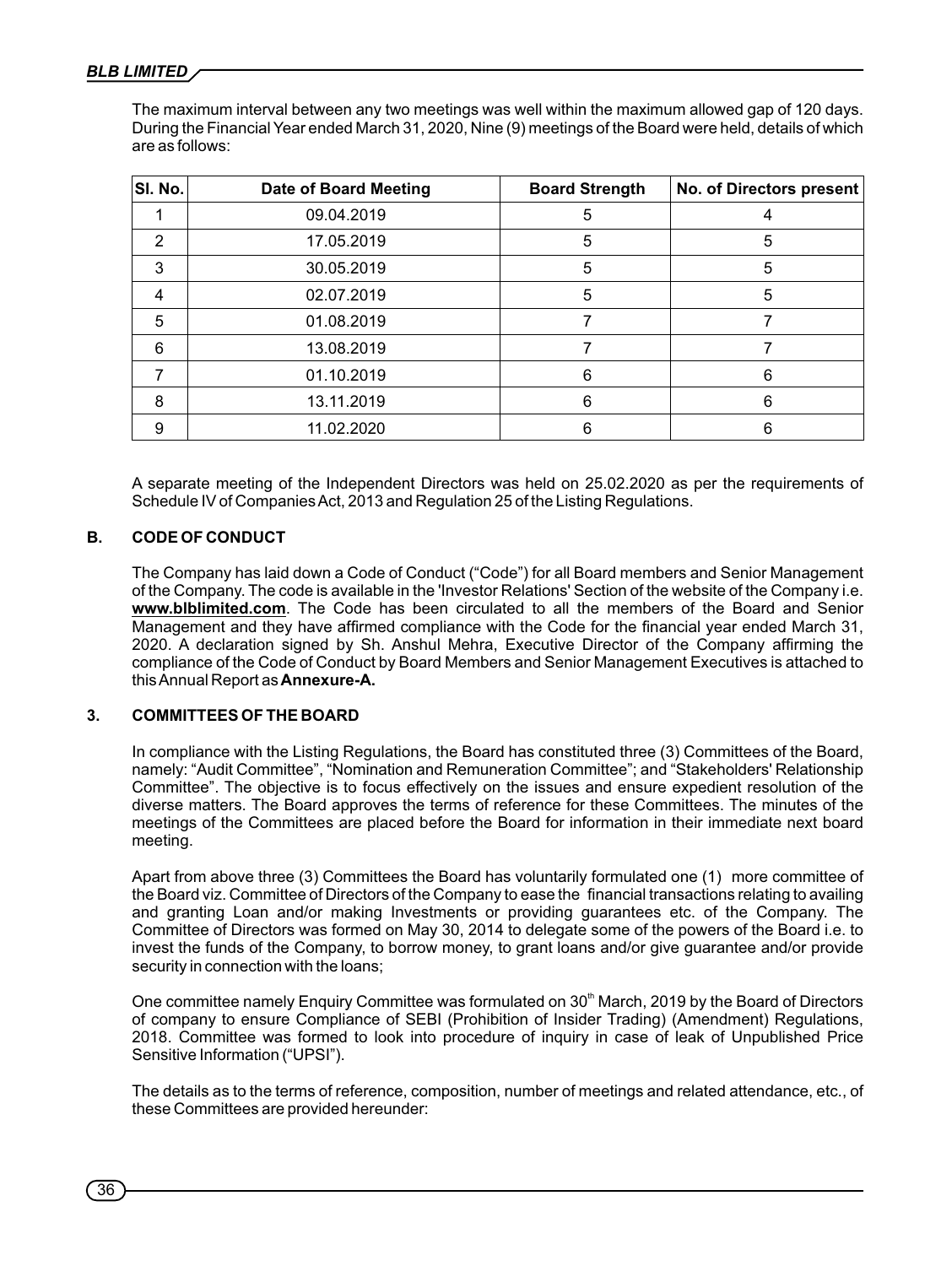The maximum interval between any two meetings was well within the maximum allowed gap of 120 days. During the Financial Year ended March 31, 2020, Nine (9) meetings of the Board were held, details of which are as follows:

| Sl. No. | Date of Board Meeting | Board Strength | No. of Directors present |
|---|---|---|---|
| 1 | 09.04.2019 | 5 | 4 |
| 2 | 17.05.2019 | 5 | 5 |
| 3 | 30.05.2019 | 5 | 5 |
| 4 | 02.07.2019 | 5 | 5 |
| 5 | 01.08.2019 | 7 | 7 |
| 6 | 13.08.2019 | 7 | 7 |
| 7 | 01.10.2019 | 6 | 6 |
| 8 | 13.11.2019 | 6 | 6 |
| 9 | 11.02.2020 | 6 | 6 |

A separate meeting of the Independent Directors was held on 25.02.2020 as per the requirements of Schedule IV of Companies Act, 2013 and Regulation 25 of the Listing Regulations.

### B. CODE OF CONDUCT

The Company has laid down a Code of Conduct ("Code") for all Board members and Senior Management of the Company. The code is available in the 'Investor Relations' Section of the website of the Company i.e. **www.blblimited.com**. The Code has been circulated to all the members of the Board and Senior Management and they have affirmed compliance with the Code for the financial year ended March 31, 2020. A declaration signed by Sh. Anshul Mehra, Executive Director of the Company affirming the compliance of the Code of Conduct by Board Members and Senior Management Executives is attached to this Annual Report as **Annexure-A.**

## 3. COMMITTEES OF THE BOARD

In compliance with the Listing Regulations, the Board has constituted three (3) Committees of the Board, namely: "Audit Committee", "Nomination and Remuneration Committee"; and "Stakeholders' Relationship Committee". The objective is to focus effectively on the issues and ensure expedient resolution of the diverse matters. The Board approves the terms of reference for these Committees. The minutes of the meetings of the Committees are placed before the Board for information in their immediate next board meeting.

Apart from above three (3) Committees the Board has voluntarily formulated one (1) more committee of the Board viz. Committee of Directors of the Company to ease the financial transactions relating to availing and granting Loan and/or making Investments or providing guarantees etc. of the Company. The Committee of Directors was formed on May 30, 2014 to delegate some of the powers of the Board i.e. to invest the funds of the Company, to borrow money, to grant loans and/or give guarantee and/or provide security in connection with the loans;

One committee namely Enquiry Committee was formulated on 30th March, 2019 by the Board of Directors of company to ensure Compliance of SEBI (Prohibition of Insider Trading) (Amendment) Regulations, 2018. Committee was formed to look into procedure of inquiry in case of leak of Unpublished Price Sensitive Information ("UPSI").

The details as to the terms of reference, composition, number of meetings and related attendance, etc., of these Committees are provided hereunder: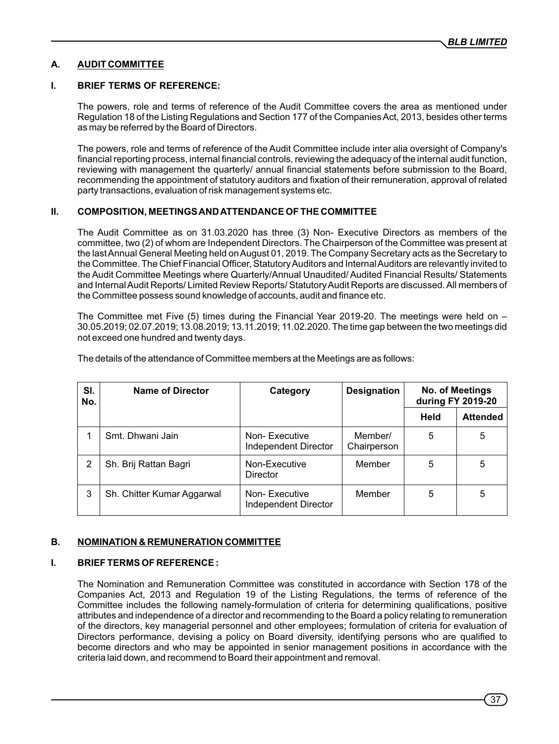## A. AUDIT COMMITTEE

### I. BRIEF TERMS OF REFERENCE:

The powers, role and terms of reference of the Audit Committee covers the area as mentioned under Regulation 18 of the Listing Regulations and Section 177 of the Companies Act, 2013, besides other terms as may be referred by the Board of Directors.

The powers, role and terms of reference of the Audit Committee include inter alia oversight of Company's financial reporting process, internal financial controls, reviewing the adequacy of the internal audit function, reviewing with management the quarterly/ annual financial statements before submission to the Board, recommending the appointment of statutory auditors and fixation of their remuneration, approval of related party transactions, evaluation of risk management systems etc.

### II. COMPOSITION, MEETINGS AND ATTENDANCE OF THE COMMITTEE

The Audit Committee as on 31.03.2020 has three (3) Non- Executive Directors as members of the committee, two (2) of whom are Independent Directors. The Chairperson of the Committee was present at the last Annual General Meeting held on August 01, 2019. The Company Secretary acts as the Secretary to the Committee. The Chief Financial Officer, Statutory Auditors and Internal Auditors are relevantly invited to the Audit Committee Meetings where Quarterly/Annual Unaudited/ Audited Financial Results/ Statements and Internal Audit Reports/ Limited Review Reports/ Statutory Audit Reports are discussed. All members of the Committee possess sound knowledge of accounts, audit and finance etc.

The Committee met Five (5) times during the Financial Year 2019-20. The meetings were held on – 30.05.2019; 02.07.2019; 13.08.2019; 13.11.2019; 11.02.2020. The time gap between the two meetings did not exceed one hundred and twenty days.

The details of the attendance of Committee members at the Meetings are as follows:

| Sl. No. | Name of Director | Category | Designation | No. of Meetings during FY 2019-20 | |
|---|---|---|---|---|---|
| | | | | Held | Attended |
| 1 | Smt. Dhwani Jain | Non- Executive Independent Director | Member/ Chairperson | 5 | 5 |
| 2 | Sh. Brij Rattan Bagri | Non-Executive Director | Member | 5 | 5 |
| 3 | Sh. Chitter Kumar Aggarwal | Non- Executive Independent Director | Member | 5 | 5 |

## B. NOMINATION & REMUNERATION COMMITTEE

### I. BRIEF TERMS OF REFERENCE :

The Nomination and Remuneration Committee was constituted in accordance with Section 178 of the Companies Act, 2013 and Regulation 19 of the Listing Regulations, the terms of reference of the Committee includes the following namely-formulation of criteria for determining qualifications, positive attributes and independence of a director and recommending to the Board a policy relating to remuneration of the directors, key managerial personnel and other employees; formulation of criteria for evaluation of Directors performance, devising a policy on Board diversity, identifying persons who are qualified to become directors and who may be appointed in senior management positions in accordance with the criteria laid down, and recommend to Board their appointment and removal.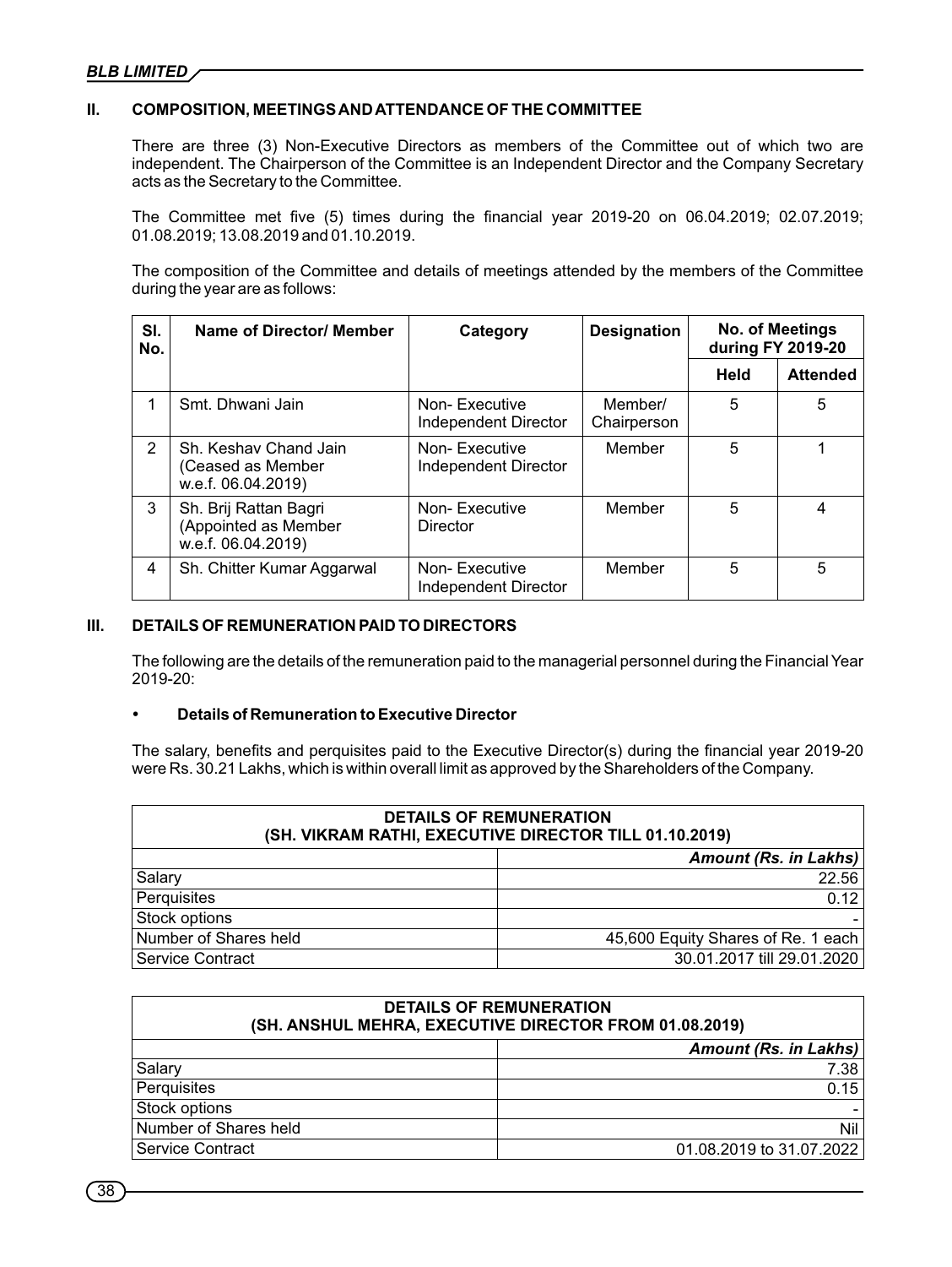## II. COMPOSITION, MEETINGS AND ATTENDANCE OF THE COMMITTEE

There are three (3) Non-Executive Directors as members of the Committee out of which two are independent. The Chairperson of the Committee is an Independent Director and the Company Secretary acts as the Secretary to the Committee.

The Committee met five (5) times during the financial year 2019-20 on 06.04.2019; 02.07.2019; 01.08.2019; 13.08.2019 and 01.10.2019.

The composition of the Committee and details of meetings attended by the members of the Committee during the year are as follows:

| Sl. No. | Name of Director/ Member | Category | Designation | No. of Meetings during FY 2019-20 | |
|---|---|---|---|---|---|
| | | | | Held | Attended |
| 1 | Smt. Dhwani Jain | Non- Executive Independent Director | Member/ Chairperson | 5 | 5 |
| 2 | Sh. Keshav Chand Jain (Ceased as Member w.e.f. 06.04.2019) | Non- Executive Independent Director | Member | 5 | 1 |
| 3 | Sh. Brij Rattan Bagri (Appointed as Member w.e.f. 06.04.2019) | Non- Executive Director | Member | 5 | 4 |
| 4 | Sh. Chitter Kumar Aggarwal | Non- Executive Independent Director | Member | 5 | 5 |

## III. DETAILS OF REMUNERATION PAID TO DIRECTORS

The following are the details of the remuneration paid to the managerial personnel during the Financial Year 2019-20:

- **Details of Remuneration to Executive Director**

The salary, benefits and perquisites paid to the Executive Director(s) during the financial year 2019-20 were Rs. 30.21 Lakhs, which is within overall limit as approved by the Shareholders of the Company.

| DETAILS OF REMUNERATION (SH. VIKRAM RATHI, EXECUTIVE DIRECTOR TILL 01.10.2019) | |
|---|---|
| | ***Amount (Rs. in Lakhs)*** |
| Salary | 22.56 |
| Perquisites | 0.12 |
| Stock options | - |
| Number of Shares held | 45,600 Equity Shares of Re. 1 each |
| Service Contract | 30.01.2017 till 29.01.2020 |

| DETAILS OF REMUNERATION (SH. ANSHUL MEHRA, EXECUTIVE DIRECTOR FROM 01.08.2019) | |
|---|---|
| | ***Amount (Rs. in Lakhs)*** |
| Salary | 7.38 |
| Perquisites | 0.15 |
| Stock options | - |
| Number of Shares held | Nil |
| Service Contract | 01.08.2019 to 31.07.2022 |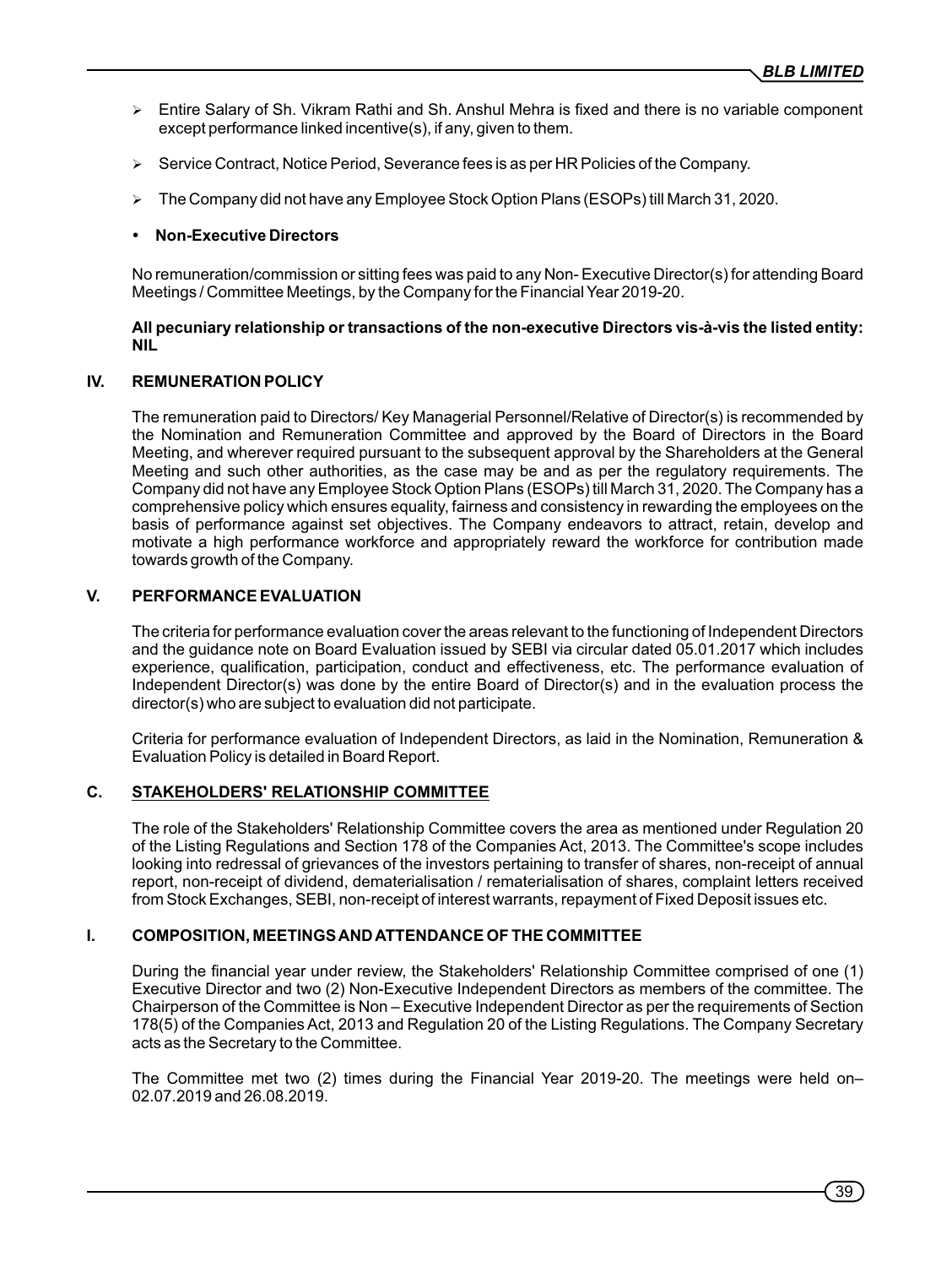- Entire Salary of Sh. Vikram Rathi and Sh. Anshul Mehra is fixed and there is no variable component except performance linked incentive(s), if any, given to them.
- Service Contract, Notice Period, Severance fees is as per HR Policies of the Company.
- The Company did not have any Employee Stock Option Plans (ESOPs) till March 31, 2020.

- **Non-Executive Directors**

No remuneration/commission or sitting fees was paid to any Non- Executive Director(s) for attending Board Meetings / Committee Meetings, by the Company for the Financial Year 2019-20.

**All pecuniary relationship or transactions of the non-executive Directors vis-à-vis the listed entity: NIL**

### IV. REMUNERATION POLICY

The remuneration paid to Directors/ Key Managerial Personnel/Relative of Director(s) is recommended by the Nomination and Remuneration Committee and approved by the Board of Directors in the Board Meeting, and wherever required pursuant to the subsequent approval by the Shareholders at the General Meeting and such other authorities, as the case may be and as per the regulatory requirements. The Company did not have any Employee Stock Option Plans (ESOPs) till March 31, 2020. The Company has a comprehensive policy which ensures equality, fairness and consistency in rewarding the employees on the basis of performance against set objectives. The Company endeavors to attract, retain, develop and motivate a high performance workforce and appropriately reward the workforce for contribution made towards growth of the Company.

### V. PERFORMANCE EVALUATION

The criteria for performance evaluation cover the areas relevant to the functioning of Independent Directors and the guidance note on Board Evaluation issued by SEBI via circular dated 05.01.2017 which includes experience, qualification, participation, conduct and effectiveness, etc. The performance evaluation of Independent Director(s) was done by the entire Board of Director(s) and in the evaluation process the director(s) who are subject to evaluation did not participate.

Criteria for performance evaluation of Independent Directors, as laid in the Nomination, Remuneration & Evaluation Policy is detailed in Board Report.

## C. STAKEHOLDERS' RELATIONSHIP COMMITTEE

The role of the Stakeholders' Relationship Committee covers the area as mentioned under Regulation 20 of the Listing Regulations and Section 178 of the Companies Act, 2013. The Committee's scope includes looking into redressal of grievances of the investors pertaining to transfer of shares, non-receipt of annual report, non-receipt of dividend, dematerialisation / rematerialisation of shares, complaint letters received from Stock Exchanges, SEBI, non-receipt of interest warrants, repayment of Fixed Deposit issues etc.

### I. COMPOSITION, MEETINGS AND ATTENDANCE OF THE COMMITTEE

During the financial year under review, the Stakeholders' Relationship Committee comprised of one (1) Executive Director and two (2) Non-Executive Independent Directors as members of the committee. The Chairperson of the Committee is Non – Executive Independent Director as per the requirements of Section 178(5) of the Companies Act, 2013 and Regulation 20 of the Listing Regulations. The Company Secretary acts as the Secretary to the Committee.

The Committee met two (2) times during the Financial Year 2019-20. The meetings were held on– 02.07.2019 and 26.08.2019.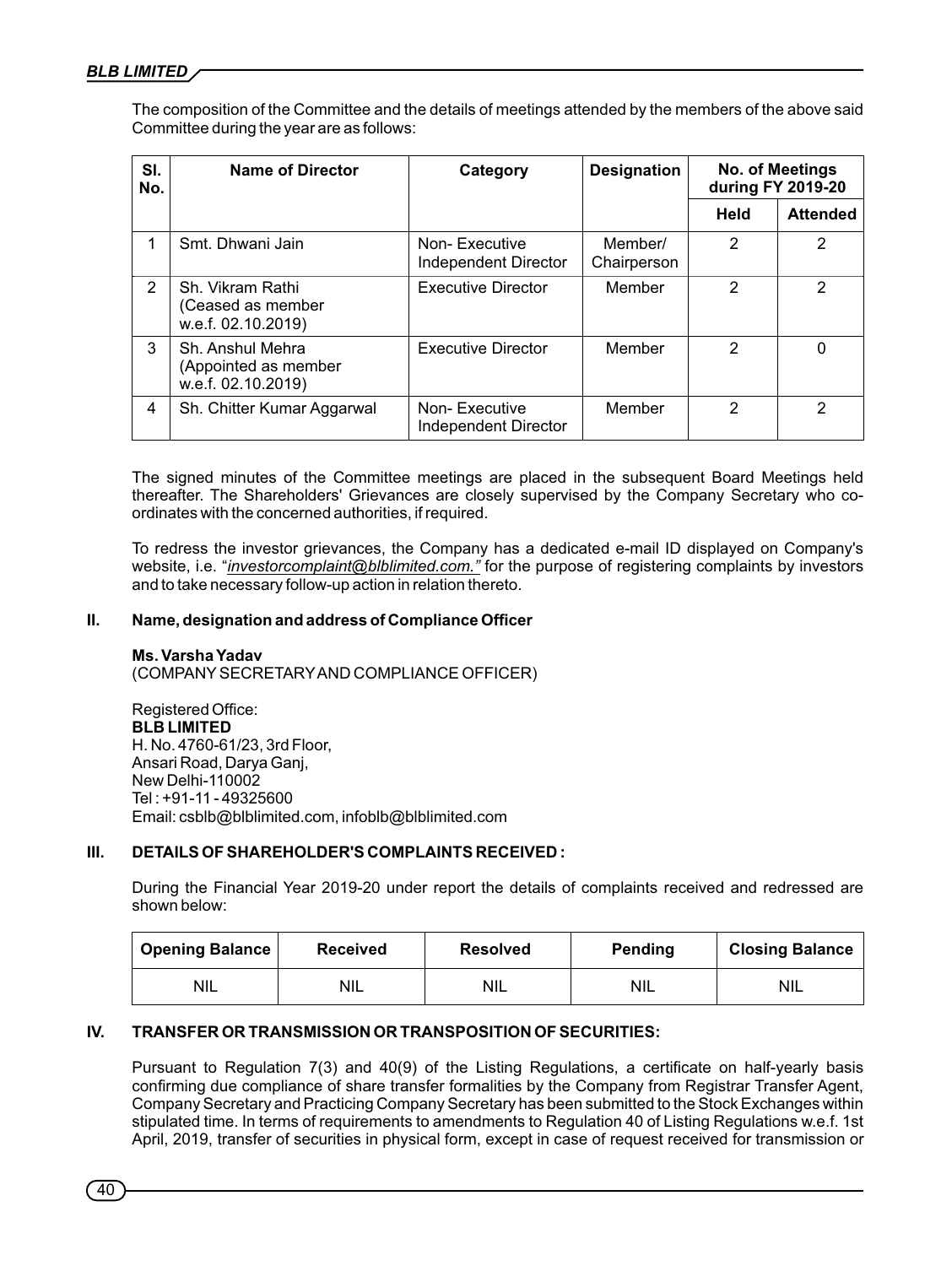The composition of the Committee and the details of meetings attended by the members of the above said Committee during the year are as follows:

| Sl. No. | Name of Director | Category | Designation | No. of Meetings during FY 2019-20 | |
|---|---|---|---|---|---|
| | | | | Held | Attended |
| 1 | Smt. Dhwani Jain | Non- Executive Independent Director | Member/ Chairperson | 2 | 2 |
| 2 | Sh. Vikram Rathi (Ceased as member w.e.f. 02.10.2019) | Executive Director | Member | 2 | 2 |
| 3 | Sh. Anshul Mehra (Appointed as member w.e.f. 02.10.2019) | Executive Director | Member | 2 | 0 |
| 4 | Sh. Chitter Kumar Aggarwal | Non- Executive Independent Director | Member | 2 | 2 |

The signed minutes of the Committee meetings are placed in the subsequent Board Meetings held thereafter. The Shareholders' Grievances are closely supervised by the Company Secretary who co-ordinates with the concerned authorities, if required.

To redress the investor grievances, the Company has a dedicated e-mail ID displayed on Company's website, i.e. "*investorcomplaint@blblimited.com."* for the purpose of registering complaints by investors and to take necessary follow-up action in relation thereto.

**II. Name, designation and address of Compliance Officer**

**Ms. Varsha Yadav**
(COMPANY SECRETARY AND COMPLIANCE OFFICER)

Registered Office:
**BLB LIMITED**
H. No. 4760-61/23, 3rd Floor,
Ansari Road, Darya Ganj,
New Delhi-110002
Tel : +91-11 - 49325600
Email: csblb@blblimited.com, infoblb@blblimited.com

**III. DETAILS OF SHAREHOLDER'S COMPLAINTS RECEIVED :**

During the Financial Year 2019-20 under report the details of complaints received and redressed are shown below:

| Opening Balance | Received | Resolved | Pending | Closing Balance |
|---|---|---|---|---|
| NIL | NIL | NIL | NIL | NIL |

**IV. TRANSFER OR TRANSMISSION OR TRANSPOSITION OF SECURITIES:**

Pursuant to Regulation 7(3) and 40(9) of the Listing Regulations, a certificate on half-yearly basis confirming due compliance of share transfer formalities by the Company from Registrar Transfer Agent, Company Secretary and Practicing Company Secretary has been submitted to the Stock Exchanges within stipulated time. In terms of requirements to amendments to Regulation 40 of Listing Regulations w.e.f. 1st April, 2019, transfer of securities in physical form, except in case of request received for transmission or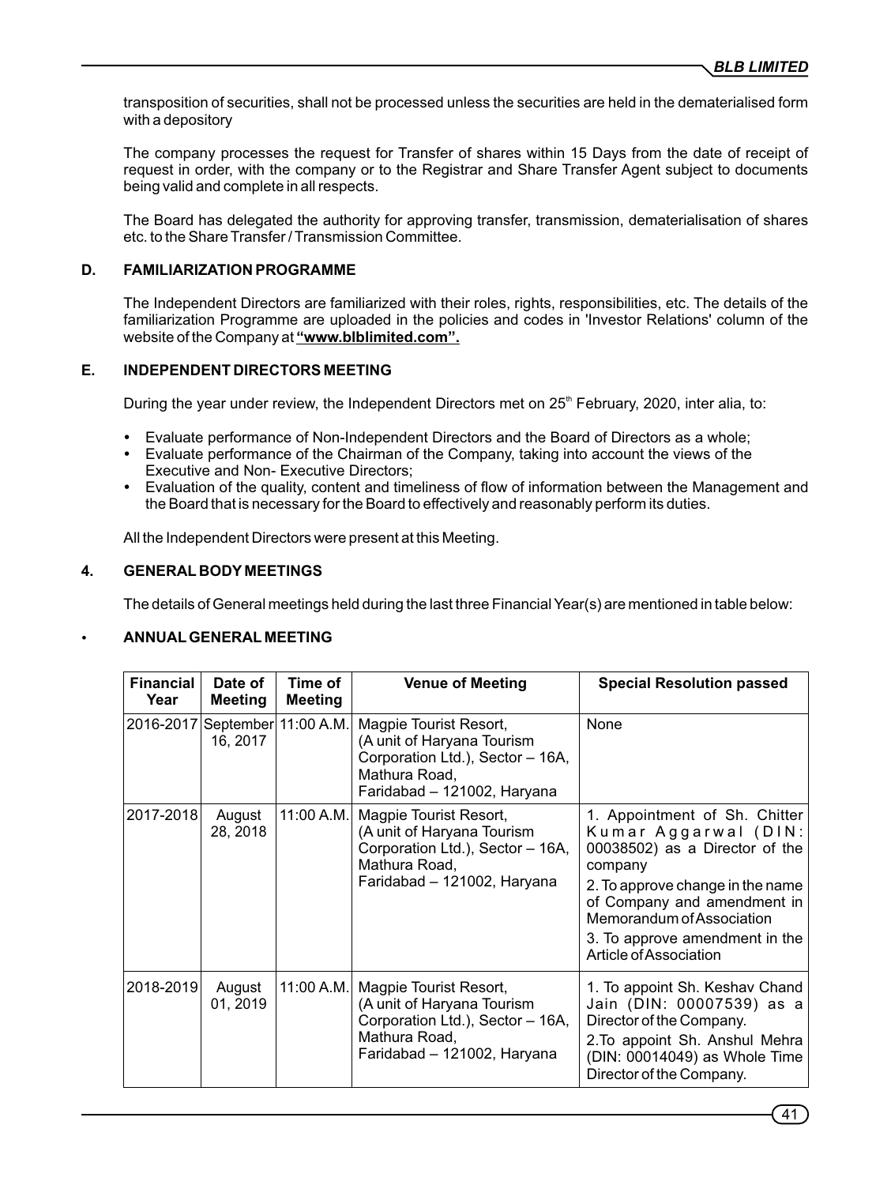transposition of securities, shall not be processed unless the securities are held in the dematerialised form with a depository

The company processes the request for Transfer of shares within 15 Days from the date of receipt of request in order, with the company or to the Registrar and Share Transfer Agent subject to documents being valid and complete in all respects.

The Board has delegated the authority for approving transfer, transmission, dematerialisation of shares etc. to the Share Transfer / Transmission Committee.

### D. FAMILIARIZATION PROGRAMME

The Independent Directors are familiarized with their roles, rights, responsibilities, etc. The details of the familiarization Programme are uploaded in the policies and codes in 'Investor Relations' column of the website of the Company at **"www.blblimited.com".**

### E. INDEPENDENT DIRECTORS MEETING

During the year under review, the Independent Directors met on 25th February, 2020, inter alia, to:

- Evaluate performance of Non-Independent Directors and the Board of Directors as a whole;
- Evaluate performance of the Chairman of the Company, taking into account the views of the Executive and Non- Executive Directors;
- Evaluation of the quality, content and timeliness of flow of information between the Management and the Board that is necessary for the Board to effectively and reasonably perform its duties.

All the Independent Directors were present at this Meeting.

## 4. GENERAL BODY MEETINGS

The details of General meetings held during the last three Financial Year(s) are mentioned in table below:

- **ANNUAL GENERAL MEETING**

| Financial Year | Date of Meeting | Time of Meeting | Venue of Meeting | Special Resolution passed |
|---|---|---|---|---|
| 2016-2017 | September 16, 2017 | 11:00 A.M. | Magpie Tourist Resort, (A unit of Haryana Tourism Corporation Ltd.), Sector – 16A, Mathura Road, Faridabad – 121002, Haryana | None |
| 2017-2018 | August 28, 2018 | 11:00 A.M. | Magpie Tourist Resort, (A unit of Haryana Tourism Corporation Ltd.), Sector – 16A, Mathura Road, Faridabad – 121002, Haryana | 1. Appointment of Sh. Chitter Kumar Aggarwal (DIN: 00038502) as a Director of the company<br>2. To approve change in the name of Company and amendment in Memorandum of Association<br>3. To approve amendment in the Article of Association |
| 2018-2019 | August 01, 2019 | 11:00 A.M. | Magpie Tourist Resort, (A unit of Haryana Tourism Corporation Ltd.), Sector – 16A, Mathura Road, Faridabad – 121002, Haryana | 1. To appoint Sh. Keshav Chand Jain (DIN: 00007539) as a Director of the Company.<br>2. To appoint Sh. Anshul Mehra (DIN: 00014049) as Whole Time Director of the Company. |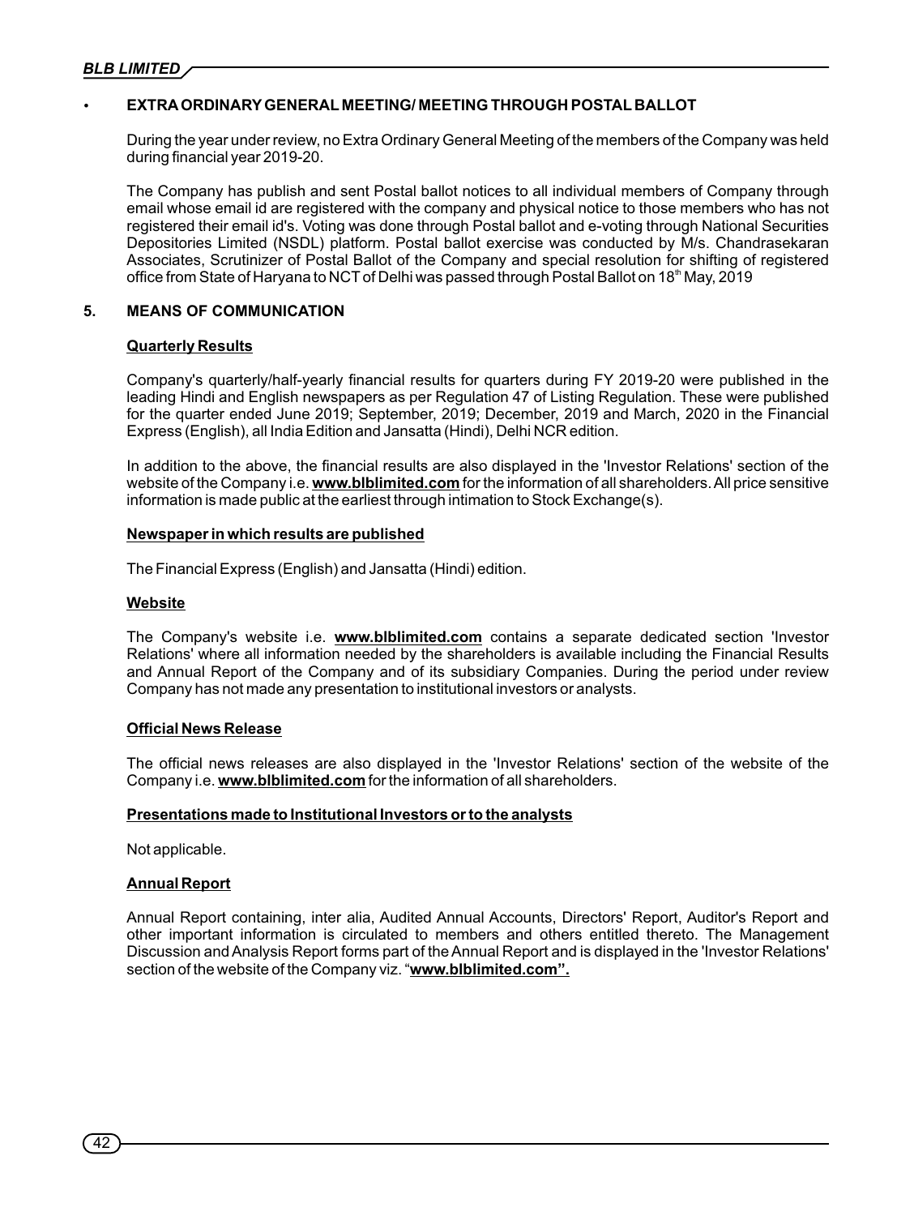- **EXTRA ORDINARY GENERAL MEETING/ MEETING THROUGH POSTAL BALLOT**

  During the year under review, no Extra Ordinary General Meeting of the members of the Company was held during financial year 2019-20.

  The Company has publish and sent Postal ballot notices to all individual members of Company through email whose email id are registered with the company and physical notice to those members who has not registered their email id's. Voting was done through Postal ballot and e-voting through National Securities Depositories Limited (NSDL) platform. Postal ballot exercise was conducted by M/s. Chandrasekaran Associates, Scrutinizer of Postal Ballot of the Company and special resolution for shifting of registered office from State of Haryana to NCT of Delhi was passed through Postal Ballot on 18th May, 2019

## 5. MEANS OF COMMUNICATION

### Quarterly Results

Company's quarterly/half-yearly financial results for quarters during FY 2019-20 were published in the leading Hindi and English newspapers as per Regulation 47 of Listing Regulation. These were published for the quarter ended June 2019; September, 2019; December, 2019 and March, 2020 in the Financial Express (English), all India Edition and Jansatta (Hindi), Delhi NCR edition.

In addition to the above, the financial results are also displayed in the 'Investor Relations' section of the website of the Company i.e. **www.blblimited.com** for the information of all shareholders. All price sensitive information is made public at the earliest through intimation to Stock Exchange(s).

### Newspaper in which results are published

The Financial Express (English) and Jansatta (Hindi) edition.

### Website

The Company's website i.e. **www.blblimited.com** contains a separate dedicated section 'Investor Relations' where all information needed by the shareholders is available including the Financial Results and Annual Report of the Company and of its subsidiary Companies. During the period under review Company has not made any presentation to institutional investors or analysts.

### Official News Release

The official news releases are also displayed in the 'Investor Relations' section of the website of the Company i.e. **www.blblimited.com** for the information of all shareholders.

### Presentations made to Institutional Investors or to the analysts

Not applicable.

### Annual Report

Annual Report containing, inter alia, Audited Annual Accounts, Directors' Report, Auditor's Report and other important information is circulated to members and others entitled thereto. The Management Discussion and Analysis Report forms part of the Annual Report and is displayed in the 'Investor Relations' section of the website of the Company viz. "**www.blblimited.com".**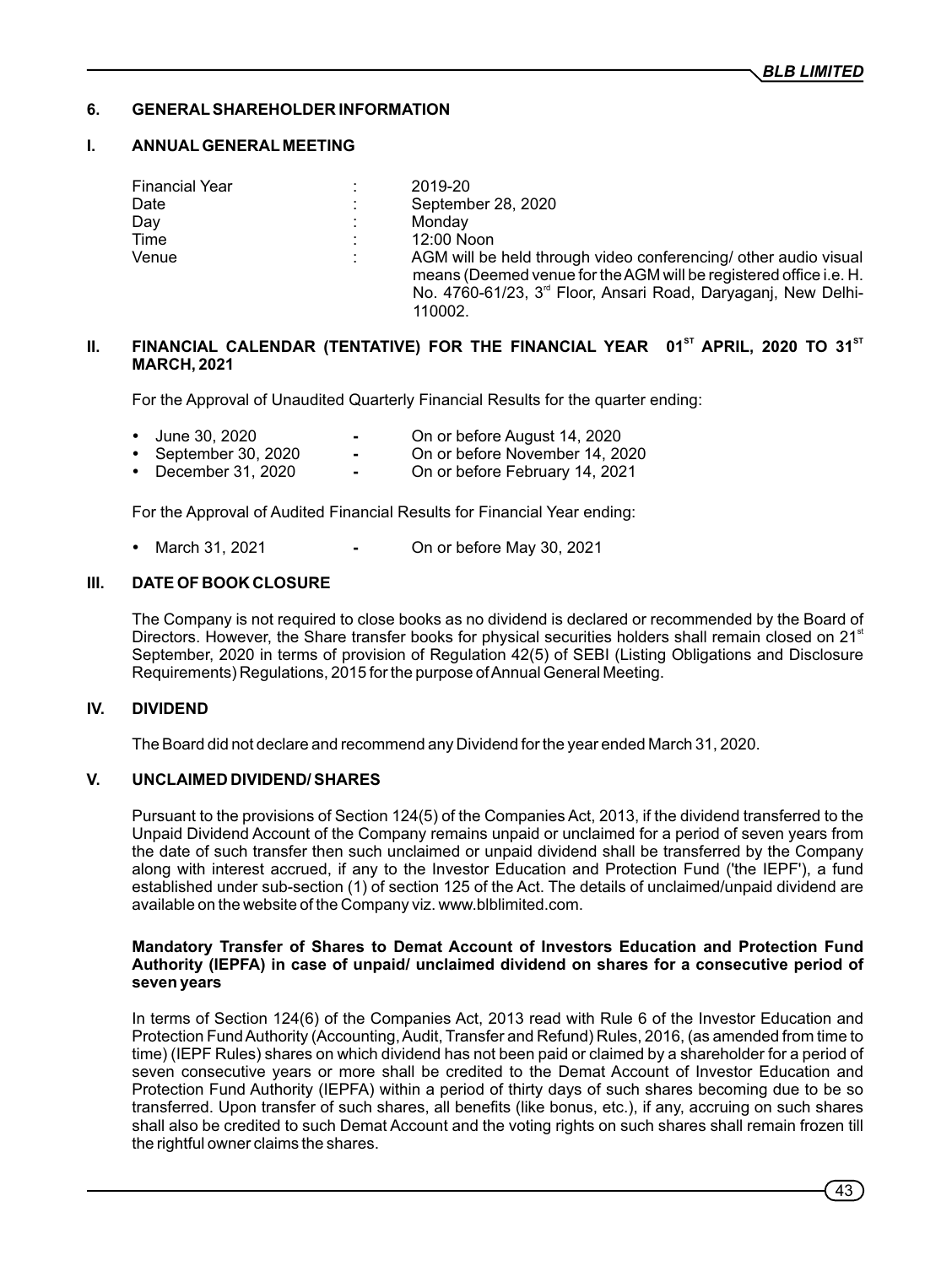## 6. GENERAL SHAREHOLDER INFORMATION

### I. ANNUAL GENERAL MEETING

| | | |
|---|---|---|
| Financial Year | : | 2019-20 |
| Date | : | September 28, 2020 |
| Day | : | Monday |
| Time | : | 12:00 Noon |
| Venue | : | AGM will be held through video conferencing/ other audio visual means (Deemed venue for the AGM will be registered office i.e. H. No. 4760-61/23, 3rd Floor, Ansari Road, Daryaganj, New Delhi-110002. |

### II. FINANCIAL CALENDAR (TENTATIVE) FOR THE FINANCIAL YEAR 01ST APRIL, 2020 TO 31ST MARCH, 2021

For the Approval of Unaudited Quarterly Financial Results for the quarter ending:

- June 30, 2020 - On or before August 14, 2020
- September 30, 2020 - On or before November 14, 2020
- December 31, 2020 - On or before February 14, 2021

For the Approval of Audited Financial Results for Financial Year ending:

- March 31, 2021 - On or before May 30, 2021

### III. DATE OF BOOK CLOSURE

The Company is not required to close books as no dividend is declared or recommended by the Board of Directors. However, the Share transfer books for physical securities holders shall remain closed on 21st September, 2020 in terms of provision of Regulation 42(5) of SEBI (Listing Obligations and Disclosure Requirements) Regulations, 2015 for the purpose of Annual General Meeting.

### IV. DIVIDEND

The Board did not declare and recommend any Dividend for the year ended March 31, 2020.

### V. UNCLAIMED DIVIDEND/ SHARES

Pursuant to the provisions of Section 124(5) of the Companies Act, 2013, if the dividend transferred to the Unpaid Dividend Account of the Company remains unpaid or unclaimed for a period of seven years from the date of such transfer then such unclaimed or unpaid dividend shall be transferred by the Company along with interest accrued, if any to the Investor Education and Protection Fund ('the IEPF'), a fund established under sub-section (1) of section 125 of the Act. The details of unclaimed/unpaid dividend are available on the website of the Company viz. www.blblimited.com.

**Mandatory Transfer of Shares to Demat Account of Investors Education and Protection Fund Authority (IEPFA) in case of unpaid/ unclaimed dividend on shares for a consecutive period of seven years**

In terms of Section 124(6) of the Companies Act, 2013 read with Rule 6 of the Investor Education and Protection Fund Authority (Accounting, Audit, Transfer and Refund) Rules, 2016, (as amended from time to time) (IEPF Rules) shares on which dividend has not been paid or claimed by a shareholder for a period of seven consecutive years or more shall be credited to the Demat Account of Investor Education and Protection Fund Authority (IEPFA) within a period of thirty days of such shares becoming due to be so transferred. Upon transfer of such shares, all benefits (like bonus, etc.), if any, accruing on such shares shall also be credited to such Demat Account and the voting rights on such shares shall remain frozen till the rightful owner claims the shares.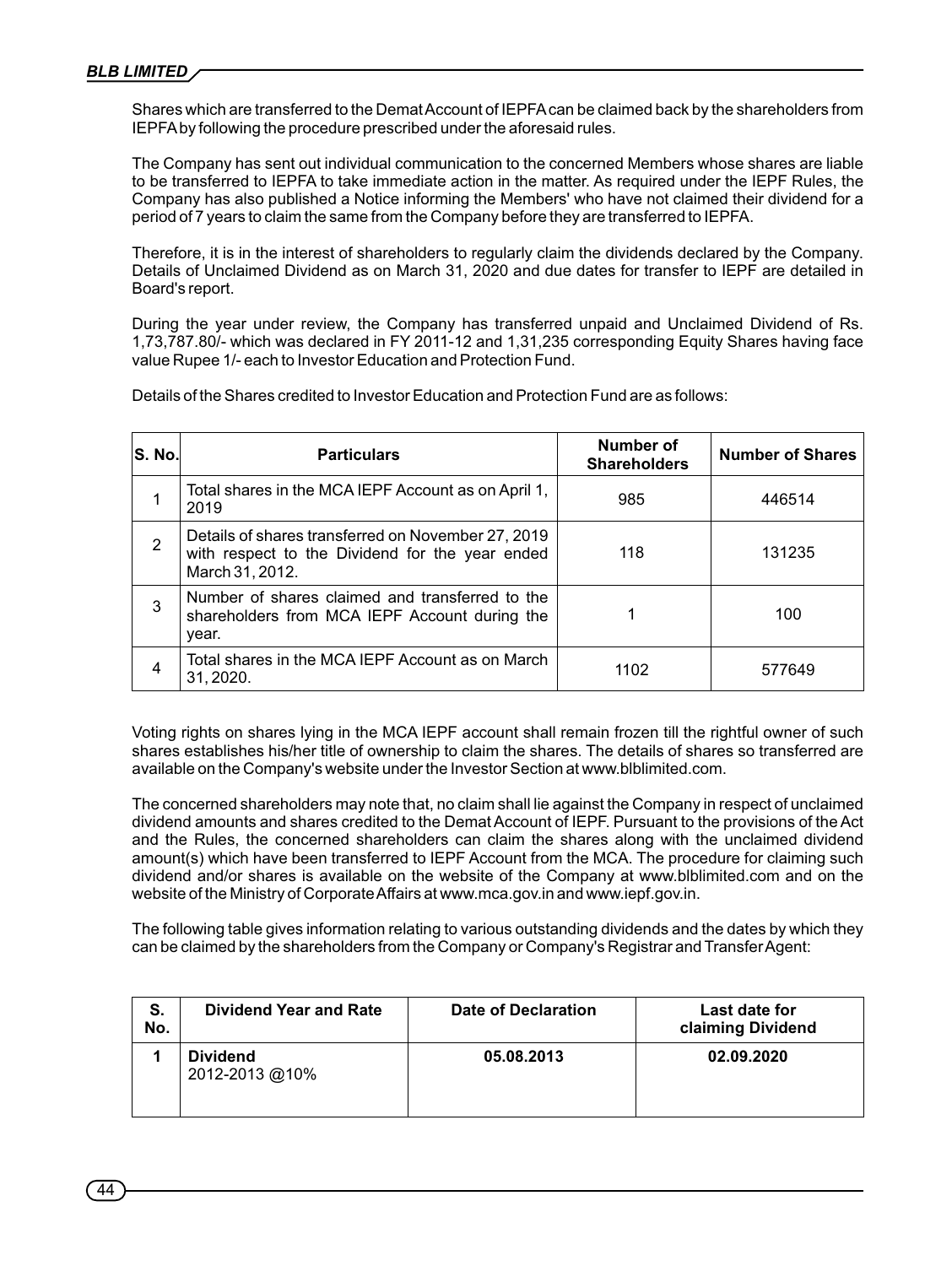Shares which are transferred to the Demat Account of IEPFA can be claimed back by the shareholders from IEPFA by following the procedure prescribed under the aforesaid rules.

The Company has sent out individual communication to the concerned Members whose shares are liable to be transferred to IEPFA to take immediate action in the matter. As required under the IEPF Rules, the Company has also published a Notice informing the Members' who have not claimed their dividend for a period of 7 years to claim the same from the Company before they are transferred to IEPFA.

Therefore, it is in the interest of shareholders to regularly claim the dividends declared by the Company. Details of Unclaimed Dividend as on March 31, 2020 and due dates for transfer to IEPF are detailed in Board's report.

During the year under review, the Company has transferred unpaid and Unclaimed Dividend of Rs. 1,73,787.80/- which was declared in FY 2011-12 and 1,31,235 corresponding Equity Shares having face value Rupee 1/- each to Investor Education and Protection Fund.

Details of the Shares credited to Investor Education and Protection Fund are as follows:

| S. No. | Particulars | Number of Shareholders | Number of Shares |
|---|---|---|---|
| 1 | Total shares in the MCA IEPF Account as on April 1, 2019 | 985 | 446514 |
| 2 | Details of shares transferred on November 27, 2019 with respect to the Dividend for the year ended March 31, 2012. | 118 | 131235 |
| 3 | Number of shares claimed and transferred to the shareholders from MCA IEPF Account during the year. | 1 | 100 |
| 4 | Total shares in the MCA IEPF Account as on March 31, 2020. | 1102 | 577649 |

Voting rights on shares lying in the MCA IEPF account shall remain frozen till the rightful owner of such shares establishes his/her title of ownership to claim the shares. The details of shares so transferred are available on the Company's website under the Investor Section at www.blblimited.com.

The concerned shareholders may note that, no claim shall lie against the Company in respect of unclaimed dividend amounts and shares credited to the Demat Account of IEPF. Pursuant to the provisions of the Act and the Rules, the concerned shareholders can claim the shares along with the unclaimed dividend amount(s) which have been transferred to IEPF Account from the MCA. The procedure for claiming such dividend and/or shares is available on the website of the Company at www.blblimited.com and on the website of the Ministry of Corporate Affairs at www.mca.gov.in and www.iepf.gov.in.

The following table gives information relating to various outstanding dividends and the dates by which they can be claimed by the shareholders from the Company or Company's Registrar and Transfer Agent:

| S. No. | Dividend Year and Rate | Date of Declaration | Last date for claiming Dividend |
|---|---|---|---|
| **1** | **Dividend** 2012-2013 @10% | **05.08.2013** | **02.09.2020** |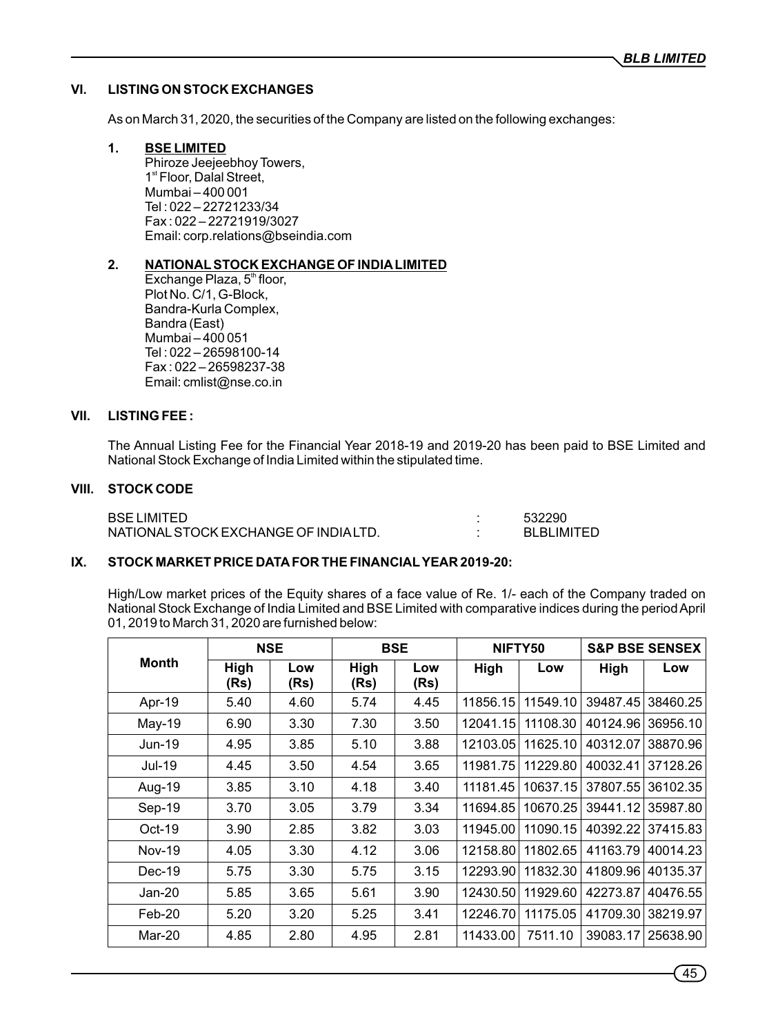### VI. LISTING ON STOCK EXCHANGES

As on March 31, 2020, the securities of the Company are listed on the following exchanges:

1. **BSE LIMITED**
   Phiroze Jeejeebhoy Towers,
   1st Floor, Dalal Street,
   Mumbai – 400 001
   Tel : 022 – 22721233/34
   Fax : 022 – 22721919/3027
   Email: corp.relations@bseindia.com

2. **NATIONAL STOCK EXCHANGE OF INDIA LIMITED**
   Exchange Plaza, 5th floor,
   Plot No. C/1, G-Block,
   Bandra-Kurla Complex,
   Bandra (East)
   Mumbai – 400 051
   Tel : 022 – 26598100-14
   Fax : 022 – 26598237-38
   Email: cmlist@nse.co.in

### VII. LISTING FEE :

The Annual Listing Fee for the Financial Year 2018-19 and 2019-20 has been paid to BSE Limited and National Stock Exchange of India Limited within the stipulated time.

### VIII. STOCK CODE

| | | |
|---|---|---|
| BSE LIMITED | : | 532290 |
| NATIONAL STOCK EXCHANGE OF INDIA LTD. | : | BLBLIMITED |

### IX. STOCK MARKET PRICE DATA FOR THE FINANCIAL YEAR 2019-20:

High/Low market prices of the Equity shares of a face value of Re. 1/- each of the Company traded on National Stock Exchange of India Limited and BSE Limited with comparative indices during the period April 01, 2019 to March 31, 2020 are furnished below:

| Month | NSE | | BSE | | NIFTY50 | | S&P BSE SENSEX | |
|---|---|---|---|---|---|---|---|---|
| | High (Rs) | Low (Rs) | High (Rs) | Low (Rs) | High | Low | High | Low |
| Apr-19 | 5.40 | 4.60 | 5.74 | 4.45 | 11856.15 | 11549.10 | 39487.45 | 38460.25 |
| May-19 | 6.90 | 3.30 | 7.30 | 3.50 | 12041.15 | 11108.30 | 40124.96 | 36956.10 |
| Jun-19 | 4.95 | 3.85 | 5.10 | 3.88 | 12103.05 | 11625.10 | 40312.07 | 38870.96 |
| Jul-19 | 4.45 | 3.50 | 4.54 | 3.65 | 11981.75 | 11229.80 | 40032.41 | 37128.26 |
| Aug-19 | 3.85 | 3.10 | 4.18 | 3.40 | 11181.45 | 10637.15 | 37807.55 | 36102.35 |
| Sep-19 | 3.70 | 3.05 | 3.79 | 3.34 | 11694.85 | 10670.25 | 39441.12 | 35987.80 |
| Oct-19 | 3.90 | 2.85 | 3.82 | 3.03 | 11945.00 | 11090.15 | 40392.22 | 37415.83 |
| Nov-19 | 4.05 | 3.30 | 4.12 | 3.06 | 12158.80 | 11802.65 | 41163.79 | 40014.23 |
| Dec-19 | 5.75 | 3.30 | 5.75 | 3.15 | 12293.90 | 11832.30 | 41809.96 | 40135.37 |
| Jan-20 | 5.85 | 3.65 | 5.61 | 3.90 | 12430.50 | 11929.60 | 42273.87 | 40476.55 |
| Feb-20 | 5.20 | 3.20 | 5.25 | 3.41 | 12246.70 | 11175.05 | 41709.30 | 38219.97 |
| Mar-20 | 4.85 | 2.80 | 4.95 | 2.81 | 11433.00 | 7511.10 | 39083.17 | 25638.90 |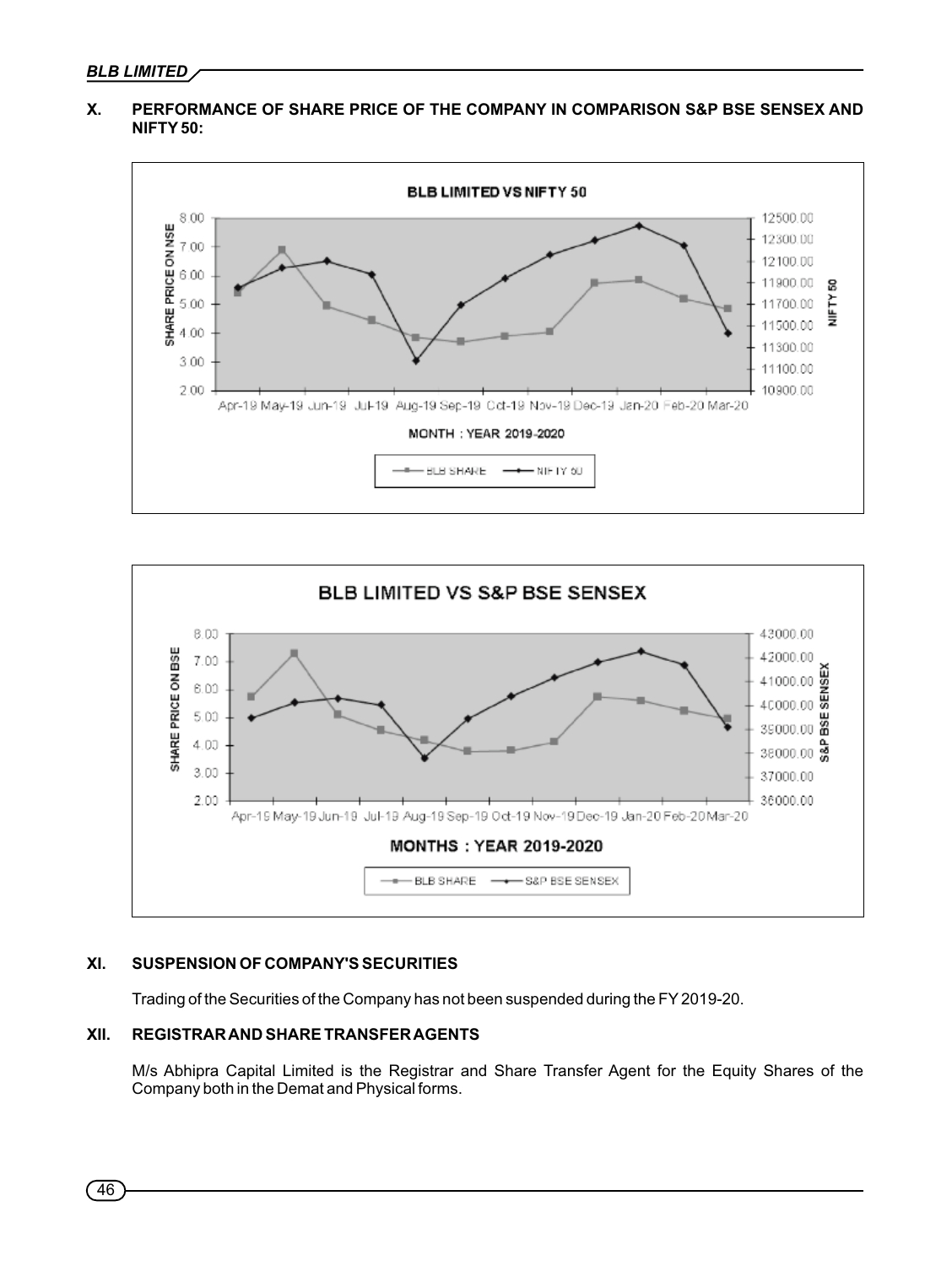## X. PERFORMANCE OF SHARE PRICE OF THE COMPANY IN COMPARISON S&P BSE SENSEX AND NIFTY 50:

**BLB LIMITED VS NIFTY 50**

MONTH : YEAR 2019-2020

**BLB LIMITED VS S&P BSE SENSEX**

MONTHS : YEAR 2019-2020

## XI. SUSPENSION OF COMPANY'S SECURITIES

Trading of the Securities of the Company has not been suspended during the FY 2019-20.

## XII. REGISTRAR AND SHARE TRANSFER AGENTS

M/s Abhipra Capital Limited is the Registrar and Share Transfer Agent for the Equity Shares of the Company both in the Demat and Physical forms.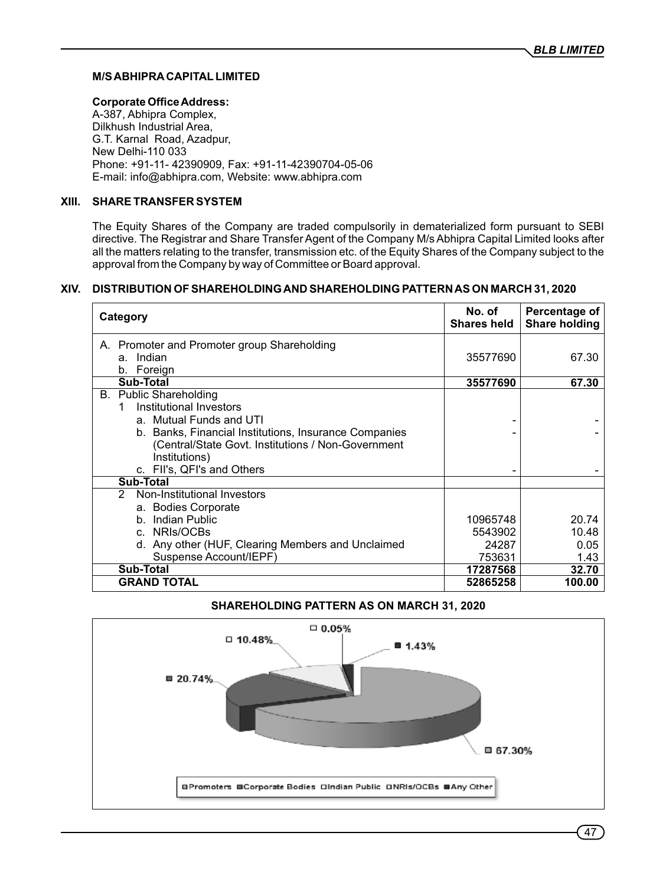**M/S ABHIPRA CAPITAL LIMITED**

**Corporate Office Address:**
A-387, Abhipra Complex,
Dilkhush Industrial Area,
G.T. Karnal Road, Azadpur,
New Delhi-110 033
Phone: +91-11- 42390909, Fax: +91-11-42390704-05-06
E-mail: info@abhipra.com, Website: www.abhipra.com

## XIII. SHARE TRANSFER SYSTEM

The Equity Shares of the Company are traded compulsorily in dematerialized form pursuant to SEBI directive. The Registrar and Share Transfer Agent of the Company M/s Abhipra Capital Limited looks after all the matters relating to the transfer, transmission etc. of the Equity Shares of the Company subject to the approval from the Company by way of Committee or Board approval.

## XIV. DISTRIBUTION OF SHAREHOLDING AND SHAREHOLDING PATTERN AS ON MARCH 31, 2020

| Category | No. of Shares held | Percentage of Share holding |
|---|---|---|
| A. Promoter and Promoter group Shareholding | | |
| a. Indian | 35577690 | 67.30 |
| b. Foreign | | |
| **Sub-Total** | **35577690** | **67.30** |
| B. Public Shareholding | | |
| 1 Institutional Investors | | |
| a. Mutual Funds and UTI | - | - |
| b. Banks, Financial Institutions, Insurance Companies (Central/State Govt. Institutions / Non-Government Institutions) | - | - |
| c. FII's, QFI's and Others | - | - |
| **Sub-Total** | | |
| 2 Non-Institutional Investors | | |
| a. Bodies Corporate | 10965748 | 20.74 |
| b. Indian Public | 5543902 | 10.48 |
| c. NRIs/OCBs | 24287 | 0.05 |
| d. Any other (HUF, Clearing Members and Unclaimed Suspense Account/IEPF) | 753631 | 1.43 |
| **Sub-Total** | **17287568** | **32.70** |
| **GRAND TOTAL** | **52865258** | **100.00** |

**SHAREHOLDING PATTERN AS ON MARCH 31, 2020**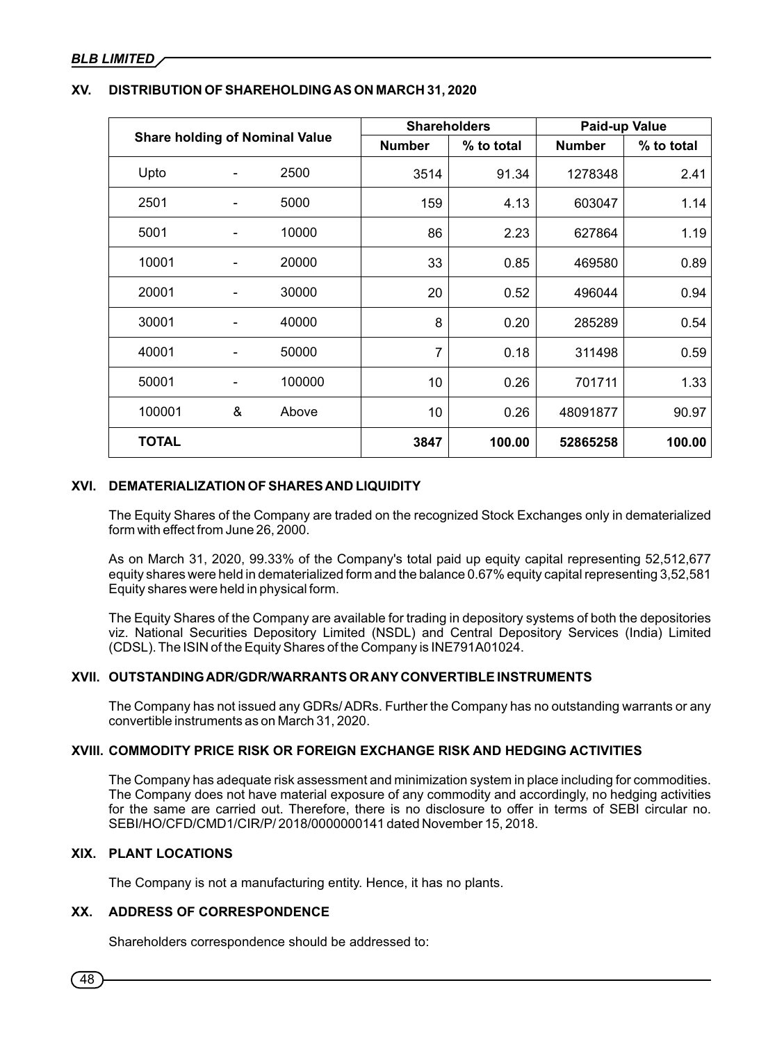## XV. DISTRIBUTION OF SHAREHOLDING AS ON MARCH 31, 2020

| Share holding of Nominal Value | | | Shareholders | | Paid-up Value | |
|---|---|---|---|---|---|---|
| | | | Number | % to total | Number | % to total |
| Upto | - | 2500 | 3514 | 91.34 | 1278348 | 2.41 |
| 2501 | - | 5000 | 159 | 4.13 | 603047 | 1.14 |
| 5001 | - | 10000 | 86 | 2.23 | 627864 | 1.19 |
| 10001 | - | 20000 | 33 | 0.85 | 469580 | 0.89 |
| 20001 | - | 30000 | 20 | 0.52 | 496044 | 0.94 |
| 30001 | - | 40000 | 8 | 0.20 | 285289 | 0.54 |
| 40001 | - | 50000 | 7 | 0.18 | 311498 | 0.59 |
| 50001 | - | 100000 | 10 | 0.26 | 701711 | 1.33 |
| 100001 | & | Above | 10 | 0.26 | 48091877 | 90.97 |
| **TOTAL** | | | **3847** | **100.00** | **52865258** | **100.00** |

## XVI. DEMATERIALIZATION OF SHARES AND LIQUIDITY

The Equity Shares of the Company are traded on the recognized Stock Exchanges only in dematerialized form with effect from June 26, 2000.

As on March 31, 2020, 99.33% of the Company's total paid up equity capital representing 52,512,677 equity shares were held in dematerialized form and the balance 0.67% equity capital representing 3,52,581 Equity shares were held in physical form.

The Equity Shares of the Company are available for trading in depository systems of both the depositories viz. National Securities Depository Limited (NSDL) and Central Depository Services (India) Limited (CDSL). The ISIN of the Equity Shares of the Company is INE791A01024.

## XVII. OUTSTANDING ADR/GDR/WARRANTS OR ANY CONVERTIBLE INSTRUMENTS

The Company has not issued any GDRs/ ADRs. Further the Company has no outstanding warrants or any convertible instruments as on March 31, 2020.

## XVIII. COMMODITY PRICE RISK OR FOREIGN EXCHANGE RISK AND HEDGING ACTIVITIES

The Company has adequate risk assessment and minimization system in place including for commodities. The Company does not have material exposure of any commodity and accordingly, no hedging activities for the same are carried out. Therefore, there is no disclosure to offer in terms of SEBI circular no. SEBI/HO/CFD/CMD1/CIR/P/ 2018/0000000141 dated November 15, 2018.

## XIX. PLANT LOCATIONS

The Company is not a manufacturing entity. Hence, it has no plants.

## XX. ADDRESS OF CORRESPONDENCE

Shareholders correspondence should be addressed to: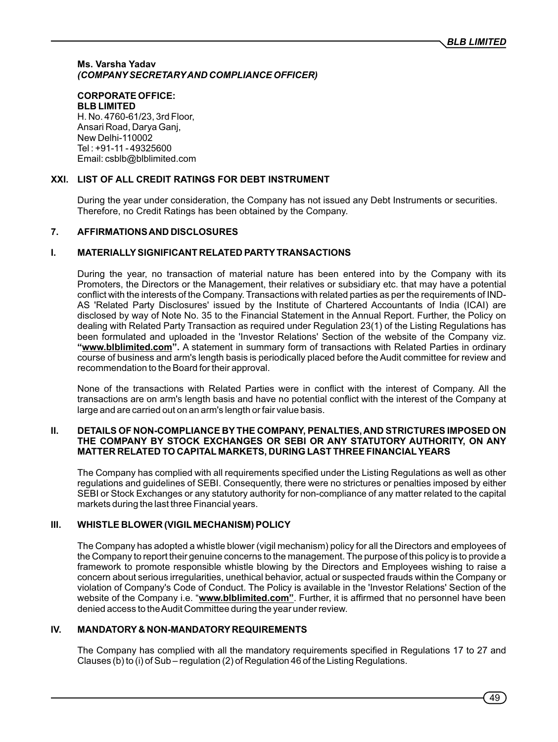**Ms. Varsha Yadav**
***(COMPANY SECRETARY AND COMPLIANCE OFFICER)***

**CORPORATE OFFICE:**
**BLB LIMITED**
H. No. 4760-61/23, 3rd Floor,
Ansari Road, Darya Ganj,
New Delhi-110002
Tel : +91-11 - 49325600
Email: csblb@blblimited.com

### XXI. LIST OF ALL CREDIT RATINGS FOR DEBT INSTRUMENT

During the year under consideration, the Company has not issued any Debt Instruments or securities. Therefore, no Credit Ratings has been obtained by the Company.

## 7. AFFIRMATIONS AND DISCLOSURES

### I. MATERIALLY SIGNIFICANT RELATED PARTY TRANSACTIONS

During the year, no transaction of material nature has been entered into by the Company with its Promoters, the Directors or the Management, their relatives or subsidiary etc. that may have a potential conflict with the interests of the Company. Transactions with related parties as per the requirements of IND-AS 'Related Party Disclosures' issued by the Institute of Chartered Accountants of India (ICAI) are disclosed by way of Note No. 35 to the Financial Statement in the Annual Report. Further, the Policy on dealing with Related Party Transaction as required under Regulation 23(1) of the Listing Regulations has been formulated and uploaded in the 'Investor Relations' Section of the website of the Company viz. **"www.blblimited.com".** A statement in summary form of transactions with Related Parties in ordinary course of business and arm's length basis is periodically placed before the Audit committee for review and recommendation to the Board for their approval.

None of the transactions with Related Parties were in conflict with the interest of Company. All the transactions are on arm's length basis and have no potential conflict with the interest of the Company at large and are carried out on an arm's length or fair value basis.

### II. DETAILS OF NON-COMPLIANCE BY THE COMPANY, PENALTIES, AND STRICTURES IMPOSED ON THE COMPANY BY STOCK EXCHANGES OR SEBI OR ANY STATUTORY AUTHORITY, ON ANY MATTER RELATED TO CAPITAL MARKETS, DURING LAST THREE FINANCIAL YEARS

The Company has complied with all requirements specified under the Listing Regulations as well as other regulations and guidelines of SEBI. Consequently, there were no strictures or penalties imposed by either SEBI or Stock Exchanges or any statutory authority for non-compliance of any matter related to the capital markets during the last three Financial years.

### III. WHISTLE BLOWER (VIGIL MECHANISM) POLICY

The Company has adopted a whistle blower (vigil mechanism) policy for all the Directors and employees of the Company to report their genuine concerns to the management. The purpose of this policy is to provide a framework to promote responsible whistle blowing by the Directors and Employees wishing to raise a concern about serious irregularities, unethical behavior, actual or suspected frauds within the Company or violation of Company's Code of Conduct. The Policy is available in the 'Investor Relations' Section of the website of the Company i.e. "**www.blblimited.com"**. Further, it is affirmed that no personnel have been denied access to the Audit Committee during the year under review.

### IV. MANDATORY & NON-MANDATORY REQUIREMENTS

The Company has complied with all the mandatory requirements specified in Regulations 17 to 27 and Clauses (b) to (i) of Sub – regulation (2) of Regulation 46 of the Listing Regulations.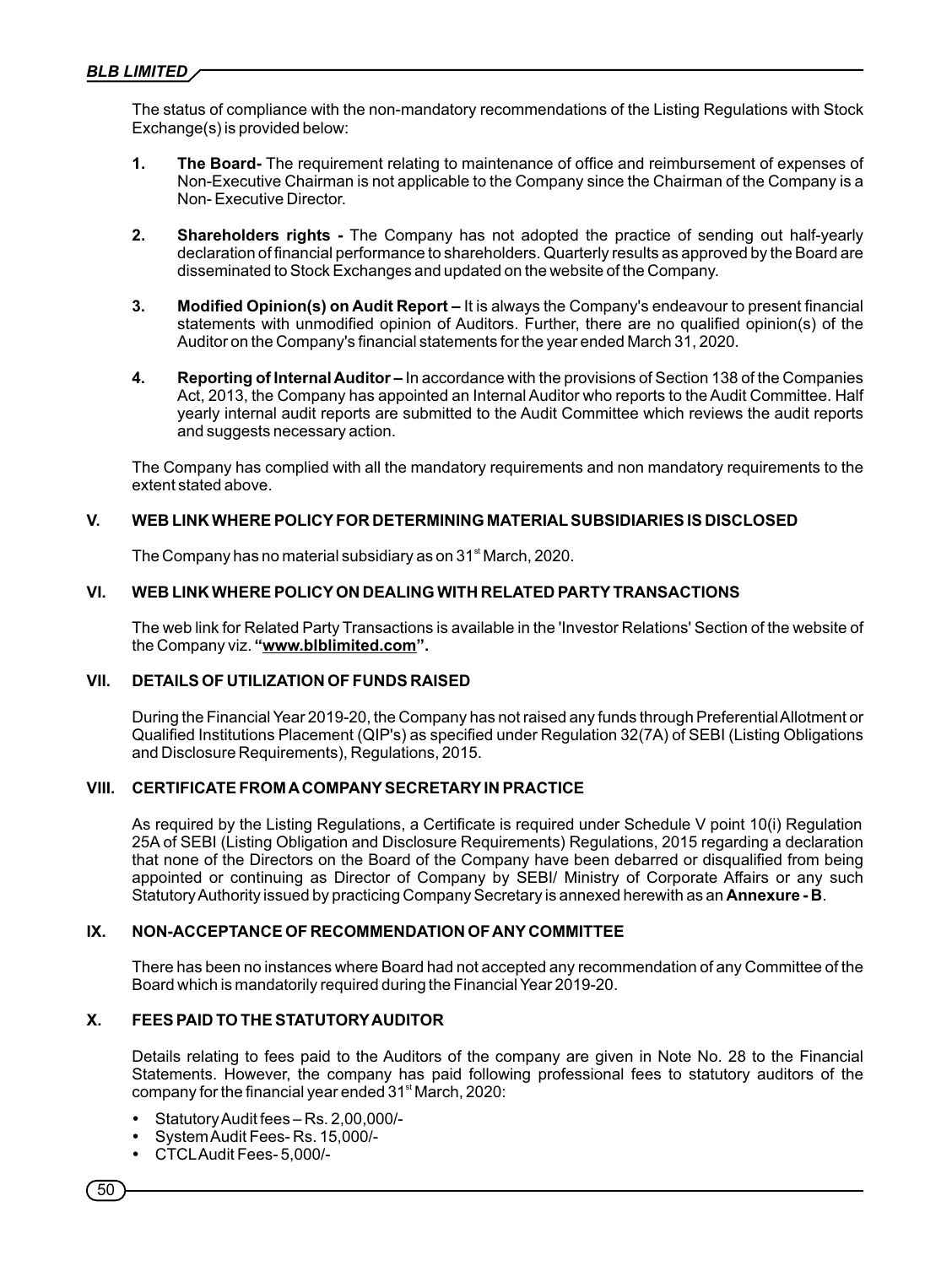The status of compliance with the non-mandatory recommendations of the Listing Regulations with Stock Exchange(s) is provided below:

1. **The Board-** The requirement relating to maintenance of office and reimbursement of expenses of Non-Executive Chairman is not applicable to the Company since the Chairman of the Company is a Non- Executive Director.

2. **Shareholders rights -** The Company has not adopted the practice of sending out half-yearly declaration of financial performance to shareholders. Quarterly results as approved by the Board are disseminated to Stock Exchanges and updated on the website of the Company.

3. **Modified Opinion(s) on Audit Report –** It is always the Company's endeavour to present financial statements with unmodified opinion of Auditors. Further, there are no qualified opinion(s) of the Auditor on the Company's financial statements for the year ended March 31, 2020.

4. **Reporting of Internal Auditor –** In accordance with the provisions of Section 138 of the Companies Act, 2013, the Company has appointed an Internal Auditor who reports to the Audit Committee. Half yearly internal audit reports are submitted to the Audit Committee which reviews the audit reports and suggests necessary action.

The Company has complied with all the mandatory requirements and non mandatory requirements to the extent stated above.

## V. WEB LINK WHERE POLICY FOR DETERMINING MATERIAL SUBSIDIARIES IS DISCLOSED

The Company has no material subsidiary as on 31st March, 2020.

## VI. WEB LINK WHERE POLICY ON DEALING WITH RELATED PARTY TRANSACTIONS

The web link for Related Party Transactions is available in the 'Investor Relations' Section of the website of the Company viz. **"www.blblimited.com".**

## VII. DETAILS OF UTILIZATION OF FUNDS RAISED

During the Financial Year 2019-20, the Company has not raised any funds through Preferential Allotment or Qualified Institutions Placement (QIP's) as specified under Regulation 32(7A) of SEBI (Listing Obligations and Disclosure Requirements), Regulations, 2015.

## VIII. CERTIFICATE FROM A COMPANY SECRETARY IN PRACTICE

As required by the Listing Regulations, a Certificate is required under Schedule V point 10(i) Regulation 25A of SEBI (Listing Obligation and Disclosure Requirements) Regulations, 2015 regarding a declaration that none of the Directors on the Board of the Company have been debarred or disqualified from being appointed or continuing as Director of Company by SEBI/ Ministry of Corporate Affairs or any such Statutory Authority issued by practicing Company Secretary is annexed herewith as an **Annexure - B**.

## IX. NON-ACCEPTANCE OF RECOMMENDATION OF ANY COMMITTEE

There has been no instances where Board had not accepted any recommendation of any Committee of the Board which is mandatorily required during the Financial Year 2019-20.

## X. FEES PAID TO THE STATUTORY AUDITOR

Details relating to fees paid to the Auditors of the company are given in Note No. 28 to the Financial Statements. However, the company has paid following professional fees to statutory auditors of the company for the financial year ended 31st March, 2020:

- Statutory Audit fees – Rs. 2,00,000/-
- System Audit Fees- Rs. 15,000/-
- CTCL Audit Fees- 5,000/-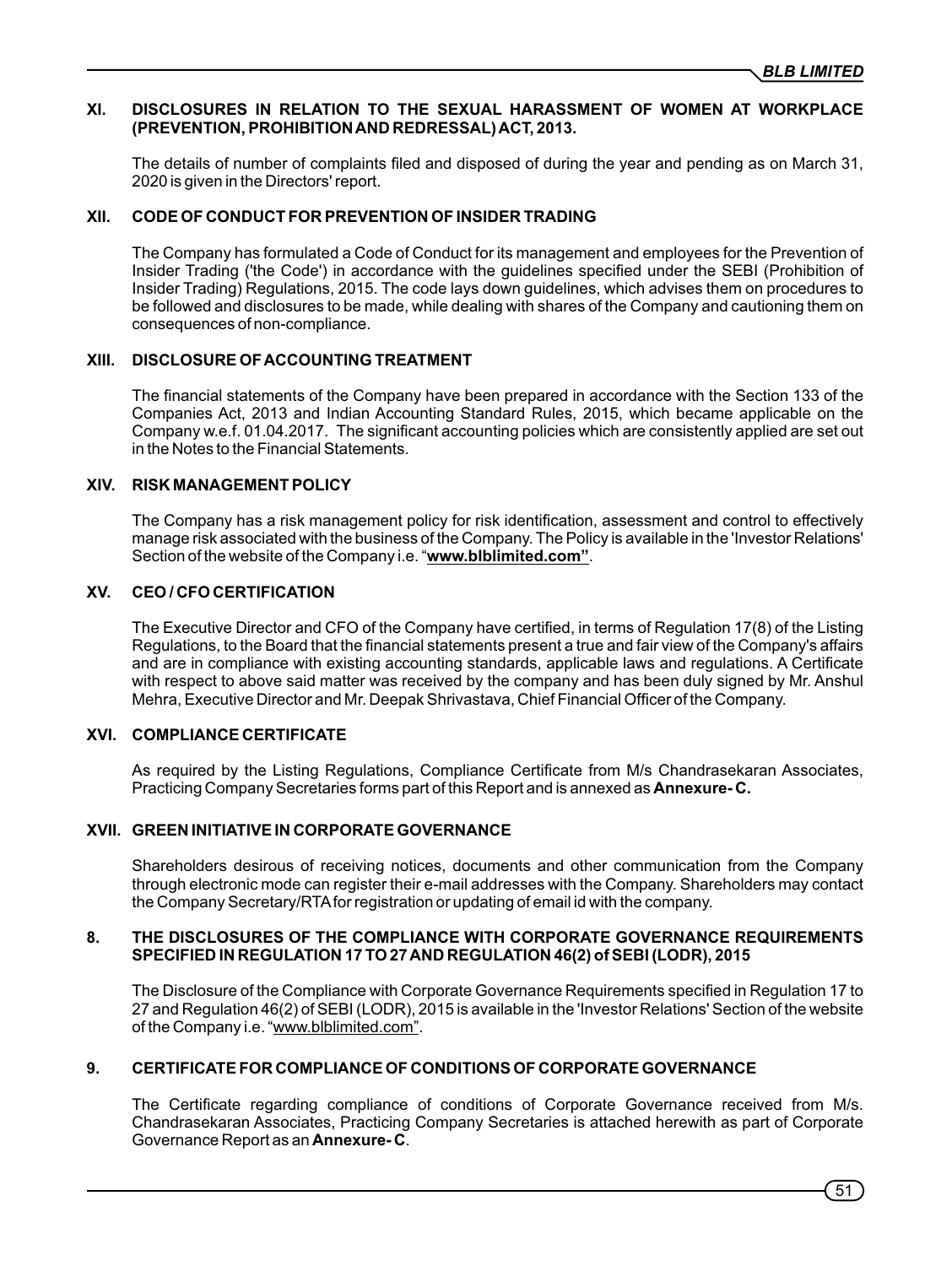### XI. DISCLOSURES IN RELATION TO THE SEXUAL HARASSMENT OF WOMEN AT WORKPLACE (PREVENTION, PROHIBITION AND REDRESSAL) ACT, 2013.

The details of number of complaints filed and disposed of during the year and pending as on March 31, 2020 is given in the Directors' report.

### XII. CODE OF CONDUCT FOR PREVENTION OF INSIDER TRADING

The Company has formulated a Code of Conduct for its management and employees for the Prevention of Insider Trading ('the Code') in accordance with the guidelines specified under the SEBI (Prohibition of Insider Trading) Regulations, 2015. The code lays down guidelines, which advises them on procedures to be followed and disclosures to be made, while dealing with shares of the Company and cautioning them on consequences of non-compliance.

### XIII. DISCLOSURE OF ACCOUNTING TREATMENT

The financial statements of the Company have been prepared in accordance with the Section 133 of the Companies Act, 2013 and Indian Accounting Standard Rules, 2015, which became applicable on the Company w.e.f. 01.04.2017. The significant accounting policies which are consistently applied are set out in the Notes to the Financial Statements.

### XIV. RISK MANAGEMENT POLICY

The Company has a risk management policy for risk identification, assessment and control to effectively manage risk associated with the business of the Company. The Policy is available in the 'Investor Relations' Section of the website of the Company i.e. "**www.blblimited.com"**.

### XV. CEO / CFO CERTIFICATION

The Executive Director and CFO of the Company have certified, in terms of Regulation 17(8) of the Listing Regulations, to the Board that the financial statements present a true and fair view of the Company's affairs and are in compliance with existing accounting standards, applicable laws and regulations. A Certificate with respect to above said matter was received by the company and has been duly signed by Mr. Anshul Mehra, Executive Director and Mr. Deepak Shrivastava, Chief Financial Officer of the Company.

### XVI. COMPLIANCE CERTIFICATE

As required by the Listing Regulations, Compliance Certificate from M/s Chandrasekaran Associates, Practicing Company Secretaries forms part of this Report and is annexed as **Annexure- C.**

### XVII. GREEN INITIATIVE IN CORPORATE GOVERNANCE

Shareholders desirous of receiving notices, documents and other communication from the Company through electronic mode can register their e-mail addresses with the Company. Shareholders may contact the Company Secretary/RTA for registration or updating of email id with the company.

## 8. THE DISCLOSURES OF THE COMPLIANCE WITH CORPORATE GOVERNANCE REQUIREMENTS SPECIFIED IN REGULATION 17 TO 27 AND REGULATION 46(2) of SEBI (LODR), 2015

The Disclosure of the Compliance with Corporate Governance Requirements specified in Regulation 17 to 27 and Regulation 46(2) of SEBI (LODR), 2015 is available in the 'Investor Relations' Section of the website of the Company i.e. "www.blblimited.com".

## 9. CERTIFICATE FOR COMPLIANCE OF CONDITIONS OF CORPORATE GOVERNANCE

The Certificate regarding compliance of conditions of Corporate Governance received from M/s. Chandrasekaran Associates, Practicing Company Secretaries is attached herewith as part of Corporate Governance Report as an **Annexure- C**.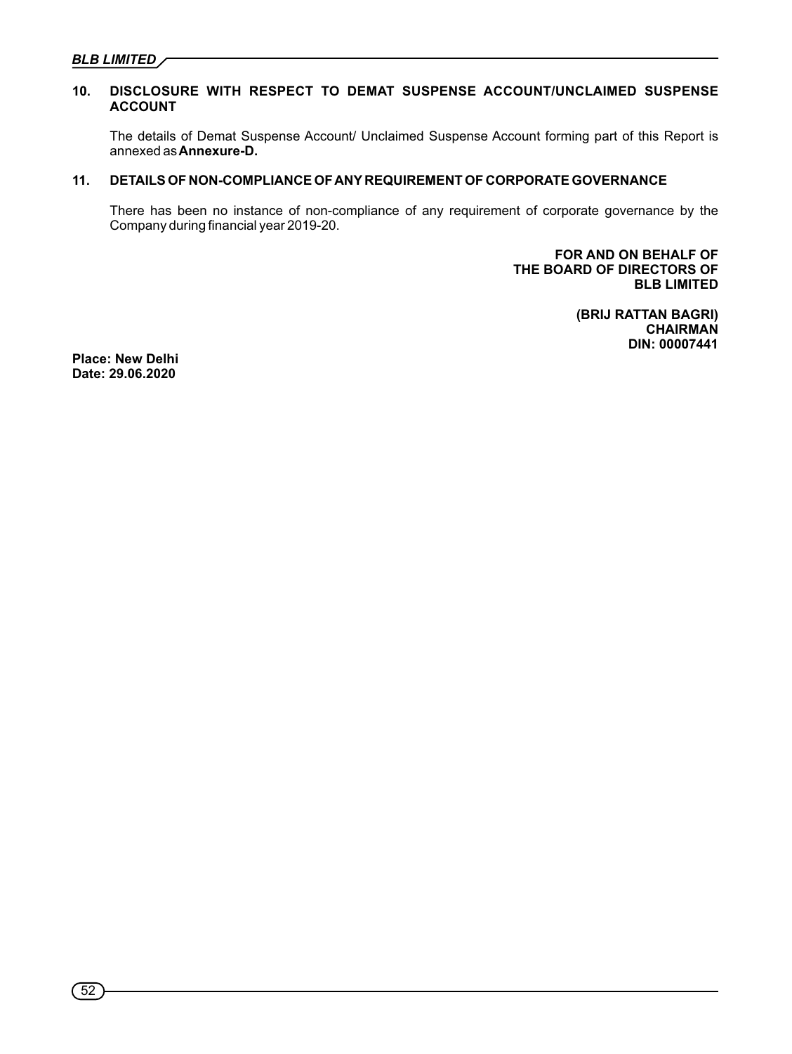## 10. DISCLOSURE WITH RESPECT TO DEMAT SUSPENSE ACCOUNT/UNCLAIMED SUSPENSE ACCOUNT

The details of Demat Suspense Account/ Unclaimed Suspense Account forming part of this Report is annexed as **Annexure-D.**

## 11. DETAILS OF NON-COMPLIANCE OF ANY REQUIREMENT OF CORPORATE GOVERNANCE

There has been no instance of non-compliance of any requirement of corporate governance by the Company during financial year 2019-20.

**FOR AND ON BEHALF OF**
**THE BOARD OF DIRECTORS OF**
**BLB LIMITED**

**(BRIJ RATTAN BAGRI)**
**CHAIRMAN**
**DIN: 00007441**

**Place: New Delhi**
**Date: 29.06.2020**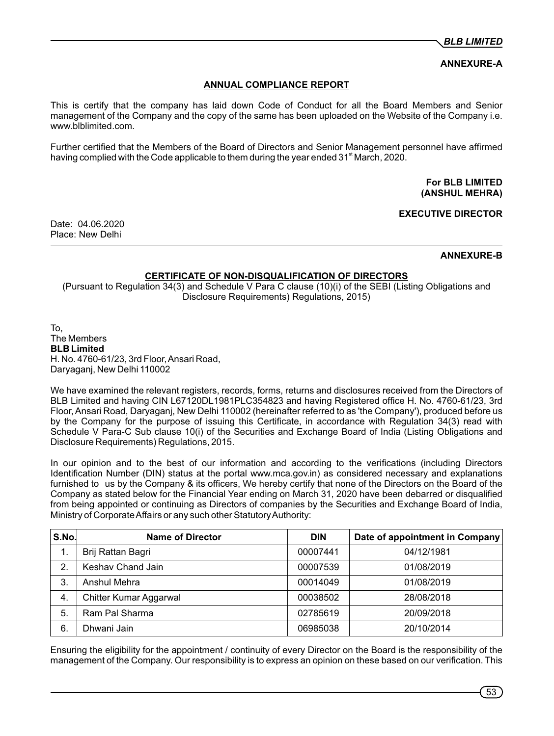**ANNEXURE-A**

## ANNUAL COMPLIANCE REPORT

This is certify that the company has laid down Code of Conduct for all the Board Members and Senior management of the Company and the copy of the same has been uploaded on the Website of the Company i.e. www.blblimited.com.

Further certified that the Members of the Board of Directors and Senior Management personnel have affirmed having complied with the Code applicable to them during the year ended 31st March, 2020.

**For BLB LIMITED**
**(ANSHUL MEHRA)**

**EXECUTIVE DIRECTOR**

Date: 04.06.2020
Place: New Delhi

**ANNEXURE-B**

## CERTIFICATE OF NON-DISQUALIFICATION OF DIRECTORS

(Pursuant to Regulation 34(3) and Schedule V Para C clause (10)(i) of the SEBI (Listing Obligations and Disclosure Requirements) Regulations, 2015)

To,
The Members
**BLB Limited**
H. No. 4760-61/23, 3rd Floor, Ansari Road,
Daryaganj, New Delhi 110002

We have examined the relevant registers, records, forms, returns and disclosures received from the Directors of BLB Limited and having CIN L67120DL1981PLC354823 and having Registered office H. No. 4760-61/23, 3rd Floor, Ansari Road, Daryaganj, New Delhi 110002 (hereinafter referred to as 'the Company'), produced before us by the Company for the purpose of issuing this Certificate, in accordance with Regulation 34(3) read with Schedule V Para-C Sub clause 10(i) of the Securities and Exchange Board of India (Listing Obligations and Disclosure Requirements) Regulations, 2015.

In our opinion and to the best of our information and according to the verifications (including Directors Identification Number (DIN) status at the portal www.mca.gov.in) as considered necessary and explanations furnished to us by the Company & its officers, We hereby certify that none of the Directors on the Board of the Company as stated below for the Financial Year ending on March 31, 2020 have been debarred or disqualified from being appointed or continuing as Directors of companies by the Securities and Exchange Board of India, Ministry of Corporate Affairs or any such other Statutory Authority:

| S.No. | Name of Director | DIN | Date of appointment in Company |
|---|---|---|---|
| 1. | Brij Rattan Bagri | 00007441 | 04/12/1981 |
| 2. | Keshav Chand Jain | 00007539 | 01/08/2019 |
| 3. | Anshul Mehra | 00014049 | 01/08/2019 |
| 4. | Chitter Kumar Aggarwal | 00038502 | 28/08/2018 |
| 5. | Ram Pal Sharma | 02785619 | 20/09/2018 |
| 6. | Dhwani Jain | 06985038 | 20/10/2014 |

Ensuring the eligibility for the appointment / continuity of every Director on the Board is the responsibility of the management of the Company. Our responsibility is to express an opinion on these based on our verification. This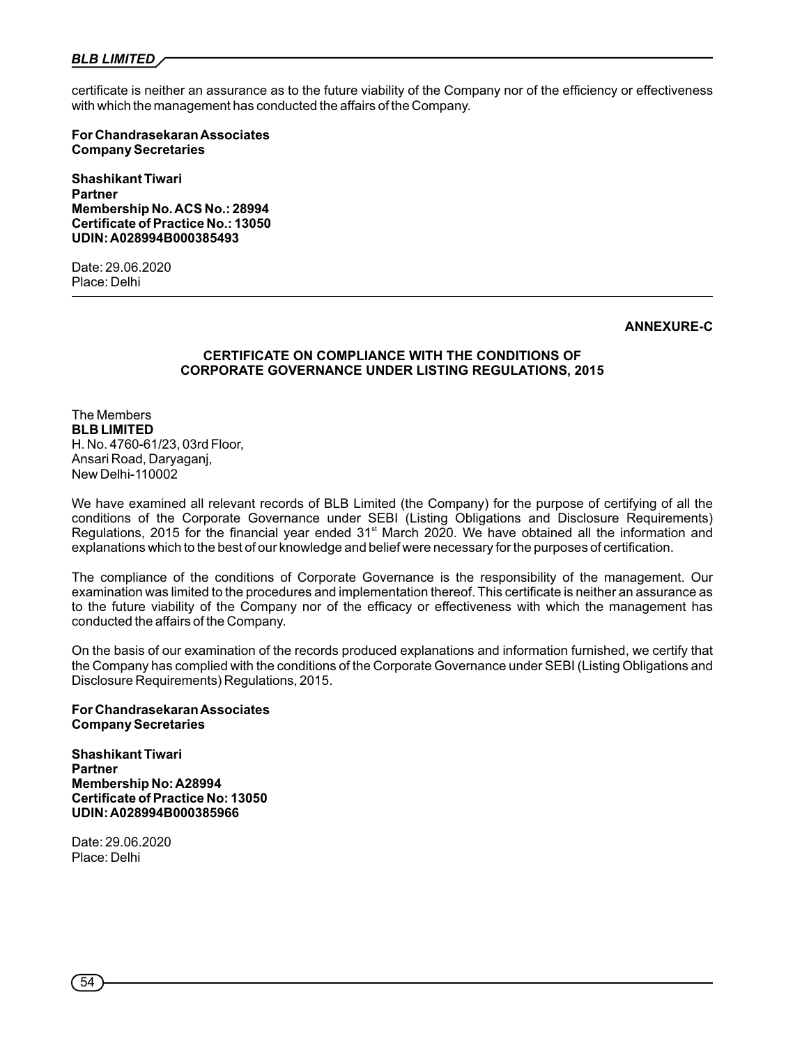certificate is neither an assurance as to the future viability of the Company nor of the efficiency or effectiveness with which the management has conducted the affairs of the Company.

**For Chandrasekaran Associates**
**Company Secretaries**

**Shashikant Tiwari**
**Partner**
**Membership No. ACS No.: 28994**
**Certificate of Practice No.: 13050**
**UDIN: A028994B000385493**

Date: 29.06.2020
Place: Delhi

---

**ANNEXURE-C**

## CERTIFICATE ON COMPLIANCE WITH THE CONDITIONS OF CORPORATE GOVERNANCE UNDER LISTING REGULATIONS, 2015

The Members
**BLB LIMITED**
H. No. 4760-61/23, 03rd Floor,
Ansari Road, Daryaganj,
New Delhi-110002

We have examined all relevant records of BLB Limited (the Company) for the purpose of certifying of all the conditions of the Corporate Governance under SEBI (Listing Obligations and Disclosure Requirements) Regulations, 2015 for the financial year ended 31st March 2020. We have obtained all the information and explanations which to the best of our knowledge and belief were necessary for the purposes of certification.

The compliance of the conditions of Corporate Governance is the responsibility of the management. Our examination was limited to the procedures and implementation thereof. This certificate is neither an assurance as to the future viability of the Company nor of the efficacy or effectiveness with which the management has conducted the affairs of the Company.

On the basis of our examination of the records produced explanations and information furnished, we certify that the Company has complied with the conditions of the Corporate Governance under SEBI (Listing Obligations and Disclosure Requirements) Regulations, 2015.

**For Chandrasekaran Associates**
**Company Secretaries**

**Shashikant Tiwari**
**Partner**
**Membership No: A28994**
**Certificate of Practice No: 13050**
**UDIN: A028994B000385966**

Date: 29.06.2020
Place: Delhi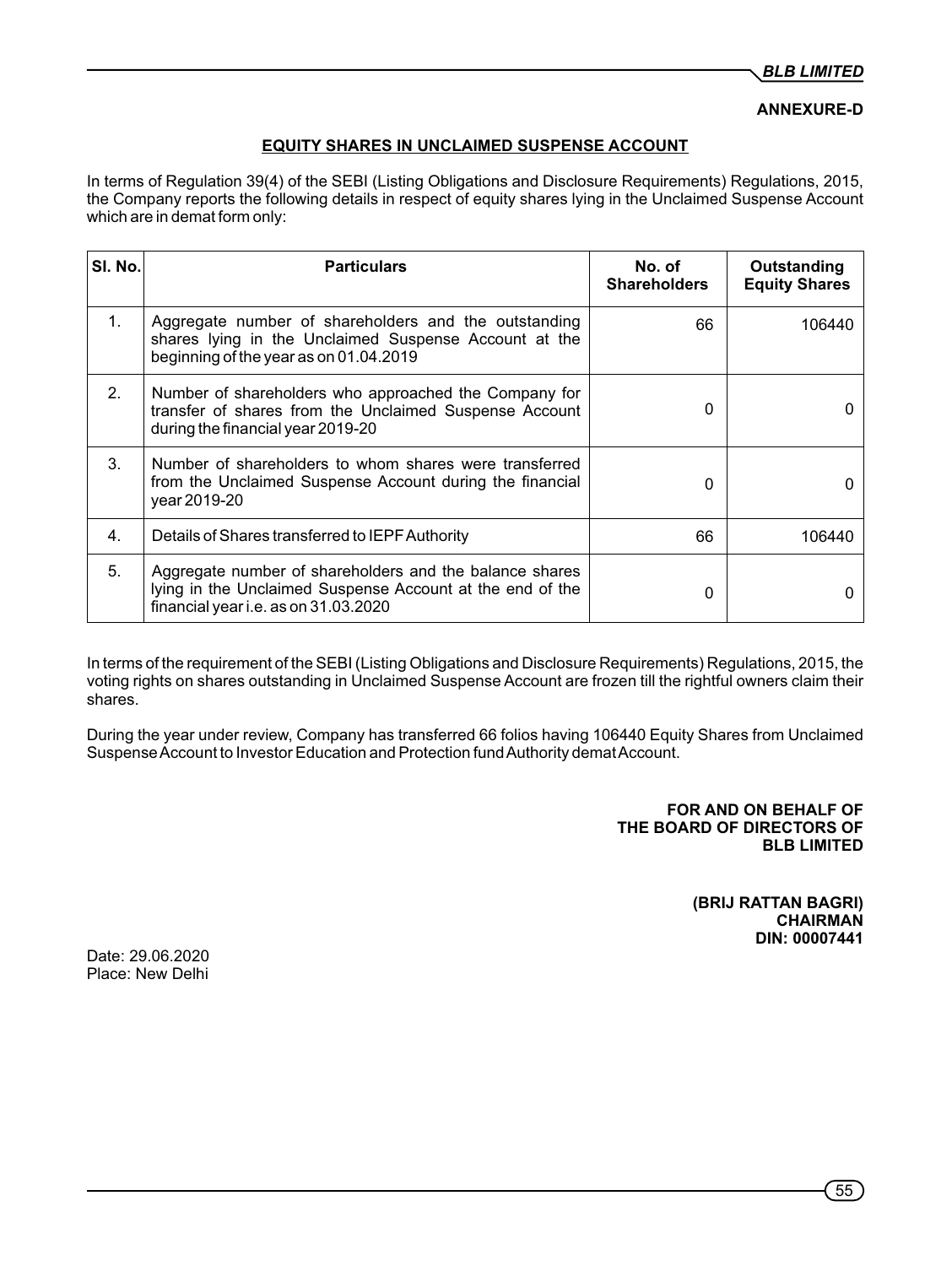**ANNEXURE-D**

## EQUITY SHARES IN UNCLAIMED SUSPENSE ACCOUNT

In terms of Regulation 39(4) of the SEBI (Listing Obligations and Disclosure Requirements) Regulations, 2015, the Company reports the following details in respect of equity shares lying in the Unclaimed Suspense Account which are in demat form only:

| Sl. No. | Particulars | No. of Shareholders | Outstanding Equity Shares |
|---|---|---|---|
| 1. | Aggregate number of shareholders and the outstanding shares lying in the Unclaimed Suspense Account at the beginning of the year as on 01.04.2019 | 66 | 106440 |
| 2. | Number of shareholders who approached the Company for transfer of shares from the Unclaimed Suspense Account during the financial year 2019-20 | 0 | 0 |
| 3. | Number of shareholders to whom shares were transferred from the Unclaimed Suspense Account during the financial year 2019-20 | 0 | 0 |
| 4. | Details of Shares transferred to IEPF Authority | 66 | 106440 |
| 5. | Aggregate number of shareholders and the balance shares lying in the Unclaimed Suspense Account at the end of the financial year i.e. as on 31.03.2020 | 0 | 0 |

In terms of the requirement of the SEBI (Listing Obligations and Disclosure Requirements) Regulations, 2015, the voting rights on shares outstanding in Unclaimed Suspense Account are frozen till the rightful owners claim their shares.

During the year under review, Company has transferred 66 folios having 106440 Equity Shares from Unclaimed Suspense Account to Investor Education and Protection fund Authority demat Account.

**FOR AND ON BEHALF OF**
**THE BOARD OF DIRECTORS OF**
**BLB LIMITED**

**(BRIJ RATTAN BAGRI)**
**CHAIRMAN**
**DIN: 00007441**

Date: 29.06.2020
Place: New Delhi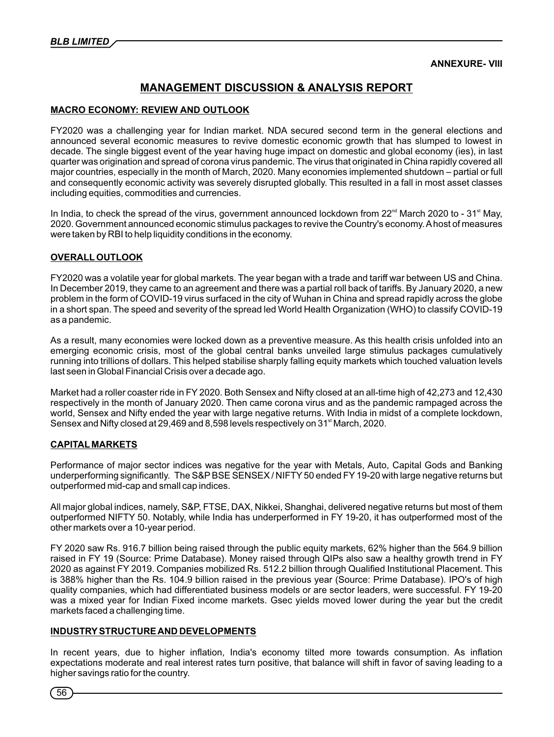**ANNEXURE- VIII**

# MANAGEMENT DISCUSSION & ANALYSIS REPORT

## MACRO ECONOMY: REVIEW AND OUTLOOK

FY2020 was a challenging year for Indian market. NDA secured second term in the general elections and announced several economic measures to revive domestic economic growth that has slumped to lowest in decade. The single biggest event of the year having huge impact on domestic and global economy (ies), in last quarter was origination and spread of corona virus pandemic. The virus that originated in China rapidly covered all major countries, especially in the month of March, 2020. Many economies implemented shutdown – partial or full and consequently economic activity was severely disrupted globally. This resulted in a fall in most asset classes including equities, commodities and currencies.

In India, to check the spread of the virus, government announced lockdown from 22nd March 2020 to - 31st May, 2020. Government announced economic stimulus packages to revive the Country's economy. A host of measures were taken by RBI to help liquidity conditions in the economy.

## OVERALL OUTLOOK

FY2020 was a volatile year for global markets. The year began with a trade and tariff war between US and China. In December 2019, they came to an agreement and there was a partial roll back of tariffs. By January 2020, a new problem in the form of COVID-19 virus surfaced in the city of Wuhan in China and spread rapidly across the globe in a short span. The speed and severity of the spread led World Health Organization (WHO) to classify COVID-19 as a pandemic.

As a result, many economies were locked down as a preventive measure. As this health crisis unfolded into an emerging economic crisis, most of the global central banks unveiled large stimulus packages cumulatively running into trillions of dollars. This helped stabilise sharply falling equity markets which touched valuation levels last seen in Global Financial Crisis over a decade ago.

Market had a roller coaster ride in FY 2020. Both Sensex and Nifty closed at an all-time high of 42,273 and 12,430 respectively in the month of January 2020. Then came corona virus and as the pandemic rampaged across the world, Sensex and Nifty ended the year with large negative returns. With India in midst of a complete lockdown, Sensex and Nifty closed at 29,469 and 8,598 levels respectively on 31st March, 2020.

## CAPITAL MARKETS

Performance of major sector indices was negative for the year with Metals, Auto, Capital Gods and Banking underperforming significantly. The S&P BSE SENSEX / NIFTY 50 ended FY 19-20 with large negative returns but outperformed mid-cap and small cap indices.

All major global indices, namely, S&P, FTSE, DAX, Nikkei, Shanghai, delivered negative returns but most of them outperformed NIFTY 50. Notably, while India has underperformed in FY 19-20, it has outperformed most of the other markets over a 10-year period.

FY 2020 saw Rs. 916.7 billion being raised through the public equity markets, 62% higher than the 564.9 billion raised in FY 19 (Source: Prime Database). Money raised through QIPs also saw a healthy growth trend in FY 2020 as against FY 2019. Companies mobilized Rs. 512.2 billion through Qualified Institutional Placement. This is 388% higher than the Rs. 104.9 billion raised in the previous year (Source: Prime Database). IPO's of high quality companies, which had differentiated business models or are sector leaders, were successful. FY 19-20 was a mixed year for Indian Fixed income markets. Gsec yields moved lower during the year but the credit markets faced a challenging time.

## INDUSTRY STRUCTURE AND DEVELOPMENTS

In recent years, due to higher inflation, India's economy tilted more towards consumption. As inflation expectations moderate and real interest rates turn positive, that balance will shift in favor of saving leading to a higher savings ratio for the country.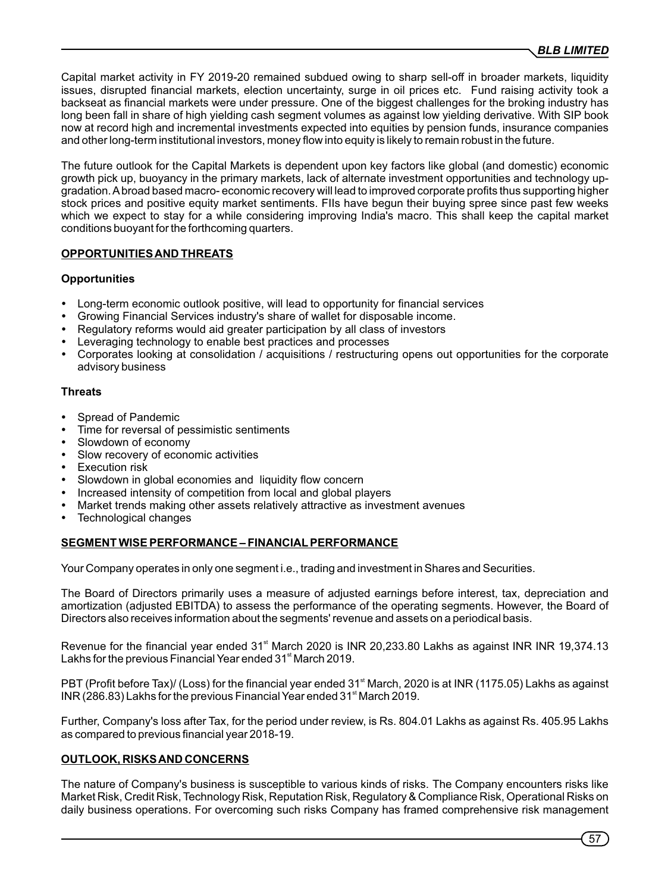Capital market activity in FY 2019-20 remained subdued owing to sharp sell-off in broader markets, liquidity issues, disrupted financial markets, election uncertainty, surge in oil prices etc. Fund raising activity took a backseat as financial markets were under pressure. One of the biggest challenges for the broking industry has long been fall in share of high yielding cash segment volumes as against low yielding derivative. With SIP book now at record high and incremental investments expected into equities by pension funds, insurance companies and other long-term institutional investors, money flow into equity is likely to remain robust in the future.

The future outlook for the Capital Markets is dependent upon key factors like global (and domestic) economic growth pick up, buoyancy in the primary markets, lack of alternate investment opportunities and technology up-gradation. A broad based macro- economic recovery will lead to improved corporate profits thus supporting higher stock prices and positive equity market sentiments. FIIs have begun their buying spree since past few weeks which we expect to stay for a while considering improving India's macro. This shall keep the capital market conditions buoyant for the forthcoming quarters.

## OPPORTUNITIES AND THREATS

### Opportunities

- Long-term economic outlook positive, will lead to opportunity for financial services
- Growing Financial Services industry's share of wallet for disposable income.
- Regulatory reforms would aid greater participation by all class of investors
- Leveraging technology to enable best practices and processes
- Corporates looking at consolidation / acquisitions / restructuring opens out opportunities for the corporate advisory business

### Threats

- Spread of Pandemic
- Time for reversal of pessimistic sentiments
- Slowdown of economy
- Slow recovery of economic activities
- Execution risk
- Slowdown in global economies and liquidity flow concern
- Increased intensity of competition from local and global players
- Market trends making other assets relatively attractive as investment avenues
- Technological changes

## SEGMENT WISE PERFORMANCE – FINANCIAL PERFORMANCE

Your Company operates in only one segment i.e., trading and investment in Shares and Securities.

The Board of Directors primarily uses a measure of adjusted earnings before interest, tax, depreciation and amortization (adjusted EBITDA) to assess the performance of the operating segments. However, the Board of Directors also receives information about the segments' revenue and assets on a periodical basis.

Revenue for the financial year ended 31st March 2020 is INR 20,233.80 Lakhs as against INR INR 19,374.13 Lakhs for the previous Financial Year ended 31st March 2019.

PBT (Profit before Tax)/ (Loss) for the financial year ended 31st March, 2020 is at INR (1175.05) Lakhs as against INR (286.83) Lakhs for the previous Financial Year ended 31st March 2019.

Further, Company's loss after Tax, for the period under review, is Rs. 804.01 Lakhs as against Rs. 405.95 Lakhs as compared to previous financial year 2018-19.

## OUTLOOK, RISKS AND CONCERNS

The nature of Company's business is susceptible to various kinds of risks. The Company encounters risks like Market Risk, Credit Risk, Technology Risk, Reputation Risk, Regulatory & Compliance Risk, Operational Risks on daily business operations. For overcoming such risks Company has framed comprehensive risk management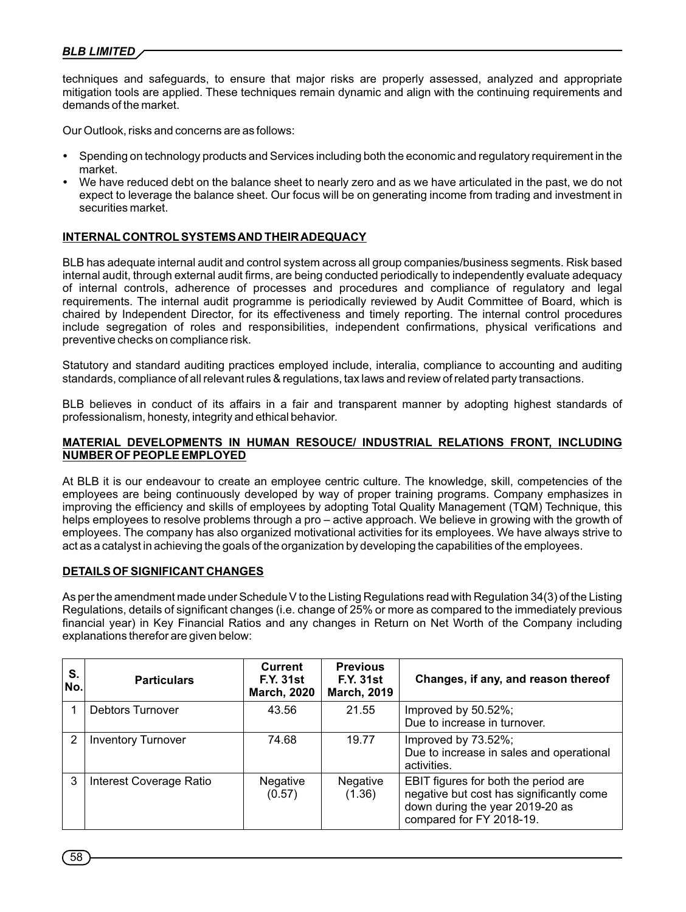techniques and safeguards, to ensure that major risks are properly assessed, analyzed and appropriate mitigation tools are applied. These techniques remain dynamic and align with the continuing requirements and demands of the market.

Our Outlook, risks and concerns are as follows:

- Spending on technology products and Services including both the economic and regulatory requirement in the market.
- We have reduced debt on the balance sheet to nearly zero and as we have articulated in the past, we do not expect to leverage the balance sheet. Our focus will be on generating income from trading and investment in securities market.

## INTERNAL CONTROL SYSTEMS AND THEIR ADEQUACY

BLB has adequate internal audit and control system across all group companies/business segments. Risk based internal audit, through external audit firms, are being conducted periodically to independently evaluate adequacy of internal controls, adherence of processes and procedures and compliance of regulatory and legal requirements. The internal audit programme is periodically reviewed by Audit Committee of Board, which is chaired by Independent Director, for its effectiveness and timely reporting. The internal control procedures include segregation of roles and responsibilities, independent confirmations, physical verifications and preventive checks on compliance risk.

Statutory and standard auditing practices employed include, interalia, compliance to accounting and auditing standards, compliance of all relevant rules & regulations, tax laws and review of related party transactions.

BLB believes in conduct of its affairs in a fair and transparent manner by adopting highest standards of professionalism, honesty, integrity and ethical behavior.

## MATERIAL DEVELOPMENTS IN HUMAN RESOUCE/ INDUSTRIAL RELATIONS FRONT, INCLUDING NUMBER OF PEOPLE EMPLOYED

At BLB it is our endeavour to create an employee centric culture. The knowledge, skill, competencies of the employees are being continuously developed by way of proper training programs. Company emphasizes in improving the efficiency and skills of employees by adopting Total Quality Management (TQM) Technique, this helps employees to resolve problems through a pro – active approach. We believe in growing with the growth of employees. The company has also organized motivational activities for its employees. We have always strive to act as a catalyst in achieving the goals of the organization by developing the capabilities of the employees.

## DETAILS OF SIGNIFICANT CHANGES

As per the amendment made under Schedule V to the Listing Regulations read with Regulation 34(3) of the Listing Regulations, details of significant changes (i.e. change of 25% or more as compared to the immediately previous financial year) in Key Financial Ratios and any changes in Return on Net Worth of the Company including explanations therefor are given below:

| S. No. | Particulars | Current F.Y. 31st March, 2020 | Previous F.Y. 31st March, 2019 | Changes, if any, and reason thereof |
|---|---|---|---|---|
| 1 | Debtors Turnover | 43.56 | 21.55 | Improved by 50.52%; Due to increase in turnover. |
| 2 | Inventory Turnover | 74.68 | 19.77 | Improved by 73.52%; Due to increase in sales and operational activities. |
| 3 | Interest Coverage Ratio | Negative (0.57) | Negative (1.36) | EBIT figures for both the period are negative but cost has significantly come down during the year 2019-20 as compared for FY 2018-19. |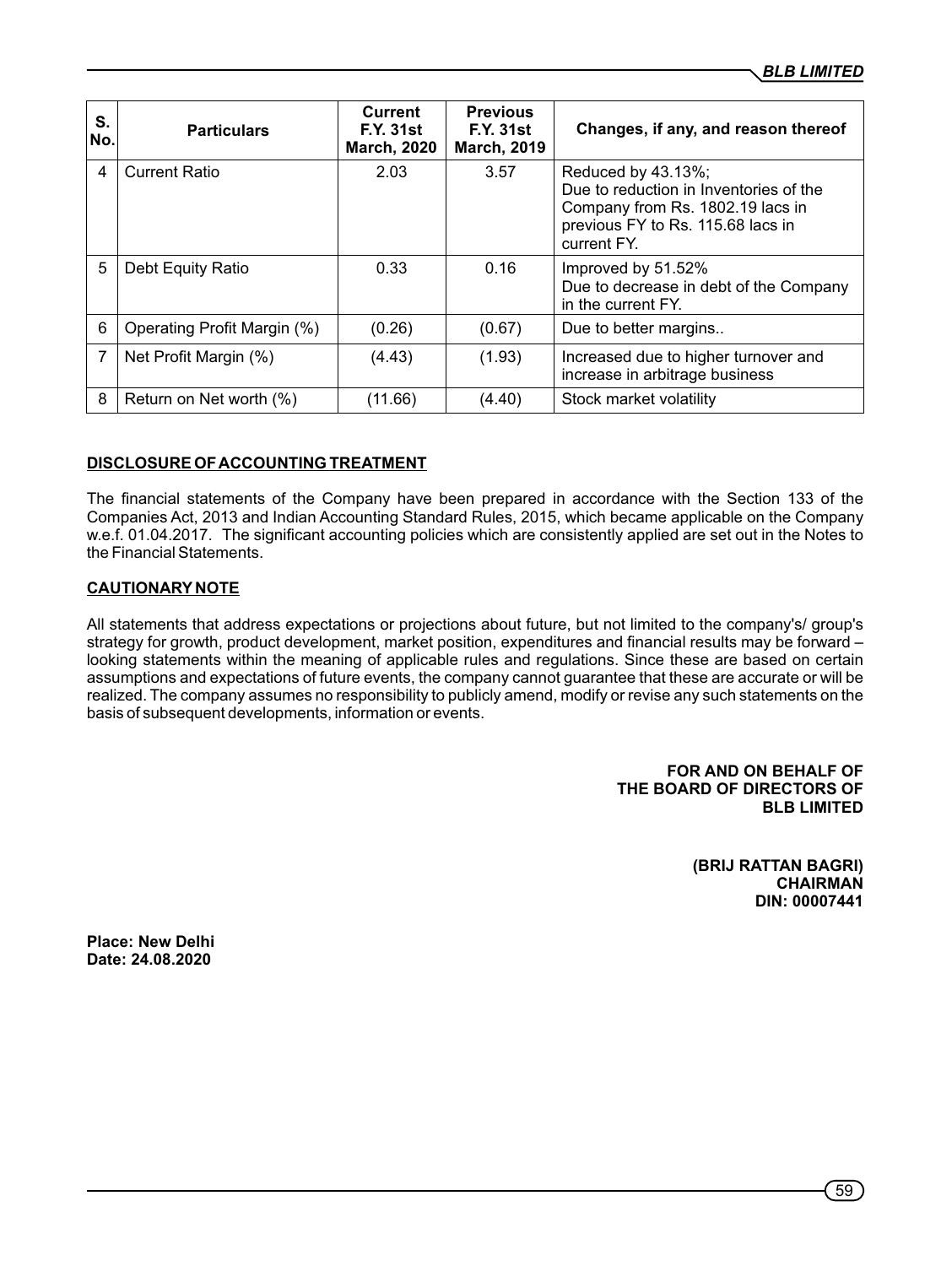| S. No. | Particulars | Current F.Y. 31st March, 2020 | Previous F.Y. 31st March, 2019 | Changes, if any, and reason thereof |
|---|---|---|---|---|
| 4 | Current Ratio | 2.03 | 3.57 | Reduced by 43.13%; Due to reduction in Inventories of the Company from Rs. 1802.19 lacs in previous FY to Rs. 115.68 lacs in current FY. |
| 5 | Debt Equity Ratio | 0.33 | 0.16 | Improved by 51.52% Due to decrease in debt of the Company in the current FY. |
| 6 | Operating Profit Margin (%) | (0.26) | (0.67) | Due to better margins.. |
| 7 | Net Profit Margin (%) | (4.43) | (1.93) | Increased due to higher turnover and increase in arbitrage business |
| 8 | Return on Net worth (%) | (11.66) | (4.40) | Stock market volatility |

**DISCLOSURE OF ACCOUNTING TREATMENT**

The financial statements of the Company have been prepared in accordance with the Section 133 of the Companies Act, 2013 and Indian Accounting Standard Rules, 2015, which became applicable on the Company w.e.f. 01.04.2017. The significant accounting policies which are consistently applied are set out in the Notes to the Financial Statements.

**CAUTIONARY NOTE**

All statements that address expectations or projections about future, but not limited to the company's/ group's strategy for growth, product development, market position, expenditures and financial results may be forward – looking statements within the meaning of applicable rules and regulations. Since these are based on certain assumptions and expectations of future events, the company cannot guarantee that these are accurate or will be realized. The company assumes no responsibility to publicly amend, modify or revise any such statements on the basis of subsequent developments, information or events.

**FOR AND ON BEHALF OF**
**THE BOARD OF DIRECTORS OF**
**BLB LIMITED**

**(BRIJ RATTAN BAGRI)**
**CHAIRMAN**
**DIN: 00007441**

**Place: New Delhi**
**Date: 24.08.2020**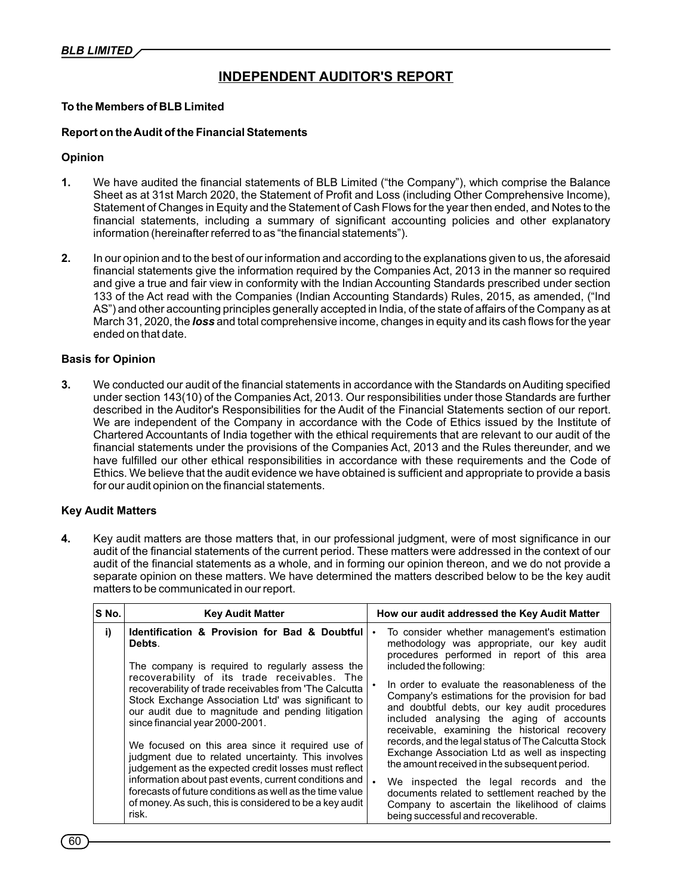# INDEPENDENT AUDITOR'S REPORT

**To the Members of BLB Limited**

**Report on the Audit of the Financial Statements**

**Opinion**

1. We have audited the financial statements of BLB Limited ("the Company"), which comprise the Balance Sheet as at 31st March 2020, the Statement of Profit and Loss (including Other Comprehensive Income), Statement of Changes in Equity and the Statement of Cash Flows for the year then ended, and Notes to the financial statements, including a summary of significant accounting policies and other explanatory information (hereinafter referred to as "the financial statements").

2. In our opinion and to the best of our information and according to the explanations given to us, the aforesaid financial statements give the information required by the Companies Act, 2013 in the manner so required and give a true and fair view in conformity with the Indian Accounting Standards prescribed under section 133 of the Act read with the Companies (Indian Accounting Standards) Rules, 2015, as amended, ("Ind AS") and other accounting principles generally accepted in India, of the state of affairs of the Company as at March 31, 2020, the ***loss*** and total comprehensive income, changes in equity and its cash flows for the year ended on that date.

**Basis for Opinion**

3. We conducted our audit of the financial statements in accordance with the Standards on Auditing specified under section 143(10) of the Companies Act, 2013. Our responsibilities under those Standards are further described in the Auditor's Responsibilities for the Audit of the Financial Statements section of our report. We are independent of the Company in accordance with the Code of Ethics issued by the Institute of Chartered Accountants of India together with the ethical requirements that are relevant to our audit of the financial statements under the provisions of the Companies Act, 2013 and the Rules thereunder, and we have fulfilled our other ethical responsibilities in accordance with these requirements and the Code of Ethics. We believe that the audit evidence we have obtained is sufficient and appropriate to provide a basis for our audit opinion on the financial statements.

**Key Audit Matters**

4. Key audit matters are those matters that, in our professional judgment, were of most significance in our audit of the financial statements of the current period. These matters were addressed in the context of our audit of the financial statements as a whole, and in forming our opinion thereon, and we do not provide a separate opinion on these matters. We have determined the matters described below to be the key audit matters to be communicated in our report.

| S No. | Key Audit Matter | How our audit addressed the Key Audit Matter |
|---|---|---|
| i) | **Identification & Provision for Bad & Doubtful Debts**.<br><br>The company is required to regularly assess the recoverability of its trade receivables. The recoverability of trade receivables from 'The Calcutta Stock Exchange Association Ltd' was significant to our audit due to magnitude and pending litigation since financial year 2000-2001.<br><br>We focused on this area since it required use of judgment due to related uncertainty. This involves judgement as the expected credit losses must reflect information about past events, current conditions and forecasts of future conditions as well as the time value of money. As such, this is considered to be a key audit risk. | • To consider whether management's estimation methodology was appropriate, our key audit procedures performed in report of this area included the following:<br><br>• In order to evaluate the reasonableness of the Company's estimations for the provision for bad and doubtful debts, our key audit procedures included analysing the aging of accounts receivable, examining the historical recovery records, and the legal status of The Calcutta Stock Exchange Association Ltd as well as inspecting the amount received in the subsequent period.<br><br>• We inspected the legal records and the documents related to settlement reached by the Company to ascertain the likelihood of claims being successful and recoverable. |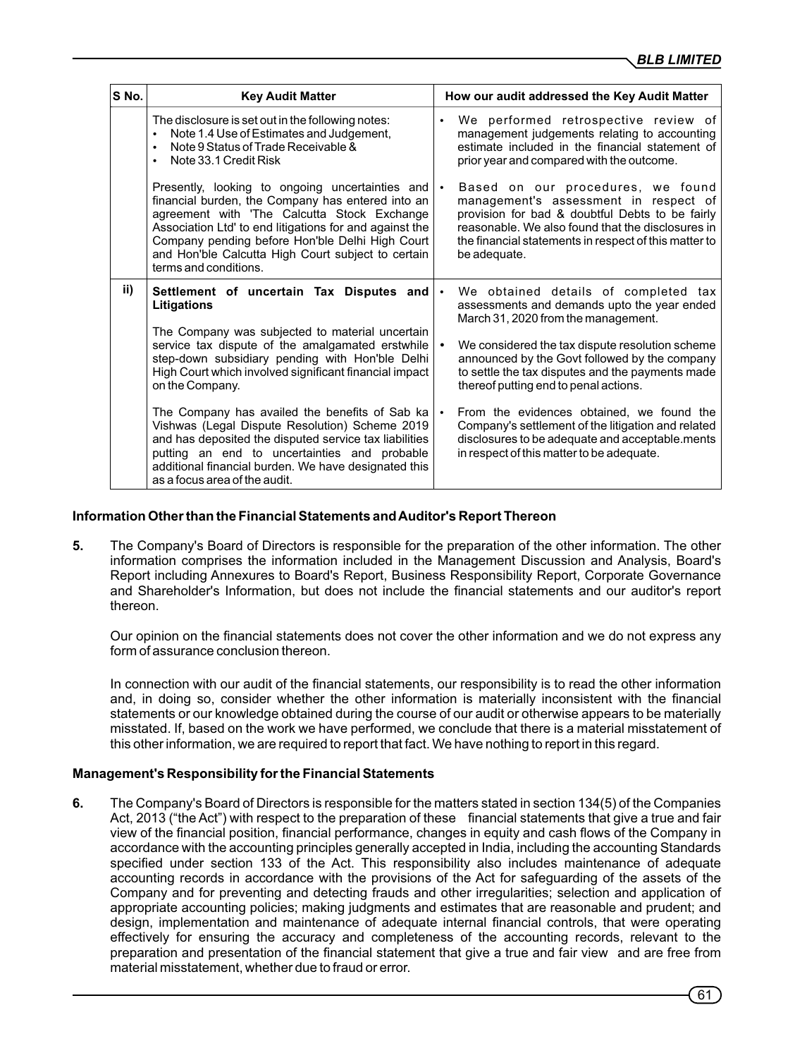| S No. | Key Audit Matter | How our audit addressed the Key Audit Matter |
|---|---|---|
| | The disclosure is set out in the following notes:<br>• Note 1.4 Use of Estimates and Judgement,<br>• Note 9 Status of Trade Receivable &<br>• Note 33.1 Credit Risk<br><br>Presently, looking to ongoing uncertainties and financial burden, the Company has entered into an agreement with 'The Calcutta Stock Exchange Association Ltd' to end litigations for and against the Company pending before Hon'ble Delhi High Court and Hon'ble Calcutta High Court subject to certain terms and conditions. | • We performed retrospective review of management judgements relating to accounting estimate included in the financial statement of prior year and compared with the outcome.<br><br>• Based on our procedures, we found management's assessment in respect of provision for bad & doubtful Debts to be fairly reasonable. We also found that the disclosures in the financial statements in respect of this matter to be adequate. |
| ii) | **Settlement of uncertain Tax Disputes and Litigations**<br><br>The Company was subjected to material uncertain service tax dispute of the amalgamated erstwhile step-down subsidiary pending with Hon'ble Delhi High Court which involved significant financial impact on the Company.<br><br>The Company has availed the benefits of Sab ka Vishwas (Legal Dispute Resolution) Scheme 2019 and has deposited the disputed service tax liabilities putting an end to uncertainties and probable additional financial burden. We have designated this as a focus area of the audit. | • We obtained details of completed tax assessments and demands upto the year ended March 31, 2020 from the management.<br><br>• We considered the tax dispute resolution scheme announced by the Govt followed by the company to settle the tax disputes and the payments made thereof putting end to penal actions.<br><br>• From the evidences obtained, we found the Company's settlement of the litigation and related disclosures to be adequate and acceptable.ments in respect of this matter to be adequate. |

**Information Other than the Financial Statements and Auditor's Report Thereon**

**5.** The Company's Board of Directors is responsible for the preparation of the other information. The other information comprises the information included in the Management Discussion and Analysis, Board's Report including Annexures to Board's Report, Business Responsibility Report, Corporate Governance and Shareholder's Information, but does not include the financial statements and our auditor's report thereon.

Our opinion on the financial statements does not cover the other information and we do not express any form of assurance conclusion thereon.

In connection with our audit of the financial statements, our responsibility is to read the other information and, in doing so, consider whether the other information is materially inconsistent with the financial statements or our knowledge obtained during the course of our audit or otherwise appears to be materially misstated. If, based on the work we have performed, we conclude that there is a material misstatement of this other information, we are required to report that fact. We have nothing to report in this regard.

**Management's Responsibility for the Financial Statements**

**6.** The Company's Board of Directors is responsible for the matters stated in section 134(5) of the Companies Act, 2013 ("the Act") with respect to the preparation of these financial statements that give a true and fair view of the financial position, financial performance, changes in equity and cash flows of the Company in accordance with the accounting principles generally accepted in India, including the accounting Standards specified under section 133 of the Act. This responsibility also includes maintenance of adequate accounting records in accordance with the provisions of the Act for safeguarding of the assets of the Company and for preventing and detecting frauds and other irregularities; selection and application of appropriate accounting policies; making judgments and estimates that are reasonable and prudent; and design, implementation and maintenance of adequate internal financial controls, that were operating effectively for ensuring the accuracy and completeness of the accounting records, relevant to the preparation and presentation of the financial statement that give a true and fair view and are free from material misstatement, whether due to fraud or error.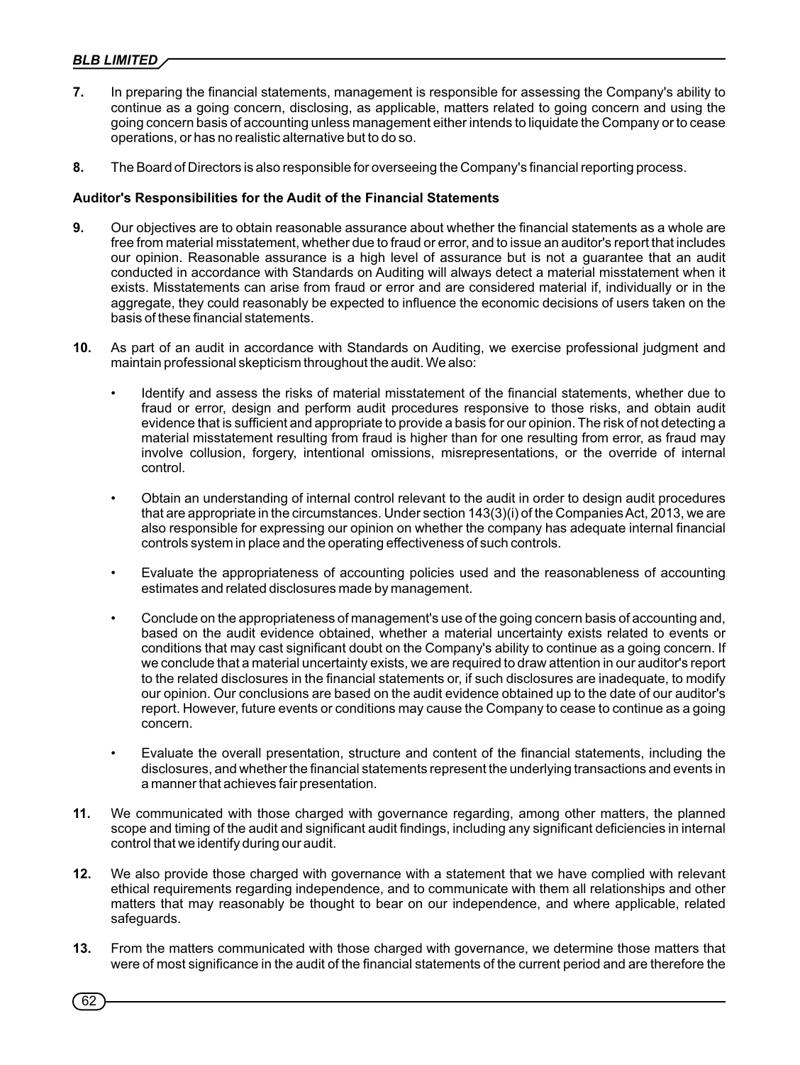7. In preparing the financial statements, management is responsible for assessing the Company's ability to continue as a going concern, disclosing, as applicable, matters related to going concern and using the going concern basis of accounting unless management either intends to liquidate the Company or to cease operations, or has no realistic alternative but to do so.

8. The Board of Directors is also responsible for overseeing the Company's financial reporting process.

**Auditor's Responsibilities for the Audit of the Financial Statements**

9. Our objectives are to obtain reasonable assurance about whether the financial statements as a whole are free from material misstatement, whether due to fraud or error, and to issue an auditor's report that includes our opinion. Reasonable assurance is a high level of assurance but is not a guarantee that an audit conducted in accordance with Standards on Auditing will always detect a material misstatement when it exists. Misstatements can arise from fraud or error and are considered material if, individually or in the aggregate, they could reasonably be expected to influence the economic decisions of users taken on the basis of these financial statements.

10. As part of an audit in accordance with Standards on Auditing, we exercise professional judgment and maintain professional skepticism throughout the audit. We also:

    - Identify and assess the risks of material misstatement of the financial statements, whether due to fraud or error, design and perform audit procedures responsive to those risks, and obtain audit evidence that is sufficient and appropriate to provide a basis for our opinion. The risk of not detecting a material misstatement resulting from fraud is higher than for one resulting from error, as fraud may involve collusion, forgery, intentional omissions, misrepresentations, or the override of internal control.

    - Obtain an understanding of internal control relevant to the audit in order to design audit procedures that are appropriate in the circumstances. Under section 143(3)(i) of the Companies Act, 2013, we are also responsible for expressing our opinion on whether the company has adequate internal financial controls system in place and the operating effectiveness of such controls.

    - Evaluate the appropriateness of accounting policies used and the reasonableness of accounting estimates and related disclosures made by management.

    - Conclude on the appropriateness of management's use of the going concern basis of accounting and, based on the audit evidence obtained, whether a material uncertainty exists related to events or conditions that may cast significant doubt on the Company's ability to continue as a going concern. If we conclude that a material uncertainty exists, we are required to draw attention in our auditor's report to the related disclosures in the financial statements or, if such disclosures are inadequate, to modify our opinion. Our conclusions are based on the audit evidence obtained up to the date of our auditor's report. However, future events or conditions may cause the Company to cease to continue as a going concern.

    - Evaluate the overall presentation, structure and content of the financial statements, including the disclosures, and whether the financial statements represent the underlying transactions and events in a manner that achieves fair presentation.

11. We communicated with those charged with governance regarding, among other matters, the planned scope and timing of the audit and significant audit findings, including any significant deficiencies in internal control that we identify during our audit.

12. We also provide those charged with governance with a statement that we have complied with relevant ethical requirements regarding independence, and to communicate with them all relationships and other matters that may reasonably be thought to bear on our independence, and where applicable, related safeguards.

13. From the matters communicated with those charged with governance, we determine those matters that were of most significance in the audit of the financial statements of the current period and are therefore the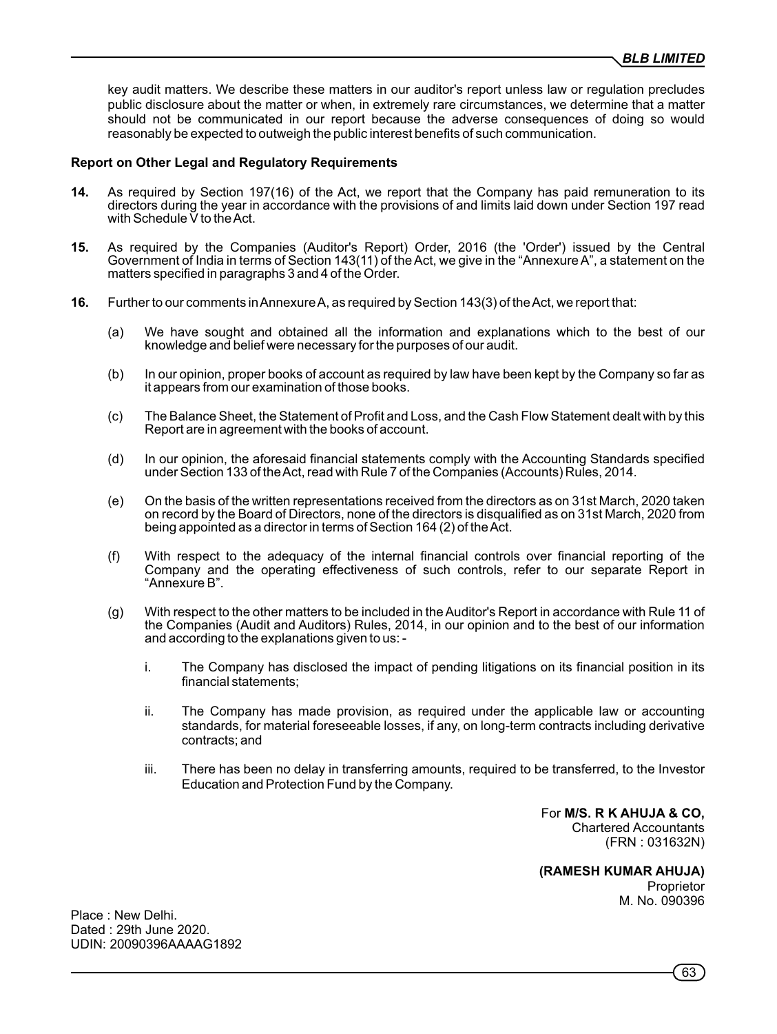key audit matters. We describe these matters in our auditor's report unless law or regulation precludes public disclosure about the matter or when, in extremely rare circumstances, we determine that a matter should not be communicated in our report because the adverse consequences of doing so would reasonably be expected to outweigh the public interest benefits of such communication.

**Report on Other Legal and Regulatory Requirements**

**14.** As required by Section 197(16) of the Act, we report that the Company has paid remuneration to its directors during the year in accordance with the provisions of and limits laid down under Section 197 read with Schedule V to the Act.

**15.** As required by the Companies (Auditor's Report) Order, 2016 (the 'Order') issued by the Central Government of India in terms of Section 143(11) of the Act, we give in the "Annexure A", a statement on the matters specified in paragraphs 3 and 4 of the Order.

**16.** Further to our comments in Annexure A, as required by Section 143(3) of the Act, we report that:

(a) We have sought and obtained all the information and explanations which to the best of our knowledge and belief were necessary for the purposes of our audit.

(b) In our opinion, proper books of account as required by law have been kept by the Company so far as it appears from our examination of those books.

(c) The Balance Sheet, the Statement of Profit and Loss, and the Cash Flow Statement dealt with by this Report are in agreement with the books of account.

(d) In our opinion, the aforesaid financial statements comply with the Accounting Standards specified under Section 133 of the Act, read with Rule 7 of the Companies (Accounts) Rules, 2014.

(e) On the basis of the written representations received from the directors as on 31st March, 2020 taken on record by the Board of Directors, none of the directors is disqualified as on 31st March, 2020 from being appointed as a director in terms of Section 164 (2) of the Act.

(f) With respect to the adequacy of the internal financial controls over financial reporting of the Company and the operating effectiveness of such controls, refer to our separate Report in "Annexure B".

(g) With respect to the other matters to be included in the Auditor's Report in accordance with Rule 11 of the Companies (Audit and Auditors) Rules, 2014, in our opinion and to the best of our information and according to the explanations given to us: -

i. The Company has disclosed the impact of pending litigations on its financial position in its financial statements;

ii. The Company has made provision, as required under the applicable law or accounting standards, for material foreseeable losses, if any, on long-term contracts including derivative contracts; and

iii. There has been no delay in transferring amounts, required to be transferred, to the Investor Education and Protection Fund by the Company.

For **M/S. R K AHUJA & CO,**
Chartered Accountants
(FRN : 031632N)

**(RAMESH KUMAR AHUJA)**
Proprietor
M. No. 090396

Place : New Delhi.
Dated : 29th June 2020.
UDIN: 20090396AAAAG1892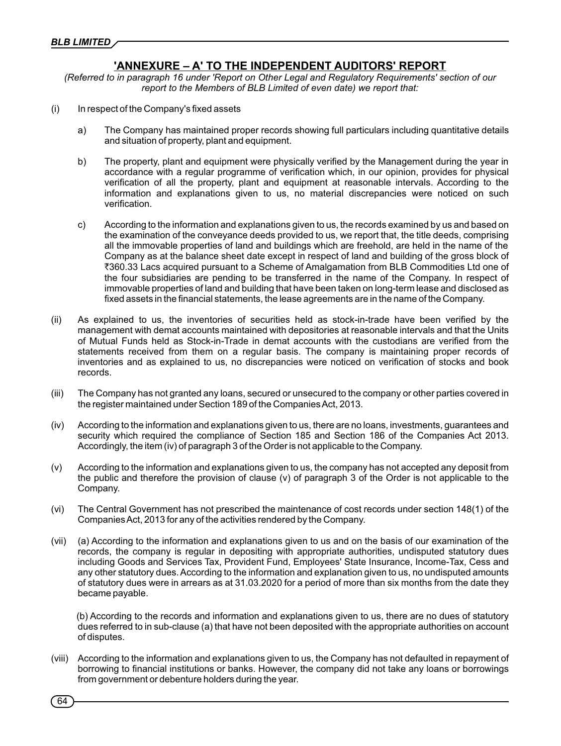## 'ANNEXURE – A' TO THE INDEPENDENT AUDITORS' REPORT

*(Referred to in paragraph 16 under 'Report on Other Legal and Regulatory Requirements' section of our report to the Members of BLB Limited of even date) we report that:*

(i) In respect of the Company's fixed assets

   a) The Company has maintained proper records showing full particulars including quantitative details and situation of property, plant and equipment.

   b) The property, plant and equipment were physically verified by the Management during the year in accordance with a regular programme of verification which, in our opinion, provides for physical verification of all the property, plant and equipment at reasonable intervals. According to the information and explanations given to us, no material discrepancies were noticed on such verification.

   c) According to the information and explanations given to us, the records examined by us and based on the examination of the conveyance deeds provided to us, we report that, the title deeds, comprising all the immovable properties of land and buildings which are freehold, are held in the name of the Company as at the balance sheet date except in respect of land and building of the gross block of ₹360.33 Lacs acquired pursuant to a Scheme of Amalgamation from BLB Commodities Ltd one of the four subsidiaries are pending to be transferred in the name of the Company. In respect of immovable properties of land and building that have been taken on long-term lease and disclosed as fixed assets in the financial statements, the lease agreements are in the name of the Company.

(ii) As explained to us, the inventories of securities held as stock-in-trade have been verified by the management with demat accounts maintained with depositories at reasonable intervals and that the Units of Mutual Funds held as Stock-in-Trade in demat accounts with the custodians are verified from the statements received from them on a regular basis. The company is maintaining proper records of inventories and as explained to us, no discrepancies were noticed on verification of stocks and book records.

(iii) The Company has not granted any loans, secured or unsecured to the company or other parties covered in the register maintained under Section 189 of the Companies Act, 2013.

(iv) According to the information and explanations given to us, there are no loans, investments, guarantees and security which required the compliance of Section 185 and Section 186 of the Companies Act 2013. Accordingly, the item (iv) of paragraph 3 of the Order is not applicable to the Company.

(v) According to the information and explanations given to us, the company has not accepted any deposit from the public and therefore the provision of clause (v) of paragraph 3 of the Order is not applicable to the Company.

(vi) The Central Government has not prescribed the maintenance of cost records under section 148(1) of the Companies Act, 2013 for any of the activities rendered by the Company.

(vii) (a) According to the information and explanations given to us and on the basis of our examination of the records, the company is regular in depositing with appropriate authorities, undisputed statutory dues including Goods and Services Tax, Provident Fund, Employees' State Insurance, Income-Tax, Cess and any other statutory dues. According to the information and explanation given to us, no undisputed amounts of statutory dues were in arrears as at 31.03.2020 for a period of more than six months from the date they became payable.

   (b) According to the records and information and explanations given to us, there are no dues of statutory dues referred to in sub-clause (a) that have not been deposited with the appropriate authorities on account of disputes.

(viii) According to the information and explanations given to us, the Company has not defaulted in repayment of borrowing to financial institutions or banks. However, the company did not take any loans or borrowings from government or debenture holders during the year.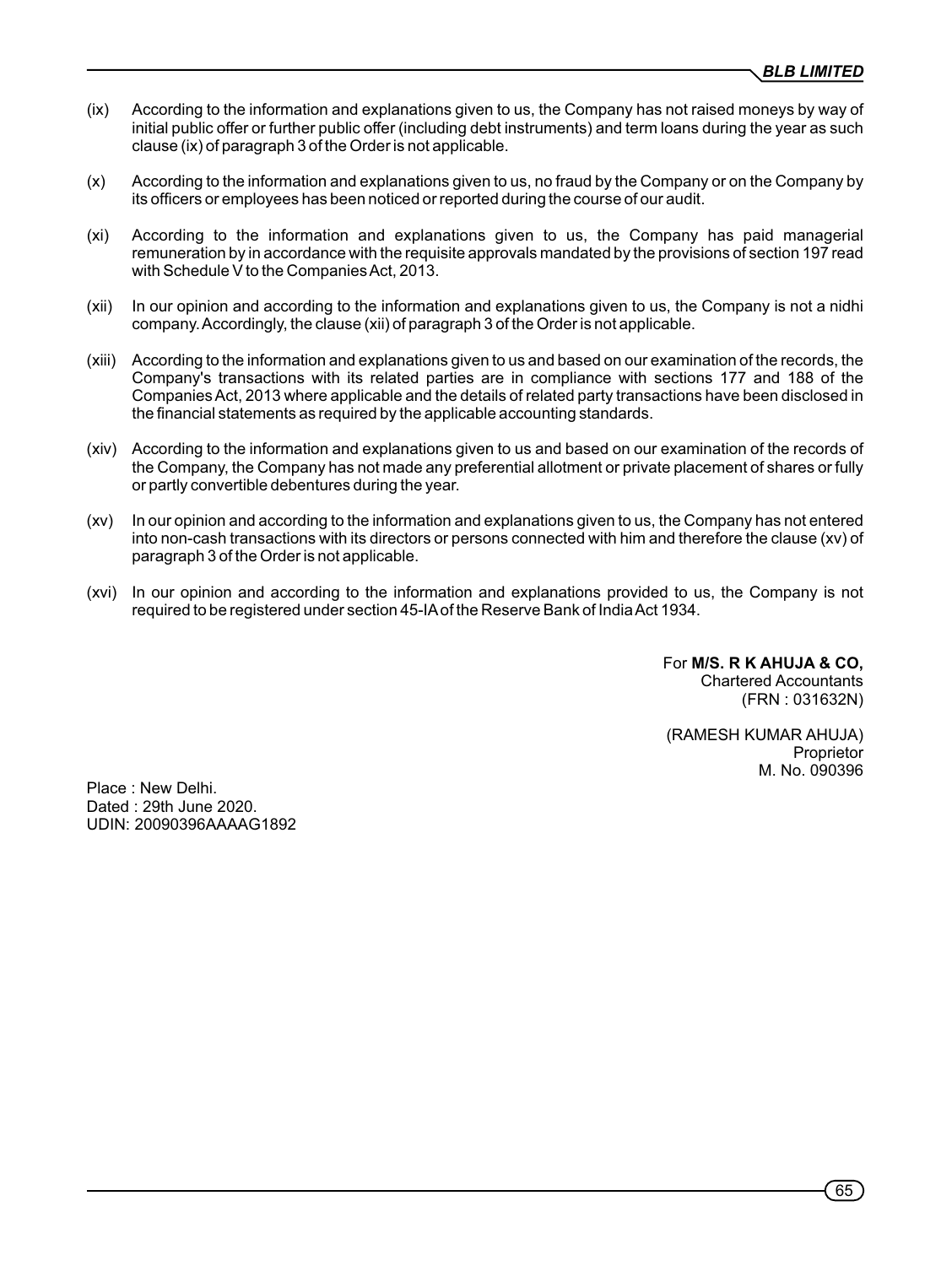(ix) According to the information and explanations given to us, the Company has not raised moneys by way of initial public offer or further public offer (including debt instruments) and term loans during the year as such clause (ix) of paragraph 3 of the Order is not applicable.

(x) According to the information and explanations given to us, no fraud by the Company or on the Company by its officers or employees has been noticed or reported during the course of our audit.

(xi) According to the information and explanations given to us, the Company has paid managerial remuneration by in accordance with the requisite approvals mandated by the provisions of section 197 read with Schedule V to the Companies Act, 2013.

(xii) In our opinion and according to the information and explanations given to us, the Company is not a nidhi company. Accordingly, the clause (xii) of paragraph 3 of the Order is not applicable.

(xiii) According to the information and explanations given to us and based on our examination of the records, the Company's transactions with its related parties are in compliance with sections 177 and 188 of the Companies Act, 2013 where applicable and the details of related party transactions have been disclosed in the financial statements as required by the applicable accounting standards.

(xiv) According to the information and explanations given to us and based on our examination of the records of the Company, the Company has not made any preferential allotment or private placement of shares or fully or partly convertible debentures during the year.

(xv) In our opinion and according to the information and explanations given to us, the Company has not entered into non-cash transactions with its directors or persons connected with him and therefore the clause (xv) of paragraph 3 of the Order is not applicable.

(xvi) In our opinion and according to the information and explanations provided to us, the Company is not required to be registered under section 45-IA of the Reserve Bank of India Act 1934.

For **M/S. R K AHUJA & CO,**
Chartered Accountants
(FRN : 031632N)

(RAMESH KUMAR AHUJA)
Proprietor
M. No. 090396

Place : New Delhi.
Dated : 29th June 2020.
UDIN: 20090396AAAAG1892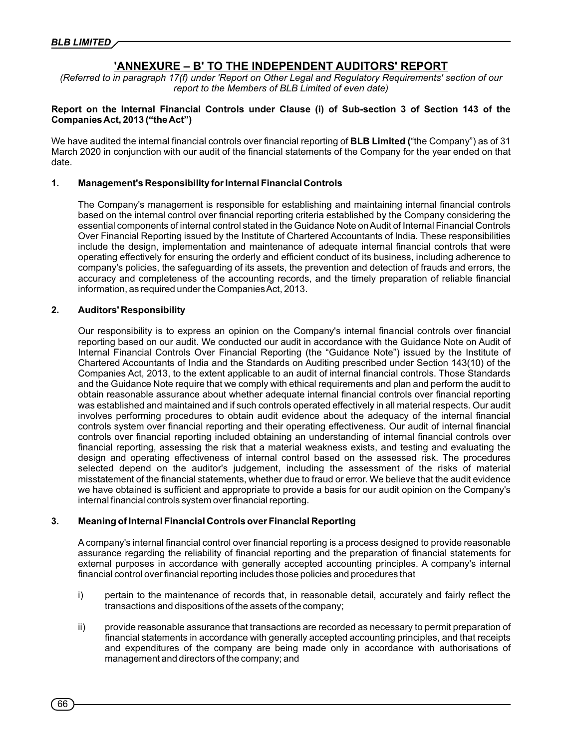# 'ANNEXURE – B' TO THE INDEPENDENT AUDITORS' REPORT

*(Referred to in paragraph 17(f) under 'Report on Other Legal and Regulatory Requirements' section of our report to the Members of BLB Limited of even date)*

**Report on the Internal Financial Controls under Clause (i) of Sub-section 3 of Section 143 of the Companies Act, 2013 ("the Act")**

We have audited the internal financial controls over financial reporting of **BLB Limited (**"the Company") as of 31 March 2020 in conjunction with our audit of the financial statements of the Company for the year ended on that date.

## 1. Management's Responsibility for Internal Financial Controls

The Company's management is responsible for establishing and maintaining internal financial controls based on the internal control over financial reporting criteria established by the Company considering the essential components of internal control stated in the Guidance Note on Audit of Internal Financial Controls Over Financial Reporting issued by the Institute of Chartered Accountants of India. These responsibilities include the design, implementation and maintenance of adequate internal financial controls that were operating effectively for ensuring the orderly and efficient conduct of its business, including adherence to company's policies, the safeguarding of its assets, the prevention and detection of frauds and errors, the accuracy and completeness of the accounting records, and the timely preparation of reliable financial information, as required under the Companies Act, 2013.

## 2. Auditors' Responsibility

Our responsibility is to express an opinion on the Company's internal financial controls over financial reporting based on our audit. We conducted our audit in accordance with the Guidance Note on Audit of Internal Financial Controls Over Financial Reporting (the "Guidance Note") issued by the Institute of Chartered Accountants of India and the Standards on Auditing prescribed under Section 143(10) of the Companies Act, 2013, to the extent applicable to an audit of internal financial controls. Those Standards and the Guidance Note require that we comply with ethical requirements and plan and perform the audit to obtain reasonable assurance about whether adequate internal financial controls over financial reporting was established and maintained and if such controls operated effectively in all material respects. Our audit involves performing procedures to obtain audit evidence about the adequacy of the internal financial controls system over financial reporting and their operating effectiveness. Our audit of internal financial controls over financial reporting included obtaining an understanding of internal financial controls over financial reporting, assessing the risk that a material weakness exists, and testing and evaluating the design and operating effectiveness of internal control based on the assessed risk. The procedures selected depend on the auditor's judgement, including the assessment of the risks of material misstatement of the financial statements, whether due to fraud or error. We believe that the audit evidence we have obtained is sufficient and appropriate to provide a basis for our audit opinion on the Company's internal financial controls system over financial reporting.

## 3. Meaning of Internal Financial Controls over Financial Reporting

A company's internal financial control over financial reporting is a process designed to provide reasonable assurance regarding the reliability of financial reporting and the preparation of financial statements for external purposes in accordance with generally accepted accounting principles. A company's internal financial control over financial reporting includes those policies and procedures that

i) pertain to the maintenance of records that, in reasonable detail, accurately and fairly reflect the transactions and dispositions of the assets of the company;

ii) provide reasonable assurance that transactions are recorded as necessary to permit preparation of financial statements in accordance with generally accepted accounting principles, and that receipts and expenditures of the company are being made only in accordance with authorisations of management and directors of the company; and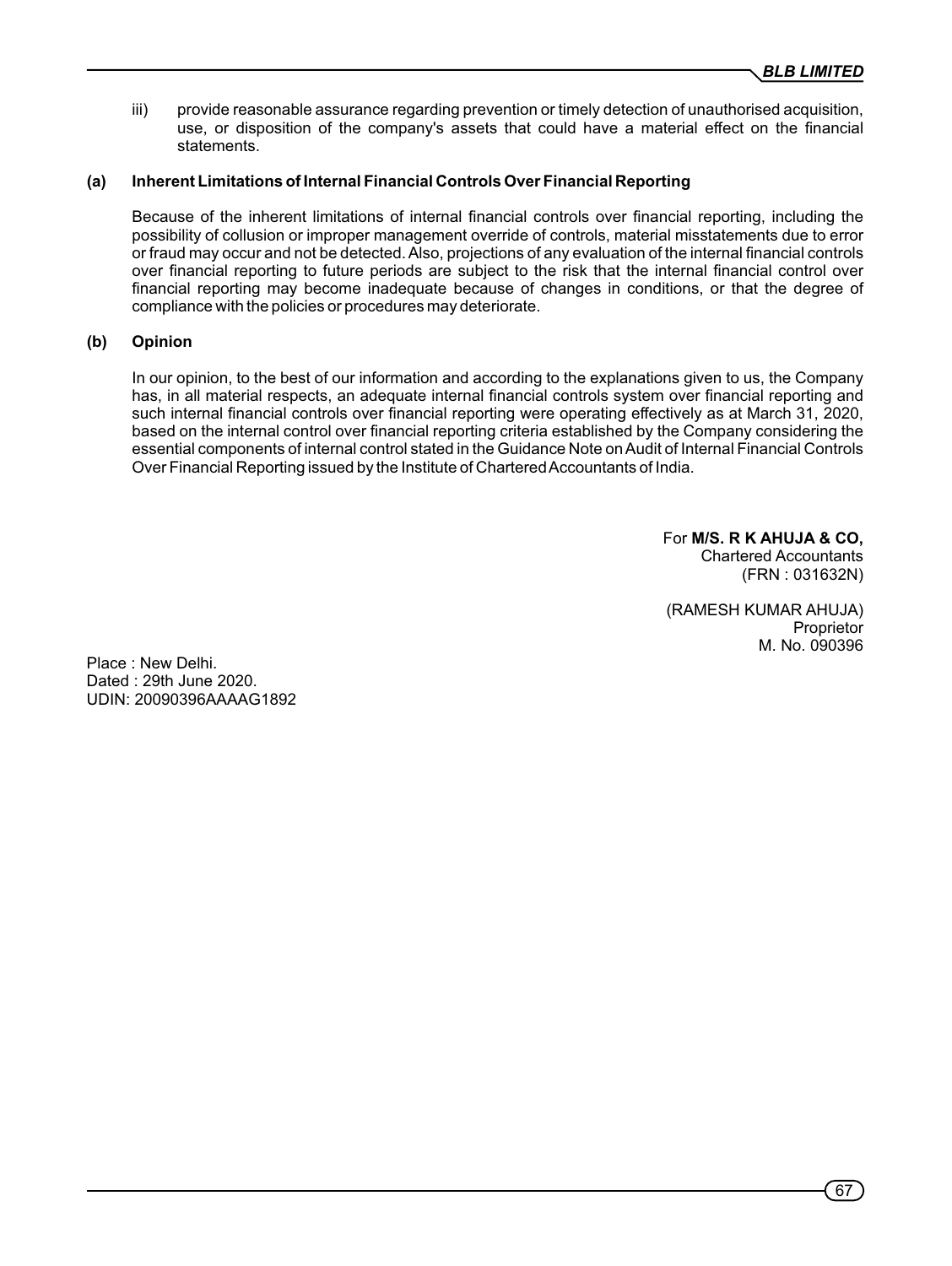iii) provide reasonable assurance regarding prevention or timely detection of unauthorised acquisition, use, or disposition of the company's assets that could have a material effect on the financial statements.

**(a) Inherent Limitations of Internal Financial Controls Over Financial Reporting**

Because of the inherent limitations of internal financial controls over financial reporting, including the possibility of collusion or improper management override of controls, material misstatements due to error or fraud may occur and not be detected. Also, projections of any evaluation of the internal financial controls over financial reporting to future periods are subject to the risk that the internal financial control over financial reporting may become inadequate because of changes in conditions, or that the degree of compliance with the policies or procedures may deteriorate.

**(b) Opinion**

In our opinion, to the best of our information and according to the explanations given to us, the Company has, in all material respects, an adequate internal financial controls system over financial reporting and such internal financial controls over financial reporting were operating effectively as at March 31, 2020, based on the internal control over financial reporting criteria established by the Company considering the essential components of internal control stated in the Guidance Note on Audit of Internal Financial Controls Over Financial Reporting issued by the Institute of Chartered Accountants of India.

For **M/S. R K AHUJA & CO,**
Chartered Accountants
(FRN : 031632N)

(RAMESH KUMAR AHUJA)
Proprietor
M. No. 090396

Place : New Delhi.
Dated : 29th June 2020.
UDIN: 20090396AAAAG1892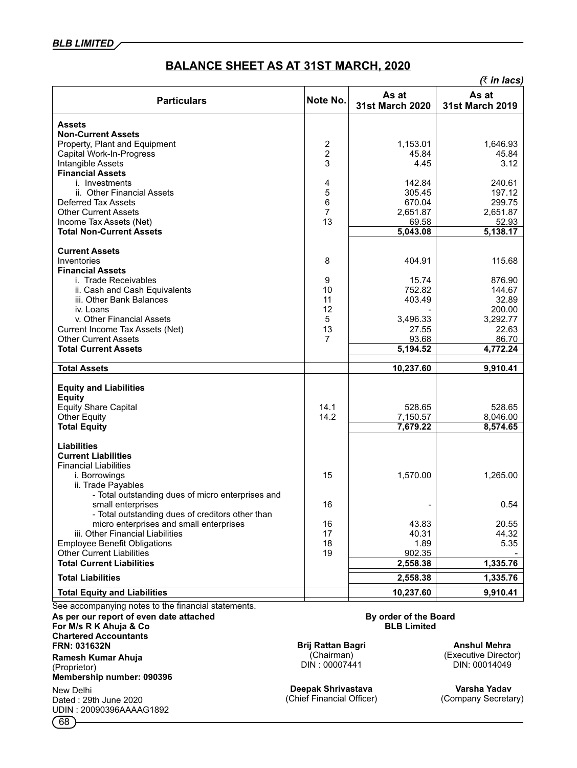# BALANCE SHEET AS AT 31ST MARCH, 2020

*(₹ in lacs)*

| Particulars | Note No. | As at 31st March 2020 | As at 31st March 2019 |
|---|---|---|---|
| **Assets** | | | |
| **Non-Current Assets** | | | |
| Property, Plant and Equipment | 2 | 1,153.01 | 1,646.93 |
| Capital Work-In-Progress | 2 | 45.84 | 45.84 |
| Intangible Assets | 3 | 4.45 | 3.12 |
| **Financial Assets** | | | |
| i. Investments | 4 | 142.84 | 240.61 |
| ii. Other Financial Assets | 5 | 305.45 | 197.12 |
| Deferred Tax Assets | 6 | 670.04 | 299.75 |
| Other Current Assets | 7 | 2,651.87 | 2,651.87 |
| Income Tax Assets (Net) | 13 | 69.58 | 52.93 |
| **Total Non-Current Assets** | | **5,043.08** | **5,138.17** |
| **Current Assets** | | | |
| Inventories | 8 | 404.91 | 115.68 |
| **Financial Assets** | | | |
| i. Trade Receivables | 9 | 15.74 | 876.90 |
| ii. Cash and Cash Equivalents | 10 | 752.82 | 144.67 |
| iii. Other Bank Balances | 11 | 403.49 | 32.89 |
| iv. Loans | 12 | - | 200.00 |
| v. Other Financial Assets | 5 | 3,496.33 | 3,292.77 |
| Current Income Tax Assets (Net) | 13 | 27.55 | 22.63 |
| Other Current Assets | 7 | 93.68 | 86.70 |
| **Total Current Assets** | | **5,194.52** | **4,772.24** |
| **Total Assets** | | **10,237.60** | **9,910.41** |
| **Equity and Liabilities** | | | |
| **Equity** | | | |
| Equity Share Capital | 14.1 | 528.65 | 528.65 |
| Other Equity | 14.2 | 7,150.57 | 8,046.00 |
| **Total Equity** | | **7,679.22** | **8,574.65** |
| **Liabilities** | | | |
| **Current Liabilities** | | | |
| Financial Liabilities | | | |
| i. Borrowings | 15 | 1,570.00 | 1,265.00 |
| ii. Trade Payables | | | |
| - Total outstanding dues of micro enterprises and small enterprises | 16 | - | 0.54 |
| - Total outstanding dues of creditors other than micro enterprises and small enterprises | 16 | 43.83 | 20.55 |
| iii. Other Financial Liabilities | 17 | 40.31 | 44.32 |
| Employee Benefit Obligations | 18 | 1.89 | 5.35 |
| Other Current Liabilities | 19 | 902.35 | - |
| **Total Current Liabilities** | | **2,558.38** | **1,335.76** |
| **Total Liabilities** | | **2,558.38** | **1,335.76** |
| **Total Equity and Liabilities** | | **10,237.60** | **9,910.41** |

See accompanying notes to the financial statements.

**As per our report of even date attached**
**For M/s R K Ahuja & Co**
**Chartered Accountants**
**FRN: 031632N**

**Ramesh Kumar Ahuja**
(Proprietor)
**Membership number: 090396**

New Delhi
Dated : 29th June 2020
UDIN : 20090396AAAAG1892

**By order of the Board**
**BLB Limited**

**Brij Rattan Bagri**
(Chairman)
DIN : 00007441

**Anshul Mehra**
(Executive Director)
DIN: 00014049

**Deepak Shrivastava**
(Chief Financial Officer)

**Varsha Yadav**
(Company Secretary)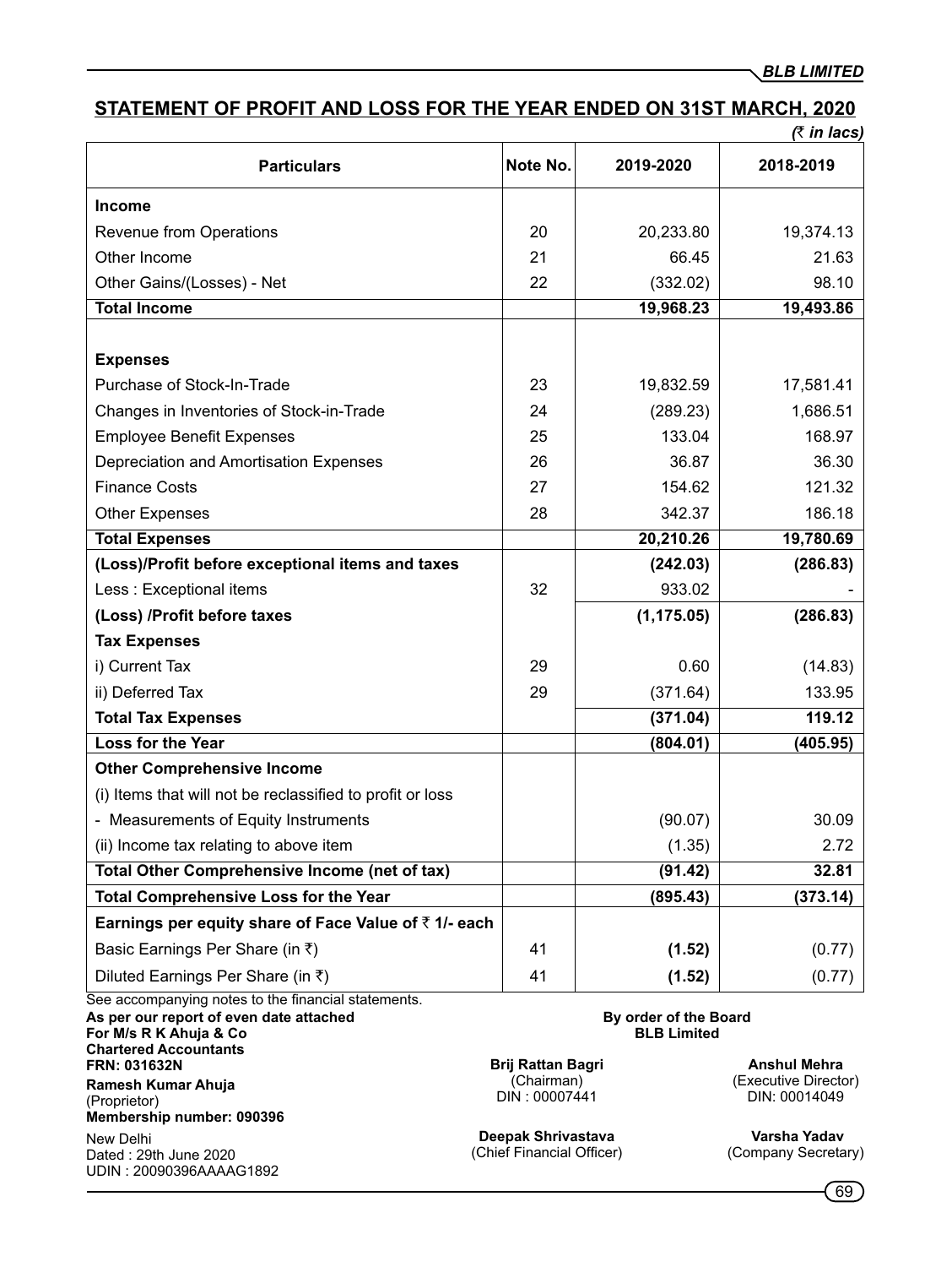## STATEMENT OF PROFIT AND LOSS FOR THE YEAR ENDED ON 31ST MARCH, 2020

*(₹ in lacs)*

| Particulars | Note No. | 2019-2020 | 2018-2019 |
|---|---|---|---|
| **Income** | | | |
| Revenue from Operations | 20 | 20,233.80 | 19,374.13 |
| Other Income | 21 | 66.45 | 21.63 |
| Other Gains/(Losses) - Net | 22 | (332.02) | 98.10 |
| **Total Income** | | **19,968.23** | **19,493.86** |
| **Expenses** | | | |
| Purchase of Stock-In-Trade | 23 | 19,832.59 | 17,581.41 |
| Changes in Inventories of Stock-in-Trade | 24 | (289.23) | 1,686.51 |
| Employee Benefit Expenses | 25 | 133.04 | 168.97 |
| Depreciation and Amortisation Expenses | 26 | 36.87 | 36.30 |
| Finance Costs | 27 | 154.62 | 121.32 |
| Other Expenses | 28 | 342.37 | 186.18 |
| **Total Expenses** | | **20,210.26** | **19,780.69** |
| **(Loss)/Profit before exceptional items and taxes** | | **(242.03)** | **(286.83)** |
| Less : Exceptional items | 32 | 933.02 | - |
| **(Loss) /Profit before taxes** | | **(1,175.05)** | **(286.83)** |
| **Tax Expenses** | | | |
| i) Current Tax | 29 | 0.60 | (14.83) |
| ii) Deferred Tax | 29 | (371.64) | 133.95 |
| **Total Tax Expenses** | | **(371.04)** | **119.12** |
| **Loss for the Year** | | **(804.01)** | **(405.95)** |
| **Other Comprehensive Income** | | | |
| (i) Items that will not be reclassified to profit or loss | | | |
| - Measurements of Equity Instruments | | (90.07) | 30.09 |
| (ii) Income tax relating to above item | | (1.35) | 2.72 |
| **Total Other Comprehensive Income (net of tax)** | | **(91.42)** | **32.81** |
| **Total Comprehensive Loss for the Year** | | **(895.43)** | **(373.14)** |
| **Earnings per equity share of Face Value of ₹ 1/- each** | | | |
| Basic Earnings Per Share (in ₹) | 41 | **(1.52)** | (0.77) |
| Diluted Earnings Per Share (in ₹) | 41 | **(1.52)** | (0.77) |

See accompanying notes to the financial statements.

**As per our report of even date attached**
**For M/s R K Ahuja & Co**
**Chartered Accountants**
**FRN: 031632N**

**Ramesh Kumar Ahuja**
(Proprietor)
**Membership number: 090396**

New Delhi
Dated : 29th June 2020
UDIN : 20090396AAAAG1892

**By order of the Board**
**BLB Limited**

**Brij Rattan Bagri**
(Chairman)
DIN : 00007441

**Anshul Mehra**
(Executive Director)
DIN: 00014049

**Deepak Shrivastava**
(Chief Financial Officer)

**Varsha Yadav**
(Company Secretary)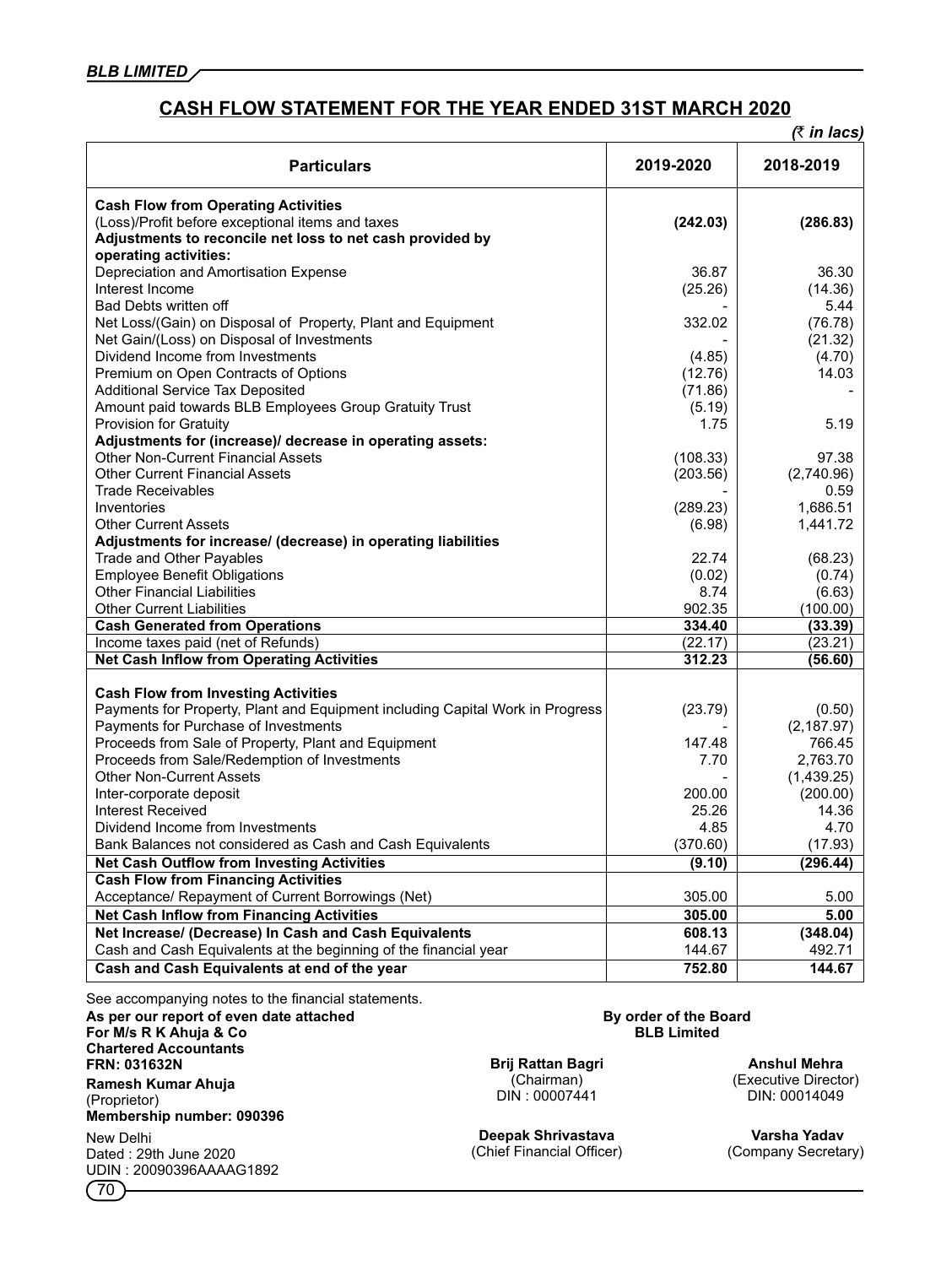## CASH FLOW STATEMENT FOR THE YEAR ENDED 31ST MARCH 2020

*(₹ in lacs)*

| Particulars | 2019-2020 | 2018-2019 |
|---|---|---|
| **Cash Flow from Operating Activities** | | |
| (Loss)/Profit before exceptional items and taxes | **(242.03)** | **(286.83)** |
| **Adjustments to reconcile net loss to net cash provided by operating activities:** | | |
| Depreciation and Amortisation Expense | 36.87 | 36.30 |
| Interest Income | (25.26) | (14.36) |
| Bad Debts written off | - | 5.44 |
| Net Loss/(Gain) on Disposal of Property, Plant and Equipment | 332.02 | (76.78) |
| Net Gain/(Loss) on Disposal of Investments | - | (21.32) |
| Dividend Income from Investments | (4.85) | (4.70) |
| Premium on Open Contracts of Options | (12.76) | 14.03 |
| Additional Service Tax Deposited | (71.86) | - |
| Amount paid towards BLB Employees Group Gratuity Trust | (5.19) | |
| Provision for Gratuity | 1.75 | 5.19 |
| **Adjustments for (increase)/ decrease in operating assets:** | | |
| Other Non-Current Financial Assets | (108.33) | 97.38 |
| Other Current Financial Assets | (203.56) | (2,740.96) |
| Trade Receivables | - | 0.59 |
| Inventories | (289.23) | 1,686.51 |
| Other Current Assets | (6.98) | 1,441.72 |
| **Adjustments for increase/ (decrease) in operating liabilities** | | |
| Trade and Other Payables | 22.74 | (68.23) |
| Employee Benefit Obligations | (0.02) | (0.74) |
| Other Financial Liabilities | 8.74 | (6.63) |
| Other Current Liabilities | 902.35 | (100.00) |
| **Cash Generated from Operations** | **334.40** | **(33.39)** |
| Income taxes paid (net of Refunds) | (22.17) | (23.21) |
| **Net Cash Inflow from Operating Activities** | **312.23** | **(56.60)** |
| **Cash Flow from Investing Activities** | | |
| Payments for Property, Plant and Equipment including Capital Work in Progress | (23.79) | (0.50) |
| Payments for Purchase of Investments | - | (2,187.97) |
| Proceeds from Sale of Property, Plant and Equipment | 147.48 | 766.45 |
| Proceeds from Sale/Redemption of Investments | 7.70 | 2,763.70 |
| Other Non-Current Assets | - | (1,439.25) |
| Inter-corporate deposit | 200.00 | (200.00) |
| Interest Received | 25.26 | 14.36 |
| Dividend Income from Investments | 4.85 | 4.70 |
| Bank Balances not considered as Cash and Cash Equivalents | (370.60) | (17.93) |
| **Net Cash Outflow from Investing Activities** | **(9.10)** | **(296.44)** |
| **Cash Flow from Financing Activities** | | |
| Acceptance/ Repayment of Current Borrowings (Net) | 305.00 | 5.00 |
| **Net Cash Inflow from Financing Activities** | **305.00** | **5.00** |
| **Net Increase/ (Decrease) In Cash and Cash Equivalents** | **608.13** | **(348.04)** |
| Cash and Cash Equivalents at the beginning of the financial year | 144.67 | 492.71 |
| **Cash and Cash Equivalents at end of the year** | **752.80** | **144.67** |

See accompanying notes to the financial statements.

**As per our report of even date attached**
**For M/s R K Ahuja & Co**
**Chartered Accountants**
**FRN: 031632N**

**Ramesh Kumar Ahuja**
(Proprietor)
**Membership number: 090396**

New Delhi
Dated : 29th June 2020
UDIN : 20090396AAAAG1892

**By order of the Board**
**BLB Limited**

**Brij Rattan Bagri**
(Chairman)
DIN : 00007441

**Anshul Mehra**
(Executive Director)
DIN: 00014049

**Deepak Shrivastava**
(Chief Financial Officer)

**Varsha Yadav**
(Company Secretary)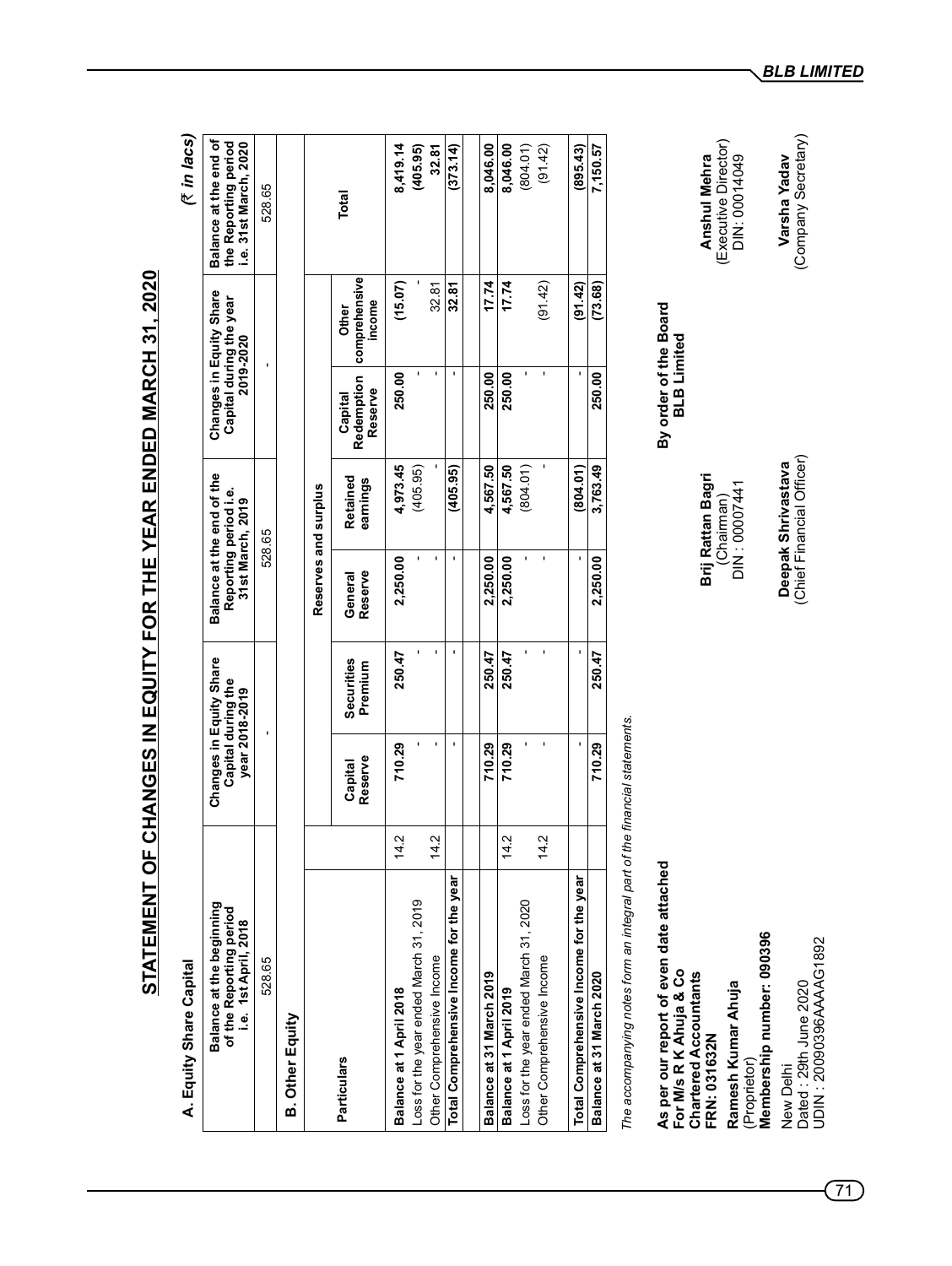# STATEMENT OF CHANGES IN EQUITY FOR THE YEAR ENDED MARCH 31, 2020

(₹ in lacs)

## A. Equity Share Capital

| Balance at the beginning of the Reporting period i.e. 1st April, 2018 | Changes in Equity Share Capital during the year 2018-2019 | Balance at the end of the Reporting period i.e. 31st March, 2019 | Changes in Equity Share Capital during the year 2019-2020 | Balance at the end of the Reporting period i.e. 31st March, 2020 |
|---|---|---|---|---|
| 528.65 | - | 528.65 | - | 528.65 |

## B. Other Equity

| Particulars | | Reserves and surplus | | | | | | Total |
|---|---|---|---|---|---|---|---|---|
| | | Capital Reserve | Securities Premium | General Reserve | Retained earnings | Capital Redemption Reserve | Other comprehensive income | |
| **Balance at 1 April 2018** | 14.2 | **710.29** | **250.47** | **2,250.00** | **4,973.45** | **250.00** | **(15.07)** | **8,419.14** |
| Loss for the year ended March 31, 2019 | | - | - | - | (405.95) | - | - | **(405.95)** |
| Other Comprehensive Income | 14.2 | - | - | - | - | - | 32.81 | **32.81** |
| **Total Comprehensive Income for the year** | | **-** | **-** | **-** | **(405.95)** | **-** | **32.81** | **(373.14)** |
| **Balance at 31 March 2019** | | **710.29** | **250.47** | **2,250.00** | **4,567.50** | **250.00** | **17.74** | **8,046.00** |
| **Balance at 1 April 2019** | 14.2 | **710.29** | **250.47** | **2,250.00** | **4,567.50** | **250.00** | **17.74** | **8,046.00** |
| Loss for the year ended March 31, 2020 | | - | - | - | (804.01) | - | | (804.01) |
| Other Comprehensive Income | 14.2 | - | - | - | - | - | (91.42) | (91.42) |
| **Total Comprehensive Income for the year** | | **-** | **-** | **-** | **(804.01)** | **-** | **(91.42)** | **(895.43)** |
| **Balance at 31 March 2020** | | **710.29** | **250.47** | **2,250.00** | **3,763.49** | **250.00** | **(73.68)** | **7,150.57** |

*The accompanying notes form an integral part of the financial statements.*

**As per our report of even date attached**
**For M/s R K Ahuja & Co**
**Chartered Accountants**
**FRN: 031632N**

**Ramesh Kumar Ahuja**
(Proprietor)
**Membership number: 090396**

New Delhi
Dated : 29th June 2020
UDIN : 20090396AAAAG1892

**By order of the Board**
**BLB Limited**

**Brij Rattan Bagri**
(Chairman)
DIN : 00007441

**Anshul Mehra**
(Executive Director)
DIN: 00014049

**Deepak Shrivastava**
(Chief Financial Officer)

**Varsha Yadav**
(Company Secretary)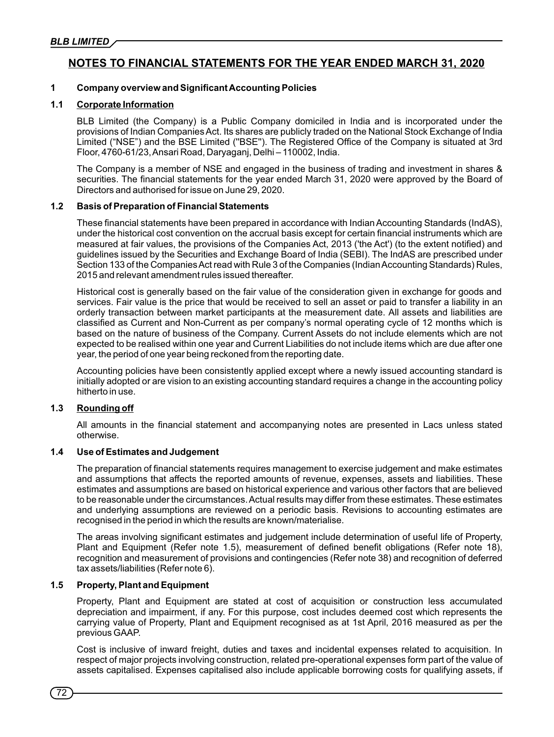## NOTES TO FINANCIAL STATEMENTS FOR THE YEAR ENDED MARCH 31, 2020

### 1 Company overview and Significant Accounting Policies

#### 1.1 Corporate Information

BLB Limited (the Company) is a Public Company domiciled in India and is incorporated under the provisions of Indian Companies Act. Its shares are publicly traded on the National Stock Exchange of India Limited ("NSE") and the BSE Limited ("BSE"). The Registered Office of the Company is situated at 3rd Floor, 4760-61/23, Ansari Road, Daryaganj, Delhi – 110002, India.

The Company is a member of NSE and engaged in the business of trading and investment in shares & securities. The financial statements for the year ended March 31, 2020 were approved by the Board of Directors and authorised for issue on June 29, 2020.

#### 1.2 Basis of Preparation of Financial Statements

These financial statements have been prepared in accordance with Indian Accounting Standards (IndAS), under the historical cost convention on the accrual basis except for certain financial instruments which are measured at fair values, the provisions of the Companies Act, 2013 ('the Act') (to the extent notified) and guidelines issued by the Securities and Exchange Board of India (SEBI). The IndAS are prescribed under Section 133 of the Companies Act read with Rule 3 of the Companies (Indian Accounting Standards) Rules, 2015 and relevant amendment rules issued thereafter.

Historical cost is generally based on the fair value of the consideration given in exchange for goods and services. Fair value is the price that would be received to sell an asset or paid to transfer a liability in an orderly transaction between market participants at the measurement date. All assets and liabilities are classified as Current and Non-Current as per company's normal operating cycle of 12 months which is based on the nature of business of the Company. Current Assets do not include elements which are not expected to be realised within one year and Current Liabilities do not include items which are due after one year, the period of one year being reckoned from the reporting date.

Accounting policies have been consistently applied except where a newly issued accounting standard is initially adopted or are vision to an existing accounting standard requires a change in the accounting policy hitherto in use.

#### 1.3 Rounding off

All amounts in the financial statement and accompanying notes are presented in Lacs unless stated otherwise.

#### 1.4 Use of Estimates and Judgement

The preparation of financial statements requires management to exercise judgement and make estimates and assumptions that affects the reported amounts of revenue, expenses, assets and liabilities. These estimates and assumptions are based on historical experience and various other factors that are believed to be reasonable under the circumstances. Actual results may differ from these estimates. These estimates and underlying assumptions are reviewed on a periodic basis. Revisions to accounting estimates are recognised in the period in which the results are known/materialise.

The areas involving significant estimates and judgement include determination of useful life of Property, Plant and Equipment (Refer note 1.5), measurement of defined benefit obligations (Refer note 18), recognition and measurement of provisions and contingencies (Refer note 38) and recognition of deferred tax assets/liabilities (Refer note 6).

#### 1.5 Property, Plant and Equipment

Property, Plant and Equipment are stated at cost of acquisition or construction less accumulated depreciation and impairment, if any. For this purpose, cost includes deemed cost which represents the carrying value of Property, Plant and Equipment recognised as at 1st April, 2016 measured as per the previous GAAP.

Cost is inclusive of inward freight, duties and taxes and incidental expenses related to acquisition. In respect of major projects involving construction, related pre-operational expenses form part of the value of assets capitalised. Expenses capitalised also include applicable borrowing costs for qualifying assets, if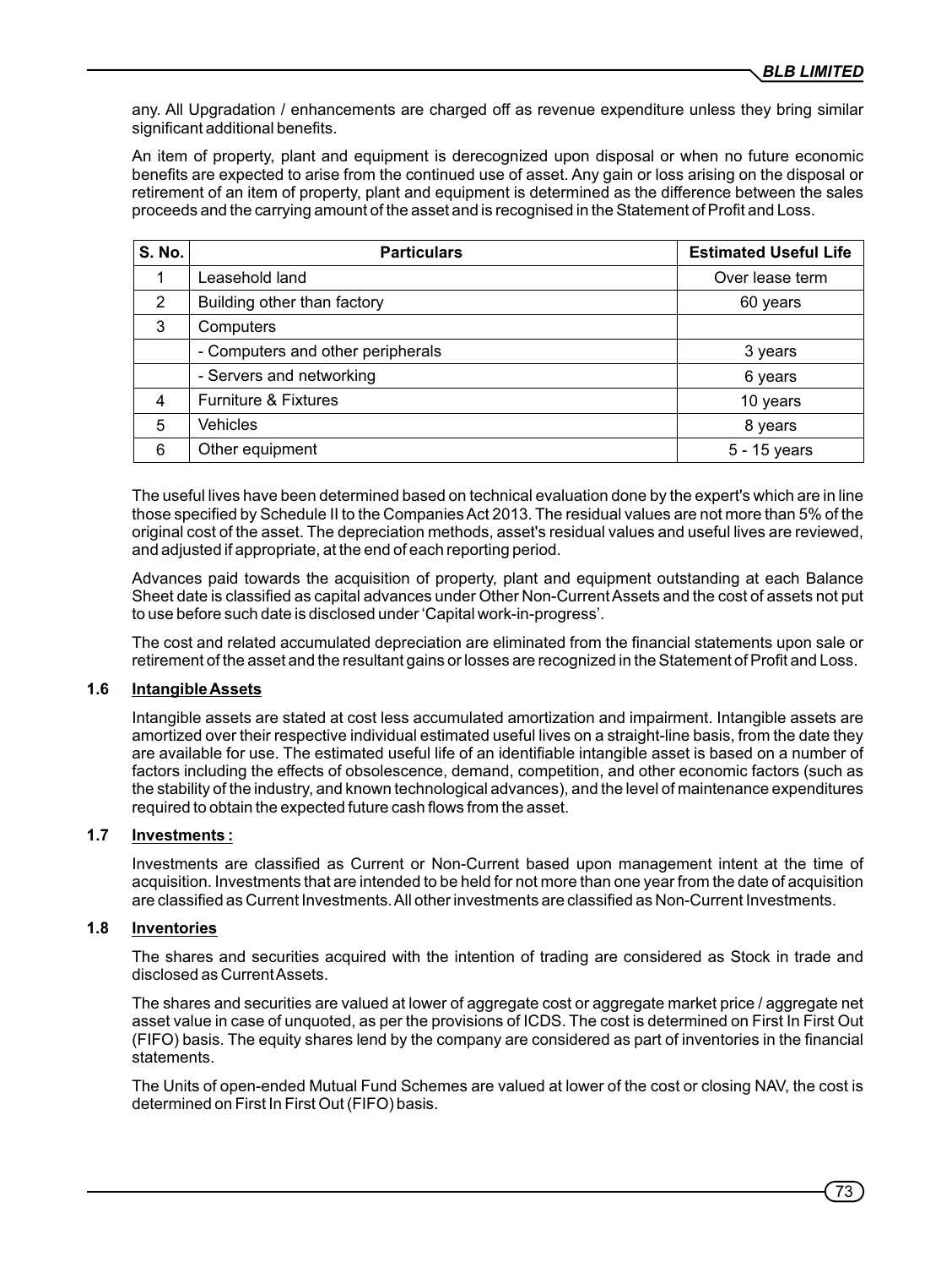any. All Upgradation / enhancements are charged off as revenue expenditure unless they bring similar significant additional benefits.

An item of property, plant and equipment is derecognized upon disposal or when no future economic benefits are expected to arise from the continued use of asset. Any gain or loss arising on the disposal or retirement of an item of property, plant and equipment is determined as the difference between the sales proceeds and the carrying amount of the asset and is recognised in the Statement of Profit and Loss.

| S. No. | Particulars | Estimated Useful Life |
|---|---|---|
| 1 | Leasehold land | Over lease term |
| 2 | Building other than factory | 60 years |
| 3 | Computers | |
| | - Computers and other peripherals | 3 years |
| | - Servers and networking | 6 years |
| 4 | Furniture & Fixtures | 10 years |
| 5 | Vehicles | 8 years |
| 6 | Other equipment | 5 - 15 years |

The useful lives have been determined based on technical evaluation done by the expert's which are in line those specified by Schedule II to the Companies Act 2013. The residual values are not more than 5% of the original cost of the asset. The depreciation methods, asset's residual values and useful lives are reviewed, and adjusted if appropriate, at the end of each reporting period.

Advances paid towards the acquisition of property, plant and equipment outstanding at each Balance Sheet date is classified as capital advances under Other Non-Current Assets and the cost of assets not put to use before such date is disclosed under 'Capital work-in-progress'.

The cost and related accumulated depreciation are eliminated from the financial statements upon sale or retirement of the asset and the resultant gains or losses are recognized in the Statement of Profit and Loss.

### 1.6 Intangible Assets

Intangible assets are stated at cost less accumulated amortization and impairment. Intangible assets are amortized over their respective individual estimated useful lives on a straight-line basis, from the date they are available for use. The estimated useful life of an identifiable intangible asset is based on a number of factors including the effects of obsolescence, demand, competition, and other economic factors (such as the stability of the industry, and known technological advances), and the level of maintenance expenditures required to obtain the expected future cash flows from the asset.

### 1.7 Investments :

Investments are classified as Current or Non-Current based upon management intent at the time of acquisition. Investments that are intended to be held for not more than one year from the date of acquisition are classified as Current Investments. All other investments are classified as Non-Current Investments.

### 1.8 Inventories

The shares and securities acquired with the intention of trading are considered as Stock in trade and disclosed as Current Assets.

The shares and securities are valued at lower of aggregate cost or aggregate market price / aggregate net asset value in case of unquoted, as per the provisions of ICDS. The cost is determined on First In First Out (FIFO) basis. The equity shares lend by the company are considered as part of inventories in the financial statements.

The Units of open-ended Mutual Fund Schemes are valued at lower of the cost or closing NAV, the cost is determined on First In First Out (FIFO) basis.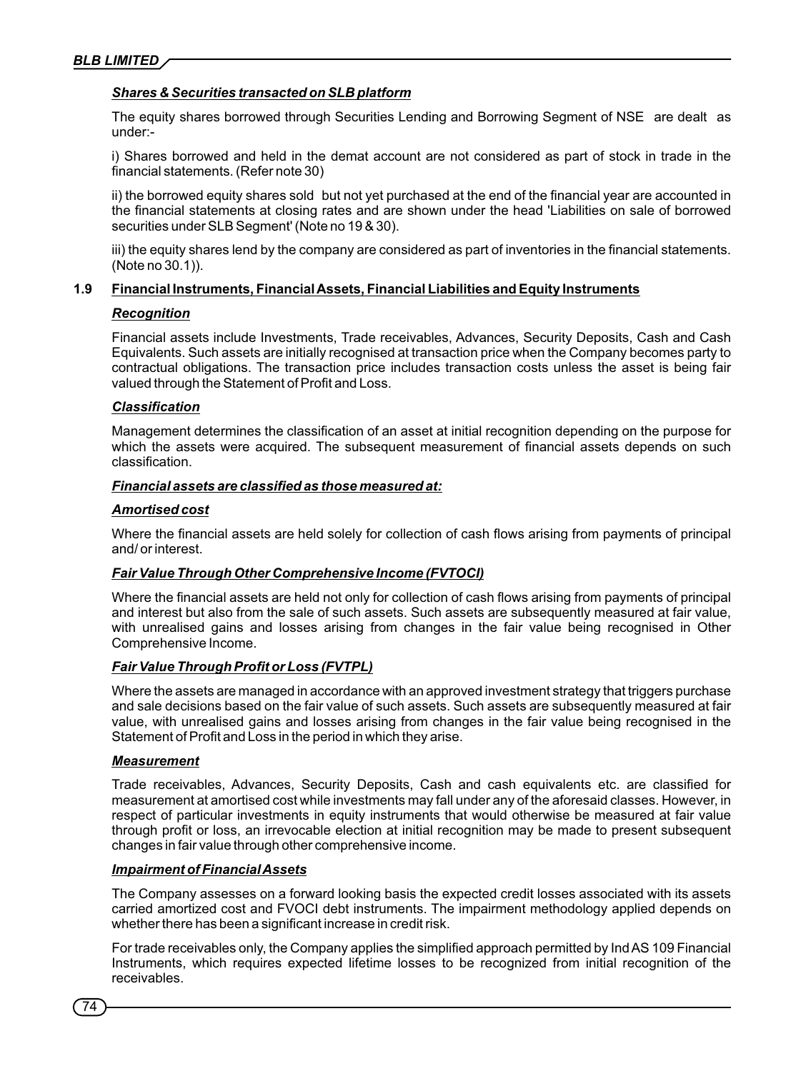***Shares & Securities transacted on SLB platform***

The equity shares borrowed through Securities Lending and Borrowing Segment of NSE are dealt as under:-

i) Shares borrowed and held in the demat account are not considered as part of stock in trade in the financial statements. (Refer note 30)

ii) the borrowed equity shares sold but not yet purchased at the end of the financial year are accounted in the financial statements at closing rates and are shown under the head 'Liabilities on sale of borrowed securities under SLB Segment' (Note no 19 & 30).

iii) the equity shares lend by the company are considered as part of inventories in the financial statements. (Note no 30.1)).

## 1.9 Financial Instruments, Financial Assets, Financial Liabilities and Equity Instruments

***Recognition***

Financial assets include Investments, Trade receivables, Advances, Security Deposits, Cash and Cash Equivalents. Such assets are initially recognised at transaction price when the Company becomes party to contractual obligations. The transaction price includes transaction costs unless the asset is being fair valued through the Statement of Profit and Loss.

***Classification***

Management determines the classification of an asset at initial recognition depending on the purpose for which the assets were acquired. The subsequent measurement of financial assets depends on such classification.

***Financial assets are classified as those measured at:***

***Amortised cost***

Where the financial assets are held solely for collection of cash flows arising from payments of principal and/ or interest.

***Fair Value Through Other Comprehensive Income (FVTOCI)***

Where the financial assets are held not only for collection of cash flows arising from payments of principal and interest but also from the sale of such assets. Such assets are subsequently measured at fair value, with unrealised gains and losses arising from changes in the fair value being recognised in Other Comprehensive Income.

***Fair Value Through Profit or Loss (FVTPL)***

Where the assets are managed in accordance with an approved investment strategy that triggers purchase and sale decisions based on the fair value of such assets. Such assets are subsequently measured at fair value, with unrealised gains and losses arising from changes in the fair value being recognised in the Statement of Profit and Loss in the period in which they arise.

***Measurement***

Trade receivables, Advances, Security Deposits, Cash and cash equivalents etc. are classified for measurement at amortised cost while investments may fall under any of the aforesaid classes. However, in respect of particular investments in equity instruments that would otherwise be measured at fair value through profit or loss, an irrevocable election at initial recognition may be made to present subsequent changes in fair value through other comprehensive income.

***Impairment of Financial Assets***

The Company assesses on a forward looking basis the expected credit losses associated with its assets carried amortized cost and FVOCI debt instruments. The impairment methodology applied depends on whether there has been a significant increase in credit risk.

For trade receivables only, the Company applies the simplified approach permitted by Ind AS 109 Financial Instruments, which requires expected lifetime losses to be recognized from initial recognition of the receivables.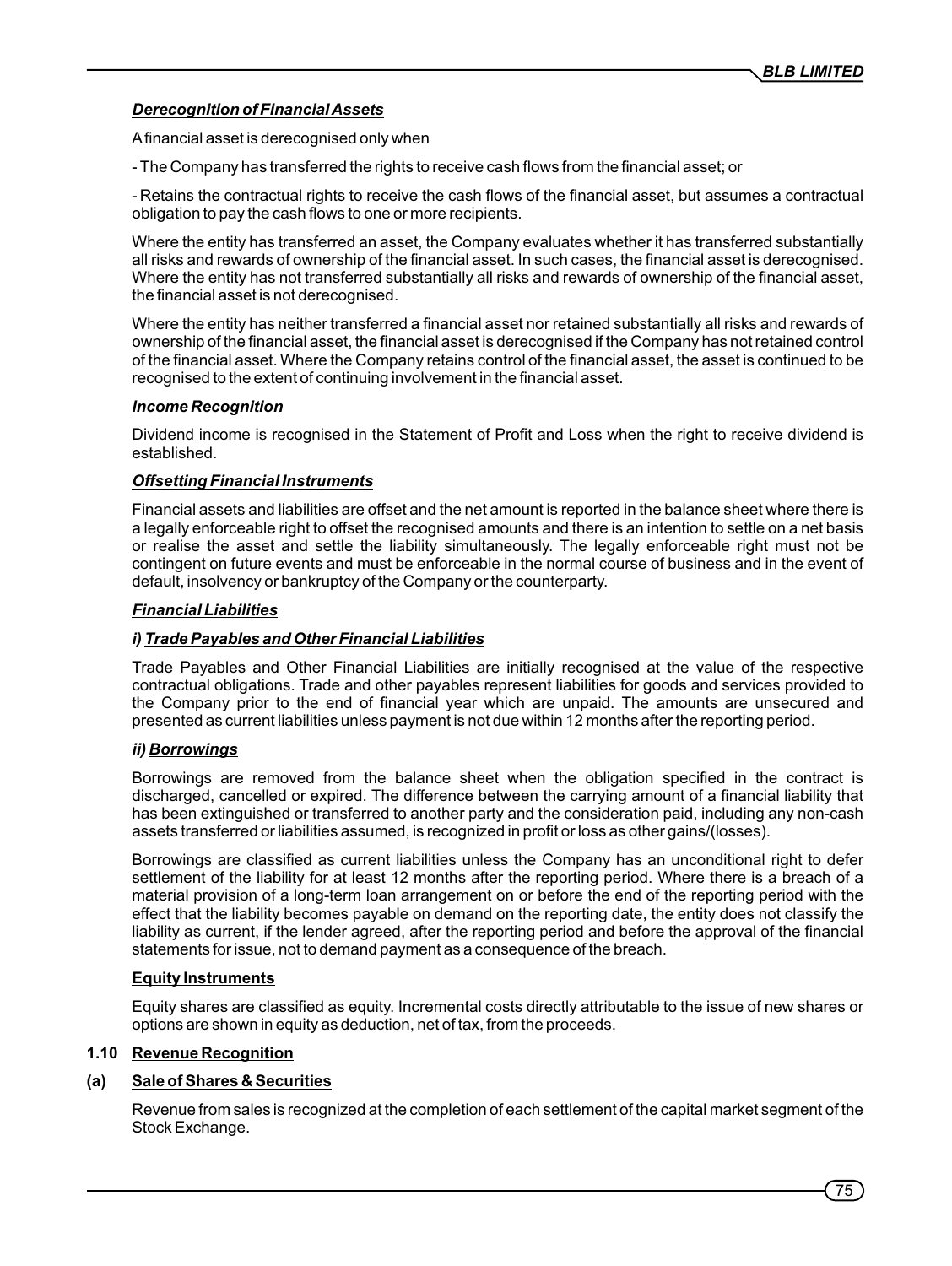***Derecognition of Financial Assets***

A financial asset is derecognised only when

- The Company has transferred the rights to receive cash flows from the financial asset; or

- Retains the contractual rights to receive the cash flows of the financial asset, but assumes a contractual obligation to pay the cash flows to one or more recipients.

Where the entity has transferred an asset, the Company evaluates whether it has transferred substantially all risks and rewards of ownership of the financial asset. In such cases, the financial asset is derecognised. Where the entity has not transferred substantially all risks and rewards of ownership of the financial asset, the financial asset is not derecognised.

Where the entity has neither transferred a financial asset nor retained substantially all risks and rewards of ownership of the financial asset, the financial asset is derecognised if the Company has not retained control of the financial asset. Where the Company retains control of the financial asset, the asset is continued to be recognised to the extent of continuing involvement in the financial asset.

***Income Recognition***

Dividend income is recognised in the Statement of Profit and Loss when the right to receive dividend is established.

***Offsetting Financial Instruments***

Financial assets and liabilities are offset and the net amount is reported in the balance sheet where there is a legally enforceable right to offset the recognised amounts and there is an intention to settle on a net basis or realise the asset and settle the liability simultaneously. The legally enforceable right must not be contingent on future events and must be enforceable in the normal course of business and in the event of default, insolvency or bankruptcy of the Company or the counterparty.

***Financial Liabilities***

***i) Trade Payables and Other Financial Liabilities***

Trade Payables and Other Financial Liabilities are initially recognised at the value of the respective contractual obligations. Trade and other payables represent liabilities for goods and services provided to the Company prior to the end of financial year which are unpaid. The amounts are unsecured and presented as current liabilities unless payment is not due within 12 months after the reporting period.

***ii) Borrowings***

Borrowings are removed from the balance sheet when the obligation specified in the contract is discharged, cancelled or expired. The difference between the carrying amount of a financial liability that has been extinguished or transferred to another party and the consideration paid, including any non-cash assets transferred or liabilities assumed, is recognized in profit or loss as other gains/(losses).

Borrowings are classified as current liabilities unless the Company has an unconditional right to defer settlement of the liability for at least 12 months after the reporting period. Where there is a breach of a material provision of a long-term loan arrangement on or before the end of the reporting period with the effect that the liability becomes payable on demand on the reporting date, the entity does not classify the liability as current, if the lender agreed, after the reporting period and before the approval of the financial statements for issue, not to demand payment as a consequence of the breach.

**Equity Instruments**

Equity shares are classified as equity. Incremental costs directly attributable to the issue of new shares or options are shown in equity as deduction, net of tax, from the proceeds.

## 1.10 Revenue Recognition

**(a) Sale of Shares & Securities**

Revenue from sales is recognized at the completion of each settlement of the capital market segment of the Stock Exchange.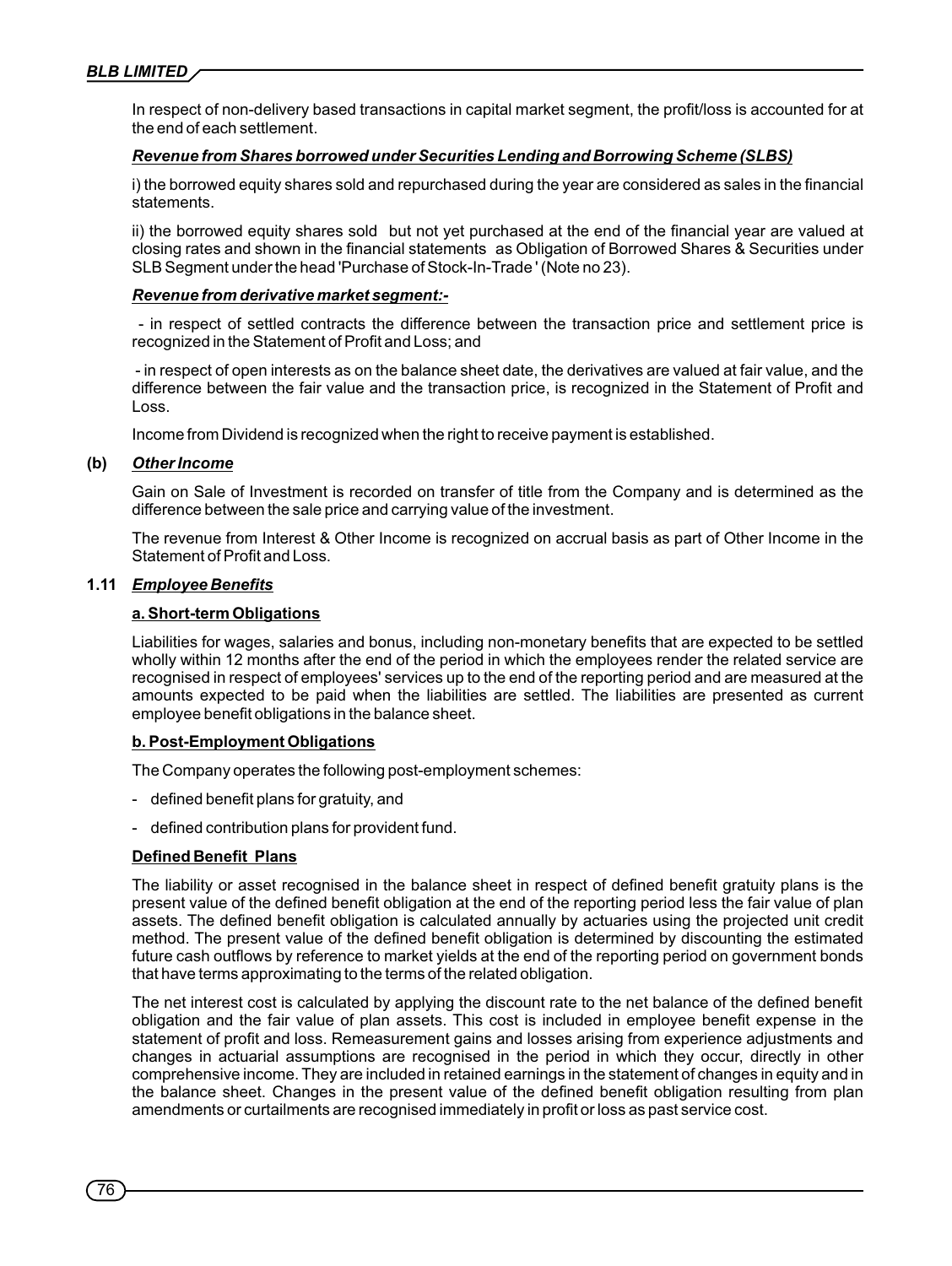In respect of non-delivery based transactions in capital market segment, the profit/loss is accounted for at the end of each settlement.

***Revenue from Shares borrowed under Securities Lending and Borrowing Scheme (SLBS)***

i) the borrowed equity shares sold and repurchased during the year are considered as sales in the financial statements.

ii) the borrowed equity shares sold but not yet purchased at the end of the financial year are valued at closing rates and shown in the financial statements as Obligation of Borrowed Shares & Securities under SLB Segment under the head 'Purchase of Stock-In-Trade ' (Note no 23).

***Revenue from derivative market segment:-***

- in respect of settled contracts the difference between the transaction price and settlement price is recognized in the Statement of Profit and Loss; and

- in respect of open interests as on the balance sheet date, the derivatives are valued at fair value, and the difference between the fair value and the transaction price, is recognized in the Statement of Profit and Loss.

Income from Dividend is recognized when the right to receive payment is established.

**(b)** ***Other Income***

Gain on Sale of Investment is recorded on transfer of title from the Company and is determined as the difference between the sale price and carrying value of the investment.

The revenue from Interest & Other Income is recognized on accrual basis as part of Other Income in the Statement of Profit and Loss.

### 1.11 *Employee Benefits*

**a. Short-term Obligations**

Liabilities for wages, salaries and bonus, including non-monetary benefits that are expected to be settled wholly within 12 months after the end of the period in which the employees render the related service are recognised in respect of employees' services up to the end of the reporting period and are measured at the amounts expected to be paid when the liabilities are settled. The liabilities are presented as current employee benefit obligations in the balance sheet.

**b. Post-Employment Obligations**

The Company operates the following post-employment schemes:

- defined benefit plans for gratuity, and
- defined contribution plans for provident fund.

**Defined Benefit Plans**

The liability or asset recognised in the balance sheet in respect of defined benefit gratuity plans is the present value of the defined benefit obligation at the end of the reporting period less the fair value of plan assets. The defined benefit obligation is calculated annually by actuaries using the projected unit credit method. The present value of the defined benefit obligation is determined by discounting the estimated future cash outflows by reference to market yields at the end of the reporting period on government bonds that have terms approximating to the terms of the related obligation.

The net interest cost is calculated by applying the discount rate to the net balance of the defined benefit obligation and the fair value of plan assets. This cost is included in employee benefit expense in the statement of profit and loss. Remeasurement gains and losses arising from experience adjustments and changes in actuarial assumptions are recognised in the period in which they occur, directly in other comprehensive income. They are included in retained earnings in the statement of changes in equity and in the balance sheet. Changes in the present value of the defined benefit obligation resulting from plan amendments or curtailments are recognised immediately in profit or loss as past service cost.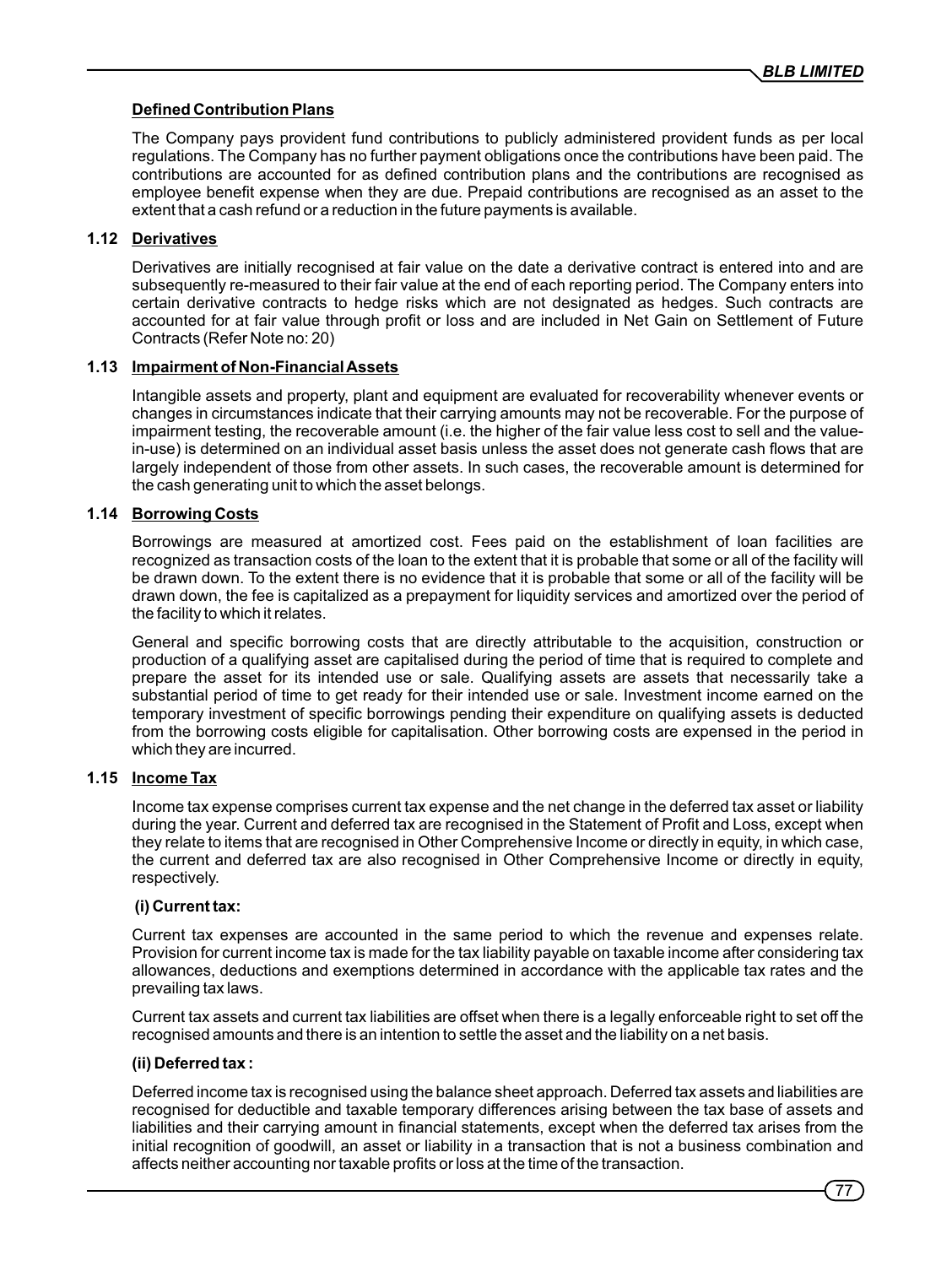**Defined Contribution Plans**

The Company pays provident fund contributions to publicly administered provident funds as per local regulations. The Company has no further payment obligations once the contributions have been paid. The contributions are accounted for as defined contribution plans and the contributions are recognised as employee benefit expense when they are due. Prepaid contributions are recognised as an asset to the extent that a cash refund or a reduction in the future payments is available.

### 1.12 Derivatives

Derivatives are initially recognised at fair value on the date a derivative contract is entered into and are subsequently re-measured to their fair value at the end of each reporting period. The Company enters into certain derivative contracts to hedge risks which are not designated as hedges. Such contracts are accounted for at fair value through profit or loss and are included in Net Gain on Settlement of Future Contracts (Refer Note no: 20)

### 1.13 Impairment of Non-Financial Assets

Intangible assets and property, plant and equipment are evaluated for recoverability whenever events or changes in circumstances indicate that their carrying amounts may not be recoverable. For the purpose of impairment testing, the recoverable amount (i.e. the higher of the fair value less cost to sell and the value-in-use) is determined on an individual asset basis unless the asset does not generate cash flows that are largely independent of those from other assets. In such cases, the recoverable amount is determined for the cash generating unit to which the asset belongs.

### 1.14 Borrowing Costs

Borrowings are measured at amortized cost. Fees paid on the establishment of loan facilities are recognized as transaction costs of the loan to the extent that it is probable that some or all of the facility will be drawn down. To the extent there is no evidence that it is probable that some or all of the facility will be drawn down, the fee is capitalized as a prepayment for liquidity services and amortized over the period of the facility to which it relates.

General and specific borrowing costs that are directly attributable to the acquisition, construction or production of a qualifying asset are capitalised during the period of time that is required to complete and prepare the asset for its intended use or sale. Qualifying assets are assets that necessarily take a substantial period of time to get ready for their intended use or sale. Investment income earned on the temporary investment of specific borrowings pending their expenditure on qualifying assets is deducted from the borrowing costs eligible for capitalisation. Other borrowing costs are expensed in the period in which they are incurred.

### 1.15 Income Tax

Income tax expense comprises current tax expense and the net change in the deferred tax asset or liability during the year. Current and deferred tax are recognised in the Statement of Profit and Loss, except when they relate to items that are recognised in Other Comprehensive Income or directly in equity, in which case, the current and deferred tax are also recognised in Other Comprehensive Income or directly in equity, respectively.

**(i) Current tax:**

Current tax expenses are accounted in the same period to which the revenue and expenses relate. Provision for current income tax is made for the tax liability payable on taxable income after considering tax allowances, deductions and exemptions determined in accordance with the applicable tax rates and the prevailing tax laws.

Current tax assets and current tax liabilities are offset when there is a legally enforceable right to set off the recognised amounts and there is an intention to settle the asset and the liability on a net basis.

**(ii) Deferred tax :**

Deferred income tax is recognised using the balance sheet approach. Deferred tax assets and liabilities are recognised for deductible and taxable temporary differences arising between the tax base of assets and liabilities and their carrying amount in financial statements, except when the deferred tax arises from the initial recognition of goodwill, an asset or liability in a transaction that is not a business combination and affects neither accounting nor taxable profits or loss at the time of the transaction.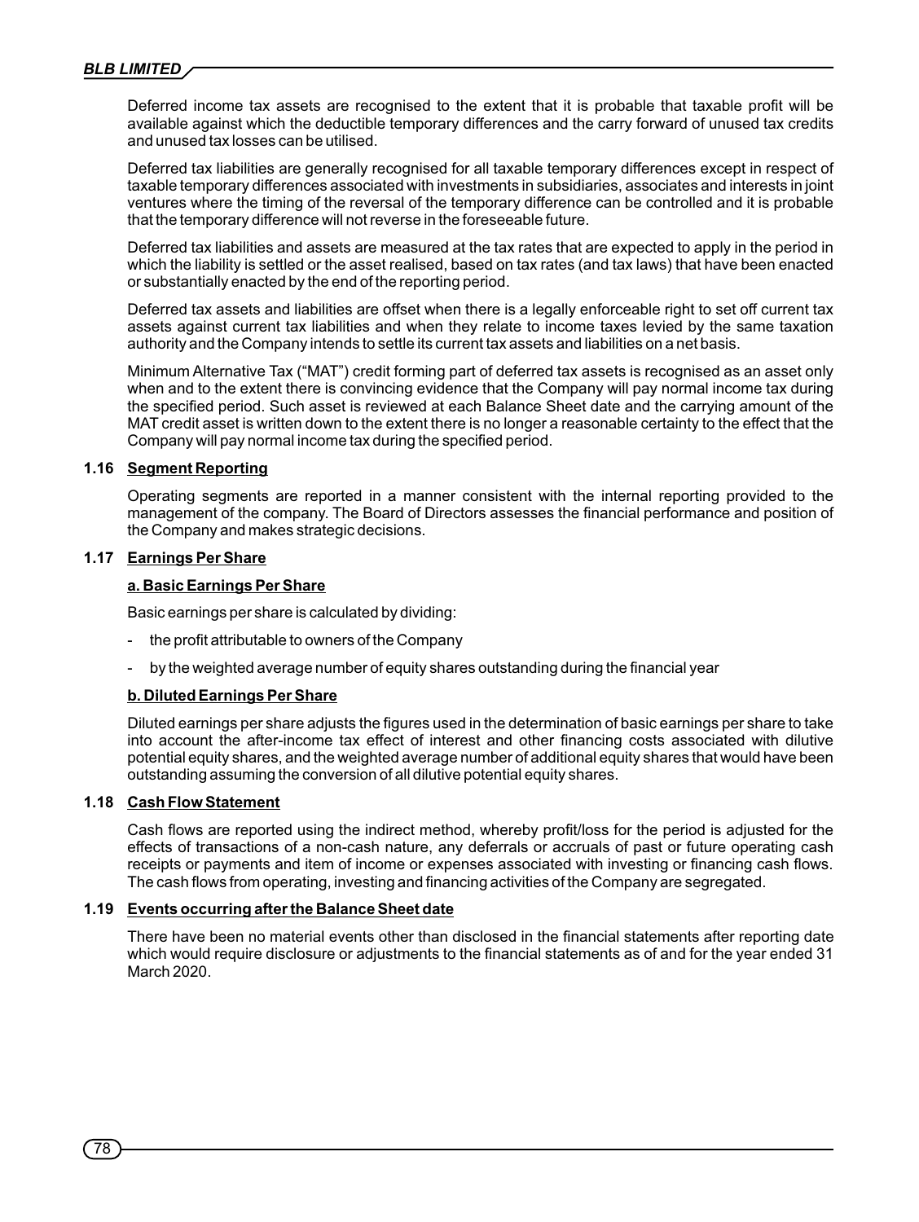Deferred income tax assets are recognised to the extent that it is probable that taxable profit will be available against which the deductible temporary differences and the carry forward of unused tax credits and unused tax losses can be utilised.

Deferred tax liabilities are generally recognised for all taxable temporary differences except in respect of taxable temporary differences associated with investments in subsidiaries, associates and interests in joint ventures where the timing of the reversal of the temporary difference can be controlled and it is probable that the temporary difference will not reverse in the foreseeable future.

Deferred tax liabilities and assets are measured at the tax rates that are expected to apply in the period in which the liability is settled or the asset realised, based on tax rates (and tax laws) that have been enacted or substantially enacted by the end of the reporting period.

Deferred tax assets and liabilities are offset when there is a legally enforceable right to set off current tax assets against current tax liabilities and when they relate to income taxes levied by the same taxation authority and the Company intends to settle its current tax assets and liabilities on a net basis.

Minimum Alternative Tax ("MAT") credit forming part of deferred tax assets is recognised as an asset only when and to the extent there is convincing evidence that the Company will pay normal income tax during the specified period. Such asset is reviewed at each Balance Sheet date and the carrying amount of the MAT credit asset is written down to the extent there is no longer a reasonable certainty to the effect that the Company will pay normal income tax during the specified period.

### 1.16 Segment Reporting

Operating segments are reported in a manner consistent with the internal reporting provided to the management of the company. The Board of Directors assesses the financial performance and position of the Company and makes strategic decisions.

### 1.17 Earnings Per Share

**a. Basic Earnings Per Share**

Basic earnings per share is calculated by dividing:

- the profit attributable to owners of the Company
- by the weighted average number of equity shares outstanding during the financial year

**b. Diluted Earnings Per Share**

Diluted earnings per share adjusts the figures used in the determination of basic earnings per share to take into account the after-income tax effect of interest and other financing costs associated with dilutive potential equity shares, and the weighted average number of additional equity shares that would have been outstanding assuming the conversion of all dilutive potential equity shares.

### 1.18 Cash Flow Statement

Cash flows are reported using the indirect method, whereby profit/loss for the period is adjusted for the effects of transactions of a non-cash nature, any deferrals or accruals of past or future operating cash receipts or payments and item of income or expenses associated with investing or financing cash flows. The cash flows from operating, investing and financing activities of the Company are segregated.

### 1.19 Events occurring after the Balance Sheet date

There have been no material events other than disclosed in the financial statements after reporting date which would require disclosure or adjustments to the financial statements as of and for the year ended 31 March 2020.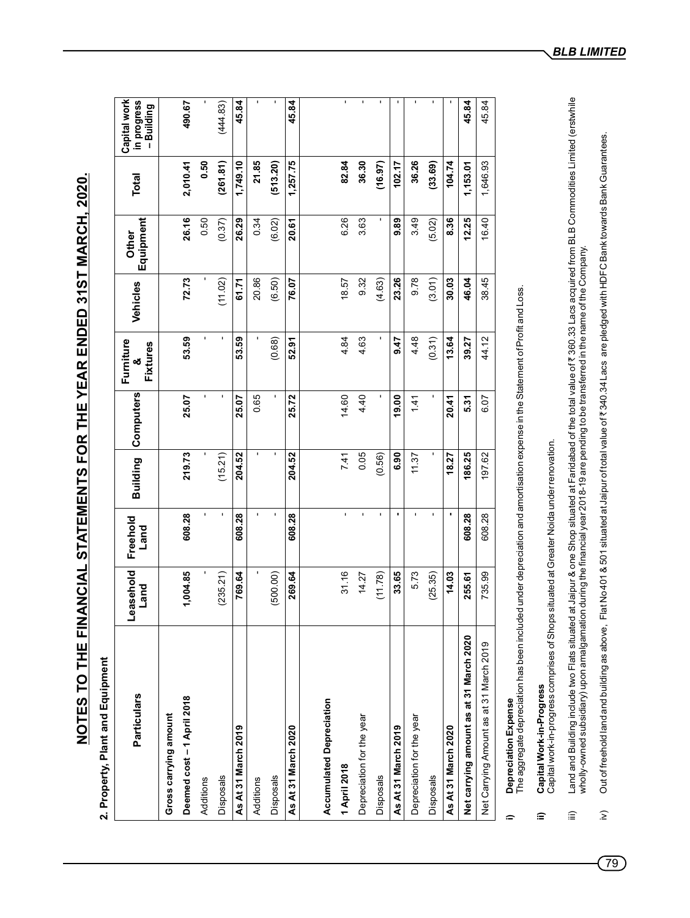# NOTES TO THE FINANCIAL STATEMENTS FOR THE YEAR ENDED 31ST MARCH, 2020.

## 2. Property, Plant and Equipment

| Particulars | Leasehold Land | Freehold Land | Building | Computers | Furniture & Fixtures | Vehicles | Other Equipment | Total | Capital work in progress – Building |
|---|---|---|---|---|---|---|---|---|---|
| **Gross carrying amount** | | | | | | | | | |
| **Deemed cost – 1 April 2018** | **1,004.85** | **608.28** | **219.73** | **25.07** | **53.59** | **72.73** | **26.16** | **2,010.41** | **490.67** |
| Additions | - | - | - | - | - | - | 0.50 | **0.50** | - |
| Disposals | (235.21) | - | (15.21) | - | - | (11.02) | (0.37) | **(261.81)** | (444.83) |
| **As At 31 March 2019** | **769.64** | **608.28** | **204.52** | **25.07** | **53.59** | **61.71** | **26.29** | **1,749.10** | **45.84** |
| Additions | - | - | - | 0.65 | - | 20.86 | 0.34 | **21.85** | - |
| Disposals | (500.00) | - | - | - | (0.68) | (6.50) | (6.02) | **(513.20)** | - |
| **As At 31 March 2020** | **269.64** | **608.28** | **204.52** | **25.72** | **52.91** | **76.07** | **20.61** | **1,257.75** | **45.84** |
| | | | | | | | | | |
| **Accumulated Depreciation** | | | | | | | | | |
| **1 April 2018** | 31.16 | - | 7.41 | 14.60 | 4.84 | 18.57 | 6.26 | **82.84** | - |
| Depreciation for the year | 14.27 | - | 0.05 | 4.40 | 4.63 | 9.32 | 3.63 | **36.30** | - |
| Disposals | (11.78) | - | (0.56) | - | - | (4.63) | - | **(16.97)** | - |
| **As At 31 March 2019** | **33.65** | **-** | **6.90** | **19.00** | **9.47** | **23.26** | **9.89** | **102.17** | - |
| Depreciation for the year | 5.73 | - | 11.37 | 1.41 | 4.48 | 9.78 | 3.49 | **36.26** | - |
| Disposals | (25.35) | - | - | - | (0.31) | (3.01) | (5.02) | **(33.69)** | - |
| **As At 31 March 2020** | **14.03** | **-** | **18.27** | **20.41** | **13.64** | **30.03** | **8.36** | **104.74** | - |
| **Net carrying amount as at 31 March 2020** | **255.61** | **608.28** | **186.25** | **5.31** | **39.27** | **46.04** | **12.25** | **1,153.01** | **45.84** |
| Net Carrying Amount as at 31 March 2019 | 735.99 | 608.28 | 197.62 | 6.07 | 44.12 | 38.45 | 16.40 | 1,646.93 | 45.84 |

i) **Depreciation Expense**
The aggregate depreciation has been included under depreciation and amortisation expense in the Statement of Profit and Loss.

ii) **Capital Work-in-Progress**
Capital work-in-progress comprises of Shops situated at Greater Noida under renovation.

iii) Land and Building include two Flats situated at Jaipur & one Shop situated at Faridabad of the total value of ₹ 360.33 Lacs acquired from BLB Commodities Limited (erstwhile wholly-owned subsidiary) upon amalgamation during the financial year 2018-19 are pending to be transferred in the name of the Company.

iv) Out of freehold land and building as above, Flat No 401 & 501 situated at Jaipur of total value of ₹ 340.34 Lacs are pledged with HDFC Bank towards Bank Guarantees.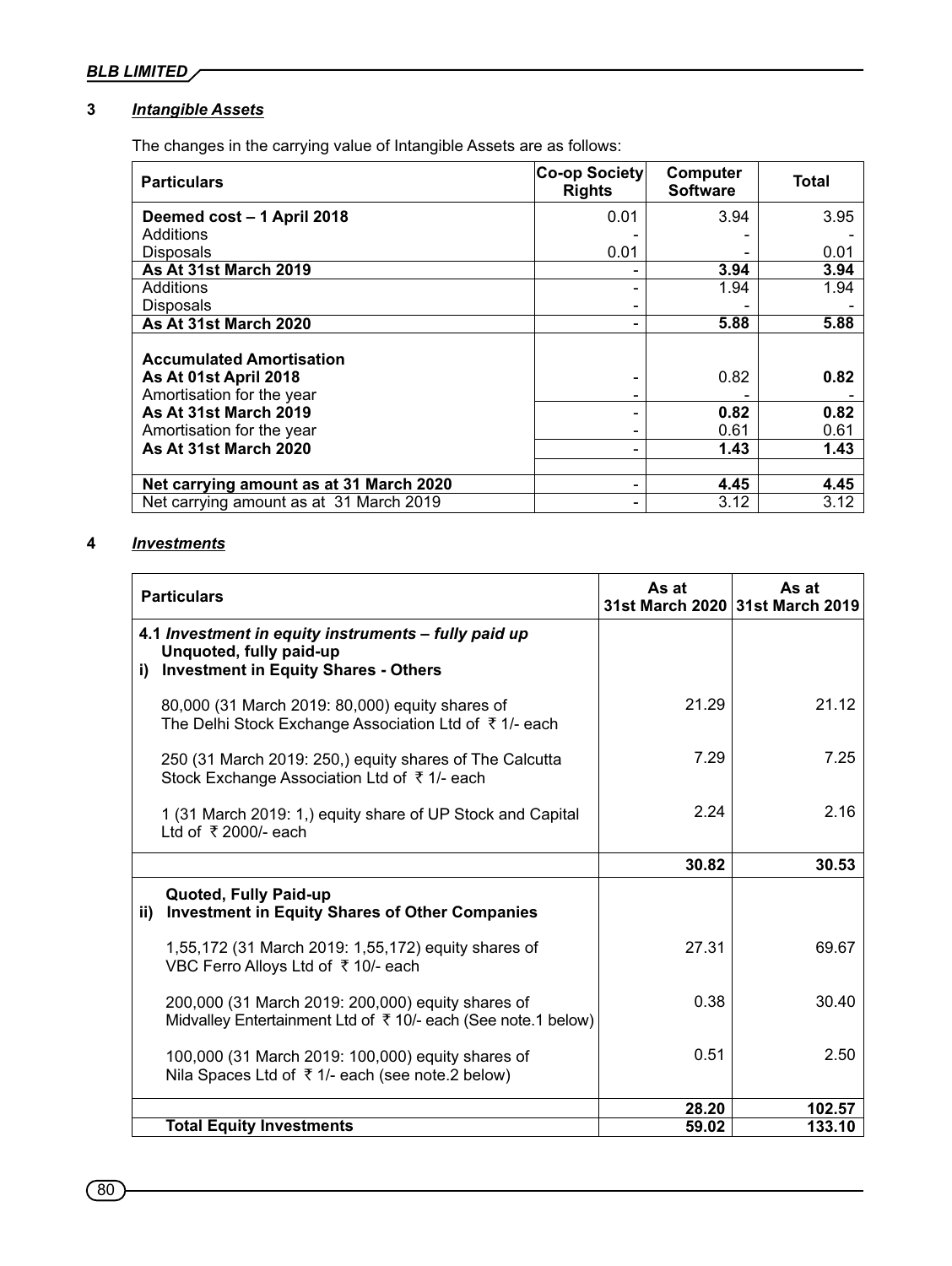## 3 *Intangible Assets*

The changes in the carrying value of Intangible Assets are as follows:

| Particulars | Co-op Society Rights | Computer Software | Total |
|---|---|---|---|
| **Deemed cost – 1 April 2018** | 0.01 | 3.94 | 3.95 |
| Additions | - | - | - |
| Disposals | 0.01 | - | 0.01 |
| **As At 31st March 2019** | - | **3.94** | **3.94** |
| Additions | - | 1.94 | 1.94 |
| Disposals | - | - | - |
| **As At 31st March 2020** | - | **5.88** | **5.88** |
| **Accumulated Amortisation** | | | |
| **As At 01st April 2018** | - | 0.82 | **0.82** |
| Amortisation for the year | - | - | - |
| **As At 31st March 2019** | - | **0.82** | **0.82** |
| Amortisation for the year | - | 0.61 | 0.61 |
| **As At 31st March 2020** | - | **1.43** | **1.43** |
| **Net carrying amount as at 31 March 2020** | - | **4.45** | **4.45** |
| Net carrying amount as at 31 March 2019 | - | 3.12 | 3.12 |

## 4 *Investments*

| Particulars | As at 31st March 2020 | As at 31st March 2019 |
|---|---|---|
| **4.1 *Investment in equity instruments – fully paid up*** **Unquoted, fully paid-up** | | |
| **i) Investment in Equity Shares - Others** | | |
| 80,000 (31 March 2019: 80,000) equity shares of The Delhi Stock Exchange Association Ltd of ₹ 1/- each | 21.29 | 21.12 |
| 250 (31 March 2019: 250,) equity shares of The Calcutta Stock Exchange Association Ltd of ₹ 1/- each | 7.29 | 7.25 |
| 1 (31 March 2019: 1,) equity share of UP Stock and Capital Ltd of ₹ 2000/- each | 2.24 | 2.16 |
| | **30.82** | **30.53** |
| **Quoted, Fully Paid-up** | | |
| **ii) Investment in Equity Shares of Other Companies** | | |
| 1,55,172 (31 March 2019: 1,55,172) equity shares of VBC Ferro Alloys Ltd of ₹ 10/- each | 27.31 | 69.67 |
| 200,000 (31 March 2019: 200,000) equity shares of Midvalley Entertainment Ltd of ₹ 10/- each (See note.1 below) | 0.38 | 30.40 |
| 100,000 (31 March 2019: 100,000) equity shares of Nila Spaces Ltd of ₹ 1/- each (see note.2 below) | 0.51 | 2.50 |
| | **28.20** | **102.57** |
| **Total Equity Investments** | **59.02** | **133.10** |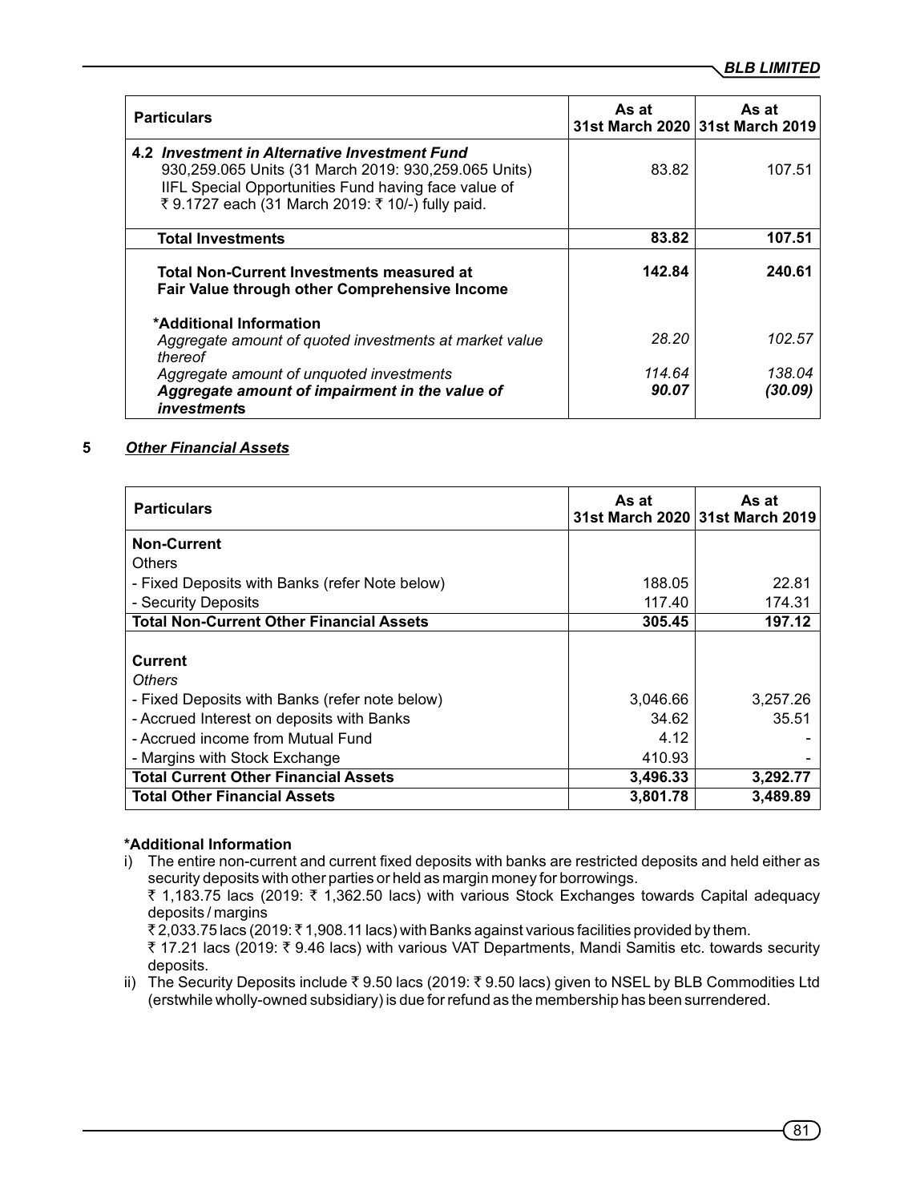| Particulars | As at 31st March 2020 | As at 31st March 2019 |
|---|---|---|
| **4.2 *Investment in Alternative Investment Fund*** 930,259.065 Units (31 March 2019: 930,259.065 Units) IIFL Special Opportunities Fund having face value of ₹ 9.1727 each (31 March 2019: ₹ 10/-) fully paid. | 83.82 | 107.51 |
| **Total Investments** | **83.82** | **107.51** |
| **Total Non-Current Investments measured at Fair Value through other Comprehensive Income** | **142.84** | **240.61** |
| **\*Additional Information** | | |
| *Aggregate amount of quoted investments at market value thereof* | *28.20* | *102.57* |
| *Aggregate amount of unquoted investments* | *114.64* | *138.04* |
| ***Aggregate amount of impairment in the value of investments*** | ***90.07*** | ***(30.09)*** |

**5 *Other Financial Assets***

| Particulars | As at 31st March 2020 | As at 31st March 2019 |
|---|---|---|
| **Non-Current** | | |
| Others | | |
| - Fixed Deposits with Banks (refer Note below) | 188.05 | 22.81 |
| - Security Deposits | 117.40 | 174.31 |
| **Total Non-Current Other Financial Assets** | **305.45** | **197.12** |
| **Current** | | |
| *Others* | | |
| - Fixed Deposits with Banks (refer note below) | 3,046.66 | 3,257.26 |
| - Accrued Interest on deposits with Banks | 34.62 | 35.51 |
| - Accrued income from Mutual Fund | 4.12 | - |
| - Margins with Stock Exchange | 410.93 | - |
| **Total Current Other Financial Assets** | **3,496.33** | **3,292.77** |
| **Total Other Financial Assets** | **3,801.78** | **3,489.89** |

**\*Additional Information**

i) The entire non-current and current fixed deposits with banks are restricted deposits and held either as security deposits with other parties or held as margin money for borrowings.
₹ 1,183.75 lacs (2019: ₹ 1,362.50 lacs) with various Stock Exchanges towards Capital adequacy deposits / margins
₹ 2,033.75 lacs (2019: ₹ 1,908.11 lacs) with Banks against various facilities provided by them.
₹ 17.21 lacs (2019: ₹ 9.46 lacs) with various VAT Departments, Mandi Samitis etc. towards security deposits.

ii) The Security Deposits include ₹ 9.50 lacs (2019: ₹ 9.50 lacs) given to NSEL by BLB Commodities Ltd (erstwhile wholly-owned subsidiary) is due for refund as the membership has been surrendered.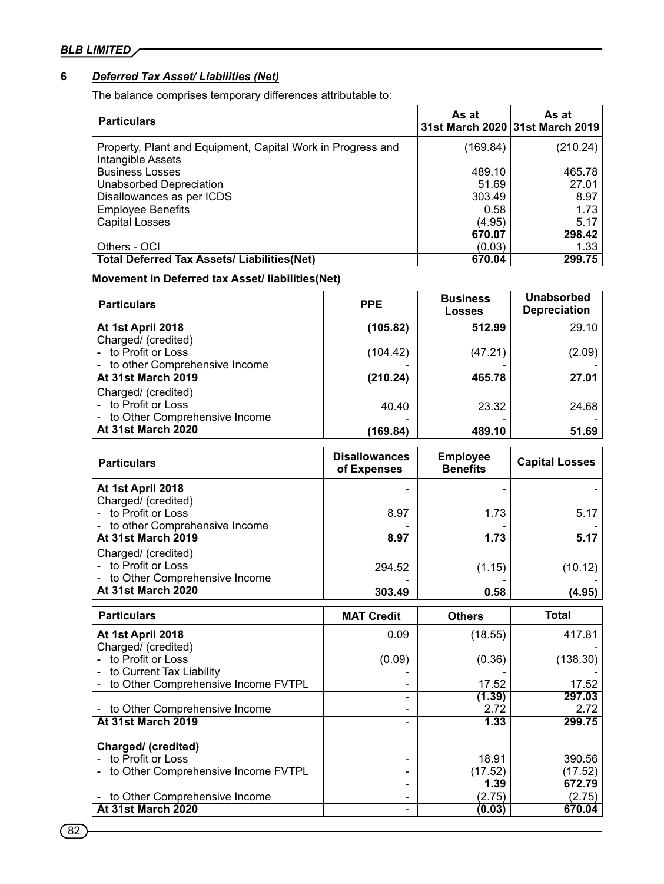## 6 *Deferred Tax Asset/ Liabilities (Net)*

The balance comprises temporary differences attributable to:

| Particulars | As at 31st March 2020 | As at 31st March 2019 |
|---|---|---|
| Property, Plant and Equipment, Capital Work in Progress and Intangible Assets | (169.84) | (210.24) |
| Business Losses | 489.10 | 465.78 |
| Unabsorbed Depreciation | 51.69 | 27.01 |
| Disallowances as per ICDS | 303.49 | 8.97 |
| Employee Benefits | 0.58 | 1.73 |
| Capital Losses | (4.95) | 5.17 |
| | 670.07 | 298.42 |
| Others - OCI | (0.03) | 1.33 |
| **Total Deferred Tax Assets/ Liabilities(Net)** | **670.04** | **299.75** |

**Movement in Deferred tax Asset/ liabilities(Net)**

| Particulars | PPE | Business Losses | Unabsorbed Depreciation |
|---|---|---|---|
| **At 1st April 2018** | **(105.82)** | **512.99** | 29.10 |
| Charged/ (credited) | | | |
| - to Profit or Loss | (104.42) | (47.21) | (2.09) |
| - to other Comprehensive Income | - | - | - |
| **At 31st March 2019** | **(210.24)** | **465.78** | **27.01** |
| Charged/ (credited) | | | |
| - to Profit or Loss | 40.40 | 23.32 | 24.68 |
| - to Other Comprehensive Income | - | - | - |
| **At 31st March 2020** | **(169.84)** | **489.10** | **51.69** |

| Particulars | Disallowances of Expenses | Employee Benefits | Capital Losses |
|---|---|---|---|
| **At 1st April 2018** | - | - | - |
| Charged/ (credited) | | | |
| - to Profit or Loss | 8.97 | 1.73 | 5.17 |
| - to other Comprehensive Income | - | - | - |
| **At 31st March 2019** | **8.97** | **1.73** | **5.17** |
| Charged/ (credited) | | | |
| - to Profit or Loss | 294.52 | (1.15) | (10.12) |
| - to Other Comprehensive Income | - | - | - |
| **At 31st March 2020** | **303.49** | **0.58** | **(4.95)** |

| Particulars | MAT Credit | Others | Total |
|---|---|---|---|
| **At 1st April 2018** | 0.09 | (18.55) | 417.81 |
| Charged/ (credited) | | | - |
| - to Profit or Loss | (0.09) | (0.36) | (138.30) |
| - to Current Tax Liability | - | - | - |
| - to Other Comprehensive Income FVTPL | - | 17.52 | 17.52 |
| | - | **(1.39)** | **297.03** |
| - to Other Comprehensive Income | - | 2.72 | 2.72 |
| **At 31st March 2019** | - | **1.33** | **299.75** |
| **Charged/ (credited)** | | | |
| - to Profit or Loss | - | 18.91 | 390.56 |
| - to Other Comprehensive Income FVTPL | - | (17.52) | (17.52) |
| | - | **1.39** | **672.79** |
| - to Other Comprehensive Income | - | (2.75) | (2.75) |
| **At 31st March 2020** | - | **(0.03)** | **670.04** |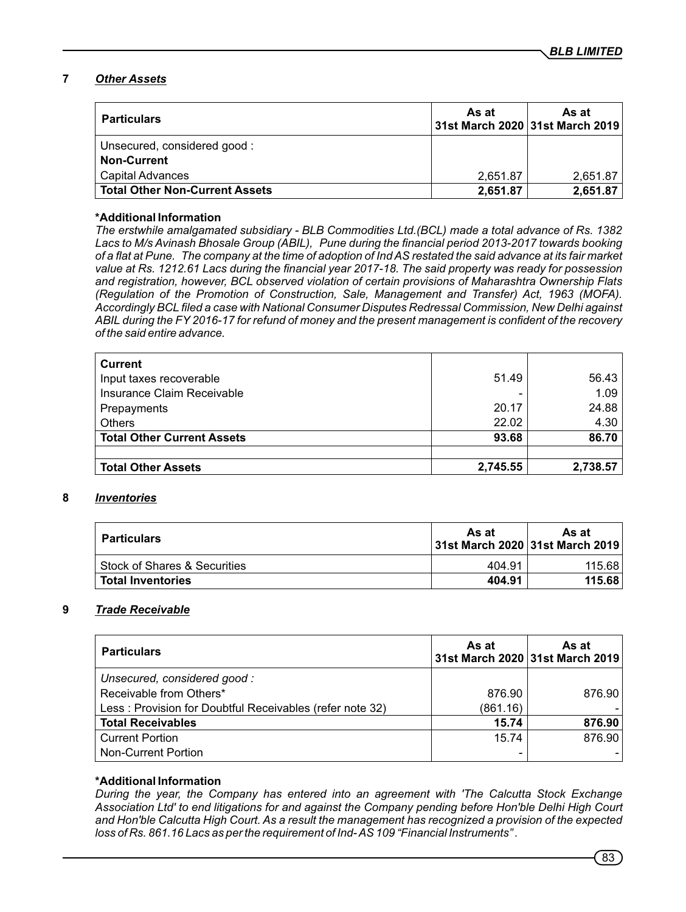## 7 *Other Assets*

| Particulars | As at 31st March 2020 | As at 31st March 2019 |
|---|---|---|
| Unsecured, considered good : | | |
| **Non-Current** | | |
| Capital Advances | 2,651.87 | 2,651.87 |
| **Total Other Non-Current Assets** | **2,651.87** | **2,651.87** |

**\*Additional Information**

*The erstwhile amalgamated subsidiary - BLB Commodities Ltd.(BCL) made a total advance of Rs. 1382 Lacs to M/s Avinash Bhosale Group (ABIL), Pune during the financial period 2013-2017 towards booking of a flat at Pune. The company at the time of adoption of Ind AS restated the said advance at its fair market value at Rs. 1212.61 Lacs during the financial year 2017-18. The said property was ready for possession and registration, however, BCL observed violation of certain provisions of Maharashtra Ownership Flats (Regulation of the Promotion of Construction, Sale, Management and Transfer) Act, 1963 (MOFA). Accordingly BCL filed a case with National Consumer Disputes Redressal Commission, New Delhi against ABIL during the FY 2016-17 for refund of money and the present management is confident of the recovery of the said entire advance.*

| | | |
|---|---|---|
| **Current** | | |
| Input taxes recoverable | 51.49 | 56.43 |
| Insurance Claim Receivable | - | 1.09 |
| Prepayments | 20.17 | 24.88 |
| Others | 22.02 | 4.30 |
| **Total Other Current Assets** | **93.68** | **86.70** |
| | | |
| **Total Other Assets** | **2,745.55** | **2,738.57** |

## 8 *Inventories*

| Particulars | As at 31st March 2020 | As at 31st March 2019 |
|---|---|---|
| Stock of Shares & Securities | 404.91 | 115.68 |
| **Total Inventories** | **404.91** | **115.68** |

## 9 *Trade Receivable*

| Particulars | As at 31st March 2020 | As at 31st March 2019 |
|---|---|---|
| *Unsecured, considered good :* | | |
| Receivable from Others* | 876.90 | 876.90 |
| Less : Provision for Doubtful Receivables (refer note 32) | (861.16) | - |
| **Total Receivables** | **15.74** | **876.90** |
| Current Portion | 15.74 | 876.90 |
| Non-Current Portion | - | - |

**\*Additional Information**

*During the year, the Company has entered into an agreement with 'The Calcutta Stock Exchange Association Ltd' to end litigations for and against the Company pending before Hon'ble Delhi High Court and Hon'ble Calcutta High Court. As a result the management has recognized a provision of the expected loss of Rs. 861.16 Lacs as per the requirement of Ind- AS 109 "Financial Instruments" .*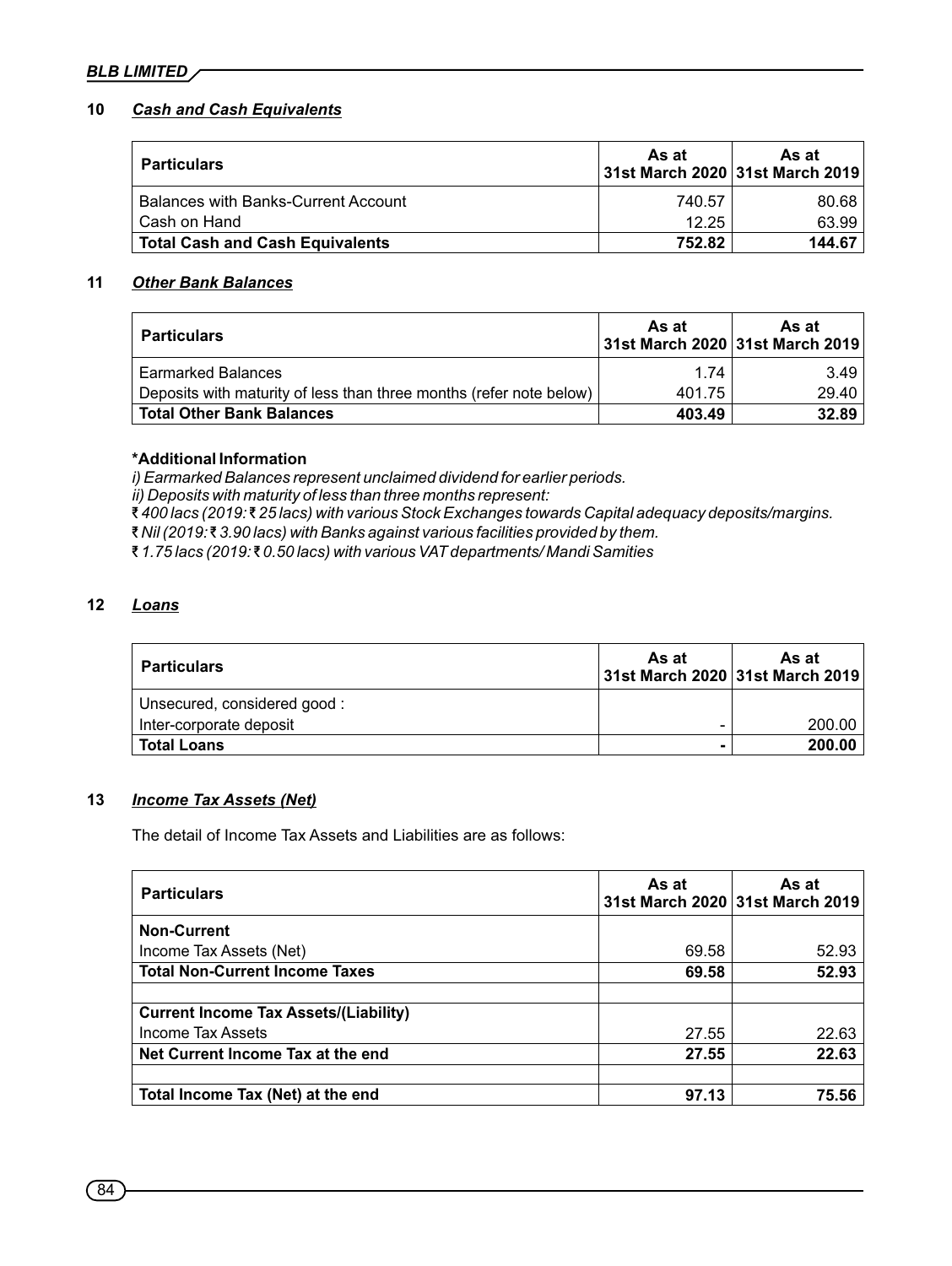## 10 *Cash and Cash Equivalents*

| Particulars | As at 31st March 2020 | As at 31st March 2019 |
|---|---|---|
| Balances with Banks-Current Account | 740.57 | 80.68 |
| Cash on Hand | 12.25 | 63.99 |
| **Total Cash and Cash Equivalents** | **752.82** | **144.67** |

## 11 *Other Bank Balances*

| Particulars | As at 31st March 2020 | As at 31st March 2019 |
|---|---|---|
| Earmarked Balances | 1.74 | 3.49 |
| Deposits with maturity of less than three months (refer note below) | 401.75 | 29.40 |
| **Total Other Bank Balances** | **403.49** | **32.89** |

**\*Additional Information**

*i) Earmarked Balances represent unclaimed dividend for earlier periods.*

*ii) Deposits with maturity of less than three months represent:*

*₹ 400 lacs (2019: ₹ 25 lacs) with various Stock Exchanges towards Capital adequacy deposits/margins.*

*₹ Nil (2019: ₹ 3.90 lacs) with Banks against various facilities provided by them.*

*₹ 1.75 lacs (2019: ₹ 0.50 lacs) with various VAT departments/ Mandi Samities*

## 12 *Loans*

| Particulars | As at 31st March 2020 | As at 31st March 2019 |
|---|---|---|
| Unsecured, considered good : | | |
| Inter-corporate deposit | - | 200.00 |
| **Total Loans** | **-** | **200.00** |

## 13 *Income Tax Assets (Net)*

The detail of Income Tax Assets and Liabilities are as follows:

| Particulars | As at 31st March 2020 | As at 31st March 2019 |
|---|---|---|
| **Non-Current** | | |
| Income Tax Assets (Net) | 69.58 | 52.93 |
| **Total Non-Current Income Taxes** | **69.58** | **52.93** |
| | | |
| **Current Income Tax Assets/(Liability)** | | |
| Income Tax Assets | 27.55 | 22.63 |
| **Net Current Income Tax at the end** | **27.55** | **22.63** |
| | | |
| **Total Income Tax (Net) at the end** | **97.13** | **75.56** |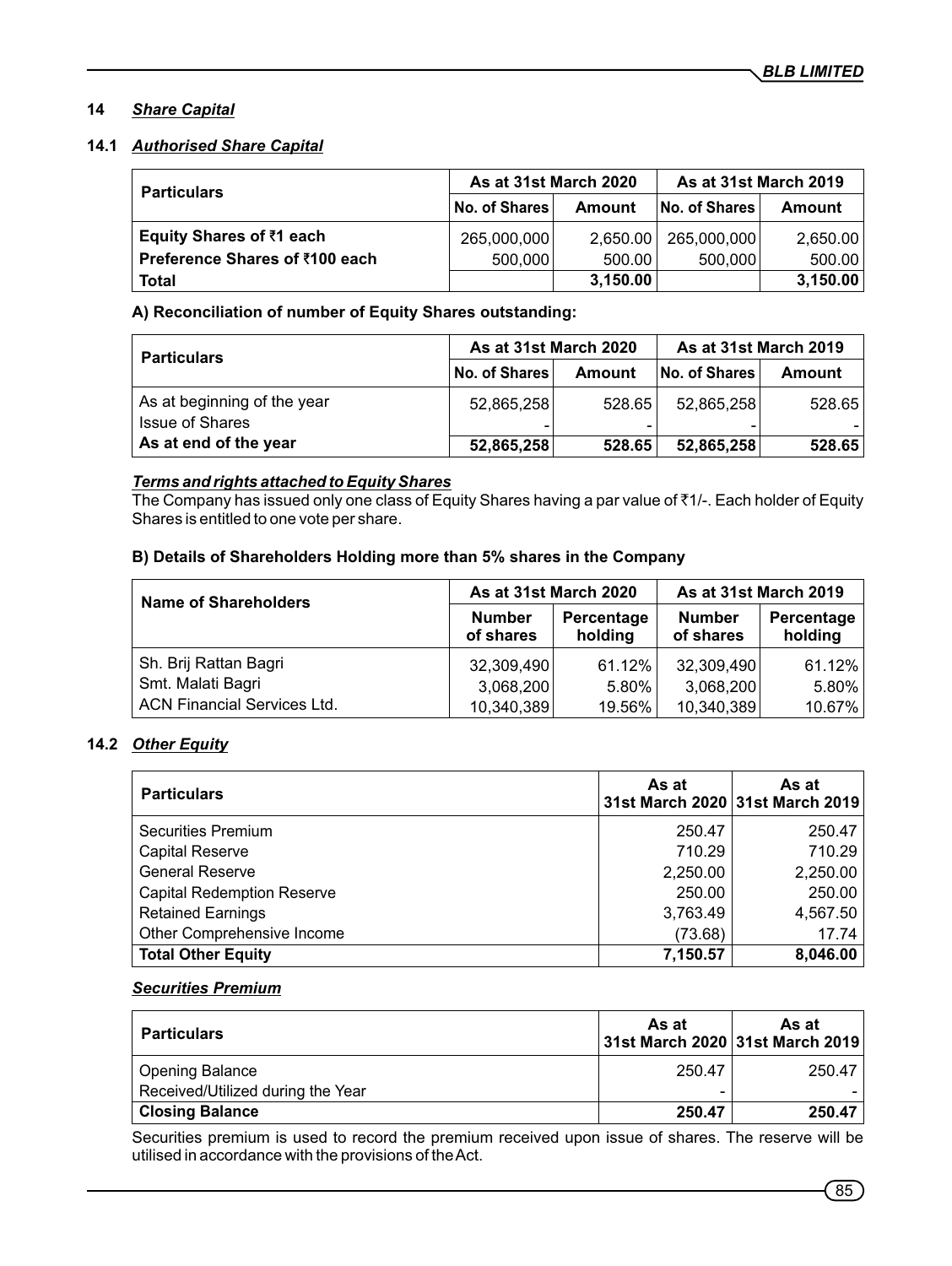## 14 *Share Capital*

### 14.1 *Authorised Share Capital*

| Particulars | As at 31st March 2020 | | As at 31st March 2019 | |
|---|---|---|---|---|
| | No. of Shares | Amount | No. of Shares | Amount |
| **Equity Shares of ₹1 each** | 265,000,000 | 2,650.00 | 265,000,000 | 2,650.00 |
| **Preference Shares of ₹100 each** | 500,000 | 500.00 | 500,000 | 500.00 |
| **Total** | | **3,150.00** | | **3,150.00** |

**A) Reconciliation of number of Equity Shares outstanding:**

| Particulars | As at 31st March 2020 | | As at 31st March 2019 | |
|---|---|---|---|---|
| | No. of Shares | Amount | No. of Shares | Amount |
| As at beginning of the year | 52,865,258 | 528.65 | 52,865,258 | 528.65 |
| Issue of Shares | - | - | - | - |
| **As at end of the year** | **52,865,258** | **528.65** | **52,865,258** | **528.65** |

***Terms and rights attached to Equity Shares***

The Company has issued only one class of Equity Shares having a par value of ₹1/-. Each holder of Equity Shares is entitled to one vote per share.

**B) Details of Shareholders Holding more than 5% shares in the Company**

| Name of Shareholders | As at 31st March 2020 | | As at 31st March 2019 | |
|---|---|---|---|---|
| | Number of shares | Percentage holding | Number of shares | Percentage holding |
| Sh. Brij Rattan Bagri | 32,309,490 | 61.12% | 32,309,490 | 61.12% |
| Smt. Malati Bagri | 3,068,200 | 5.80% | 3,068,200 | 5.80% |
| ACN Financial Services Ltd. | 10,340,389 | 19.56% | 10,340,389 | 10.67% |

### 14.2 *Other Equity*

| Particulars | As at 31st March 2020 | As at 31st March 2019 |
|---|---|---|
| Securities Premium | 250.47 | 250.47 |
| Capital Reserve | 710.29 | 710.29 |
| General Reserve | 2,250.00 | 2,250.00 |
| Capital Redemption Reserve | 250.00 | 250.00 |
| Retained Earnings | 3,763.49 | 4,567.50 |
| Other Comprehensive Income | (73.68) | 17.74 |
| **Total Other Equity** | **7,150.57** | **8,046.00** |

***Securities Premium***

| Particulars | As at 31st March 2020 | As at 31st March 2019 |
|---|---|---|
| Opening Balance | 250.47 | 250.47 |
| Received/Utilized during the Year | - | - |
| **Closing Balance** | **250.47** | **250.47** |

Securities premium is used to record the premium received upon issue of shares. The reserve will be utilised in accordance with the provisions of the Act.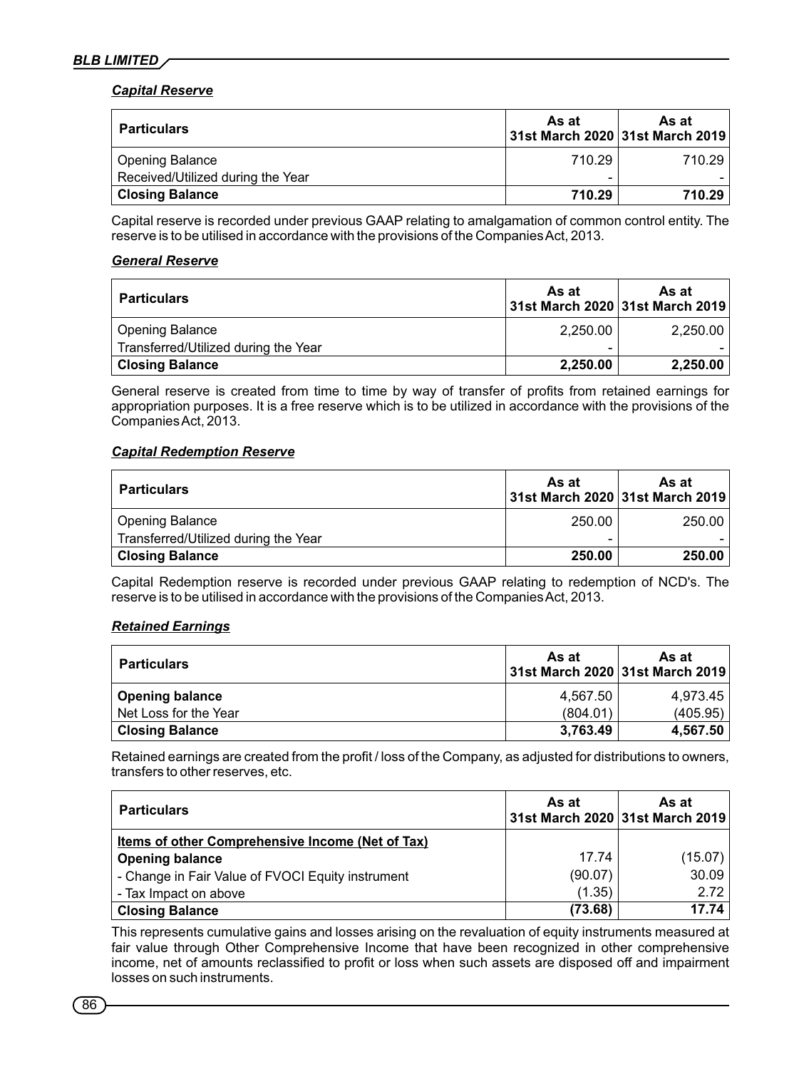***Capital Reserve***

| Particulars | As at 31st March 2020 | As at 31st March 2019 |
|---|---|---|
| Opening Balance | 710.29 | 710.29 |
| Received/Utilized during the Year | - | - |
| **Closing Balance** | **710.29** | **710.29** |

Capital reserve is recorded under previous GAAP relating to amalgamation of common control entity. The reserve is to be utilised in accordance with the provisions of the Companies Act, 2013.

***General Reserve***

| Particulars | As at 31st March 2020 | As at 31st March 2019 |
|---|---|---|
| Opening Balance | 2,250.00 | 2,250.00 |
| Transferred/Utilized during the Year | - | - |
| **Closing Balance** | **2,250.00** | **2,250.00** |

General reserve is created from time to time by way of transfer of profits from retained earnings for appropriation purposes. It is a free reserve which is to be utilized in accordance with the provisions of the Companies Act, 2013.

***Capital Redemption Reserve***

| Particulars | As at 31st March 2020 | As at 31st March 2019 |
|---|---|---|
| Opening Balance | 250.00 | 250.00 |
| Transferred/Utilized during the Year | - | - |
| **Closing Balance** | **250.00** | **250.00** |

Capital Redemption reserve is recorded under previous GAAP relating to redemption of NCD's. The reserve is to be utilised in accordance with the provisions of the Companies Act, 2013.

***Retained Earnings***

| Particulars | As at 31st March 2020 | As at 31st March 2019 |
|---|---|---|
| **Opening balance** | 4,567.50 | 4,973.45 |
| Net Loss for the Year | (804.01) | (405.95) |
| **Closing Balance** | **3,763.49** | **4,567.50** |

Retained earnings are created from the profit / loss of the Company, as adjusted for distributions to owners, transfers to other reserves, etc.

| Particulars | As at 31st March 2020 | As at 31st March 2019 |
|---|---|---|
| **Items of other Comprehensive Income (Net of Tax)** | | |
| **Opening balance** | 17.74 | (15.07) |
| - Change in Fair Value of FVOCI Equity instrument | (90.07) | 30.09 |
| - Tax Impact on above | (1.35) | 2.72 |
| **Closing Balance** | **(73.68)** | **17.74** |

This represents cumulative gains and losses arising on the revaluation of equity instruments measured at fair value through Other Comprehensive Income that have been recognized in other comprehensive income, net of amounts reclassified to profit or loss when such assets are disposed off and impairment losses on such instruments.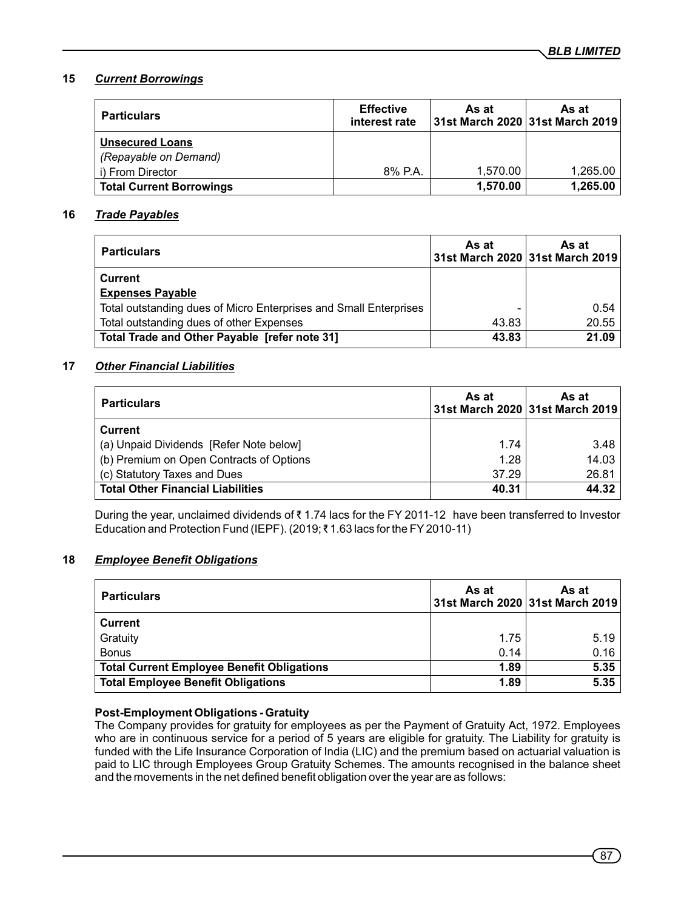## 15 *Current Borrowings*

| Particulars | Effective interest rate | As at 31st March 2020 | As at 31st March 2019 |
|---|---|---|---|
| **Unsecured Loans** | | | |
| *(Repayable on Demand)* | | | |
| i) From Director | 8% P.A. | 1,570.00 | 1,265.00 |
| **Total Current Borrowings** | | **1,570.00** | **1,265.00** |

## 16 *Trade Payables*

| Particulars | As at 31st March 2020 | As at 31st March 2019 |
|---|---|---|
| **Current** | | |
| **Expenses Payable** | | |
| Total outstanding dues of Micro Enterprises and Small Enterprises | - | 0.54 |
| Total outstanding dues of other Expenses | 43.83 | 20.55 |
| **Total Trade and Other Payable [refer note 31]** | **43.83** | **21.09** |

## 17 *Other Financial Liabilities*

| Particulars | As at 31st March 2020 | As at 31st March 2019 |
|---|---|---|
| **Current** | | |
| (a) Unpaid Dividends [Refer Note below] | 1.74 | 3.48 |
| (b) Premium on Open Contracts of Options | 1.28 | 14.03 |
| (c) Statutory Taxes and Dues | 37.29 | 26.81 |
| **Total Other Financial Liabilities** | **40.31** | **44.32** |

During the year, unclaimed dividends of ₹ 1.74 lacs for the FY 2011-12 have been transferred to Investor Education and Protection Fund (IEPF). (2019; ₹ 1.63 lacs for the FY 2010-11)

## 18 *Employee Benefit Obligations*

| Particulars | As at 31st March 2020 | As at 31st March 2019 |
|---|---|---|
| **Current** | | |
| Gratuity | 1.75 | 5.19 |
| Bonus | 0.14 | 0.16 |
| **Total Current Employee Benefit Obligations** | **1.89** | **5.35** |
| **Total Employee Benefit Obligations** | **1.89** | **5.35** |

**Post-Employment Obligations - Gratuity**

The Company provides for gratuity for employees as per the Payment of Gratuity Act, 1972. Employees who are in continuous service for a period of 5 years are eligible for gratuity. The Liability for gratuity is funded with the Life Insurance Corporation of India (LIC) and the premium based on actuarial valuation is paid to LIC through Employees Group Gratuity Schemes. The amounts recognised in the balance sheet and the movements in the net defined benefit obligation over the year are as follows: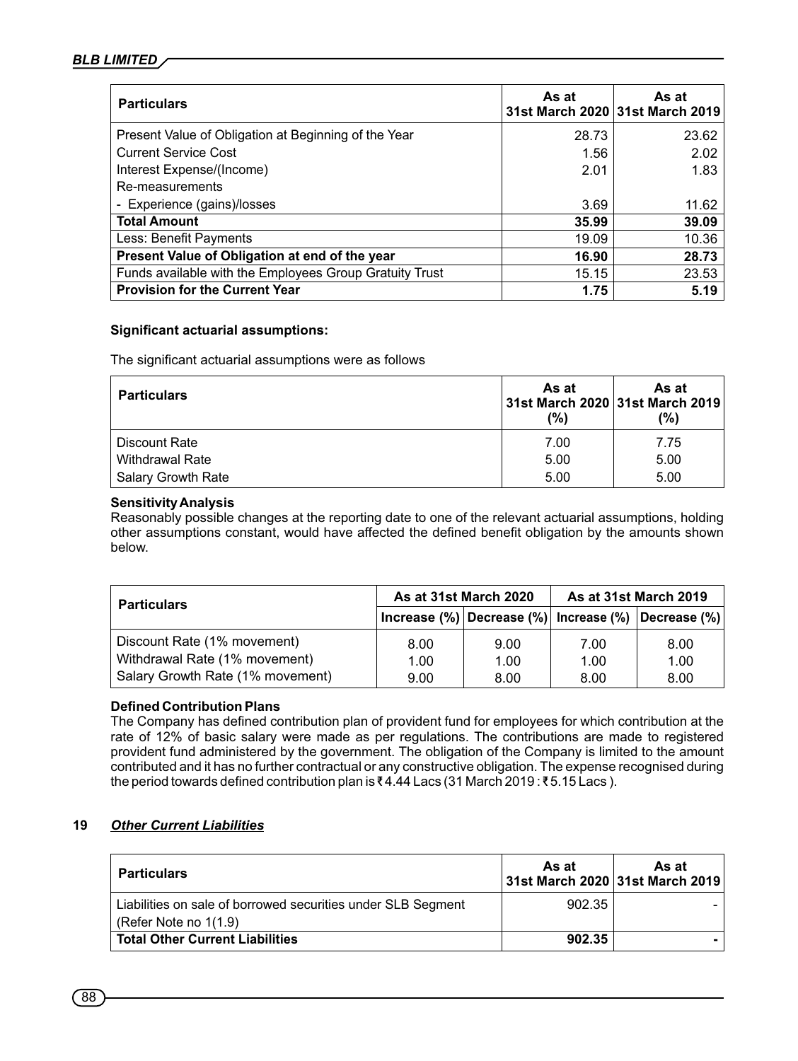| Particulars | As at 31st March 2020 | As at 31st March 2019 |
|---|---|---|
| Present Value of Obligation at Beginning of the Year | 28.73 | 23.62 |
| Current Service Cost | 1.56 | 2.02 |
| Interest Expense/(Income) | 2.01 | 1.83 |
| Re-measurements | | |
| - Experience (gains)/losses | 3.69 | 11.62 |
| **Total Amount** | **35.99** | **39.09** |
| Less: Benefit Payments | 19.09 | 10.36 |
| **Present Value of Obligation at end of the year** | **16.90** | **28.73** |
| Funds available with the Employees Group Gratuity Trust | 15.15 | 23.53 |
| **Provision for the Current Year** | **1.75** | **5.19** |

**Significant actuarial assumptions:**

The significant actuarial assumptions were as follows

| Particulars | As at 31st March 2020 (%) | As at 31st March 2019 (%) |
|---|---|---|
| Discount Rate | 7.00 | 7.75 |
| Withdrawal Rate | 5.00 | 5.00 |
| Salary Growth Rate | 5.00 | 5.00 |

**Sensitivity Analysis**

Reasonably possible changes at the reporting date to one of the relevant actuarial assumptions, holding other assumptions constant, would have affected the defined benefit obligation by the amounts shown below.

| Particulars | As at 31st March 2020 | | As at 31st March 2019 | |
|---|---|---|---|---|
| | Increase (%) | Decrease (%) | Increase (%) | Decrease (%) |
| Discount Rate (1% movement) | 8.00 | 9.00 | 7.00 | 8.00 |
| Withdrawal Rate (1% movement) | 1.00 | 1.00 | 1.00 | 1.00 |
| Salary Growth Rate (1% movement) | 9.00 | 8.00 | 8.00 | 8.00 |

**Defined Contribution Plans**

The Company has defined contribution plan of provident fund for employees for which contribution at the rate of 12% of basic salary were made as per regulations. The contributions are made to registered provident fund administered by the government. The obligation of the Company is limited to the amount contributed and it has no further contractual or any constructive obligation. The expense recognised during the period towards defined contribution plan is ₹ 4.44 Lacs (31 March 2019 : ₹ 5.15 Lacs ).

## 19 *Other Current Liabilities*

| Particulars | As at 31st March 2020 | As at 31st March 2019 |
|---|---|---|
| Liabilities on sale of borrowed securities under SLB Segment (Refer Note no 1(1.9) | 902.35 | - |
| **Total Other Current Liabilities** | **902.35** | **-** |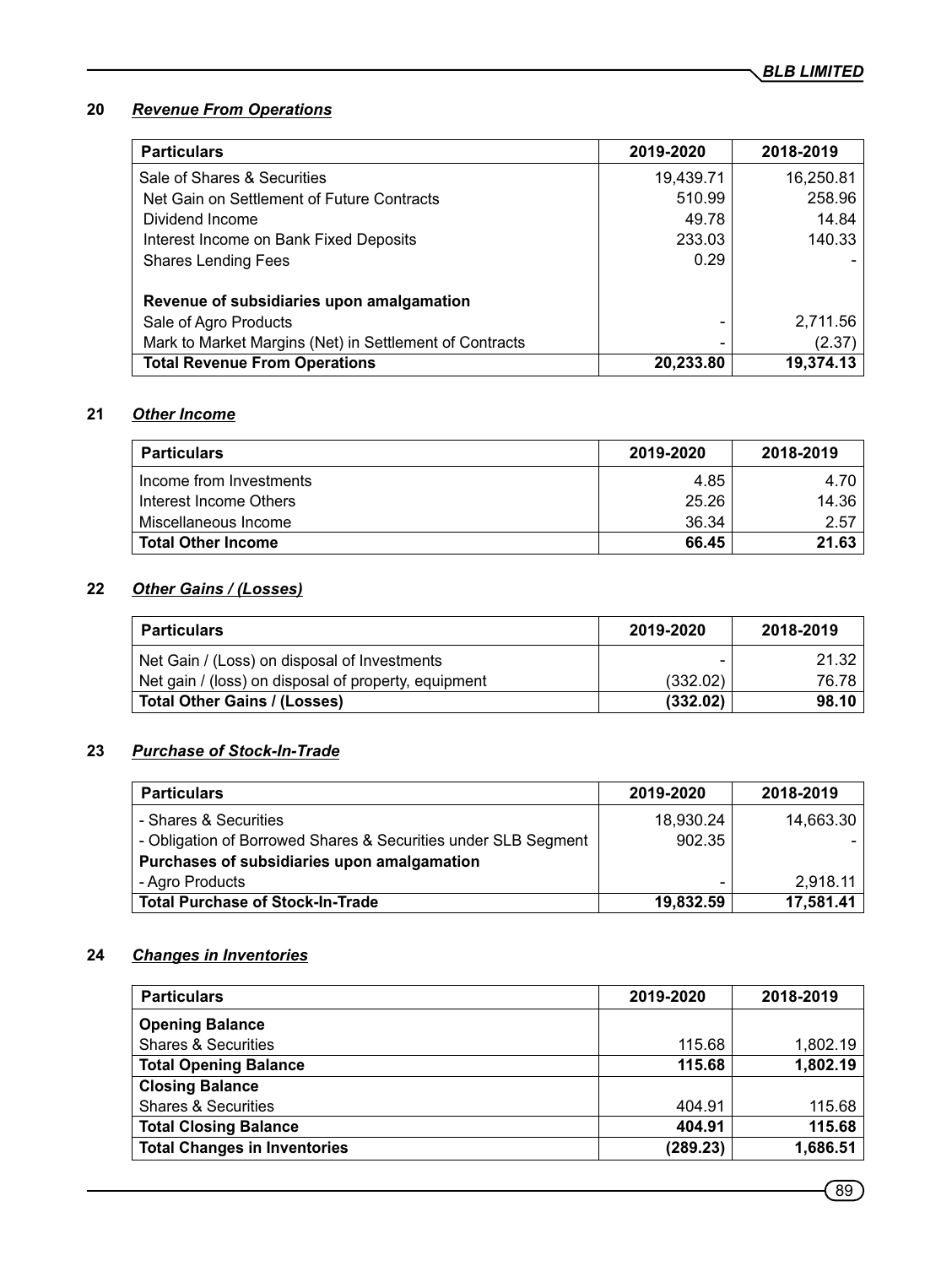## 20 *Revenue From Operations*

| Particulars | 2019-2020 | 2018-2019 |
|---|---|---|
| Sale of Shares & Securities | 19,439.71 | 16,250.81 |
| Net Gain on Settlement of Future Contracts | 510.99 | 258.96 |
| Dividend Income | 49.78 | 14.84 |
| Interest Income on Bank Fixed Deposits | 233.03 | 140.33 |
| Shares Lending Fees | 0.29 | - |
| **Revenue of subsidiaries upon amalgamation** | | |
| Sale of Agro Products | - | 2,711.56 |
| Mark to Market Margins (Net) in Settlement of Contracts | - | (2.37) |
| **Total Revenue From Operations** | **20,233.80** | **19,374.13** |

## 21 *Other Income*

| Particulars | 2019-2020 | 2018-2019 |
|---|---|---|
| Income from Investments | 4.85 | 4.70 |
| Interest Income Others | 25.26 | 14.36 |
| Miscellaneous Income | 36.34 | 2.57 |
| **Total Other Income** | **66.45** | **21.63** |

## 22 *Other Gains / (Losses)*

| Particulars | 2019-2020 | 2018-2019 |
|---|---|---|
| Net Gain / (Loss) on disposal of Investments | - | 21.32 |
| Net gain / (loss) on disposal of property, equipment | (332.02) | 76.78 |
| **Total Other Gains / (Losses)** | **(332.02)** | **98.10** |

## 23 *Purchase of Stock-In-Trade*

| Particulars | 2019-2020 | 2018-2019 |
|---|---|---|
| - Shares & Securities | 18,930.24 | 14,663.30 |
| - Obligation of Borrowed Shares & Securities under SLB Segment | 902.35 | - |
| **Purchases of subsidiaries upon amalgamation** | | |
| - Agro Products | - | 2,918.11 |
| **Total Purchase of Stock-In-Trade** | **19,832.59** | **17,581.41** |

## 24 *Changes in Inventories*

| Particulars | 2019-2020 | 2018-2019 |
|---|---|---|
| **Opening Balance** | | |
| Shares & Securities | 115.68 | 1,802.19 |
| **Total Opening Balance** | **115.68** | **1,802.19** |
| **Closing Balance** | | |
| Shares & Securities | 404.91 | 115.68 |
| **Total Closing Balance** | **404.91** | **115.68** |
| **Total Changes in Inventories** | **(289.23)** | **1,686.51** |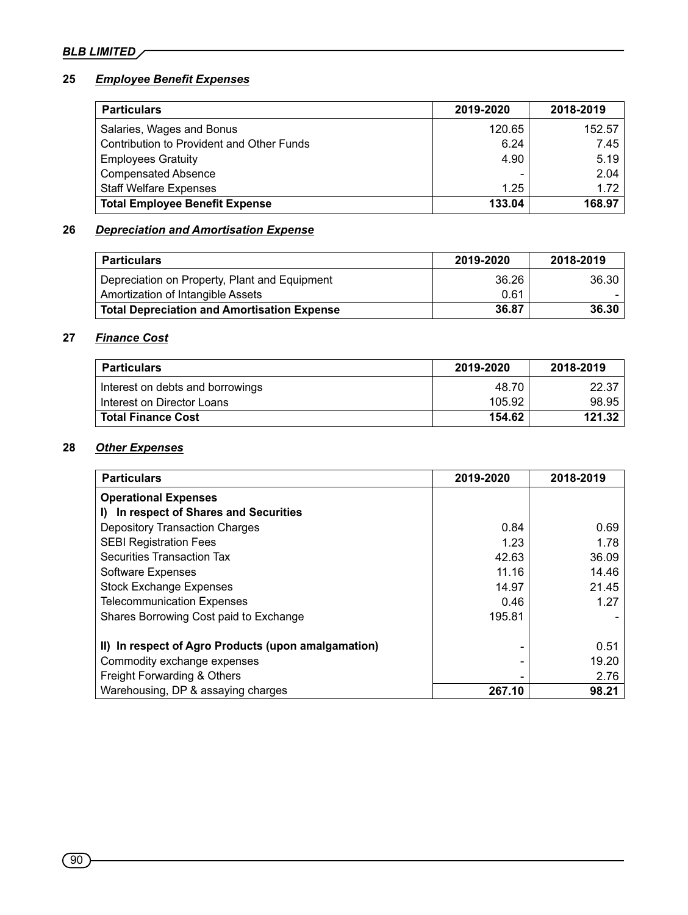## 25 *Employee Benefit Expenses*

| Particulars | 2019-2020 | 2018-2019 |
|---|---|---|
| Salaries, Wages and Bonus | 120.65 | 152.57 |
| Contribution to Provident and Other Funds | 6.24 | 7.45 |
| Employees Gratuity | 4.90 | 5.19 |
| Compensated Absence | - | 2.04 |
| Staff Welfare Expenses | 1.25 | 1.72 |
| **Total Employee Benefit Expense** | **133.04** | **168.97** |

## 26 *Depreciation and Amortisation Expense*

| Particulars | 2019-2020 | 2018-2019 |
|---|---|---|
| Depreciation on Property, Plant and Equipment | 36.26 | 36.30 |
| Amortization of Intangible Assets | 0.61 | - |
| **Total Depreciation and Amortisation Expense** | **36.87** | **36.30** |

## 27 *Finance Cost*

| Particulars | 2019-2020 | 2018-2019 |
|---|---|---|
| Interest on debts and borrowings | 48.70 | 22.37 |
| Interest on Director Loans | 105.92 | 98.95 |
| **Total Finance Cost** | **154.62** | **121.32** |

## 28 *Other Expenses*

| Particulars | 2019-2020 | 2018-2019 |
|---|---|---|
| **Operational Expenses** | | |
| **I) In respect of Shares and Securities** | | |
| Depository Transaction Charges | 0.84 | 0.69 |
| SEBI Registration Fees | 1.23 | 1.78 |
| Securities Transaction Tax | 42.63 | 36.09 |
| Software Expenses | 11.16 | 14.46 |
| Stock Exchange Expenses | 14.97 | 21.45 |
| Telecommunication Expenses | 0.46 | 1.27 |
| Shares Borrowing Cost paid to Exchange | 195.81 | - |
| **II) In respect of Agro Products (upon amalgamation)** | - | 0.51 |
| Commodity exchange expenses | - | 19.20 |
| Freight Forwarding & Others | - | 2.76 |
| Warehousing, DP & assaying charges | **267.10** | **98.21** |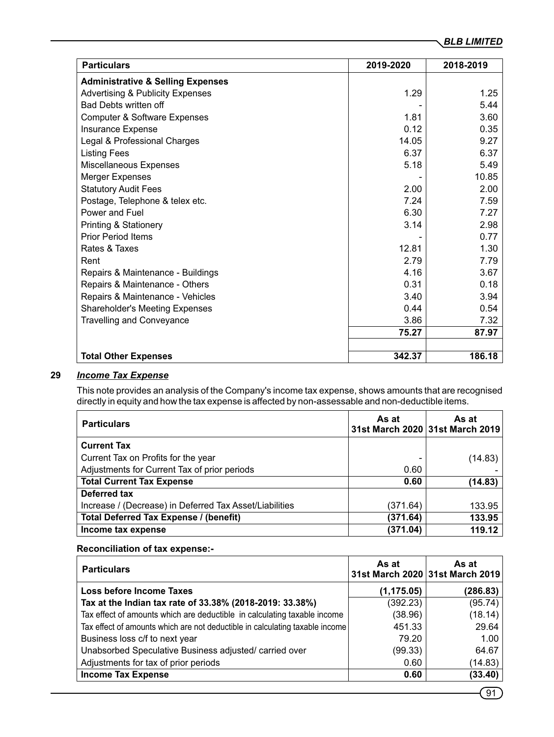| Particulars | 2019-2020 | 2018-2019 |
|---|---|---|
| **Administrative & Selling Expenses** | | |
| Advertising & Publicity Expenses | 1.29 | 1.25 |
| Bad Debts written off | - | 5.44 |
| Computer & Software Expenses | 1.81 | 3.60 |
| Insurance Expense | 0.12 | 0.35 |
| Legal & Professional Charges | 14.05 | 9.27 |
| Listing Fees | 6.37 | 6.37 |
| Miscellaneous Expenses | 5.18 | 5.49 |
| Merger Expenses | - | 10.85 |
| Statutory Audit Fees | 2.00 | 2.00 |
| Postage, Telephone & telex etc. | 7.24 | 7.59 |
| Power and Fuel | 6.30 | 7.27 |
| Printing & Stationery | 3.14 | 2.98 |
| Prior Period Items | - | 0.77 |
| Rates & Taxes | 12.81 | 1.30 |
| Rent | 2.79 | 7.79 |
| Repairs & Maintenance - Buildings | 4.16 | 3.67 |
| Repairs & Maintenance - Others | 0.31 | 0.18 |
| Repairs & Maintenance - Vehicles | 3.40 | 3.94 |
| Shareholder's Meeting Expenses | 0.44 | 0.54 |
| Travelling and Conveyance | 3.86 | 7.32 |
| | **75.27** | **87.97** |
| | | |
| **Total Other Expenses** | **342.37** | **186.18** |

**29** ***Income Tax Expense***

This note provides an analysis of the Company's income tax expense, shows amounts that are recognised directly in equity and how the tax expense is affected by non-assessable and non-deductible items.

| Particulars | As at 31st March 2020 | As at 31st March 2019 |
|---|---|---|
| **Current Tax** | | |
| Current Tax on Profits for the year | - | (14.83) |
| Adjustments for Current Tax of prior periods | 0.60 | - |
| **Total Current Tax Expense** | **0.60** | **(14.83)** |
| **Deferred tax** | | |
| Increase / (Decrease) in Deferred Tax Asset/Liabilities | (371.64) | 133.95 |
| **Total Deferred Tax Expense / (benefit)** | **(371.64)** | **133.95** |
| **Income tax expense** | **(371.04)** | **119.12** |

**Reconciliation of tax expense:-**

| Particulars | As at 31st March 2020 | As at 31st March 2019 |
|---|---|---|
| **Loss before Income Taxes** | **(1,175.05)** | **(286.83)** |
| **Tax at the Indian tax rate of 33.38% (2018-2019: 33.38%)** | (392.23) | (95.74) |
| Tax effect of amounts which are deductible in calculating taxable income | (38.96) | (18.14) |
| Tax effect of amounts which are not deductible in calculating taxable income | 451.33 | 29.64 |
| Business loss c/f to next year | 79.20 | 1.00 |
| Unabsorbed Speculative Business adjusted/ carried over | (99.33) | 64.67 |
| Adjustments for tax of prior periods | 0.60 | (14.83) |
| **Income Tax Expense** | **0.60** | **(33.40)** |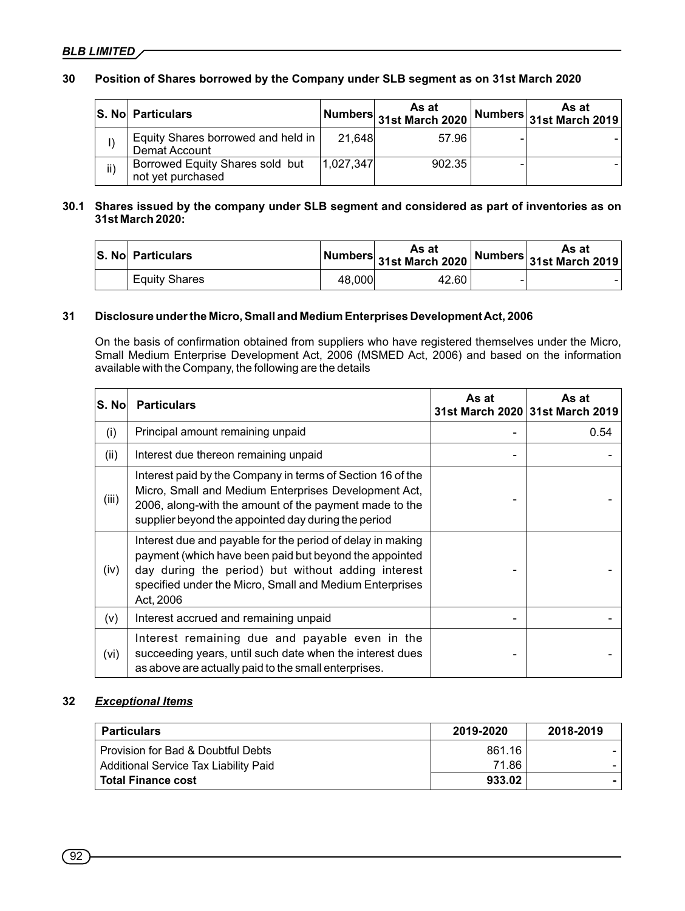## 30 Position of Shares borrowed by the Company under SLB segment as on 31st March 2020

| S. No | Particulars | Numbers | As at 31st March 2020 | Numbers | As at 31st March 2019 |
|---|---|---|---|---|---|
| I) | Equity Shares borrowed and held in Demat Account | 21,648 | 57.96 | - | - |
| ii) | Borrowed Equity Shares sold but not yet purchased | 1,027,347 | 902.35 | - | - |

## 30.1 Shares issued by the company under SLB segment and considered as part of inventories as on 31st March 2020:

| S. No | Particulars | Numbers | As at 31st March 2020 | Numbers | As at 31st March 2019 |
|---|---|---|---|---|---|
| | Equity Shares | 48,000 | 42.60 | - | - |

## 31 Disclosure under the Micro, Small and Medium Enterprises Development Act, 2006

On the basis of confirmation obtained from suppliers who have registered themselves under the Micro, Small Medium Enterprise Development Act, 2006 (MSMED Act, 2006) and based on the information available with the Company, the following are the details

| S. No | Particulars | As at 31st March 2020 | As at 31st March 2019 |
|---|---|---|---|
| (i) | Principal amount remaining unpaid | - | 0.54 |
| (ii) | Interest due thereon remaining unpaid | - | - |
| (iii) | Interest paid by the Company in terms of Section 16 of the Micro, Small and Medium Enterprises Development Act, 2006, along-with the amount of the payment made to the supplier beyond the appointed day during the period | - | - |
| (iv) | Interest due and payable for the period of delay in making payment (which have been paid but beyond the appointed day during the period) but without adding interest specified under the Micro, Small and Medium Enterprises Act, 2006 | - | - |
| (v) | Interest accrued and remaining unpaid | - | - |
| (vi) | Interest remaining due and payable even in the succeeding years, until such date when the interest dues as above are actually paid to the small enterprises. | - | - |

## 32 *Exceptional Items*

| Particulars | 2019-2020 | 2018-2019 |
|---|---|---|
| Provision for Bad & Doubtful Debts | 861.16 | - |
| Additional Service Tax Liability Paid | 71.86 | - |
| **Total Finance cost** | **933.02** | **-** |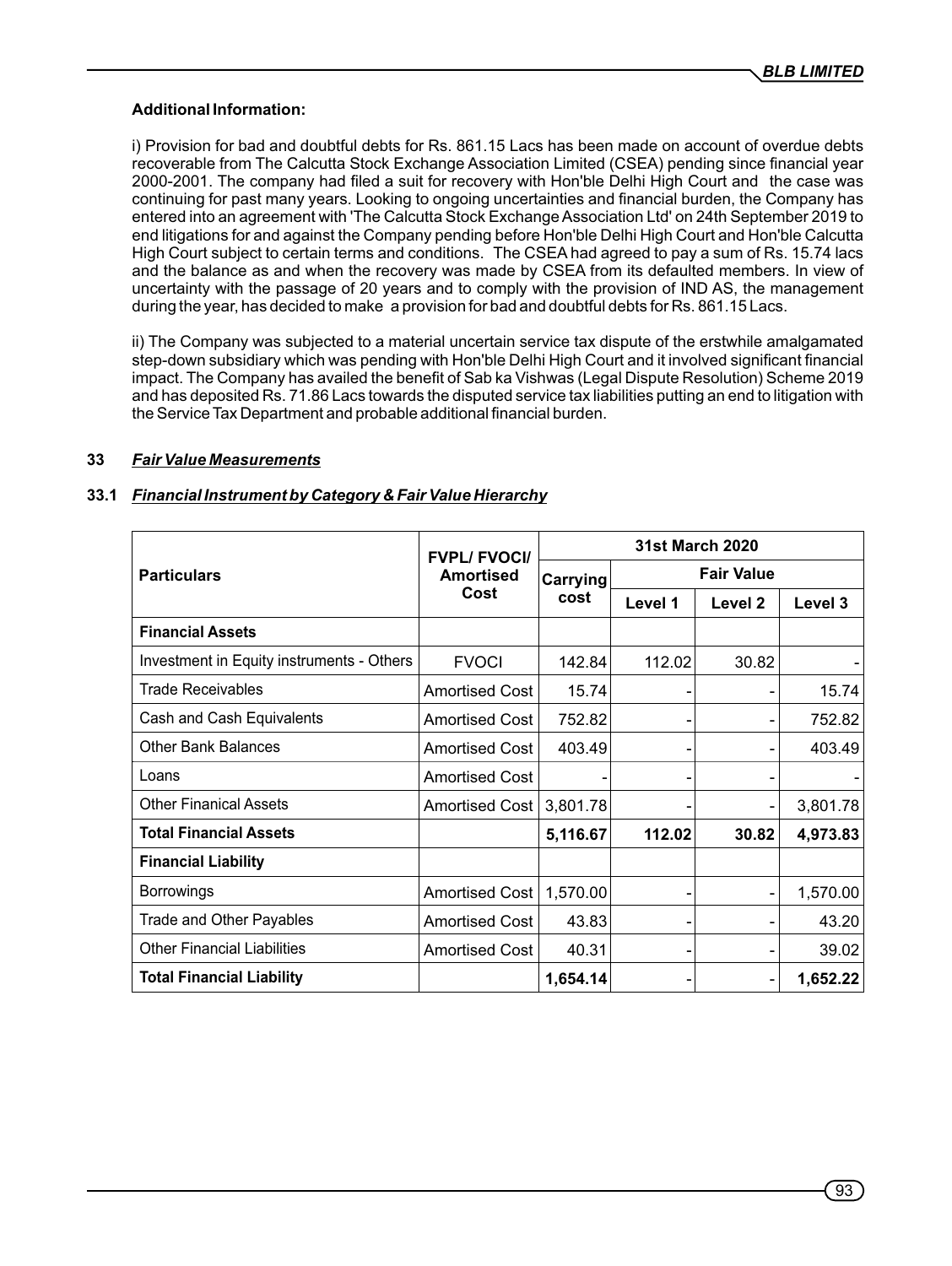**Additional Information:**

i) Provision for bad and doubtful debts for Rs. 861.15 Lacs has been made on account of overdue debts recoverable from The Calcutta Stock Exchange Association Limited (CSEA) pending since financial year 2000-2001. The company had filed a suit for recovery with Hon'ble Delhi High Court and the case was continuing for past many years. Looking to ongoing uncertainties and financial burden, the Company has entered into an agreement with 'The Calcutta Stock Exchange Association Ltd' on 24th September 2019 to end litigations for and against the Company pending before Hon'ble Delhi High Court and Hon'ble Calcutta High Court subject to certain terms and conditions. The CSEA had agreed to pay a sum of Rs. 15.74 lacs and the balance as and when the recovery was made by CSEA from its defaulted members. In view of uncertainty with the passage of 20 years and to comply with the provision of IND AS, the management during the year, has decided to make a provision for bad and doubtful debts for Rs. 861.15 Lacs.

ii) The Company was subjected to a material uncertain service tax dispute of the erstwhile amalgamated step-down subsidiary which was pending with Hon'ble Delhi High Court and it involved significant financial impact. The Company has availed the benefit of Sab ka Vishwas (Legal Dispute Resolution) Scheme 2019 and has deposited Rs. 71.86 Lacs towards the disputed service tax liabilities putting an end to litigation with the Service Tax Department and probable additional financial burden.

## 33 *Fair Value Measurements*

### 33.1 *Financial Instrument by Category & Fair Value Hierarchy*

| Particulars | FVPL/ FVOCI/ Amortised Cost | 31st March 2020 | | | |
|---|---|---|---|---|---|
| | | Carrying cost | Fair Value | | |
| | | | Level 1 | Level 2 | Level 3 |
| **Financial Assets** | | | | | |
| Investment in Equity instruments - Others | FVOCI | 142.84 | 112.02 | 30.82 | - |
| Trade Receivables | Amortised Cost | 15.74 | - | - | 15.74 |
| Cash and Cash Equivalents | Amortised Cost | 752.82 | - | - | 752.82 |
| Other Bank Balances | Amortised Cost | 403.49 | - | - | 403.49 |
| Loans | Amortised Cost | - | - | - | - |
| Other Finanical Assets | Amortised Cost | 3,801.78 | - | - | 3,801.78 |
| **Total Financial Assets** | | **5,116.67** | **112.02** | **30.82** | **4,973.83** |
| **Financial Liability** | | | | | |
| Borrowings | Amortised Cost | 1,570.00 | - | - | 1,570.00 |
| Trade and Other Payables | Amortised Cost | 43.83 | - | - | 43.20 |
| Other Financial Liabilities | Amortised Cost | 40.31 | - | - | 39.02 |
| **Total Financial Liability** | | **1,654.14** | - | - | **1,652.22** |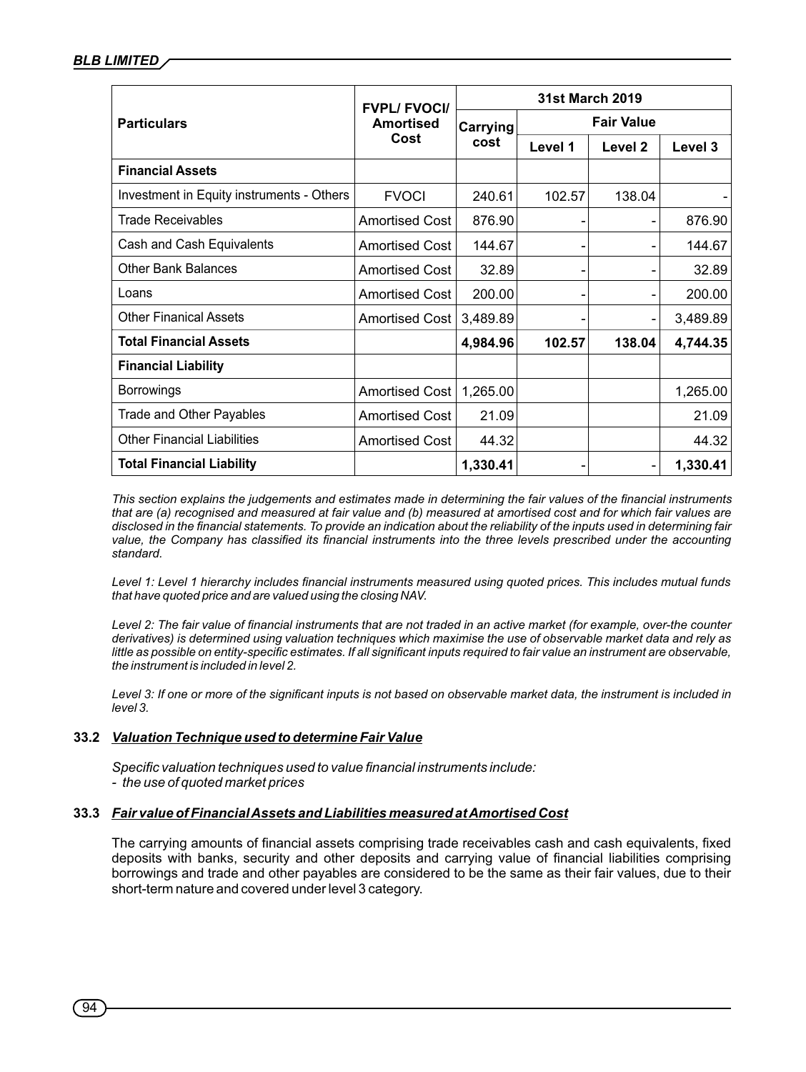| Particulars | FVPL/ FVOCI/ Amortised Cost | 31st March 2019 | | | |
|---|---|---|---|---|---|
| | | Carrying cost | Fair Value | | |
| | | | Level 1 | Level 2 | Level 3 |
| **Financial Assets** | | | | | |
| Investment in Equity instruments - Others | FVOCI | 240.61 | 102.57 | 138.04 | - |
| Trade Receivables | Amortised Cost | 876.90 | - | - | 876.90 |
| Cash and Cash Equivalents | Amortised Cost | 144.67 | - | - | 144.67 |
| Other Bank Balances | Amortised Cost | 32.89 | - | - | 32.89 |
| Loans | Amortised Cost | 200.00 | - | - | 200.00 |
| Other Finanical Assets | Amortised Cost | 3,489.89 | - | - | 3,489.89 |
| **Total Financial Assets** | | **4,984.96** | **102.57** | **138.04** | **4,744.35** |
| **Financial Liability** | | | | | |
| Borrowings | Amortised Cost | 1,265.00 | | | 1,265.00 |
| Trade and Other Payables | Amortised Cost | 21.09 | | | 21.09 |
| Other Financial Liabilities | Amortised Cost | 44.32 | | | 44.32 |
| **Total Financial Liability** | | **1,330.41** | - | - | **1,330.41** |

*This section explains the judgements and estimates made in determining the fair values of the financial instruments that are (a) recognised and measured at fair value and (b) measured at amortised cost and for which fair values are disclosed in the financial statements. To provide an indication about the reliability of the inputs used in determining fair value, the Company has classified its financial instruments into the three levels prescribed under the accounting standard.*

*Level 1: Level 1 hierarchy includes financial instruments measured using quoted prices. This includes mutual funds that have quoted price and are valued using the closing NAV.*

*Level 2: The fair value of financial instruments that are not traded in an active market (for example, over-the counter derivatives) is determined using valuation techniques which maximise the use of observable market data and rely as little as possible on entity-specific estimates. If all significant inputs required to fair value an instrument are observable, the instrument is included in level 2.*

*Level 3: If one or more of the significant inputs is not based on observable market data, the instrument is included in level 3.*

### 33.2 *Valuation Technique used to determine Fair Value*

*Specific valuation techniques used to value financial instruments include:*
*- the use of quoted market prices*

### 33.3 *Fair value of Financial Assets and Liabilities measured at Amortised Cost*

The carrying amounts of financial assets comprising trade receivables cash and cash equivalents, fixed deposits with banks, security and other deposits and carrying value of financial liabilities comprising borrowings and trade and other payables are considered to be the same as their fair values, due to their short-term nature and covered under level 3 category.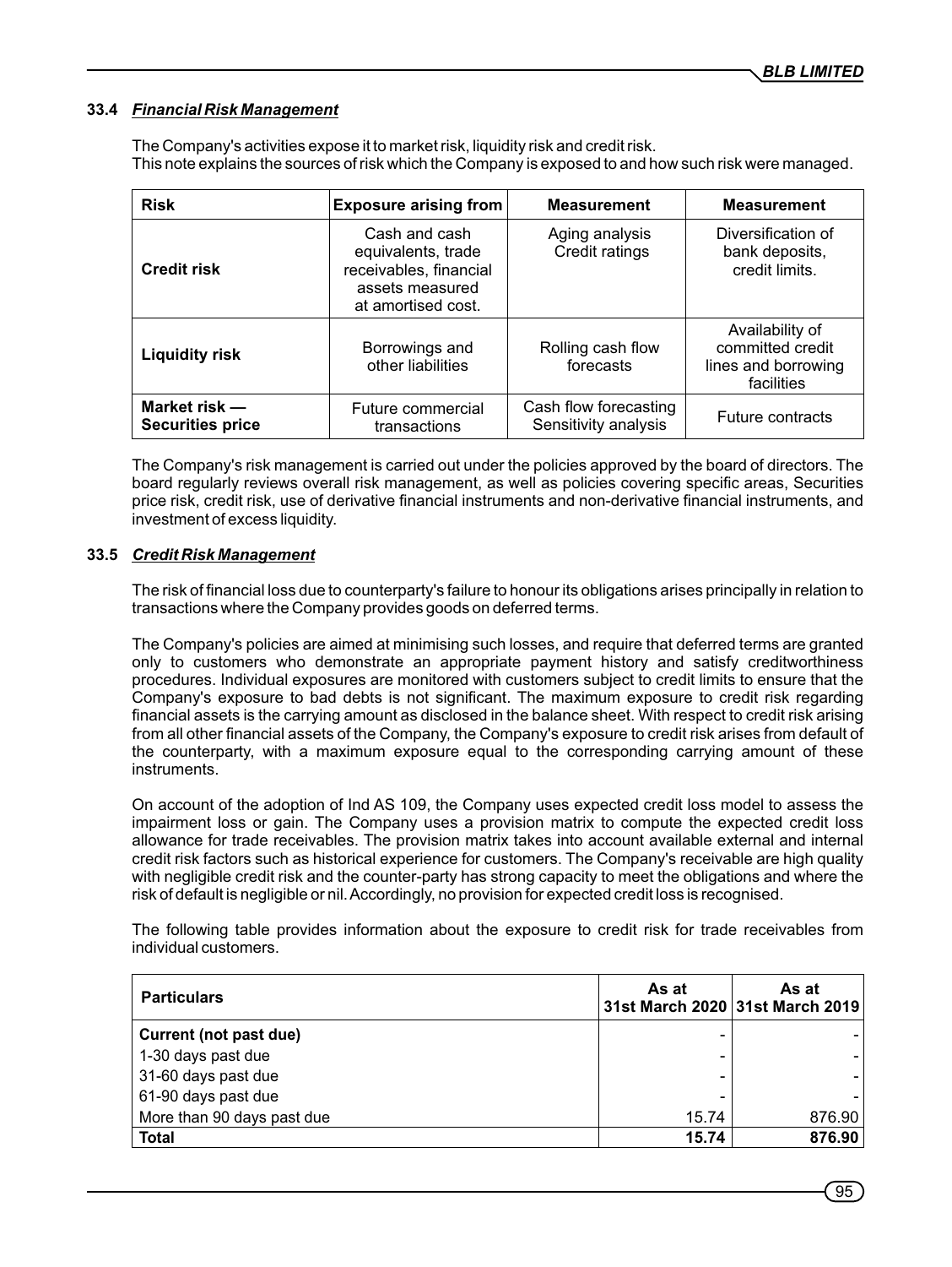### 33.4 *Financial Risk Management*

The Company's activities expose it to market risk, liquidity risk and credit risk.
This note explains the sources of risk which the Company is exposed to and how such risk were managed.

| Risk | Exposure arising from | Measurement | Measurement |
|---|---|---|---|
| **Credit risk** | Cash and cash equivalents, trade receivables, financial assets measured at amortised cost. | Aging analysis Credit ratings | Diversification of bank deposits, credit limits. |
| **Liquidity risk** | Borrowings and other liabilities | Rolling cash flow forecasts | Availability of committed credit lines and borrowing facilities |
| **Market risk — Securities price** | Future commercial transactions | Cash flow forecasting Sensitivity analysis | Future contracts |

The Company's risk management is carried out under the policies approved by the board of directors. The board regularly reviews overall risk management, as well as policies covering specific areas, Securities price risk, credit risk, use of derivative financial instruments and non-derivative financial instruments, and investment of excess liquidity.

### 33.5 *Credit Risk Management*

The risk of financial loss due to counterparty's failure to honour its obligations arises principally in relation to transactions where the Company provides goods on deferred terms.

The Company's policies are aimed at minimising such losses, and require that deferred terms are granted only to customers who demonstrate an appropriate payment history and satisfy creditworthiness procedures. Individual exposures are monitored with customers subject to credit limits to ensure that the Company's exposure to bad debts is not significant. The maximum exposure to credit risk regarding financial assets is the carrying amount as disclosed in the balance sheet. With respect to credit risk arising from all other financial assets of the Company, the Company's exposure to credit risk arises from default of the counterparty, with a maximum exposure equal to the corresponding carrying amount of these instruments.

On account of the adoption of Ind AS 109, the Company uses expected credit loss model to assess the impairment loss or gain. The Company uses a provision matrix to compute the expected credit loss allowance for trade receivables. The provision matrix takes into account available external and internal credit risk factors such as historical experience for customers. The Company's receivable are high quality with negligible credit risk and the counter-party has strong capacity to meet the obligations and where the risk of default is negligible or nil. Accordingly, no provision for expected credit loss is recognised.

The following table provides information about the exposure to credit risk for trade receivables from individual customers.

| Particulars | As at 31st March 2020 | As at 31st March 2019 |
|---|---|---|
| **Current (not past due)** | - | - |
| 1-30 days past due | - | - |
| 31-60 days past due | - | - |
| 61-90 days past due | - | - |
| More than 90 days past due | 15.74 | 876.90 |
| **Total** | **15.74** | **876.90** |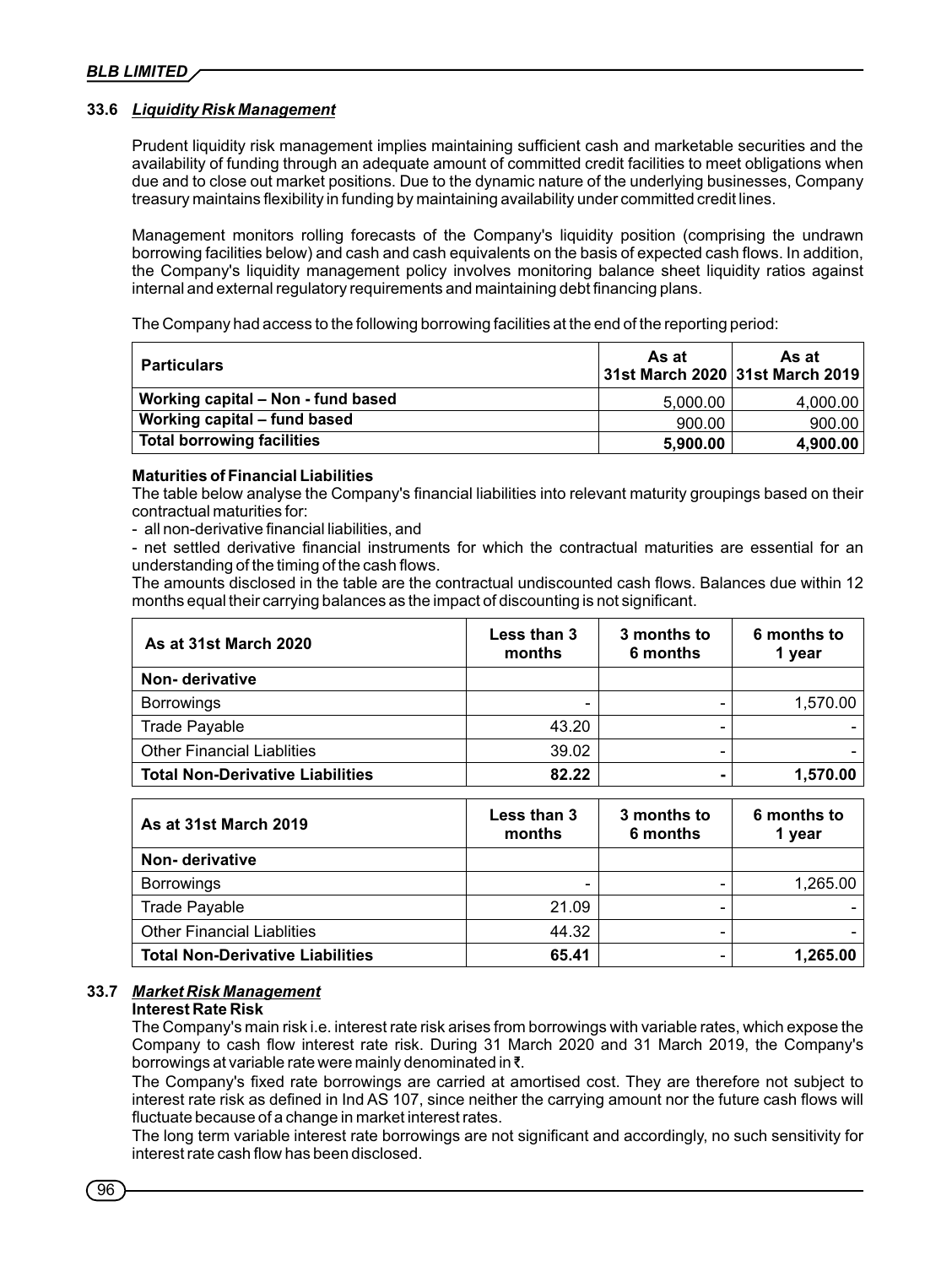### 33.6 *Liquidity Risk Management*

Prudent liquidity risk management implies maintaining sufficient cash and marketable securities and the availability of funding through an adequate amount of committed credit facilities to meet obligations when due and to close out market positions. Due to the dynamic nature of the underlying businesses, Company treasury maintains flexibility in funding by maintaining availability under committed credit lines.

Management monitors rolling forecasts of the Company's liquidity position (comprising the undrawn borrowing facilities below) and cash and cash equivalents on the basis of expected cash flows. In addition, the Company's liquidity management policy involves monitoring balance sheet liquidity ratios against internal and external regulatory requirements and maintaining debt financing plans.

The Company had access to the following borrowing facilities at the end of the reporting period:

| Particulars | As at 31st March 2020 | As at 31st March 2019 |
|---|---|---|
| Working capital – Non - fund based | 5,000.00 | 4,000.00 |
| Working capital – fund based | 900.00 | 900.00 |
| **Total borrowing facilities** | **5,900.00** | **4,900.00** |

**Maturities of Financial Liabilities**

The table below analyse the Company's financial liabilities into relevant maturity groupings based on their contractual maturities for:

- all non-derivative financial liabilities, and
- net settled derivative financial instruments for which the contractual maturities are essential for an understanding of the timing of the cash flows.

The amounts disclosed in the table are the contractual undiscounted cash flows. Balances due within 12 months equal their carrying balances as the impact of discounting is not significant.

| As at 31st March 2020 | Less than 3 months | 3 months to 6 months | 6 months to 1 year |
|---|---|---|---|
| **Non- derivative** | | | |
| Borrowings | - | - | 1,570.00 |
| Trade Payable | 43.20 | - | - |
| Other Financial Liablities | 39.02 | - | - |
| **Total Non-Derivative Liabilities** | **82.22** | **-** | **1,570.00** |

| As at 31st March 2019 | Less than 3 months | 3 months to 6 months | 6 months to 1 year |
|---|---|---|---|
| **Non- derivative** | | | |
| Borrowings | - | - | 1,265.00 |
| Trade Payable | 21.09 | - | - |
| Other Financial Liablities | 44.32 | - | - |
| **Total Non-Derivative Liabilities** | **65.41** | - | **1,265.00** |

### 33.7 *Market Risk Management*

**Interest Rate Risk**

The Company's main risk i.e. interest rate risk arises from borrowings with variable rates, which expose the Company to cash flow interest rate risk. During 31 March 2020 and 31 March 2019, the Company's borrowings at variable rate were mainly denominated in ₹.

The Company's fixed rate borrowings are carried at amortised cost. They are therefore not subject to interest rate risk as defined in Ind AS 107, since neither the carrying amount nor the future cash flows will fluctuate because of a change in market interest rates.

The long term variable interest rate borrowings are not significant and accordingly, no such sensitivity for interest rate cash flow has been disclosed.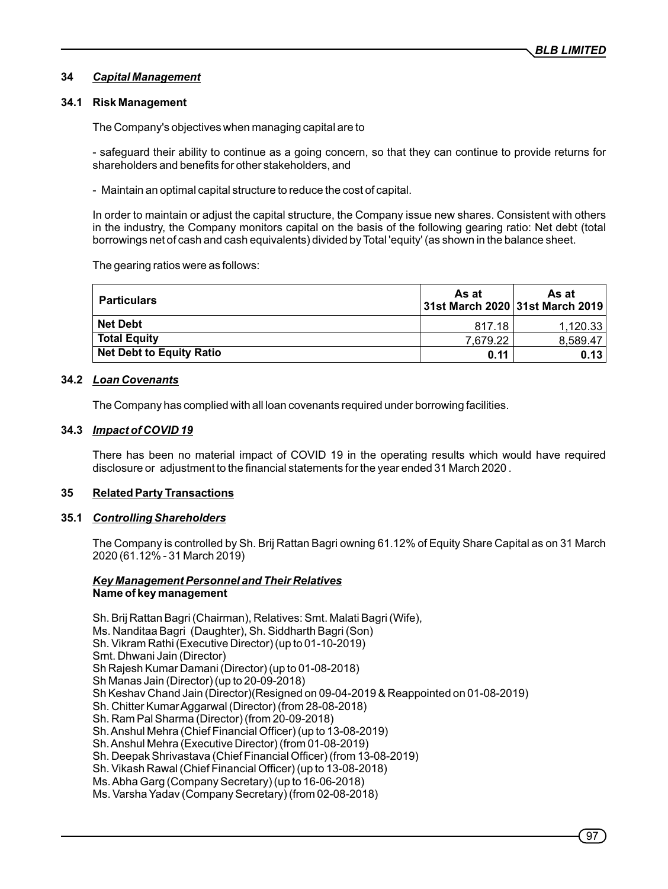## 34 *Capital Management*

### 34.1 Risk Management

The Company's objectives when managing capital are to

- safeguard their ability to continue as a going concern, so that they can continue to provide returns for shareholders and benefits for other stakeholders, and

- Maintain an optimal capital structure to reduce the cost of capital.

In order to maintain or adjust the capital structure, the Company issue new shares. Consistent with others in the industry, the Company monitors capital on the basis of the following gearing ratio: Net debt (total borrowings net of cash and cash equivalents) divided by Total 'equity' (as shown in the balance sheet.

The gearing ratios were as follows:

| Particulars | As at 31st March 2020 | As at 31st March 2019 |
|---|---|---|
| **Net Debt** | 817.18 | 1,120.33 |
| **Total Equity** | 7,679.22 | 8,589.47 |
| **Net Debt to Equity Ratio** | **0.11** | **0.13** |

### 34.2 *Loan Covenants*

The Company has complied with all loan covenants required under borrowing facilities.

### 34.3 *Impact of COVID 19*

There has been no material impact of COVID 19 in the operating results which would have required disclosure or adjustment to the financial statements for the year ended 31 March 2020 .

## 35 Related Party Transactions

### 35.1 *Controlling Shareholders*

The Company is controlled by Sh. Brij Rattan Bagri owning 61.12% of Equity Share Capital as on 31 March 2020 (61.12% - 31 March 2019)

***Key Management Personnel and Their Relatives***
**Name of key management**

Sh. Brij Rattan Bagri (Chairman), Relatives: Smt. Malati Bagri (Wife),
Ms. Nanditaa Bagri (Daughter), Sh. Siddharth Bagri (Son)
Sh. Vikram Rathi (Executive Director) (up to 01-10-2019)
Smt. Dhwani Jain (Director)
Sh Rajesh Kumar Damani (Director) (up to 01-08-2018)
Sh Manas Jain (Director) (up to 20-09-2018)
Sh Keshav Chand Jain (Director)(Resigned on 09-04-2019 & Reappointed on 01-08-2019)
Sh. Chitter Kumar Aggarwal (Director) (from 28-08-2018)
Sh. Ram Pal Sharma (Director) (from 20-09-2018)
Sh. Anshul Mehra (Chief Financial Officer) (up to 13-08-2019)
Sh. Anshul Mehra (Executive Director) (from 01-08-2019)
Sh. Deepak Shrivastava (Chief Financial Officer) (from 13-08-2019)
Sh. Vikash Rawal (Chief Financial Officer) (up to 13-08-2018)
Ms. Abha Garg (Company Secretary) (up to 16-06-2018)
Ms. Varsha Yadav (Company Secretary) (from 02-08-2018)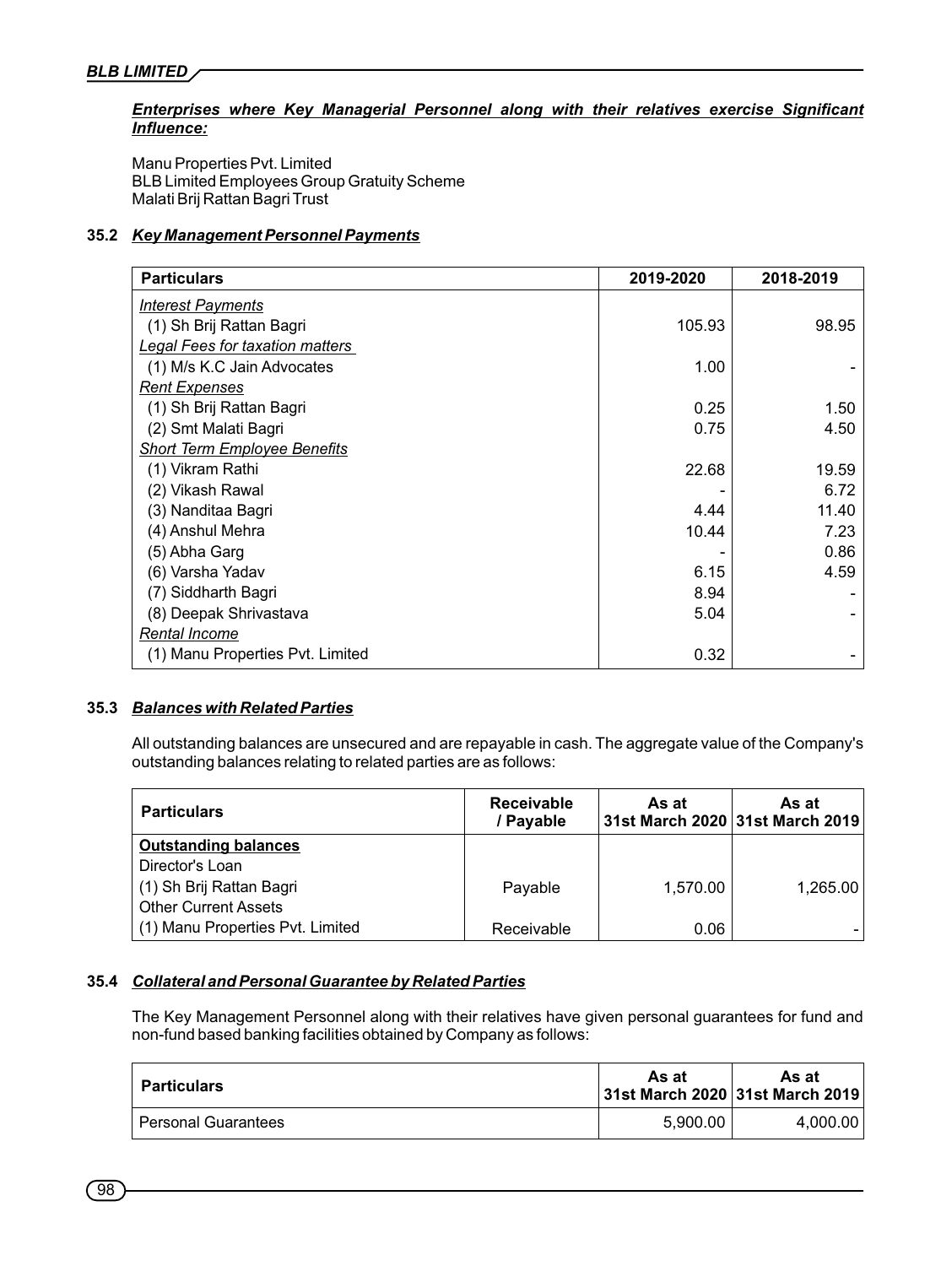***Enterprises where Key Managerial Personnel along with their relatives exercise Significant Influence:***

Manu Properties Pvt. Limited
BLB Limited Employees Group Gratuity Scheme
Malati Brij Rattan Bagri Trust

### 35.2 *Key Management Personnel Payments*

| Particulars | 2019-2020 | 2018-2019 |
|---|---|---|
| *Interest Payments* | | |
| (1) Sh Brij Rattan Bagri | 105.93 | 98.95 |
| *Legal Fees for taxation matters* | | |
| (1) M/s K.C Jain Advocates | 1.00 | - |
| *Rent Expenses* | | |
| (1) Sh Brij Rattan Bagri | 0.25 | 1.50 |
| (2) Smt Malati Bagri | 0.75 | 4.50 |
| *Short Term Employee Benefits* | | |
| (1) Vikram Rathi | 22.68 | 19.59 |
| (2) Vikash Rawal | - | 6.72 |
| (3) Nanditaa Bagri | 4.44 | 11.40 |
| (4) Anshul Mehra | 10.44 | 7.23 |
| (5) Abha Garg | - | 0.86 |
| (6) Varsha Yadav | 6.15 | 4.59 |
| (7) Siddharth Bagri | 8.94 | - |
| (8) Deepak Shrivastava | 5.04 | - |
| *Rental Income* | | |
| (1) Manu Properties Pvt. Limited | 0.32 | - |

### 35.3 *Balances with Related Parties*

All outstanding balances are unsecured and are repayable in cash. The aggregate value of the Company's outstanding balances relating to related parties are as follows:

| Particulars | Receivable / Payable | As at 31st March 2020 | As at 31st March 2019 |
|---|---|---|---|
| **Outstanding balances** | | | |
| Director's Loan | | | |
| (1) Sh Brij Rattan Bagri | Payable | 1,570.00 | 1,265.00 |
| Other Current Assets | | | |
| (1) Manu Properties Pvt. Limited | Receivable | 0.06 | - |

### 35.4 *Collateral and Personal Guarantee by Related Parties*

The Key Management Personnel along with their relatives have given personal guarantees for fund and non-fund based banking facilities obtained by Company as follows:

| Particulars | As at 31st March 2020 | As at 31st March 2019 |
|---|---|---|
| Personal Guarantees | 5,900.00 | 4,000.00 |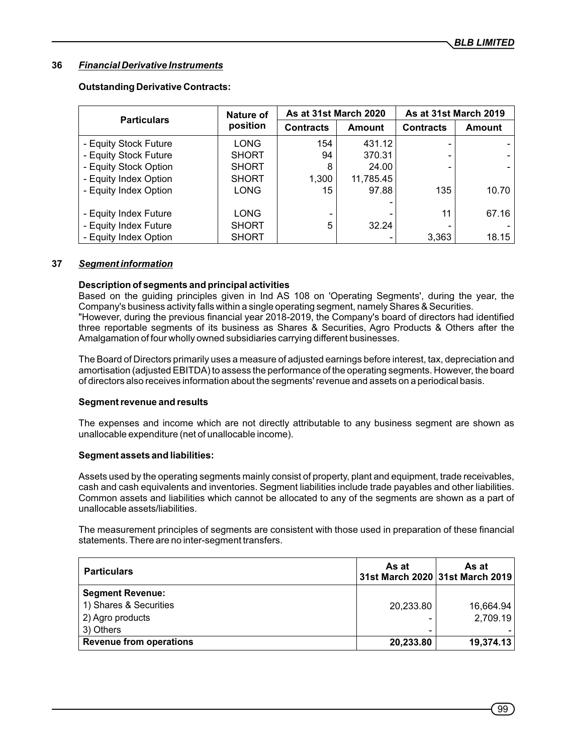## 36 *Financial Derivative Instruments*

**Outstanding Derivative Contracts:**

| Particulars | Nature of position | As at 31st March 2020 | | As at 31st March 2019 | |
|---|---|---|---|---|---|
| | | Contracts | Amount | Contracts | Amount |
| - Equity Stock Future | LONG | 154 | 431.12 | - | - |
| - Equity Stock Future | SHORT | 94 | 370.31 | - | - |
| - Equity Stock Option | SHORT | 8 | 24.00 | - | - |
| - Equity Index Option | SHORT | 1,300 | 11,785.45 | | |
| - Equity Index Option | LONG | 15 | 97.88 | 135 | 10.70 |
| | | | - | | |
| - Equity Index Future | LONG | - | - | 11 | 67.16 |
| - Equity Index Future | SHORT | 5 | 32.24 | - | - |
| - Equity Index Option | SHORT | | - | 3,363 | 18.15 |

## 37 *Segment information*

**Description of segments and principal activities**

Based on the guiding principles given in Ind AS 108 on 'Operating Segments', during the year, the Company's business activity falls within a single operating segment, namely Shares & Securities.
"However, during the previous financial year 2018-2019, the Company's board of directors had identified three reportable segments of its business as Shares & Securities, Agro Products & Others after the Amalgamation of four wholly owned subsidiaries carrying different businesses.

The Board of Directors primarily uses a measure of adjusted earnings before interest, tax, depreciation and amortisation (adjusted EBITDA) to assess the performance of the operating segments. However, the board of directors also receives information about the segments' revenue and assets on a periodical basis.

**Segment revenue and results**

The expenses and income which are not directly attributable to any business segment are shown as unallocable expenditure (net of unallocable income).

**Segment assets and liabilities:**

Assets used by the operating segments mainly consist of property, plant and equipment, trade receivables, cash and cash equivalents and inventories. Segment liabilities include trade payables and other liabilities. Common assets and liabilities which cannot be allocated to any of the segments are shown as a part of unallocable assets/liabilities.

The measurement principles of segments are consistent with those used in preparation of these financial statements. There are no inter-segment transfers.

| Particulars | As at 31st March 2020 | As at 31st March 2019 |
|---|---|---|
| **Segment Revenue:** | | |
| 1) Shares & Securities | 20,233.80 | 16,664.94 |
| 2) Agro products | - | 2,709.19 |
| 3) Others | - | - |
| **Revenue from operations** | **20,233.80** | **19,374.13** |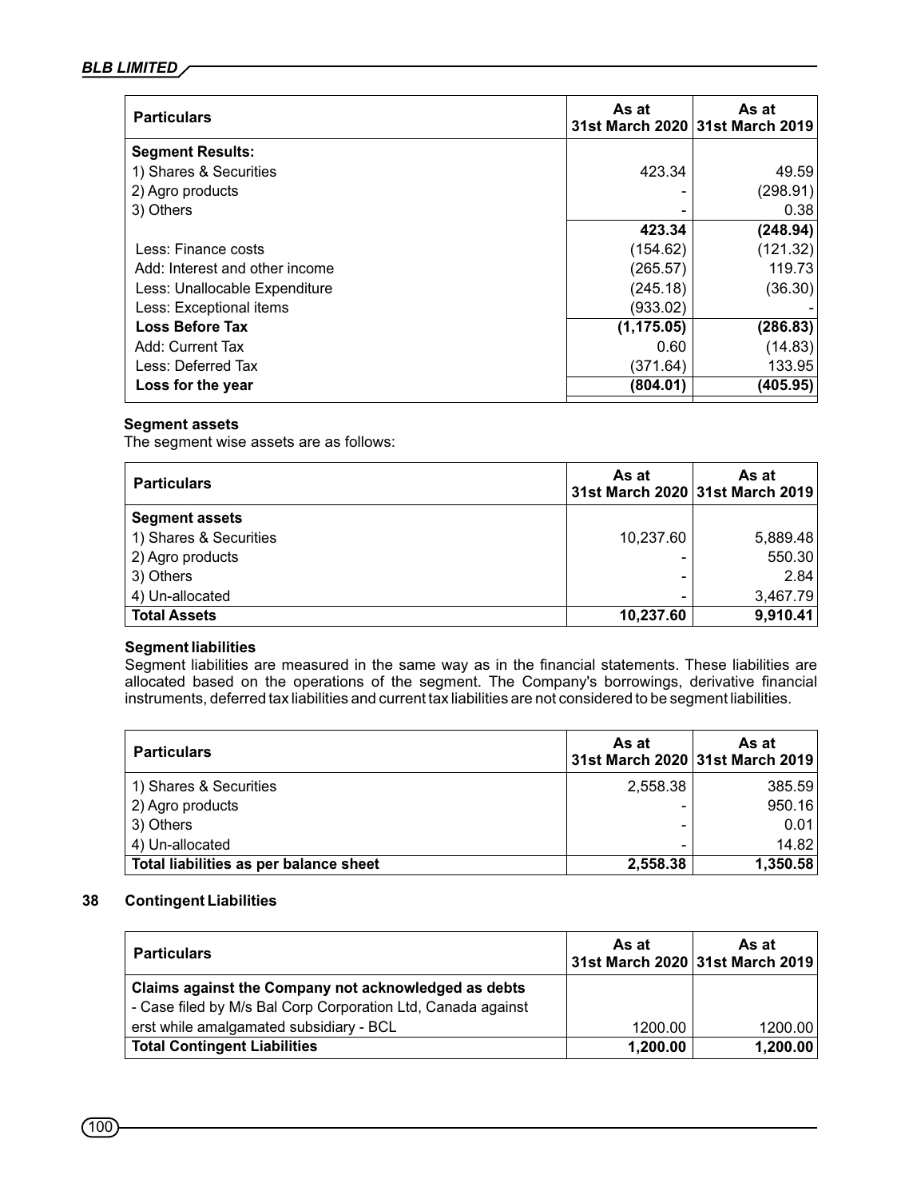| Particulars | As at 31st March 2020 | As at 31st March 2019 |
|---|---|---|
| **Segment Results:** | | |
| 1) Shares & Securities | 423.34 | 49.59 |
| 2) Agro products | - | (298.91) |
| 3) Others | - | 0.38 |
| | **423.34** | **(248.94)** |
| Less: Finance costs | (154.62) | (121.32) |
| Add: Interest and other income | (265.57) | 119.73 |
| Less: Unallocable Expenditure | (245.18) | (36.30) |
| Less: Exceptional items | (933.02) | - |
| **Loss Before Tax** | **(1,175.05)** | **(286.83)** |
| Add: Current Tax | 0.60 | (14.83) |
| Less: Deferred Tax | (371.64) | 133.95 |
| **Loss for the year** | **(804.01)** | **(405.95)** |

**Segment assets**

The segment wise assets are as follows:

| Particulars | As at 31st March 2020 | As at 31st March 2019 |
|---|---|---|
| **Segment assets** | | |
| 1) Shares & Securities | 10,237.60 | 5,889.48 |
| 2) Agro products | - | 550.30 |
| 3) Others | - | 2.84 |
| 4) Un-allocated | - | 3,467.79 |
| **Total Assets** | **10,237.60** | **9,910.41** |

**Segment liabilities**

Segment liabilities are measured in the same way as in the financial statements. These liabilities are allocated based on the operations of the segment. The Company's borrowings, derivative financial instruments, deferred tax liabilities and current tax liabilities are not considered to be segment liabilities.

| Particulars | As at 31st March 2020 | As at 31st March 2019 |
|---|---|---|
| 1) Shares & Securities | 2,558.38 | 385.59 |
| 2) Agro products | - | 950.16 |
| 3) Others | - | 0.01 |
| 4) Un-allocated | - | 14.82 |
| **Total liabilities as per balance sheet** | **2,558.38** | **1,350.58** |

## 38 Contingent Liabilities

| Particulars | As at 31st March 2020 | As at 31st March 2019 |
|---|---|---|
| **Claims against the Company not acknowledged as debts** | | |
| - Case filed by M/s Bal Corp Corporation Ltd, Canada against erst while amalgamated subsidiary - BCL | 1200.00 | 1200.00 |
| **Total Contingent Liabilities** | **1,200.00** | **1,200.00** |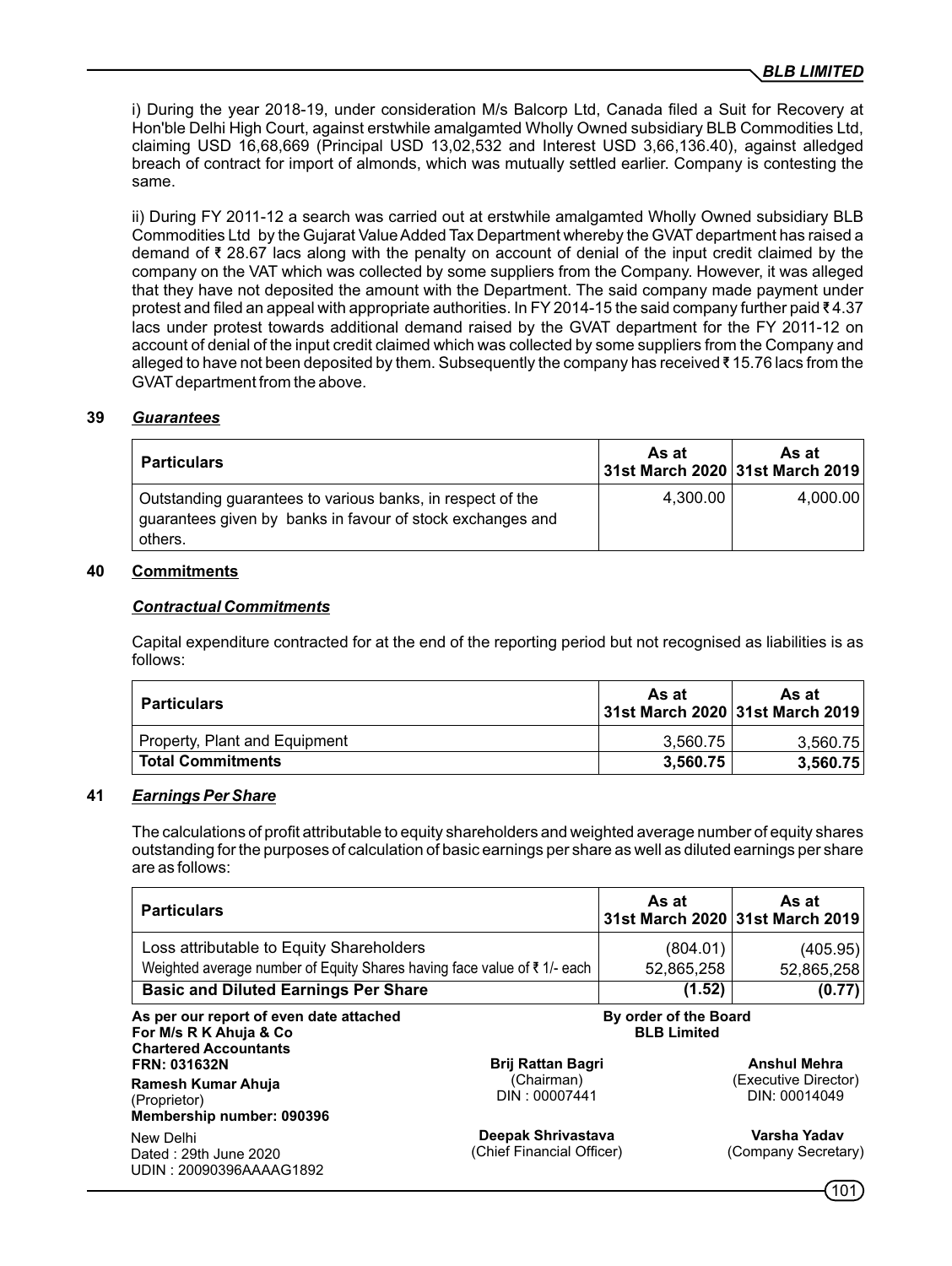i) During the year 2018-19, under consideration M/s Balcorp Ltd, Canada filed a Suit for Recovery at Hon'ble Delhi High Court, against erstwhile amalgamted Wholly Owned subsidiary BLB Commodities Ltd, claiming USD 16,68,669 (Principal USD 13,02,532 and Interest USD 3,66,136.40), against alledged breach of contract for import of almonds, which was mutually settled earlier. Company is contesting the same.

ii) During FY 2011-12 a search was carried out at erstwhile amalgamted Wholly Owned subsidiary BLB Commodities Ltd by the Gujarat Value Added Tax Department whereby the GVAT department has raised a demand of ₹ 28.67 lacs along with the penalty on account of denial of the input credit claimed by the company on the VAT which was collected by some suppliers from the Company. However, it was alleged that they have not deposited the amount with the Department. The said company made payment under protest and filed an appeal with appropriate authorities. In FY 2014-15 the said company further paid ₹ 4.37 lacs under protest towards additional demand raised by the GVAT department for the FY 2011-12 on account of denial of the input credit claimed which was collected by some suppliers from the Company and alleged to have not been deposited by them. Subsequently the company has received ₹ 15.76 lacs from the GVAT department from the above.

## 39 *Guarantees*

| Particulars | As at 31st March 2020 | As at 31st March 2019 |
|---|---|---|
| Outstanding guarantees to various banks, in respect of the guarantees given by banks in favour of stock exchanges and others. | 4,300.00 | 4,000.00 |

## 40 Commitments

### *Contractual Commitments*

Capital expenditure contracted for at the end of the reporting period but not recognised as liabilities is as follows:

| Particulars | As at 31st March 2020 | As at 31st March 2019 |
|---|---|---|
| Property, Plant and Equipment | 3,560.75 | 3,560.75 |
| **Total Commitments** | **3,560.75** | **3,560.75** |

## 41 *Earnings Per Share*

The calculations of profit attributable to equity shareholders and weighted average number of equity shares outstanding for the purposes of calculation of basic earnings per share as well as diluted earnings per share are as follows:

| Particulars | As at 31st March 2020 | As at 31st March 2019 |
|---|---|---|
| Loss attributable to Equity Shareholders | (804.01) | (405.95) |
| Weighted average number of Equity Shares having face value of ₹ 1/- each | 52,865,258 | 52,865,258 |
| **Basic and Diluted Earnings Per Share** | **(1.52)** | **(0.77)** |

**As per our report of even date attached**
**For M/s R K Ahuja & Co**
**Chartered Accountants**
**FRN: 031632N**
**Ramesh Kumar Ahuja**
(Proprietor)
**Membership number: 090396**
New Delhi
Dated : 29th June 2020
UDIN : 20090396AAAAG1892

**By order of the Board**
**BLB Limited**

**Brij Rattan Bagri**
(Chairman)
DIN : 00007441

**Anshul Mehra**
(Executive Director)
DIN: 00014049

**Deepak Shrivastava**
(Chief Financial Officer)

**Varsha Yadav**
(Company Secretary)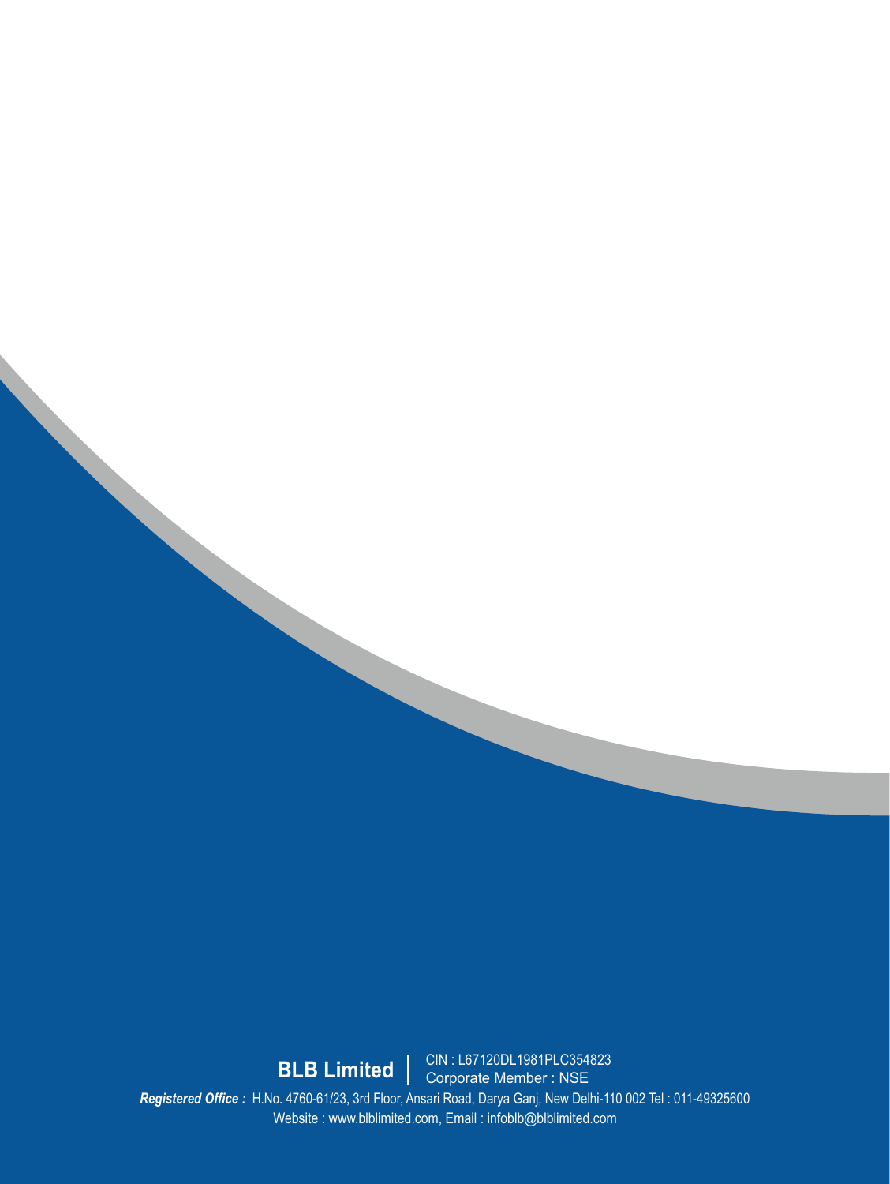**BLB Limited** | CIN : L67120DL1981PLC354823
Corporate Member : NSE

***Registered Office :*** H.No. 4760-61/23, 3rd Floor, Ansari Road, Darya Ganj, New Delhi-110 002 Tel : 011-49325600
Website : www.blblimited.com, Email : infoblb@blblimited.com